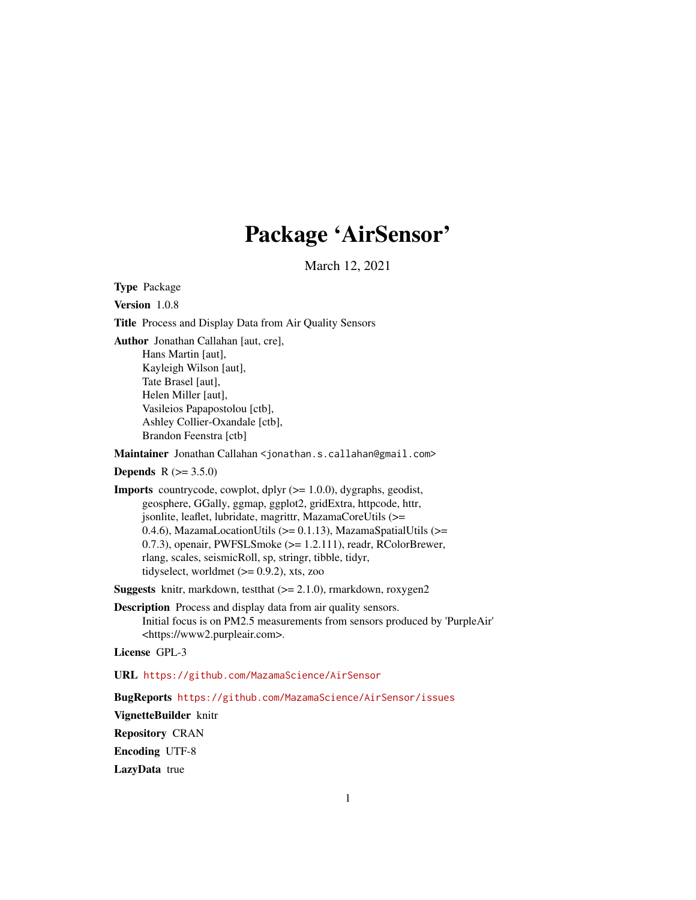# Package 'AirSensor'

March 12, 2021

**Type** Package

**Version** 1.0.8

**Title** Process and Display Data from Air Quality Sensors

**Author** Jonathan Callahan [aut, cre],
Hans Martin [aut],
Kayleigh Wilson [aut],
Tate Brasel [aut],
Helen Miller [aut],
Vasileios Papapostolou [ctb],
Ashley Collier-Oxandale [ctb],
Brandon Feenstra [ctb]

**Maintainer** Jonathan Callahan <jonathan.s.callahan@gmail.com>

**Depends** R (>= 3.5.0)

**Imports** countrycode, cowplot, dplyr (>= 1.0.0), dygraphs, geodist, geosphere, GGally, ggmap, ggplot2, gridExtra, httpcode, httr, jsonlite, leaflet, lubridate, magrittr, MazamaCoreUtils (>= 0.4.6), MazamaLocationUtils (>= 0.1.13), MazamaSpatialUtils (>= 0.7.3), openair, PWFSLSmoke (>= 1.2.111), readr, RColorBrewer, rlang, scales, seismicRoll, sp, stringr, tibble, tidyr, tidyselect, worldmet (>= 0.9.2), xts, zoo

**Suggests** knitr, markdown, testthat (>= 2.1.0), rmarkdown, roxygen2

**Description** Process and display data from air quality sensors.
Initial focus is on PM2.5 measurements from sensors produced by 'PurpleAir' <https://www2.purpleair.com>.

**License** GPL-3

**URL** https://github.com/MazamaScience/AirSensor

**BugReports** https://github.com/MazamaScience/AirSensor/issues

**VignetteBuilder** knitr

**Repository** CRAN

**Encoding** UTF-8

**LazyData** true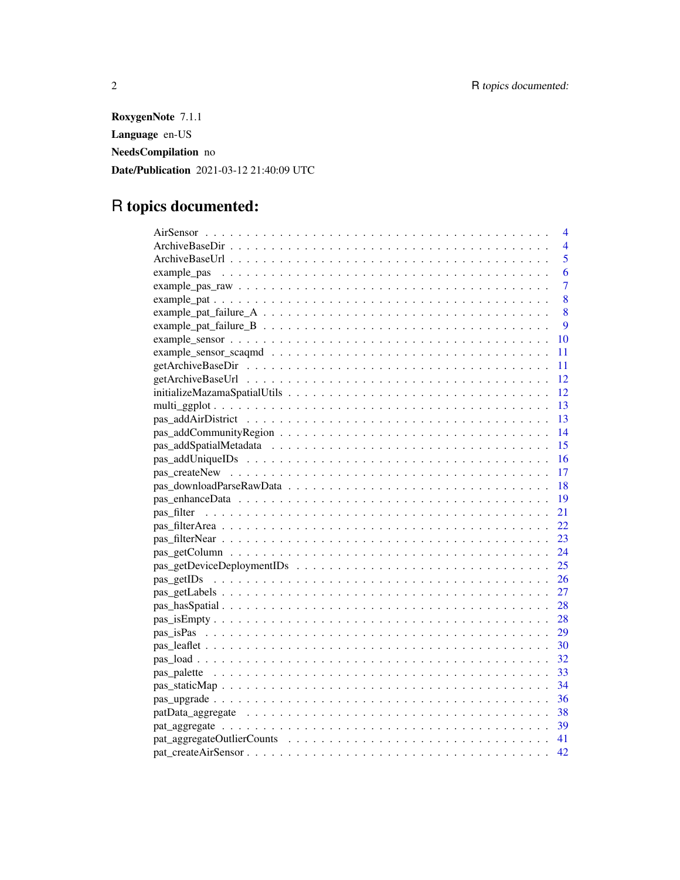**RoxygenNote** 7.1.1

**Language** en-US

**NeedsCompilation** no

**Date/Publication** 2021-03-12 21:40:09 UTC

# R topics documented:

| | |
|---|---|
| AirSensor | 4 |
| ArchiveBaseDir | 4 |
| ArchiveBaseUrl | 5 |
| example_pas | 6 |
| example_pas_raw | 7 |
| example_pat | 8 |
| example_pat_failure_A | 8 |
| example_pat_failure_B | 9 |
| example_sensor | 10 |
| example_sensor_scaqmd | 11 |
| getArchiveBaseDir | 11 |
| getArchiveBaseUrl | 12 |
| initializeMazamaSpatialUtils | 12 |
| multi_ggplot | 13 |
| pas_addAirDistrict | 13 |
| pas_addCommunityRegion | 14 |
| pas_addSpatialMetadata | 15 |
| pas_addUniqueIDs | 16 |
| pas_createNew | 17 |
| pas_downloadParseRawData | 18 |
| pas_enhanceData | 19 |
| pas_filter | 21 |
| pas_filterArea | 22 |
| pas_filterNear | 23 |
| pas_getColumn | 24 |
| pas_getDeviceDeploymentIDs | 25 |
| pas_getIDs | 26 |
| pas_getLabels | 27 |
| pas_hasSpatial | 28 |
| pas_isEmpty | 28 |
| pas_isPas | 29 |
| pas_leaflet | 30 |
| pas_load | 32 |
| pas_palette | 33 |
| pas_staticMap | 34 |
| pas_upgrade | 36 |
| patData_aggregate | 38 |
| pat_aggregate | 39 |
| pat_aggregateOutlierCounts | 41 |
| pat_createAirSensor | 42 |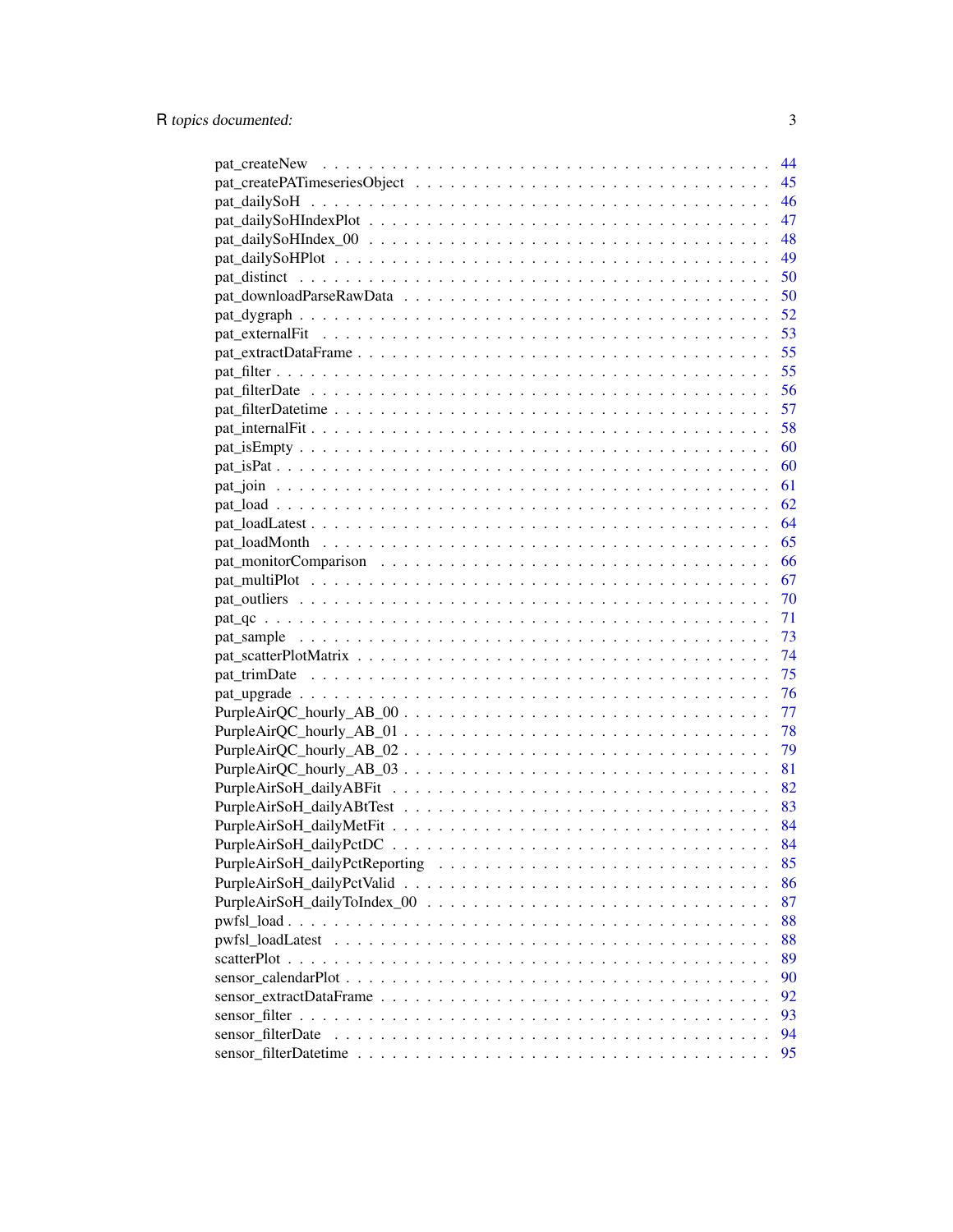pat_createNew . . . . . . . . . . . . . . . . . . . . . . . . . . . . . . . . . . 44
pat_createPATimeseriesObject . . . . . . . . . . . . . . . . . . . . . . . . . . 45
pat_dailySoH . . . . . . . . . . . . . . . . . . . . . . . . . . . . . . . . . . . 46
pat_dailySoHIndexPlot . . . . . . . . . . . . . . . . . . . . . . . . . . . . . . 47
pat_dailySoHIndex_00 . . . . . . . . . . . . . . . . . . . . . . . . . . . . . . 48
pat_dailySoHPlot . . . . . . . . . . . . . . . . . . . . . . . . . . . . . . . . 49
pat_distinct . . . . . . . . . . . . . . . . . . . . . . . . . . . . . . . . . . . 50
pat_downloadParseRawData . . . . . . . . . . . . . . . . . . . . . . . . . . . 50
pat_dygraph . . . . . . . . . . . . . . . . . . . . . . . . . . . . . . . . . . . 52
pat_externalFit . . . . . . . . . . . . . . . . . . . . . . . . . . . . . . . . . 53
pat_extractDataFrame . . . . . . . . . . . . . . . . . . . . . . . . . . . . . . 55
pat_filter . . . . . . . . . . . . . . . . . . . . . . . . . . . . . . . . . . . . 55
pat_filterDate . . . . . . . . . . . . . . . . . . . . . . . . . . . . . . . . . . 56
pat_filterDatetime . . . . . . . . . . . . . . . . . . . . . . . . . . . . . . . . 57
pat_internalFit . . . . . . . . . . . . . . . . . . . . . . . . . . . . . . . . . 58
pat_isEmpty . . . . . . . . . . . . . . . . . . . . . . . . . . . . . . . . . . . 60
pat_isPat . . . . . . . . . . . . . . . . . . . . . . . . . . . . . . . . . . . . 60
pat_join . . . . . . . . . . . . . . . . . . . . . . . . . . . . . . . . . . . . . 61
pat_load . . . . . . . . . . . . . . . . . . . . . . . . . . . . . . . . . . . . . 62
pat_loadLatest . . . . . . . . . . . . . . . . . . . . . . . . . . . . . . . . . . 64
pat_loadMonth . . . . . . . . . . . . . . . . . . . . . . . . . . . . . . . . . . 65
pat_monitorComparison . . . . . . . . . . . . . . . . . . . . . . . . . . . . . 66
pat_multiPlot . . . . . . . . . . . . . . . . . . . . . . . . . . . . . . . . . . 67
pat_outliers . . . . . . . . . . . . . . . . . . . . . . . . . . . . . . . . . . . 70
pat_qc . . . . . . . . . . . . . . . . . . . . . . . . . . . . . . . . . . . . . . 71
pat_sample . . . . . . . . . . . . . . . . . . . . . . . . . . . . . . . . . . . . 73
pat_scatterPlotMatrix . . . . . . . . . . . . . . . . . . . . . . . . . . . . . . 74
pat_trimDate . . . . . . . . . . . . . . . . . . . . . . . . . . . . . . . . . . . 75
pat_upgrade . . . . . . . . . . . . . . . . . . . . . . . . . . . . . . . . . . . 76
PurpleAirQC_hourly_AB_00 . . . . . . . . . . . . . . . . . . . . . . . . . . . 77
PurpleAirQC_hourly_AB_01 . . . . . . . . . . . . . . . . . . . . . . . . . . . 78
PurpleAirQC_hourly_AB_02 . . . . . . . . . . . . . . . . . . . . . . . . . . . 79
PurpleAirQC_hourly_AB_03 . . . . . . . . . . . . . . . . . . . . . . . . . . . 81
PurpleAirSoH_dailyABFit . . . . . . . . . . . . . . . . . . . . . . . . . . . . 82
PurpleAirSoH_dailyABtTest . . . . . . . . . . . . . . . . . . . . . . . . . . . 83
PurpleAirSoH_dailyMetFit . . . . . . . . . . . . . . . . . . . . . . . . . . . . 84
PurpleAirSoH_dailyPctDC . . . . . . . . . . . . . . . . . . . . . . . . . . . . 84
PurpleAirSoH_dailyPctReporting . . . . . . . . . . . . . . . . . . . . . . . . . 85
PurpleAirSoH_dailyPctValid . . . . . . . . . . . . . . . . . . . . . . . . . . . 86
PurpleAirSoH_dailyToIndex_00 . . . . . . . . . . . . . . . . . . . . . . . . . 87
pwfsl_load . . . . . . . . . . . . . . . . . . . . . . . . . . . . . . . . . . . . 88
pwfsl_loadLatest . . . . . . . . . . . . . . . . . . . . . . . . . . . . . . . . . 88
scatterPlot . . . . . . . . . . . . . . . . . . . . . . . . . . . . . . . . . . . . 89
sensor_calendarPlot . . . . . . . . . . . . . . . . . . . . . . . . . . . . . . . 90
sensor_extractDataFrame . . . . . . . . . . . . . . . . . . . . . . . . . . . . . 92
sensor_filter . . . . . . . . . . . . . . . . . . . . . . . . . . . . . . . . . . . 93
sensor_filterDate . . . . . . . . . . . . . . . . . . . . . . . . . . . . . . . . . 94
sensor_filterDatetime . . . . . . . . . . . . . . . . . . . . . . . . . . . . . . . 95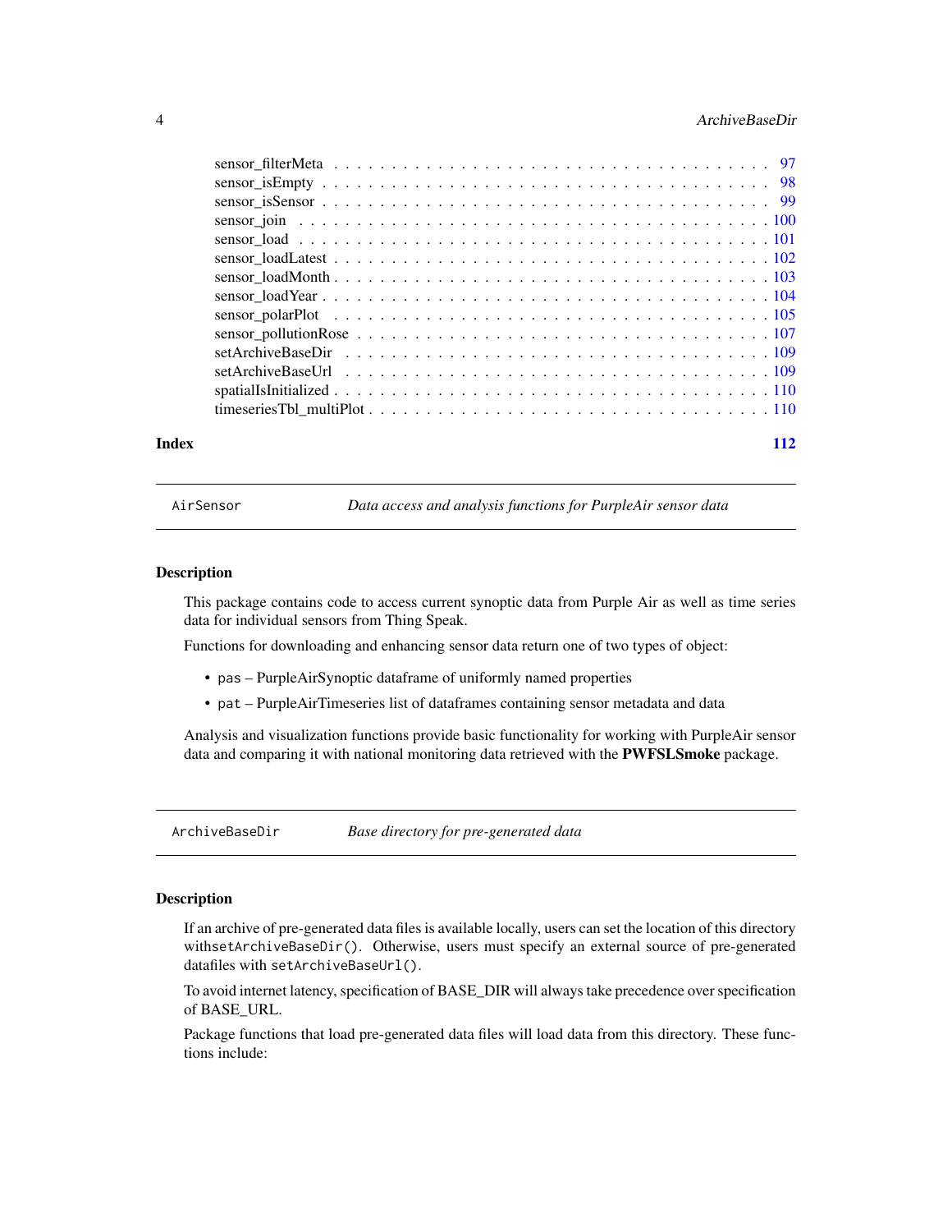sensor_filterMeta . . . . . . . . . . . . . . . . . . . . . . . . . . . . . . . . . . 97
sensor_isEmpty . . . . . . . . . . . . . . . . . . . . . . . . . . . . . . . . . . . 98
sensor_isSensor . . . . . . . . . . . . . . . . . . . . . . . . . . . . . . . . . . . 99
sensor_join . . . . . . . . . . . . . . . . . . . . . . . . . . . . . . . . . . . . . 100
sensor_load . . . . . . . . . . . . . . . . . . . . . . . . . . . . . . . . . . . . . 101
sensor_loadLatest . . . . . . . . . . . . . . . . . . . . . . . . . . . . . . . . . . 102
sensor_loadMonth . . . . . . . . . . . . . . . . . . . . . . . . . . . . . . . . . . 103
sensor_loadYear . . . . . . . . . . . . . . . . . . . . . . . . . . . . . . . . . . . 104
sensor_polarPlot . . . . . . . . . . . . . . . . . . . . . . . . . . . . . . . . . . . 105
sensor_pollutionRose . . . . . . . . . . . . . . . . . . . . . . . . . . . . . . . . . 107
setArchiveBaseDir . . . . . . . . . . . . . . . . . . . . . . . . . . . . . . . . . . 109
setArchiveBaseUrl . . . . . . . . . . . . . . . . . . . . . . . . . . . . . . . . . . 109
spatialIsInitialized . . . . . . . . . . . . . . . . . . . . . . . . . . . . . . . . . . 110
timeseriesTbl_multiPlot . . . . . . . . . . . . . . . . . . . . . . . . . . . . . . . . 110

**Index** **112**

---

`AirSensor` *Data access and analysis functions for PurpleAir sensor data*

---

### Description

This package contains code to access current synoptic data from Purple Air as well as time series data for individual sensors from Thing Speak.

Functions for downloading and enhancing sensor data return one of two types of object:

- `pas` – PurpleAirSynoptic dataframe of uniformly named properties
- `pat` – PurpleAirTimeseries list of dataframes containing sensor metadata and data

Analysis and visualization functions provide basic functionality for working with PurpleAir sensor data and comparing it with national monitoring data retrieved with the **PWFSLSmoke** package.

---

`ArchiveBaseDir` *Base directory for pre-generated data*

---

### Description

If an archive of pre-generated data files is available locally, users can set the location of this directory with`setArchiveBaseDir()`. Otherwise, users must specify an external source of pre-generated datafiles with `setArchiveBaseUrl()`.

To avoid internet latency, specification of BASE_DIR will always take precedence over specification of BASE_URL.

Package functions that load pre-generated data files will load data from this directory. These functions include: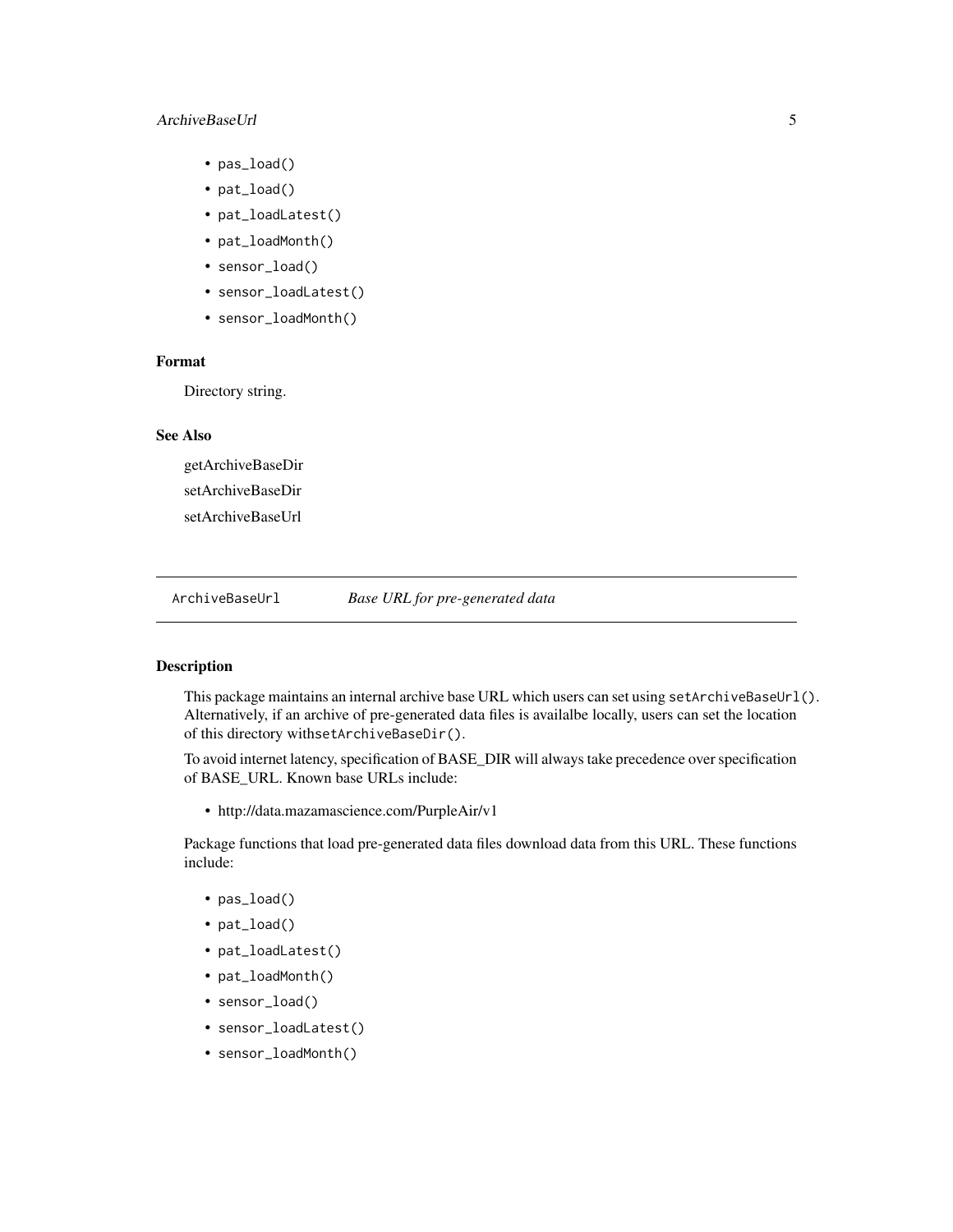- `pas_load()`
- `pat_load()`
- `pat_loadLatest()`
- `pat_loadMonth()`
- `sensor_load()`
- `sensor_loadLatest()`
- `sensor_loadMonth()`

### Format

Directory string.

### See Also

getArchiveBaseDir

setArchiveBaseDir

setArchiveBaseUrl

---

## ArchiveBaseUrl *Base URL for pre-generated data*

---

### Description

This package maintains an internal archive base URL which users can set using `setArchiveBaseUrl()`. Alternatively, if an archive of pre-generated data files is availalbe locally, users can set the location of this directory with`setArchiveBaseDir()`.

To avoid internet latency, specification of BASE_DIR will always take precedence over specification of BASE_URL. Known base URLs include:

- http://data.mazamascience.com/PurpleAir/v1

Package functions that load pre-generated data files download data from this URL. These functions include:

- `pas_load()`
- `pat_load()`
- `pat_loadLatest()`
- `pat_loadMonth()`
- `sensor_load()`
- `sensor_loadLatest()`
- `sensor_loadMonth()`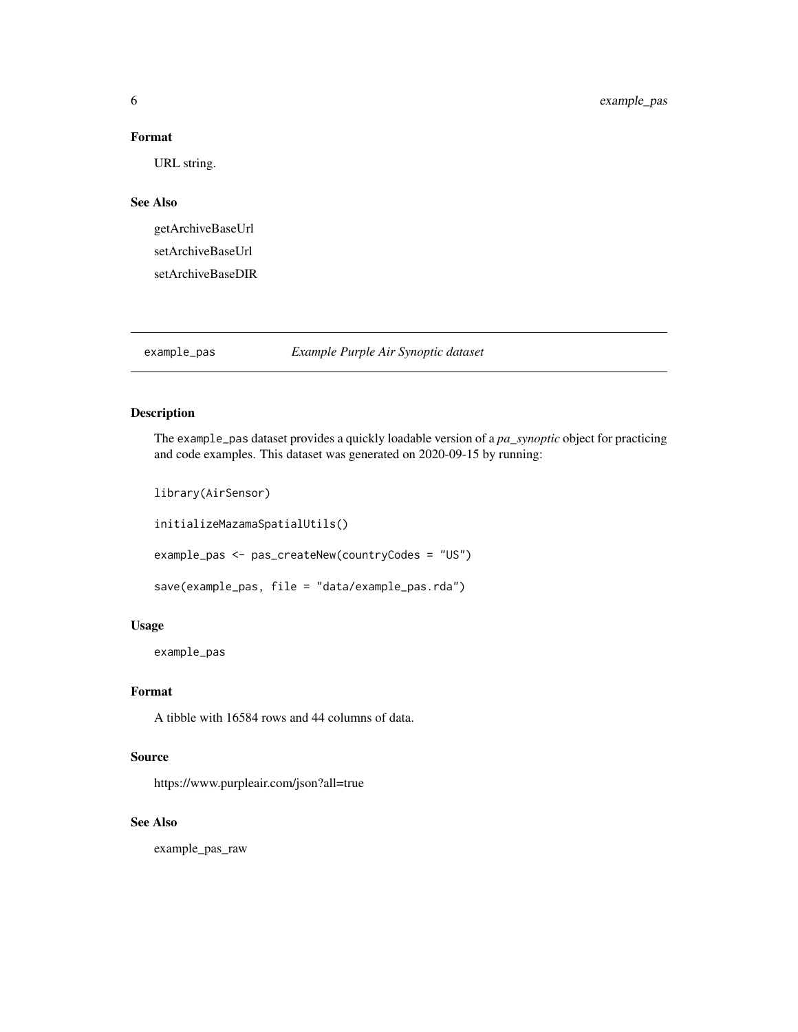### Format

URL string.

### See Also

getArchiveBaseUrl

setArchiveBaseUrl

setArchiveBaseDIR

---

## example_pas *Example Purple Air Synoptic dataset*

### Description

The `example_pas` dataset provides a quickly loadable version of a *pa_synoptic* object for practicing and code examples. This dataset was generated on 2020-09-15 by running:

```
library(AirSensor)

initializeMazamaSpatialUtils()

example_pas <- pas_createNew(countryCodes = "US")

save(example_pas, file = "data/example_pas.rda")
```

### Usage

```
example_pas
```

### Format

A tibble with 16584 rows and 44 columns of data.

### Source

https://www.purpleair.com/json?all=true

### See Also

example_pas_raw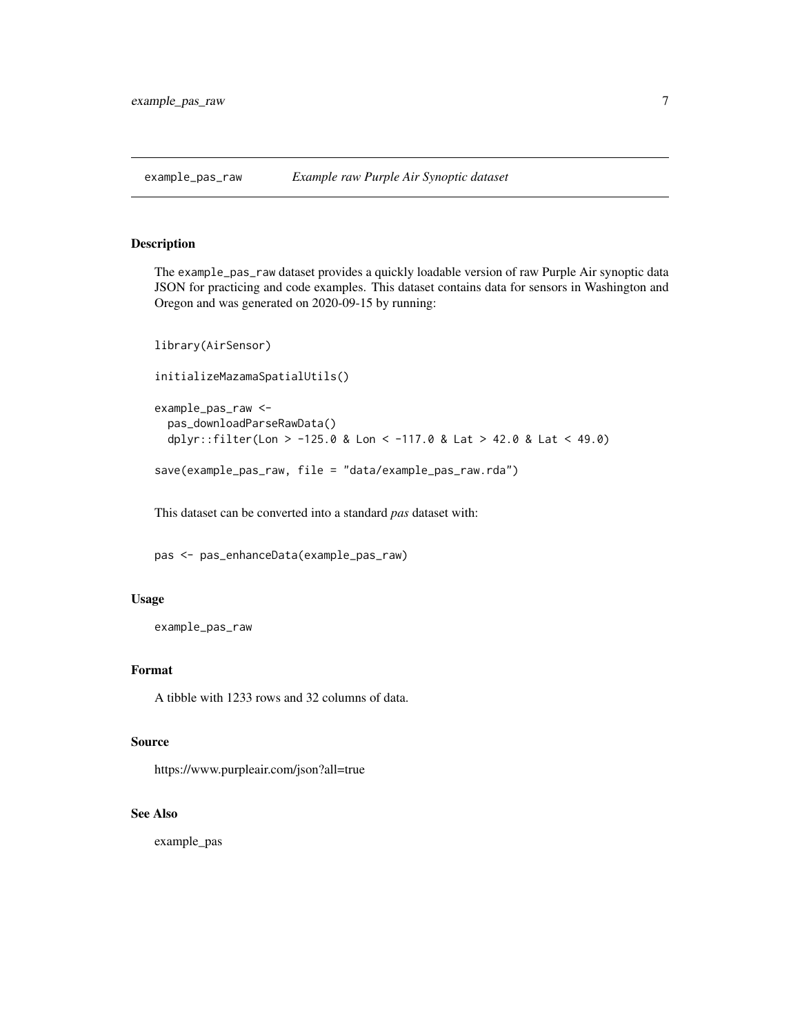# example_pas_raw *Example raw Purple Air Synoptic dataset*

## Description

The `example_pas_raw` dataset provides a quickly loadable version of raw Purple Air synoptic data JSON for practicing and code examples. This dataset contains data for sensors in Washington and Oregon and was generated on 2020-09-15 by running:

```
library(AirSensor)

initializeMazamaSpatialUtils()

example_pas_raw <-
  pas_downloadParseRawData()
  dplyr::filter(Lon > -125.0 & Lon < -117.0 & Lat > 42.0 & Lat < 49.0)

save(example_pas_raw, file = "data/example_pas_raw.rda")
```

This dataset can be converted into a standard *pas* dataset with:

```
pas <- pas_enhanceData(example_pas_raw)
```

## Usage

```
example_pas_raw
```

## Format

A tibble with 1233 rows and 32 columns of data.

## Source

https://www.purpleair.com/json?all=true

## See Also

example_pas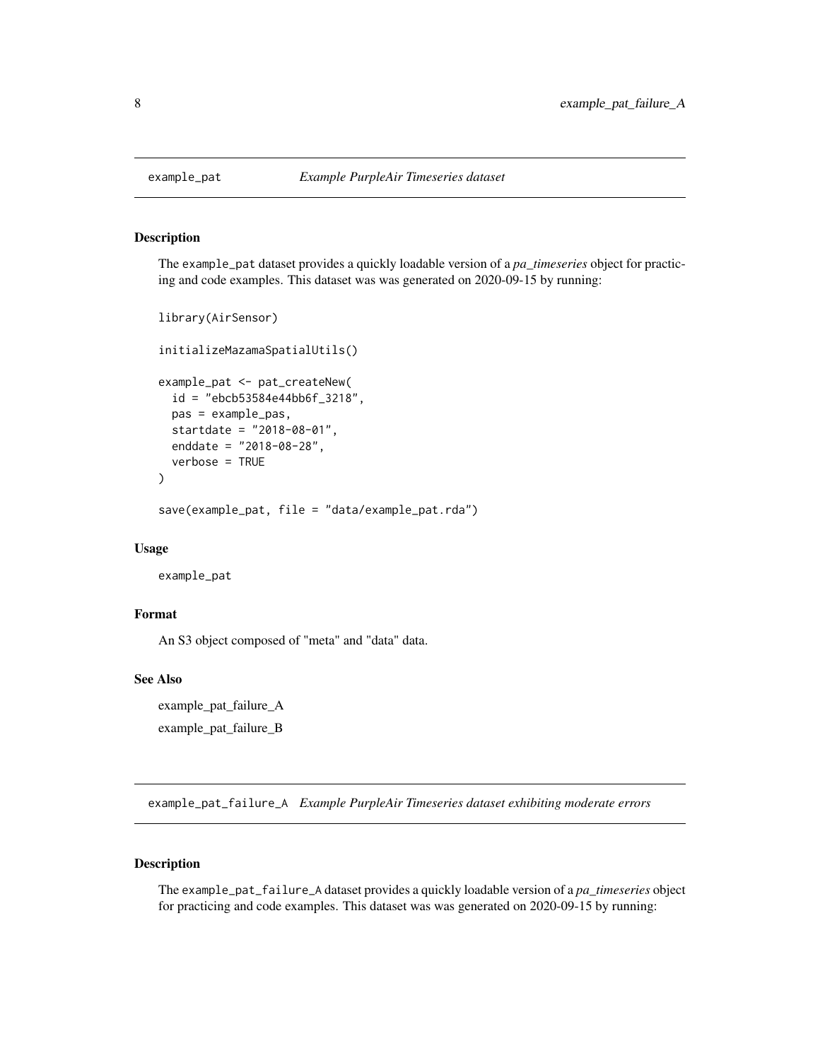## example_pat *Example PurpleAir Timeseries dataset*

### Description

The `example_pat` dataset provides a quickly loadable version of a *pa_timeseries* object for practicing and code examples. This dataset was was generated on 2020-09-15 by running:

```
library(AirSensor)

initializeMazamaSpatialUtils()

example_pat <- pat_createNew(
  id = "ebcb53584e44bb6f_3218",
  pas = example_pas,
  startdate = "2018-08-01",
  enddate = "2018-08-28",
  verbose = TRUE
)

save(example_pat, file = "data/example_pat.rda")
```

### Usage

```
example_pat
```

### Format

An S3 object composed of "meta" and "data" data.

### See Also

example_pat_failure_A

example_pat_failure_B

## example_pat_failure_A *Example PurpleAir Timeseries dataset exhibiting moderate errors*

### Description

The `example_pat_failure_A` dataset provides a quickly loadable version of a *pa_timeseries* object for practicing and code examples. This dataset was was generated on 2020-09-15 by running: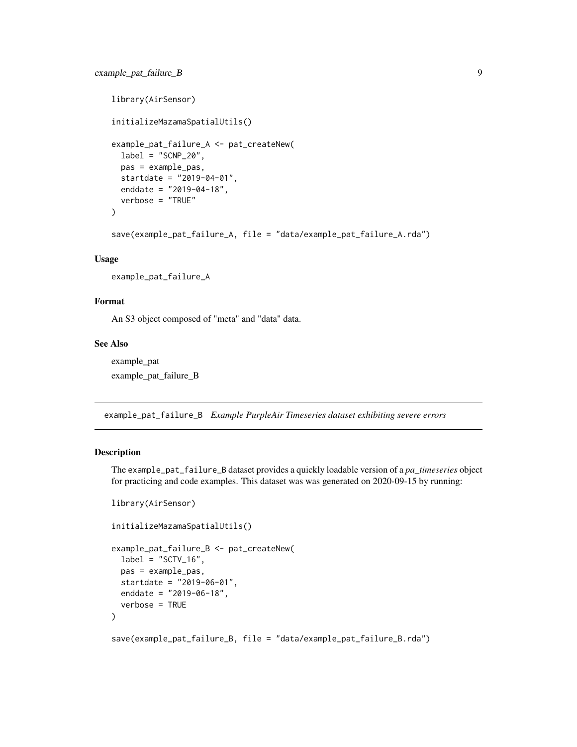```
library(AirSensor)

initializeMazamaSpatialUtils()

example_pat_failure_A <- pat_createNew(
  label = "SCNP_20",
  pas = example_pas,
  startdate = "2019-04-01",
  enddate = "2019-04-18",
  verbose = "TRUE"
)

save(example_pat_failure_A, file = "data/example_pat_failure_A.rda")
```

### Usage

```
example_pat_failure_A
```

### Format

An S3 object composed of "meta" and "data" data.

### See Also

example_pat

example_pat_failure_B

---

## example_pat_failure_B *Example PurpleAir Timeseries dataset exhibiting severe errors*

---

### Description

The `example_pat_failure_B` dataset provides a quickly loadable version of a *pa_timeseries* object for practicing and code examples. This dataset was was generated on 2020-09-15 by running:

```
library(AirSensor)

initializeMazamaSpatialUtils()

example_pat_failure_B <- pat_createNew(
  label = "SCTV_16",
  pas = example_pas,
  startdate = "2019-06-01",
  enddate = "2019-06-18",
  verbose = TRUE
)

save(example_pat_failure_B, file = "data/example_pat_failure_B.rda")
```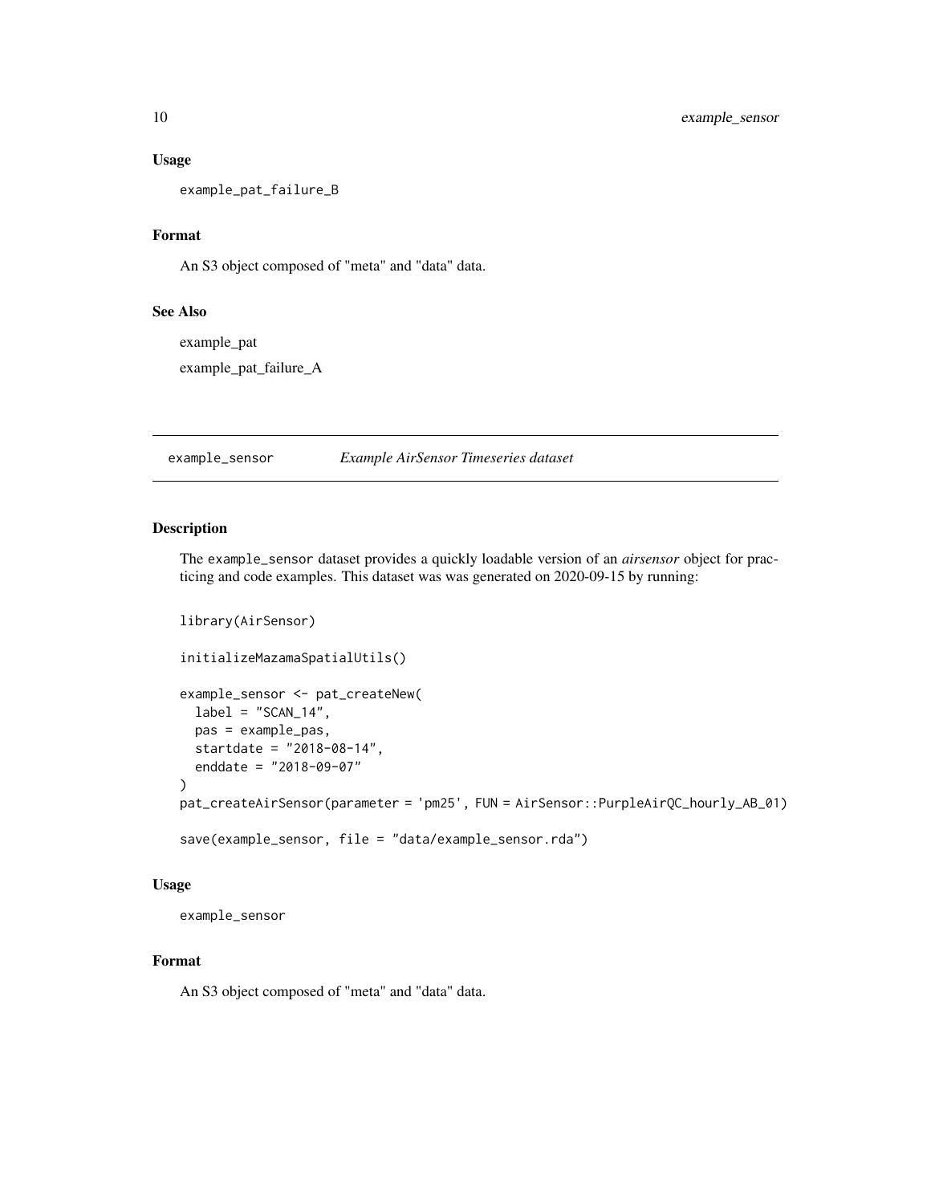### Usage

```
example_pat_failure_B
```

### Format

An S3 object composed of "meta" and "data" data.

### See Also

example_pat

example_pat_failure_A

---

## example_sensor *Example AirSensor Timeseries dataset*

---

### Description

The example_sensor dataset provides a quickly loadable version of an *airsensor* object for practicing and code examples. This dataset was was generated on 2020-09-15 by running:

```
library(AirSensor)

initializeMazamaSpatialUtils()

example_sensor <- pat_createNew(
  label = "SCAN_14",
  pas = example_pas,
  startdate = "2018-08-14",
  enddate = "2018-09-07"
)
pat_createAirSensor(parameter = 'pm25', FUN = AirSensor::PurpleAirQC_hourly_AB_01)

save(example_sensor, file = "data/example_sensor.rda")
```

### Usage

```
example_sensor
```

### Format

An S3 object composed of "meta" and "data" data.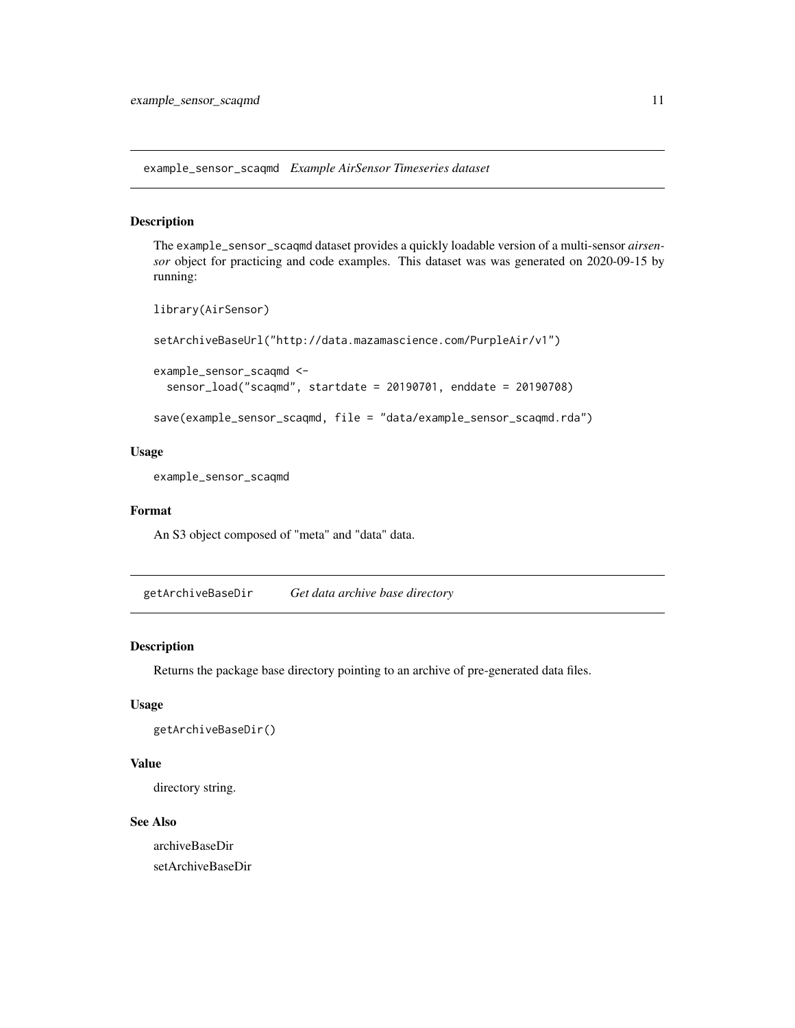## example_sensor_scaqmd *Example AirSensor Timeseries dataset*

### Description

The example_sensor_scaqmd dataset provides a quickly loadable version of a multi-sensor *airsensor* object for practicing and code examples. This dataset was was generated on 2020-09-15 by running:

```
library(AirSensor)

setArchiveBaseUrl("http://data.mazamascience.com/PurpleAir/v1")

example_sensor_scaqmd <-
  sensor_load("scaqmd", startdate = 20190701, enddate = 20190708)

save(example_sensor_scaqmd, file = "data/example_sensor_scaqmd.rda")
```

### Usage

```
example_sensor_scaqmd
```

### Format

An S3 object composed of "meta" and "data" data.

## getArchiveBaseDir *Get data archive base directory*

### Description

Returns the package base directory pointing to an archive of pre-generated data files.

### Usage

```
getArchiveBaseDir()
```

### Value

directory string.

### See Also

archiveBaseDir
setArchiveBaseDir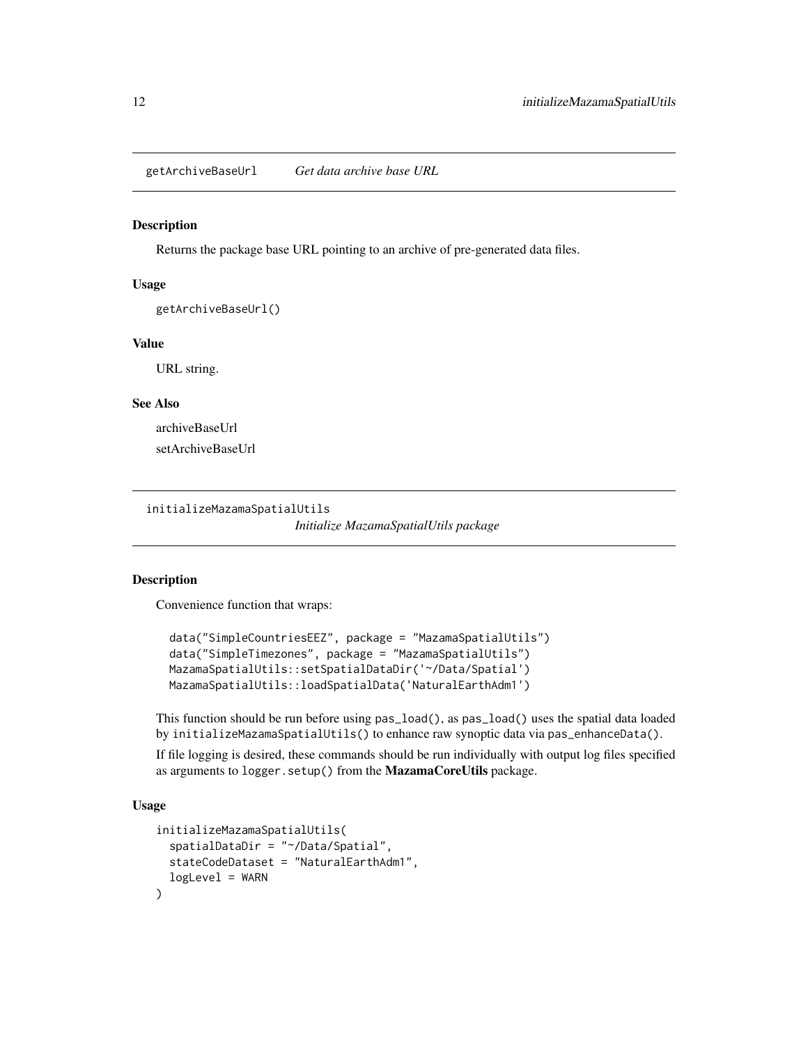## getArchiveBaseUrl *Get data archive base URL*

### Description

Returns the package base URL pointing to an archive of pre-generated data files.

### Usage

```
getArchiveBaseUrl()
```

### Value

URL string.

### See Also

archiveBaseUrl

setArchiveBaseUrl

## initializeMazamaSpatialUtils *Initialize MazamaSpatialUtils package*

### Description

Convenience function that wraps:

```
data("SimpleCountriesEEZ", package = "MazamaSpatialUtils")
data("SimpleTimezones", package = "MazamaSpatialUtils")
MazamaSpatialUtils::setSpatialDataDir('~/Data/Spatial')
MazamaSpatialUtils::loadSpatialData('NaturalEarthAdm1')
```

This function should be run before using `pas_load()`, as `pas_load()` uses the spatial data loaded by `initializeMazamaSpatialUtils()` to enhance raw synoptic data via `pas_enhanceData()`.

If file logging is desired, these commands should be run individually with output log files specified as arguments to `logger.setup()` from the **MazamaCoreUtils** package.

### Usage

```
initializeMazamaSpatialUtils(
  spatialDataDir = "~/Data/Spatial",
  stateCodeDataset = "NaturalEarthAdm1",
  logLevel = WARN
)
```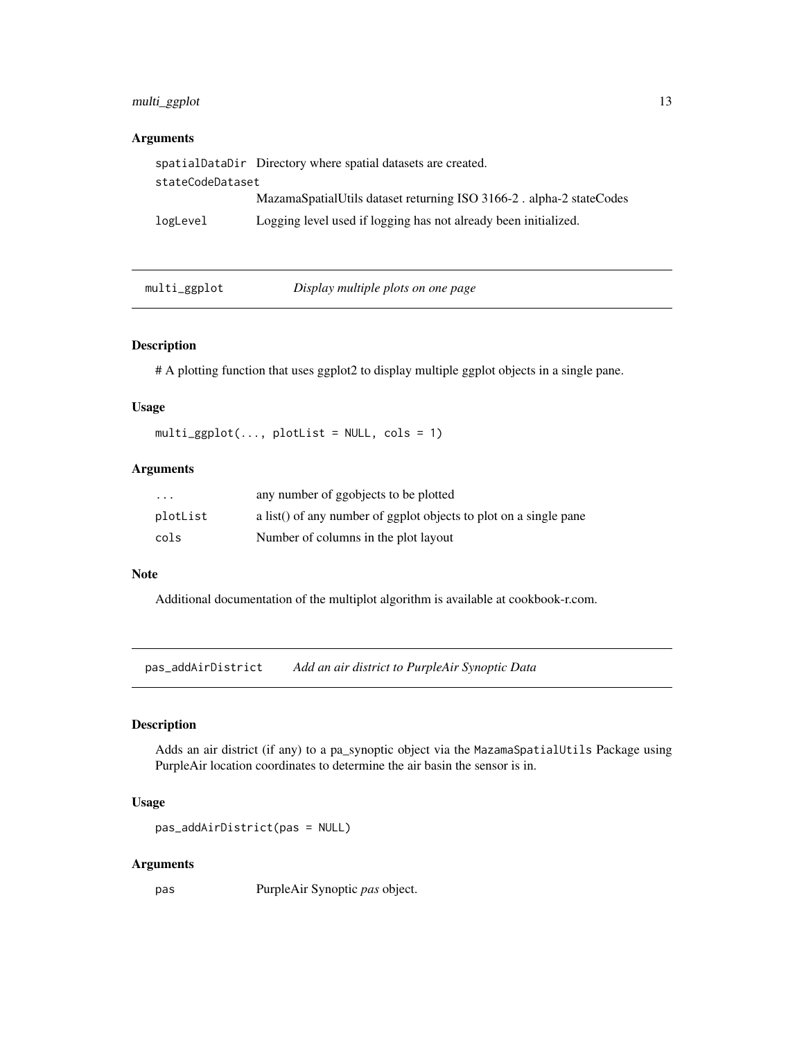### Arguments

| | |
|---|---|
| spatialDataDir | Directory where spatial datasets are created. |
| stateCodeDataset | MazamaSpatialUtils dataset returning ISO 3166-2 . alpha-2 stateCodes |
| logLevel | Logging level used if logging has not already been initialized. |

## multi_ggplot — *Display multiple plots on one page*

### Description

# A plotting function that uses ggplot2 to display multiple ggplot objects in a single pane.

### Usage

```
multi_ggplot(..., plotList = NULL, cols = 1)
```

### Arguments

| | |
|---|---|
| ... | any number of ggobjects to be plotted |
| plotList | a list() of any number of ggplot objects to plot on a single pane |
| cols | Number of columns in the plot layout |

### Note

Additional documentation of the multiplot algorithm is available at cookbook-r.com.

## pas_addAirDistrict — *Add an air district to PurpleAir Synoptic Data*

### Description

Adds an air district (if any) to a pa_synoptic object via the `MazamaSpatialUtils` Package using PurpleAir location coordinates to determine the air basin the sensor is in.

### Usage

```
pas_addAirDistrict(pas = NULL)
```

### Arguments

| | |
|---|---|
| pas | PurpleAir Synoptic *pas* object. |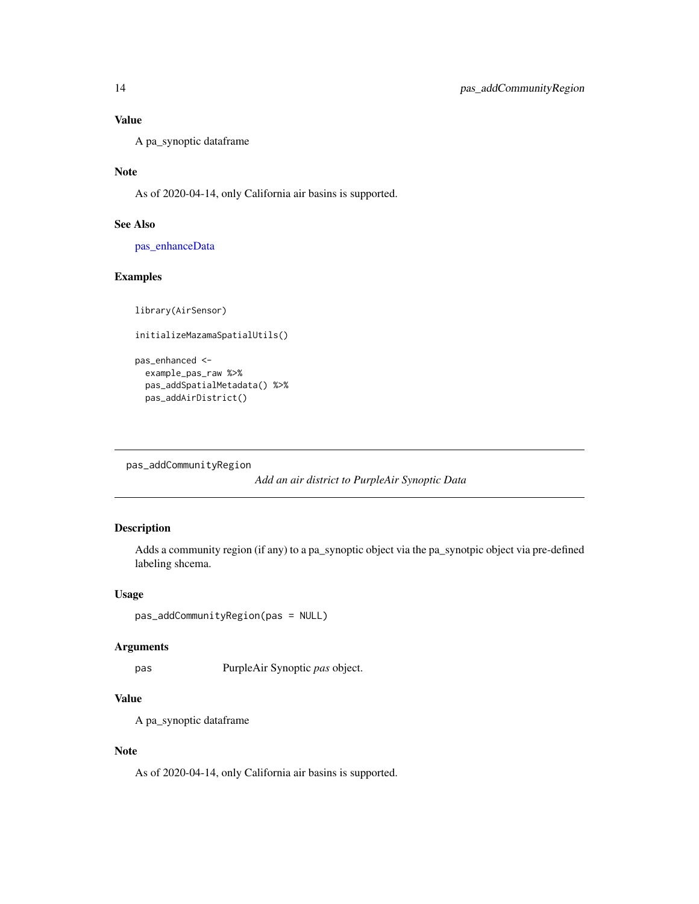### Value

A pa_synoptic dataframe

### Note

As of 2020-04-14, only California air basins is supported.

### See Also

pas_enhanceData

### Examples

```
library(AirSensor)

initializeMazamaSpatialUtils()

pas_enhanced <-
  example_pas_raw %>%
  pas_addSpatialMetadata() %>%
  pas_addAirDistrict()
```

---

## pas_addCommunityRegion

*Add an air district to PurpleAir Synoptic Data*

---

### Description

Adds a community region (if any) to a pa_synoptic object via the pa_synotpic object via pre-defined labeling shcema.

### Usage

```
pas_addCommunityRegion(pas = NULL)
```

### Arguments

| | |
|---|---|
| pas | PurpleAir Synoptic *pas* object. |

### Value

A pa_synoptic dataframe

### Note

As of 2020-04-14, only California air basins is supported.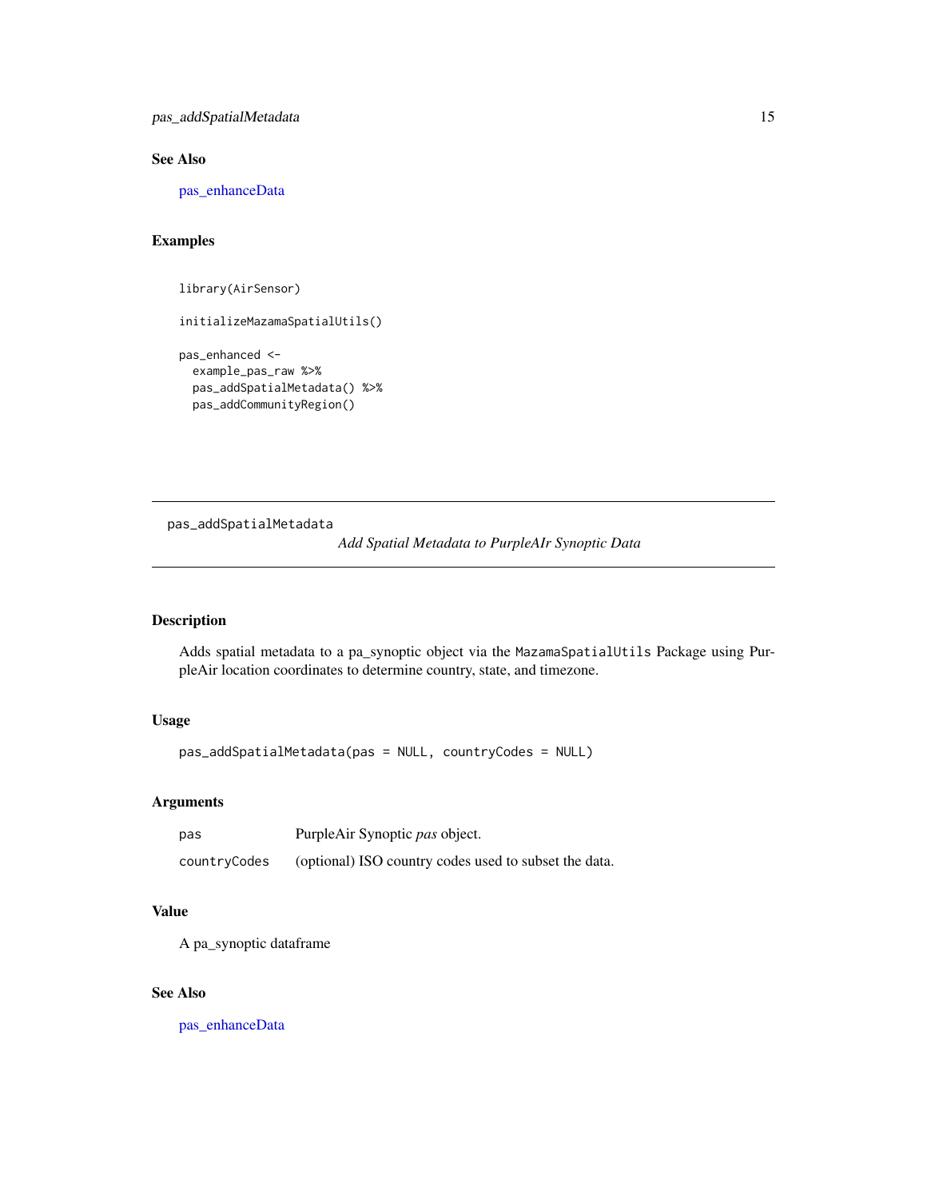## See Also

pas_enhanceData

## Examples

```
library(AirSensor)

initializeMazamaSpatialUtils()

pas_enhanced <-
  example_pas_raw %>%
  pas_addSpatialMetadata() %>%
  pas_addCommunityRegion()
```

---

# pas_addSpatialMetadata

*Add Spatial Metadata to PurpleAIr Synoptic Data*

## Description

Adds spatial metadata to a pa_synoptic object via the `MazamaSpatialUtils` Package using PurpleAir location coordinates to determine country, state, and timezone.

## Usage

```
pas_addSpatialMetadata(pas = NULL, countryCodes = NULL)
```

## Arguments

| | |
|---|---|
| pas | PurpleAir Synoptic *pas* object. |
| countryCodes | (optional) ISO country codes used to subset the data. |

## Value

A pa_synoptic dataframe

## See Also

pas_enhanceData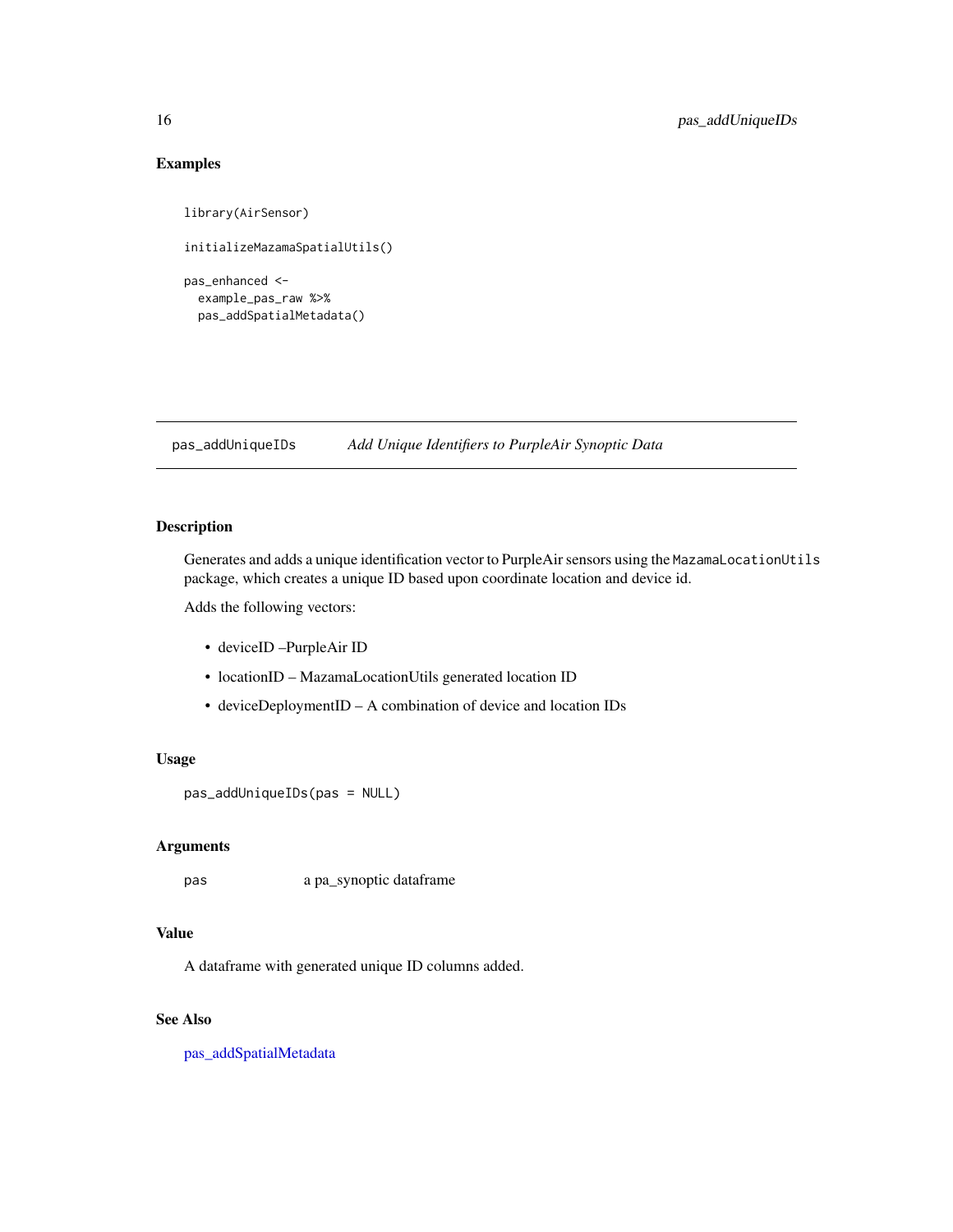## Examples

```
library(AirSensor)

initializeMazamaSpatialUtils()

pas_enhanced <-
  example_pas_raw %>%
  pas_addSpatialMetadata()
```

---

# pas_addUniqueIDs *Add Unique Identifiers to PurpleAir Synoptic Data*

---

## Description

Generates and adds a unique identification vector to PurpleAir sensors using the `MazamaLocationUtils` package, which creates a unique ID based upon coordinate location and device id.

Adds the following vectors:

- deviceID –PurpleAir ID
- locationID – MazamaLocationUtils generated location ID
- deviceDeploymentID – A combination of device and location IDs

## Usage

```
pas_addUniqueIDs(pas = NULL)
```

## Arguments

| | |
|---|---|
| `pas` | a pa_synoptic dataframe |

## Value

A dataframe with generated unique ID columns added.

## See Also

pas_addSpatialMetadata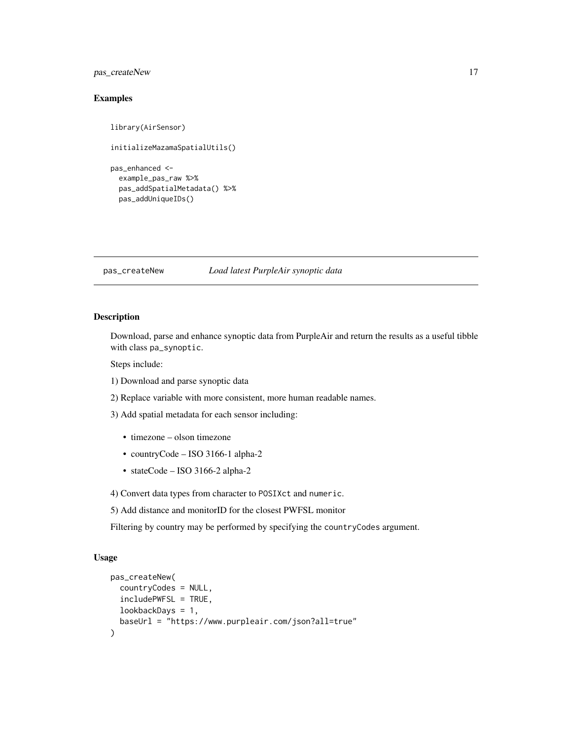## Examples

```
library(AirSensor)

initializeMazamaSpatialUtils()

pas_enhanced <-
  example_pas_raw %>%
  pas_addSpatialMetadata() %>%
  pas_addUniqueIDs()
```

---

## pas_createNew    *Load latest PurpleAir synoptic data*

---

### Description

Download, parse and enhance synoptic data from PurpleAir and return the results as a useful tibble with class `pa_synoptic`.

Steps include:

1) Download and parse synoptic data

2) Replace variable with more consistent, more human readable names.

3) Add spatial metadata for each sensor including:

- timezone – olson timezone
- countryCode – ISO 3166-1 alpha-2
- stateCode – ISO 3166-2 alpha-2

4) Convert data types from character to `POSIXct` and `numeric`.

5) Add distance and monitorID for the closest PWFSL monitor

Filtering by country may be performed by specifying the `countryCodes` argument.

### Usage

```
pas_createNew(
  countryCodes = NULL,
  includePWFSL = TRUE,
  lookbackDays = 1,
  baseUrl = "https://www.purpleair.com/json?all=true"
)
```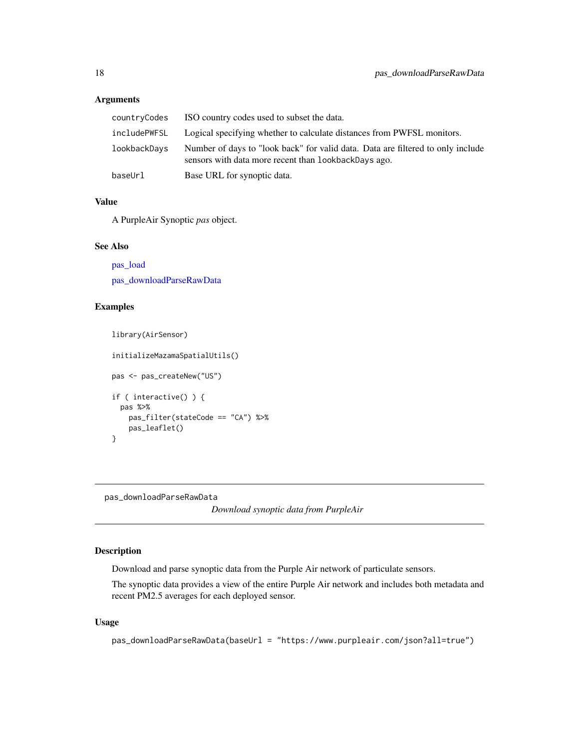### Arguments

| | |
|---|---|
| countryCodes | ISO country codes used to subset the data. |
| includePWFSL | Logical specifying whether to calculate distances from PWFSL monitors. |
| lookbackDays | Number of days to "look back" for valid data. Data are filtered to only include sensors with data more recent than lookbackDays ago. |
| baseUrl | Base URL for synoptic data. |

### Value

A PurpleAir Synoptic *pas* object.

### See Also

pas_load

pas_downloadParseRawData

### Examples

```
library(AirSensor)

initializeMazamaSpatialUtils()

pas <- pas_createNew("US")

if ( interactive() ) {
  pas %>%
    pas_filter(stateCode == "CA") %>%
    pas_leaflet()
}
```

---

## pas_downloadParseRawData

*Download synoptic data from PurpleAir*

---

### Description

Download and parse synoptic data from the Purple Air network of particulate sensors.

The synoptic data provides a view of the entire Purple Air network and includes both metadata and recent PM2.5 averages for each deployed sensor.

### Usage

```
pas_downloadParseRawData(baseUrl = "https://www.purpleair.com/json?all=true")
```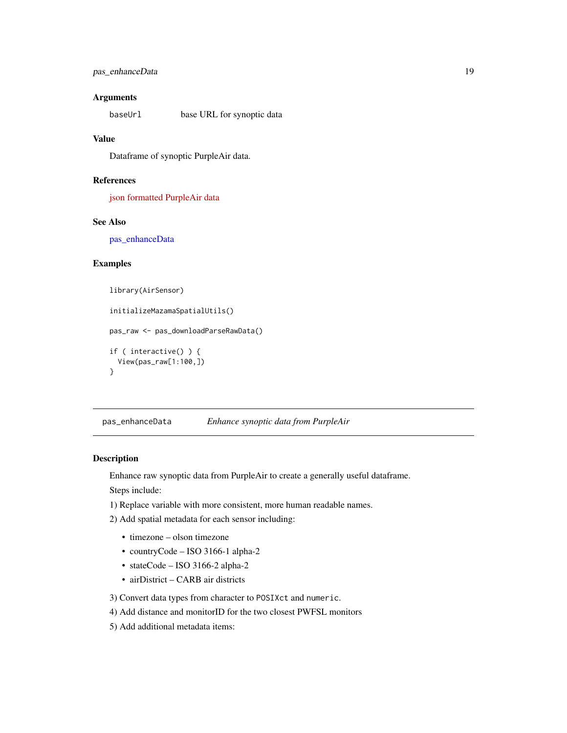### Arguments

| | |
|---|---|
| `baseUrl` | base URL for synoptic data |

### Value

Dataframe of synoptic PurpleAir data.

### References

json formatted PurpleAir data

### See Also

pas_enhanceData

### Examples

```
library(AirSensor)

initializeMazamaSpatialUtils()

pas_raw <- pas_downloadParseRawData()

if ( interactive() ) {
  View(pas_raw[1:100,])
}
```

---

## pas_enhanceData *Enhance synoptic data from PurpleAir*

### Description

Enhance raw synoptic data from PurpleAir to create a generally useful dataframe.

Steps include:

1) Replace variable with more consistent, more human readable names.

2) Add spatial metadata for each sensor including:

- timezone – olson timezone
- countryCode – ISO 3166-1 alpha-2
- stateCode – ISO 3166-2 alpha-2
- airDistrict – CARB air districts

3) Convert data types from character to `POSIXct` and `numeric`.

4) Add distance and monitorID for the two closest PWFSL monitors

5) Add additional metadata items: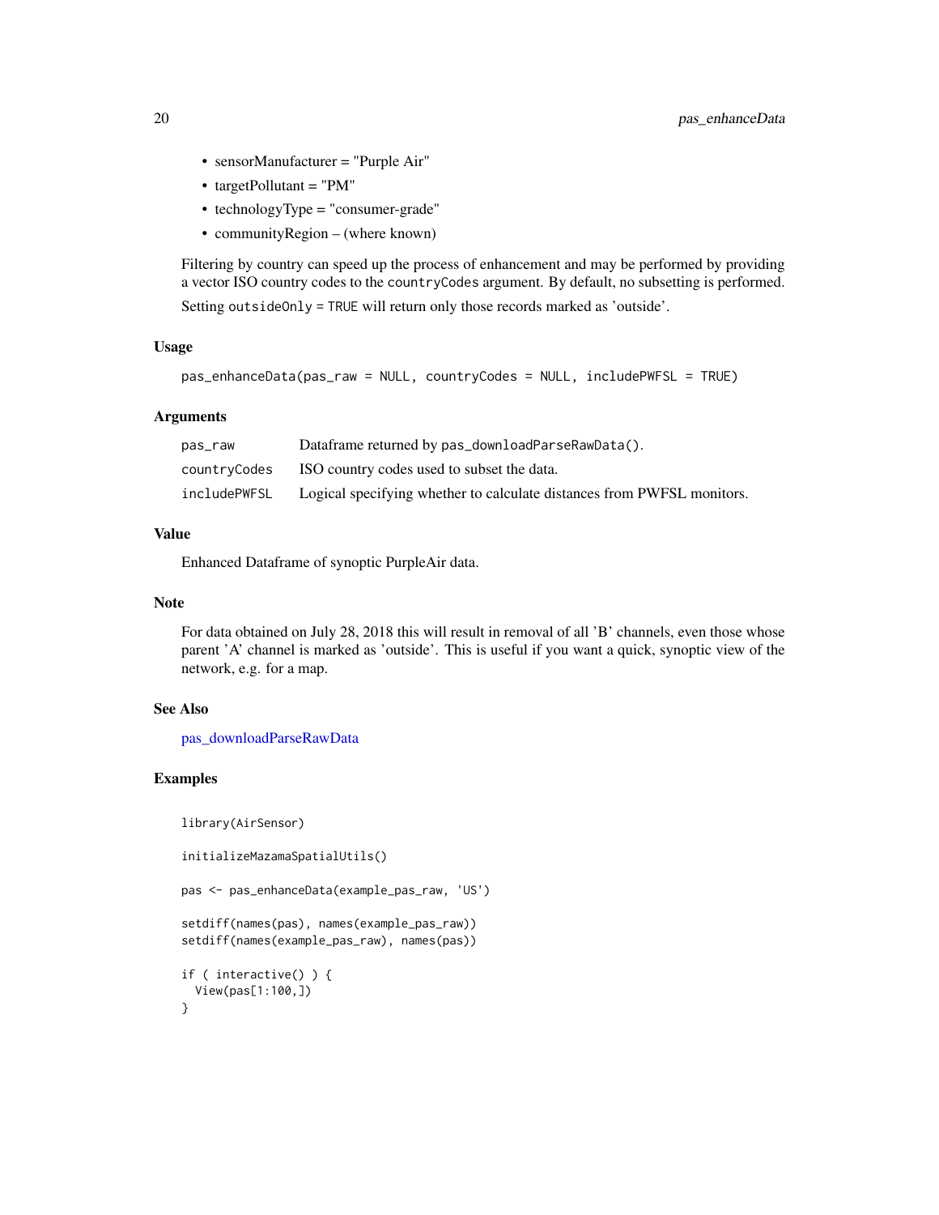- sensorManufacturer = "Purple Air"
- targetPollutant = "PM"
- technologyType = "consumer-grade"
- communityRegion – (where known)

Filtering by country can speed up the process of enhancement and may be performed by providing a vector ISO country codes to the `countryCodes` argument. By default, no subsetting is performed.

Setting `outsideOnly = TRUE` will return only those records marked as 'outside'.

### Usage

```
pas_enhanceData(pas_raw = NULL, countryCodes = NULL, includePWFSL = TRUE)
```

### Arguments

| | |
|---|---|
| `pas_raw` | Dataframe returned by `pas_downloadParseRawData()`. |
| `countryCodes` | ISO country codes used to subset the data. |
| `includePWFSL` | Logical specifying whether to calculate distances from PWFSL monitors. |

### Value

Enhanced Dataframe of synoptic PurpleAir data.

### Note

For data obtained on July 28, 2018 this will result in removal of all 'B' channels, even those whose parent 'A' channel is marked as 'outside'. This is useful if you want a quick, synoptic view of the network, e.g. for a map.

### See Also

pas_downloadParseRawData

### Examples

```
library(AirSensor)

initializeMazamaSpatialUtils()

pas <- pas_enhanceData(example_pas_raw, 'US')

setdiff(names(pas), names(example_pas_raw))
setdiff(names(example_pas_raw), names(pas))

if ( interactive() ) {
  View(pas[1:100,])
}
```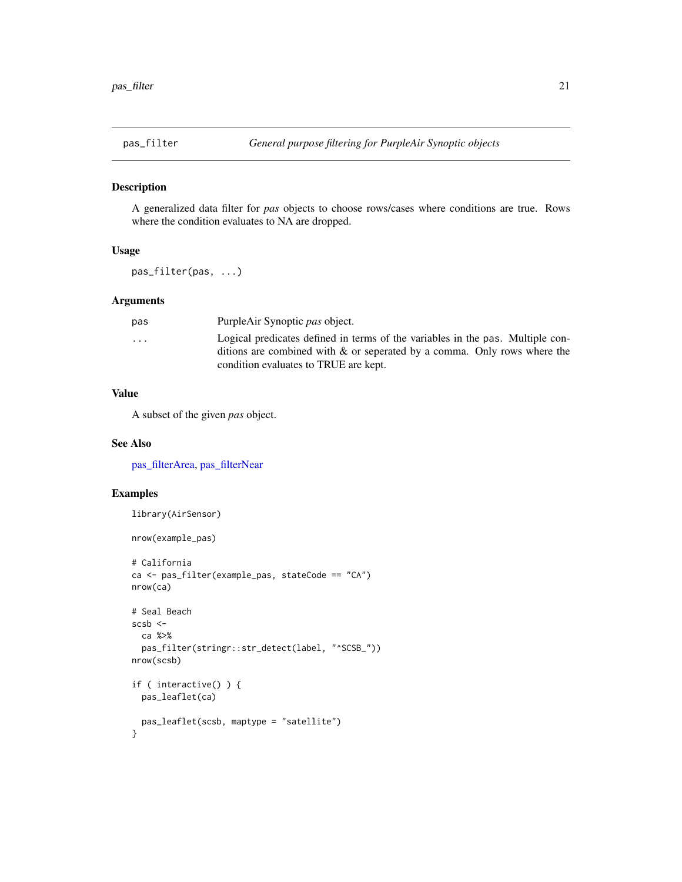## pas_filter — *General purpose filtering for PurpleAir Synoptic objects*

### Description

A generalized data filter for *pas* objects to choose rows/cases where conditions are true. Rows where the condition evaluates to NA are dropped.

### Usage

```
pas_filter(pas, ...)
```

### Arguments

| | |
|---|---|
| pas | PurpleAir Synoptic *pas* object. |
| ... | Logical predicates defined in terms of the variables in the pas. Multiple conditions are combined with & or seperated by a comma. Only rows where the condition evaluates to TRUE are kept. |

### Value

A subset of the given *pas* object.

### See Also

pas_filterArea, pas_filterNear

### Examples

```
library(AirSensor)

nrow(example_pas)

# California
ca <- pas_filter(example_pas, stateCode == "CA")
nrow(ca)

# Seal Beach
scsb <-
  ca %>%
  pas_filter(stringr::str_detect(label, "^SCSB_"))
nrow(scsb)

if ( interactive() ) {
  pas_leaflet(ca)

  pas_leaflet(scsb, maptype = "satellite")
}
```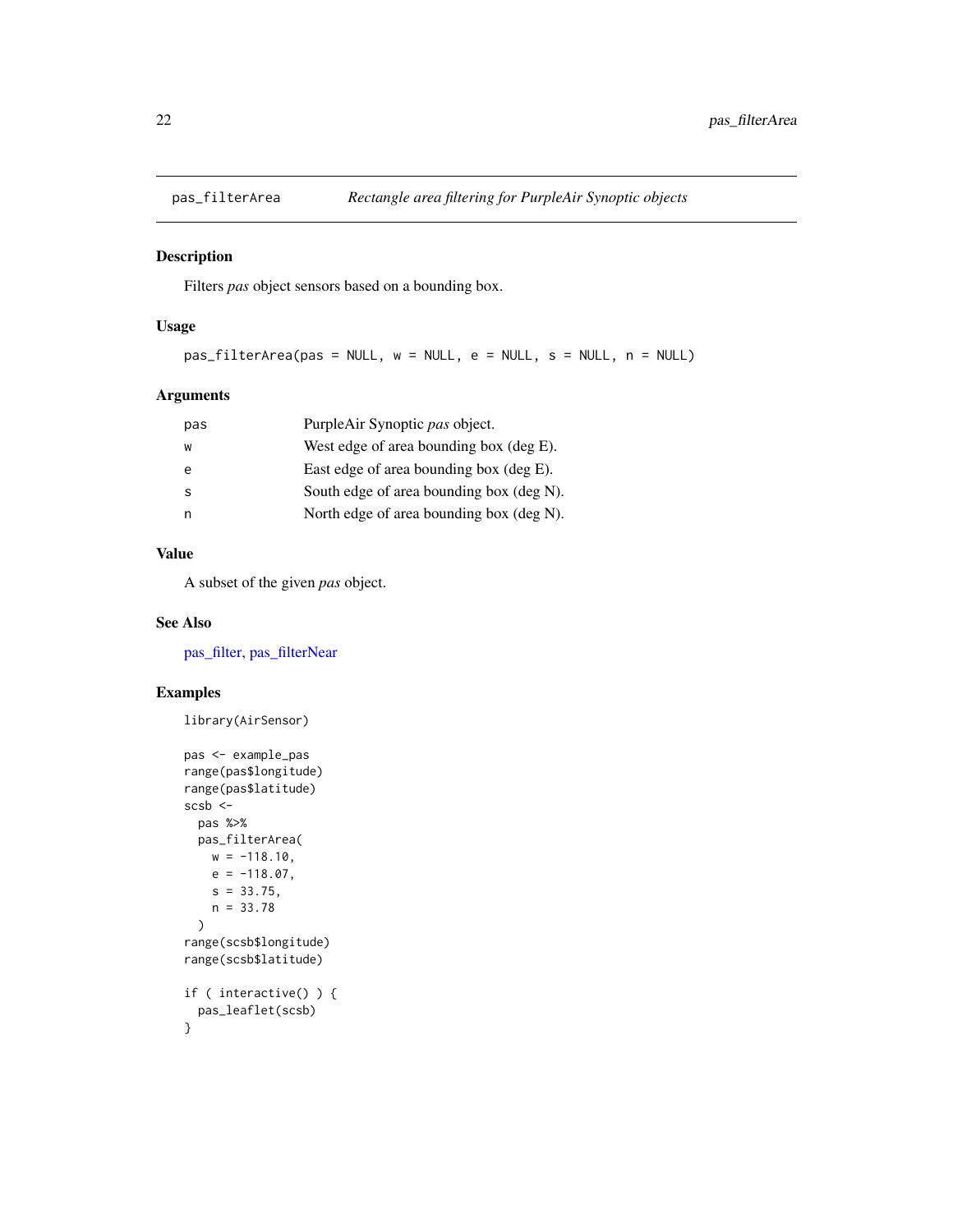# pas_filterArea

*Rectangle area filtering for PurpleAir Synoptic objects*

## Description

Filters *pas* object sensors based on a bounding box.

## Usage

```
pas_filterArea(pas = NULL, w = NULL, e = NULL, s = NULL, n = NULL)
```

## Arguments

| | |
|---|---|
| pas | PurpleAir Synoptic *pas* object. |
| w | West edge of area bounding box (deg E). |
| e | East edge of area bounding box (deg E). |
| s | South edge of area bounding box (deg N). |
| n | North edge of area bounding box (deg N). |

## Value

A subset of the given *pas* object.

## See Also

pas_filter, pas_filterNear

## Examples

```
library(AirSensor)

pas <- example_pas
range(pas$longitude)
range(pas$latitude)
scsb <-
  pas %>%
  pas_filterArea(
    w = -118.10,
    e = -118.07,
    s = 33.75,
    n = 33.78
  )
range(scsb$longitude)
range(scsb$latitude)

if ( interactive() ) {
  pas_leaflet(scsb)
}
```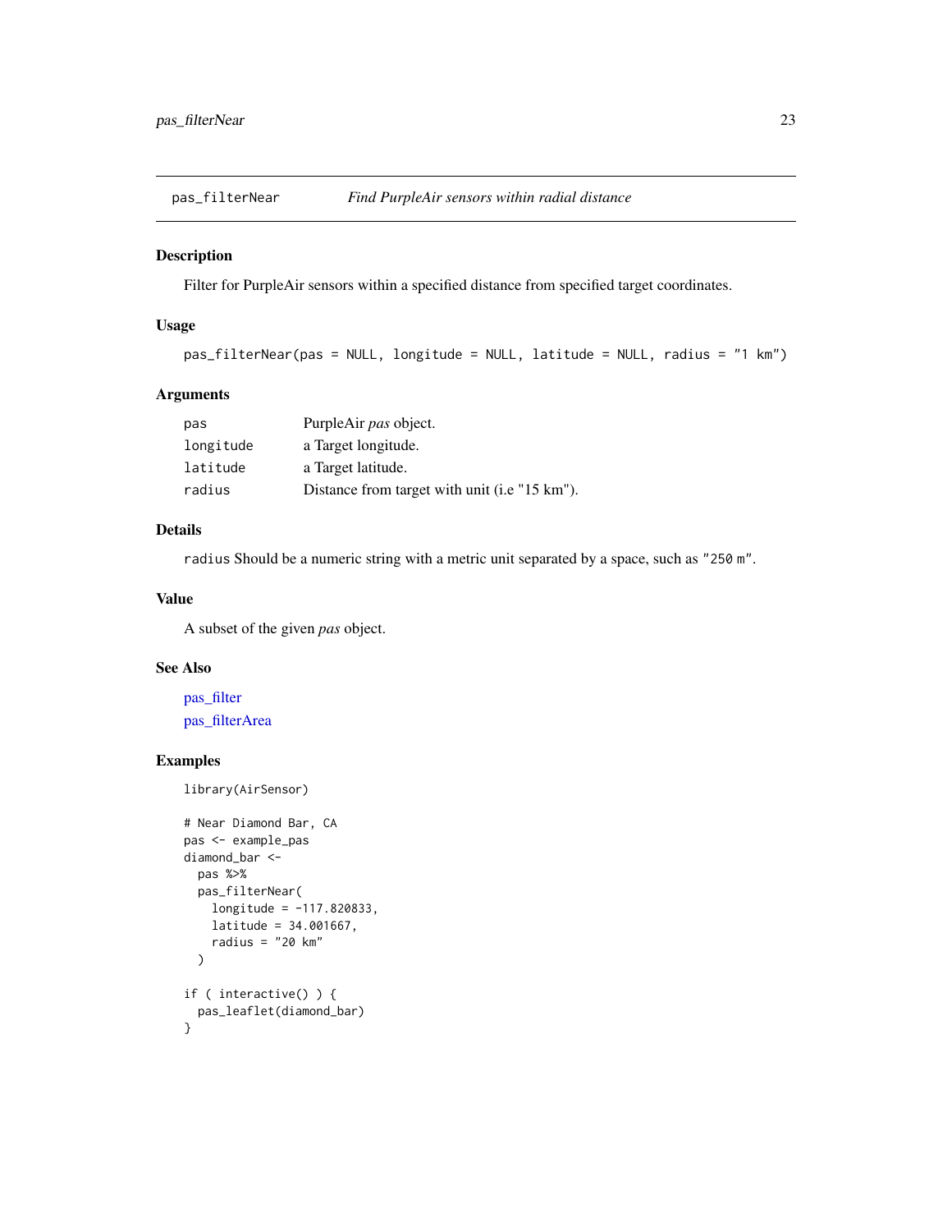# pas_filterNear *Find PurpleAir sensors within radial distance*

## Description

Filter for PurpleAir sensors within a specified distance from specified target coordinates.

## Usage

```
pas_filterNear(pas = NULL, longitude = NULL, latitude = NULL, radius = "1 km")
```

## Arguments

| | |
|---|---|
| pas | PurpleAir *pas* object. |
| longitude | a Target longitude. |
| latitude | a Target latitude. |
| radius | Distance from target with unit (i.e "15 km"). |

## Details

`radius` Should be a numeric string with a metric unit separated by a space, such as `"250 m"`.

## Value

A subset of the given *pas* object.

## See Also

pas_filter
pas_filterArea

## Examples

```
library(AirSensor)

# Near Diamond Bar, CA
pas <- example_pas
diamond_bar <-
  pas %>%
  pas_filterNear(
    longitude = -117.820833,
    latitude = 34.001667,
    radius = "20 km"
  )

if ( interactive() ) {
  pas_leaflet(diamond_bar)
}
```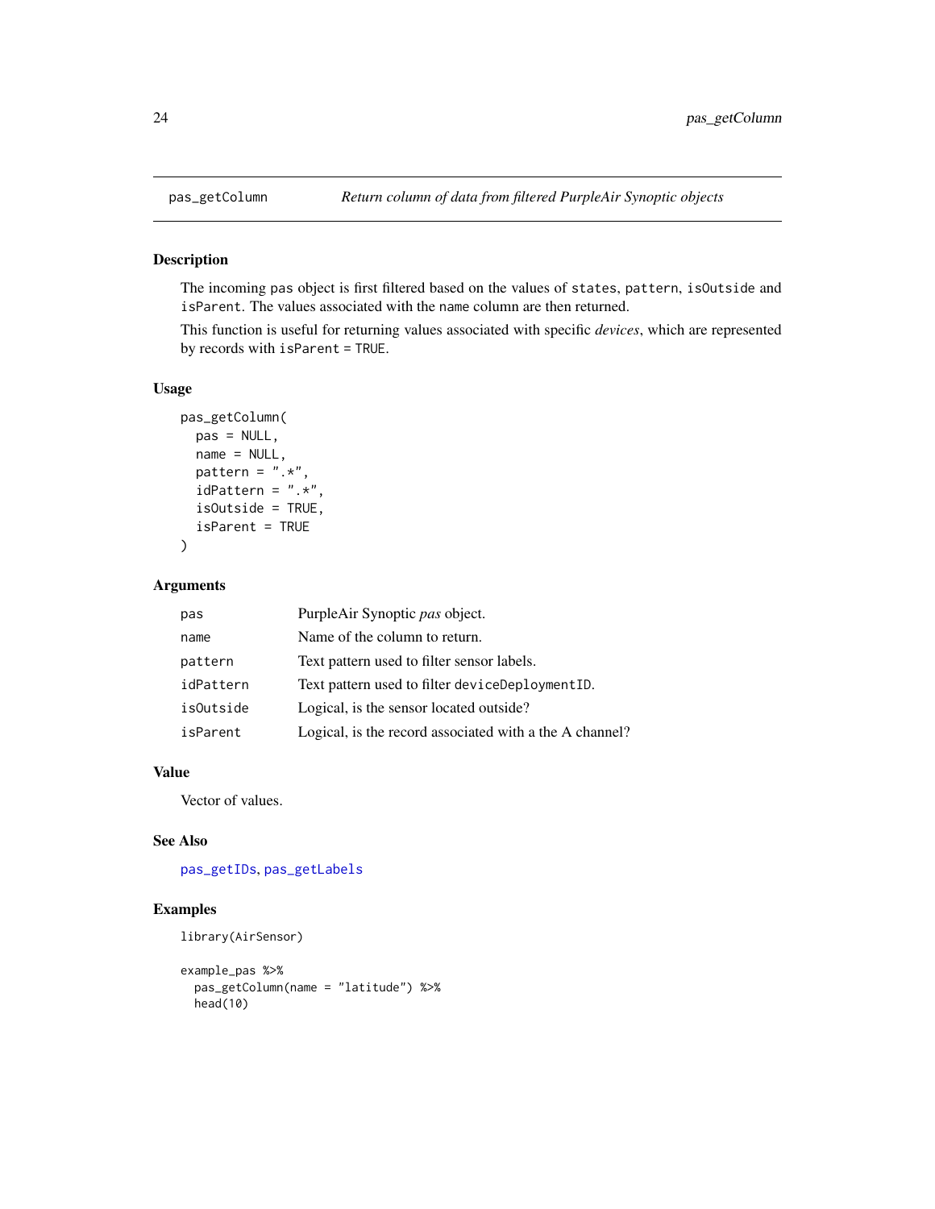# pas_getColumn — *Return column of data from filtered PurpleAir Synoptic objects*

## Description

The incoming pas object is first filtered based on the values of states, pattern, isOutside and isParent. The values associated with the name column are then returned.

This function is useful for returning values associated with specific *devices*, which are represented by records with isParent = TRUE.

## Usage

```
pas_getColumn(
  pas = NULL,
  name = NULL,
  pattern = ".*",
  idPattern = ".*",
  isOutside = TRUE,
  isParent = TRUE
)
```

## Arguments

| | |
|---|---|
| pas | PurpleAir Synoptic *pas* object. |
| name | Name of the column to return. |
| pattern | Text pattern used to filter sensor labels. |
| idPattern | Text pattern used to filter deviceDeploymentID. |
| isOutside | Logical, is the sensor located outside? |
| isParent | Logical, is the record associated with a the A channel? |

## Value

Vector of values.

## See Also

pas_getIDs, pas_getLabels

## Examples

```
library(AirSensor)

example_pas %>%
  pas_getColumn(name = "latitude") %>%
  head(10)
```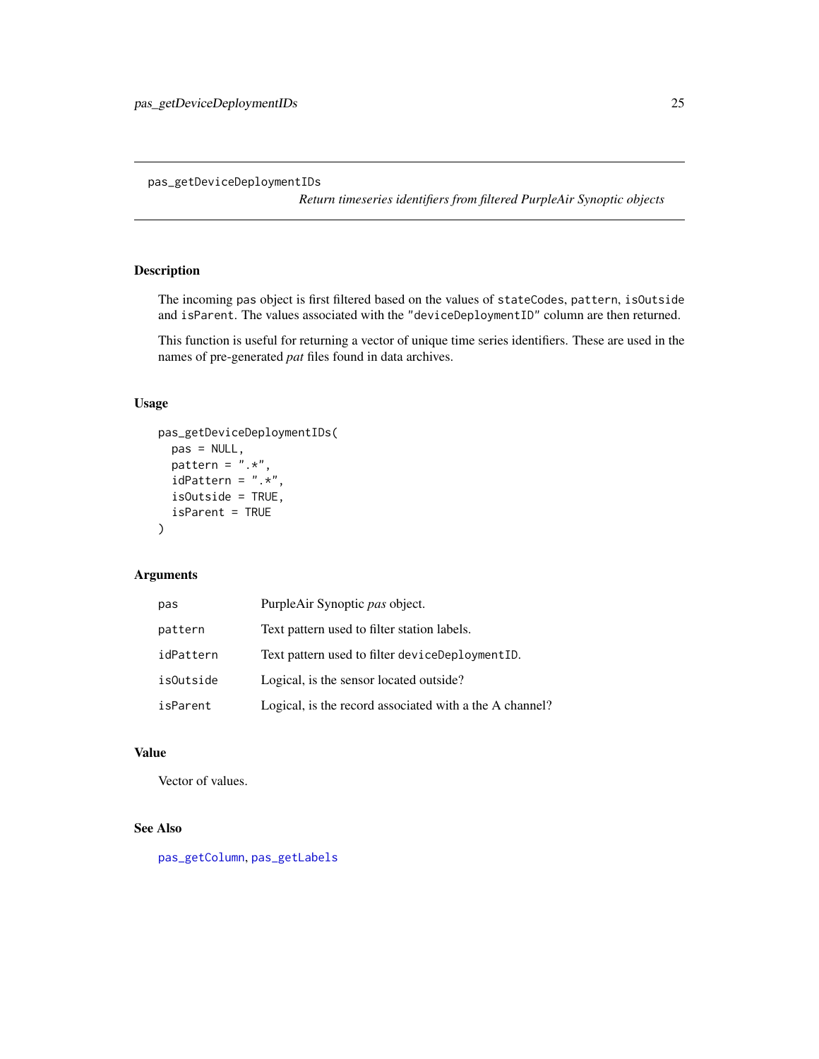# pas_getDeviceDeploymentIDs

*Return timeseries identifiers from filtered PurpleAir Synoptic objects*

## Description

The incoming pas object is first filtered based on the values of `stateCodes`, `pattern`, `isOutside` and `isParent`. The values associated with the `"deviceDeploymentID"` column are then returned.

This function is useful for returning a vector of unique time series identifiers. These are used in the names of pre-generated *pat* files found in data archives.

## Usage

```
pas_getDeviceDeploymentIDs(
  pas = NULL,
  pattern = ".*",
  idPattern = ".*",
  isOutside = TRUE,
  isParent = TRUE
)
```

## Arguments

| | |
|---|---|
| `pas` | PurpleAir Synoptic *pas* object. |
| `pattern` | Text pattern used to filter station labels. |
| `idPattern` | Text pattern used to filter `deviceDeploymentID`. |
| `isOutside` | Logical, is the sensor located outside? |
| `isParent` | Logical, is the record associated with a the A channel? |

## Value

Vector of values.

## See Also

`pas_getColumn`, `pas_getLabels`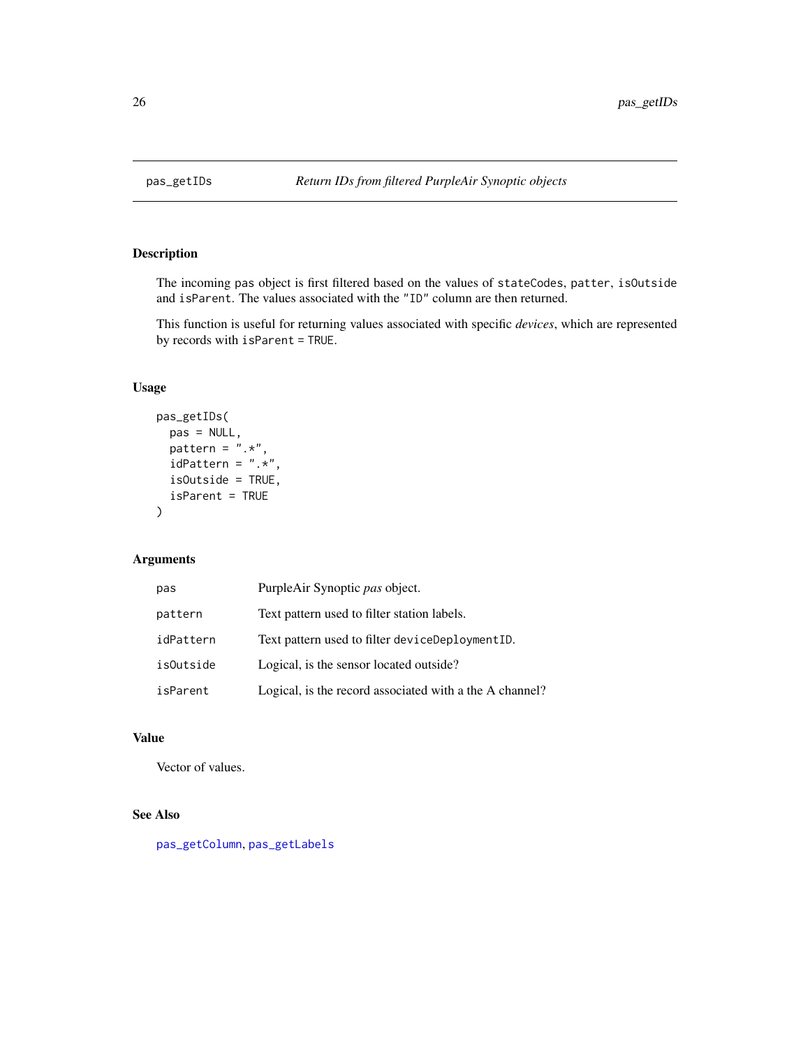# pas_getIDs — *Return IDs from filtered PurpleAir Synoptic objects*

## Description

The incoming pas object is first filtered based on the values of `stateCodes`, `patter`, `isOutside` and `isParent`. The values associated with the `"ID"` column are then returned.

This function is useful for returning values associated with specific *devices*, which are represented by records with `isParent = TRUE`.

## Usage

```
pas_getIDs(
  pas = NULL,
  pattern = ".*",
  idPattern = ".*",
  isOutside = TRUE,
  isParent = TRUE
)
```

## Arguments

| | |
|---|---|
| `pas` | PurpleAir Synoptic *pas* object. |
| `pattern` | Text pattern used to filter station labels. |
| `idPattern` | Text pattern used to filter `deviceDeploymentID`. |
| `isOutside` | Logical, is the sensor located outside? |
| `isParent` | Logical, is the record associated with a the A channel? |

## Value

Vector of values.

## See Also

`pas_getColumn`, `pas_getLabels`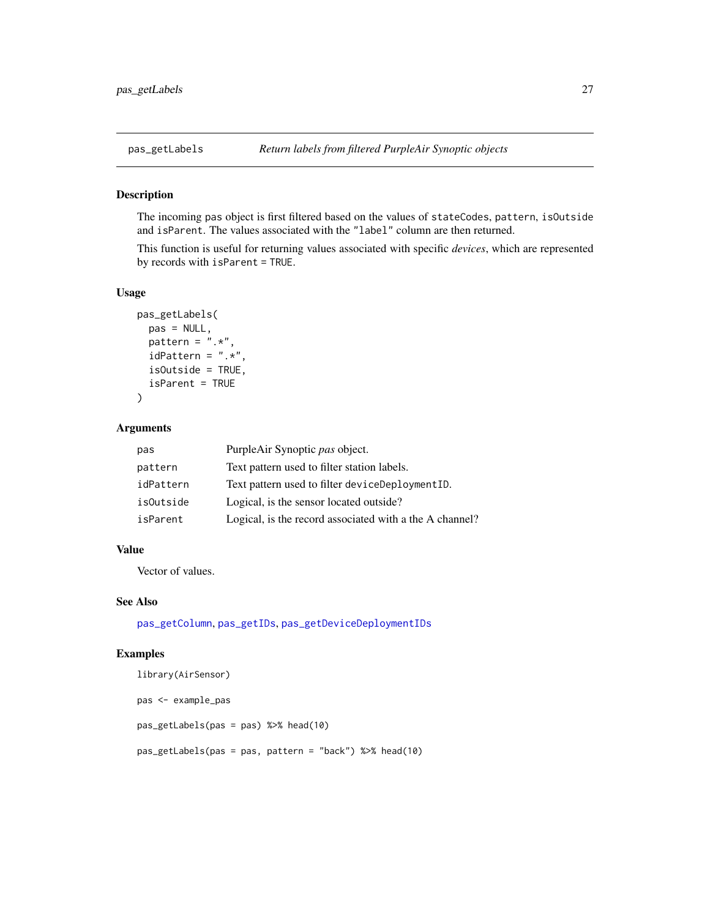# pas_getLabels — *Return labels from filtered PurpleAir Synoptic objects*

## Description

The incoming pas object is first filtered based on the values of `stateCodes`, `pattern`, `isOutside` and `isParent`. The values associated with the `"label"` column are then returned.

This function is useful for returning values associated with specific *devices*, which are represented by records with `isParent = TRUE`.

## Usage

```
pas_getLabels(
  pas = NULL,
  pattern = ".*",
  idPattern = ".*",
  isOutside = TRUE,
  isParent = TRUE
)
```

## Arguments

| | |
|---|---|
| `pas` | PurpleAir Synoptic *pas* object. |
| `pattern` | Text pattern used to filter station labels. |
| `idPattern` | Text pattern used to filter `deviceDeploymentID`. |
| `isOutside` | Logical, is the sensor located outside? |
| `isParent` | Logical, is the record associated with a the A channel? |

## Value

Vector of values.

## See Also

`pas_getColumn`, `pas_getIDs`, `pas_getDeviceDeploymentIDs`

## Examples

```
library(AirSensor)

pas <- example_pas

pas_getLabels(pas = pas) %>% head(10)

pas_getLabels(pas = pas, pattern = "back") %>% head(10)
```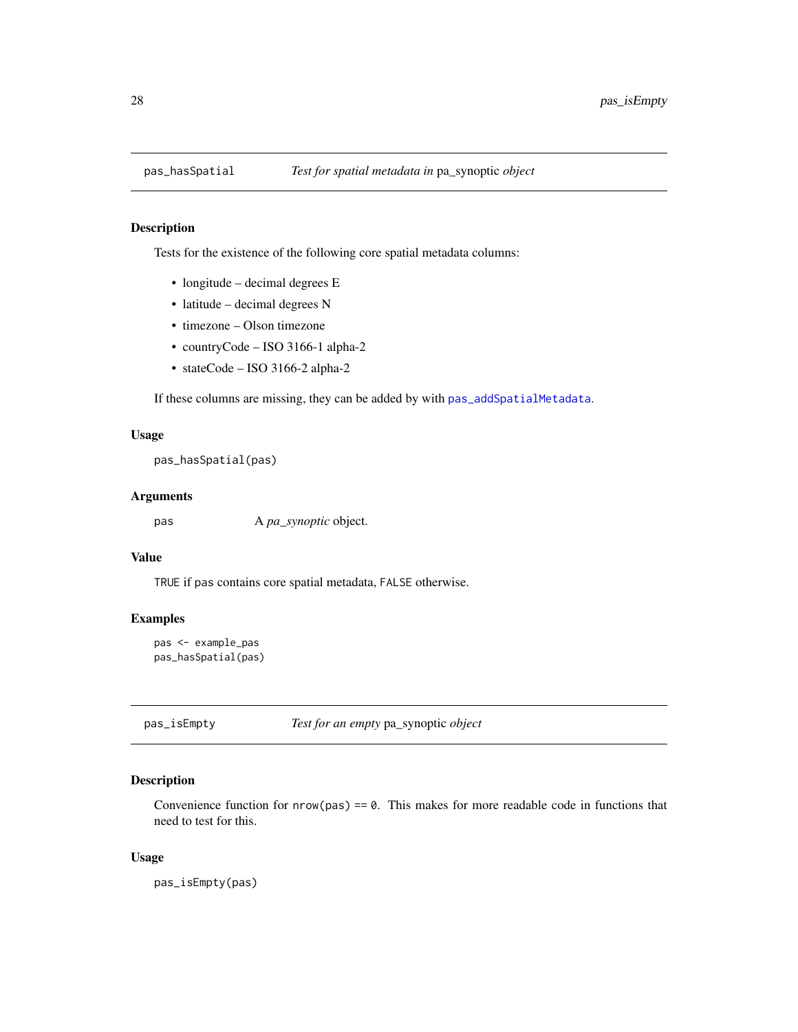## pas_hasSpatial — *Test for spatial metadata in* pa_synoptic *object*

### Description

Tests for the existence of the following core spatial metadata columns:

- longitude – decimal degrees E
- latitude – decimal degrees N
- timezone – Olson timezone
- countryCode – ISO 3166-1 alpha-2
- stateCode – ISO 3166-2 alpha-2

If these columns are missing, they can be added by with `pas_addSpatialMetadata`.

### Usage

```
pas_hasSpatial(pas)
```

### Arguments

| | |
|---|---|
| pas | A *pa_synoptic* object. |

### Value

`TRUE` if `pas` contains core spatial metadata, `FALSE` otherwise.

### Examples

```
pas <- example_pas
pas_hasSpatial(pas)
```

## pas_isEmpty — *Test for an empty* pa_synoptic *object*

### Description

Convenience function for `nrow(pas) == 0`. This makes for more readable code in functions that need to test for this.

### Usage

```
pas_isEmpty(pas)
```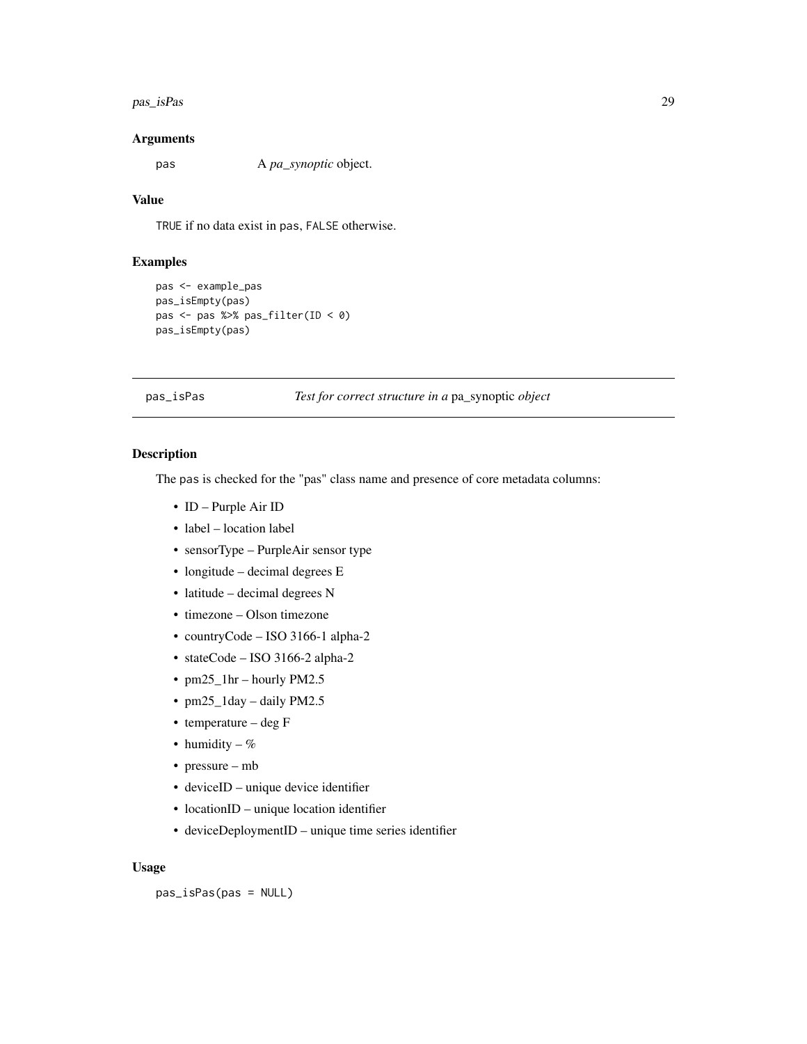### Arguments

`pas` A *pa_synoptic* object.

### Value

`TRUE` if no data exist in `pas`, `FALSE` otherwise.

### Examples

```
pas <- example_pas
pas_isEmpty(pas)
pas <- pas %>% pas_filter(ID < 0)
pas_isEmpty(pas)
```

---

## pas_isPas — *Test for correct structure in a* pa_synoptic *object*

---

### Description

The `pas` is checked for the "pas" class name and presence of core metadata columns:

- ID – Purple Air ID
- label – location label
- sensorType – PurpleAir sensor type
- longitude – decimal degrees E
- latitude – decimal degrees N
- timezone – Olson timezone
- countryCode – ISO 3166-1 alpha-2
- stateCode – ISO 3166-2 alpha-2
- pm25_1hr – hourly PM2.5
- pm25_1day – daily PM2.5
- temperature – deg F
- humidity – %
- pressure – mb
- deviceID – unique device identifier
- locationID – unique location identifier
- deviceDeploymentID – unique time series identifier

### Usage

```
pas_isPas(pas = NULL)
```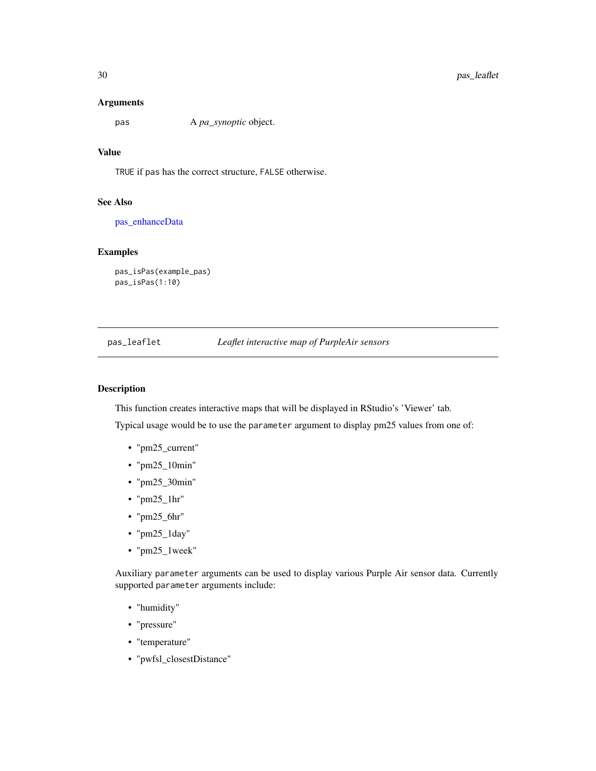### Arguments

`pas` A *pa_synoptic* object.

### Value

`TRUE` if `pas` has the correct structure, `FALSE` otherwise.

### See Also

pas_enhanceData

### Examples

```
pas_isPas(example_pas)
pas_isPas(1:10)
```

---

## pas_leaflet — *Leaflet interactive map of PurpleAir sensors*

### Description

This function creates interactive maps that will be displayed in RStudio's 'Viewer' tab.

Typical usage would be to use the `parameter` argument to display pm25 values from one of:

- "pm25_current"
- "pm25_10min"
- "pm25_30min"
- "pm25_1hr"
- "pm25_6hr"
- "pm25_1day"
- "pm25_1week"

Auxiliary `parameter` arguments can be used to display various Purple Air sensor data. Currently supported `parameter` arguments include:

- "humidity"
- "pressure"
- "temperature"
- "pwfsl_closestDistance"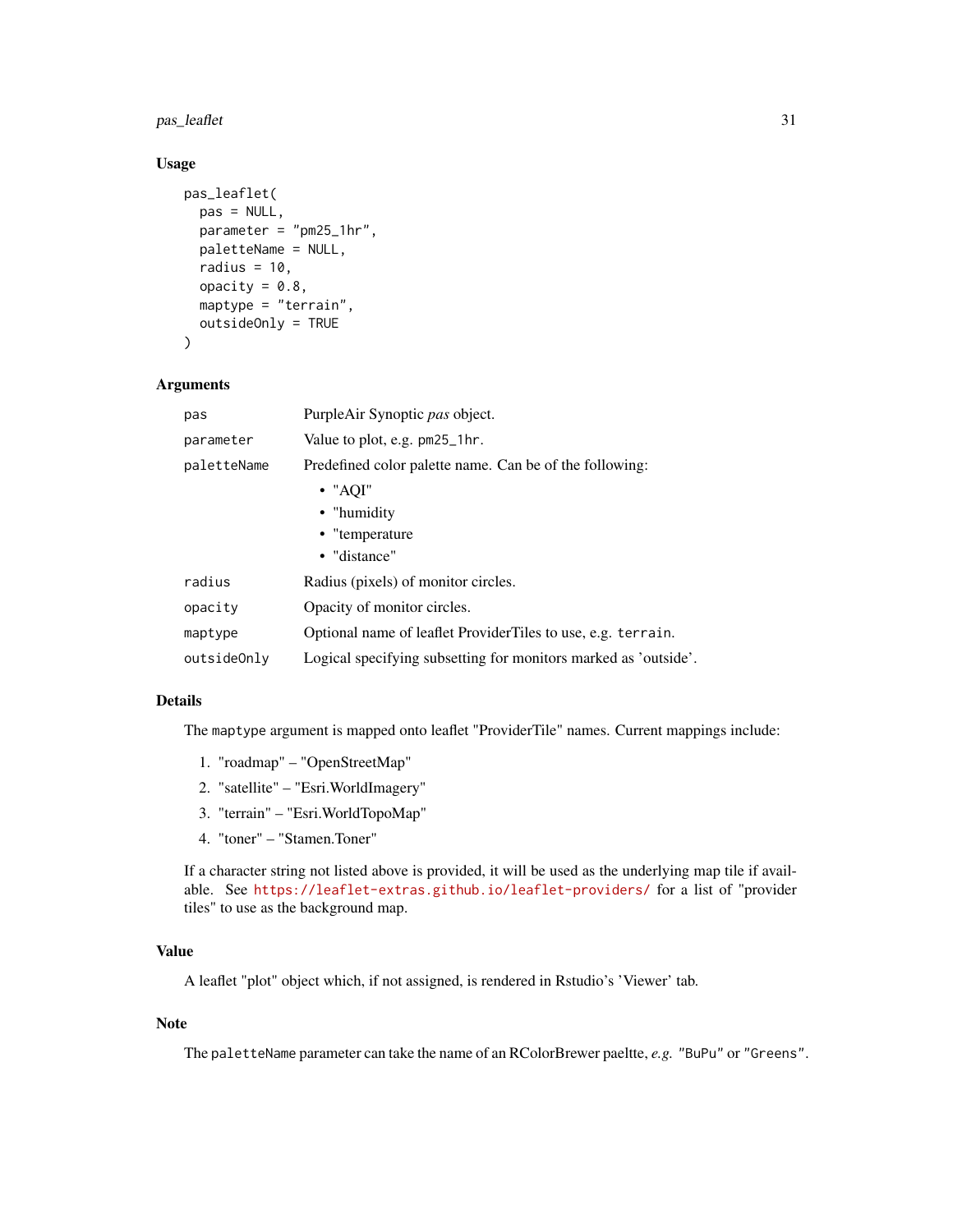## Usage

```
pas_leaflet(
  pas = NULL,
  parameter = "pm25_1hr",
  paletteName = NULL,
  radius = 10,
  opacity = 0.8,
  maptype = "terrain",
  outsideOnly = TRUE
)
```

## Arguments

| | |
|---|---|
| `pas` | PurpleAir Synoptic *pas* object. |
| `parameter` | Value to plot, e.g. `pm25_1hr`. |
| `paletteName` | Predefined color palette name. Can be of the following: <br>• "AQI" <br>• "humidity <br>• "temperature <br>• "distance" |
| `radius` | Radius (pixels) of monitor circles. |
| `opacity` | Opacity of monitor circles. |
| `maptype` | Optional name of leaflet ProviderTiles to use, e.g. `terrain`. |
| `outsideOnly` | Logical specifying subsetting for monitors marked as 'outside'. |

## Details

The `maptype` argument is mapped onto leaflet "ProviderTile" names. Current mappings include:

1. "roadmap" – "OpenStreetMap"
2. "satellite" – "Esri.WorldImagery"
3. "terrain" – "Esri.WorldTopoMap"
4. "toner" – "Stamen.Toner"

If a character string not listed above is provided, it will be used as the underlying map tile if available. See https://leaflet-extras.github.io/leaflet-providers/ for a list of "provider tiles" to use as the background map.

## Value

A leaflet "plot" object which, if not assigned, is rendered in Rstudio's 'Viewer' tab.

## Note

The `paletteName` parameter can take the name of an RColorBrewer paeltte, *e.g.* `"BuPu"` or `"Greens"`.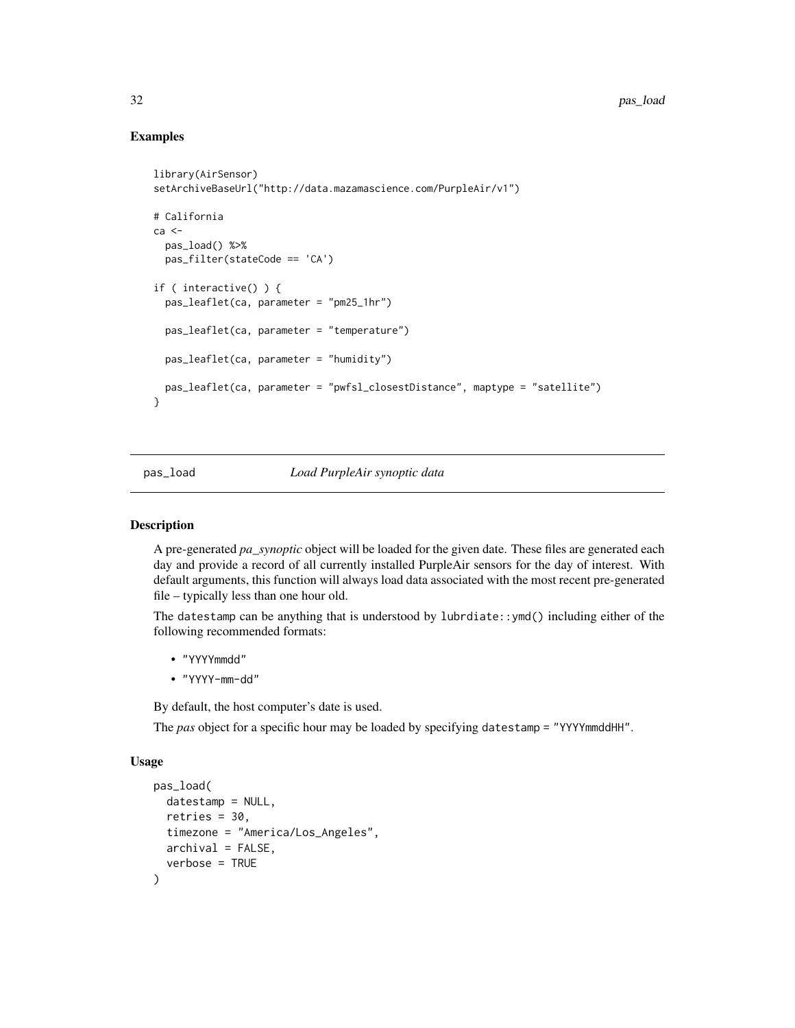## Examples

```
library(AirSensor)
setArchiveBaseUrl("http://data.mazamascience.com/PurpleAir/v1")

# California
ca <-
  pas_load() %>%
  pas_filter(stateCode == 'CA')

if ( interactive() ) {
  pas_leaflet(ca, parameter = "pm25_1hr")

  pas_leaflet(ca, parameter = "temperature")

  pas_leaflet(ca, parameter = "humidity")

  pas_leaflet(ca, parameter = "pwfsl_closestDistance", maptype = "satellite")
}
```

---

# pas_load — *Load PurpleAir synoptic data*

---

## Description

A pre-generated *pa_synoptic* object will be loaded for the given date. These files are generated each day and provide a record of all currently installed PurpleAir sensors for the day of interest. With default arguments, this function will always load data associated with the most recent pre-generated file – typically less than one hour old.

The datestamp can be anything that is understood by lubrdiate::ymd() including either of the following recommended formats:

- "YYYYmmdd"
- "YYYY-mm-dd"

By default, the host computer's date is used.

The *pas* object for a specific hour may be loaded by specifying datestamp = "YYYYmmddHH".

## Usage

```
pas_load(
  datestamp = NULL,
  retries = 30,
  timezone = "America/Los_Angeles",
  archival = FALSE,
  verbose = TRUE
)
```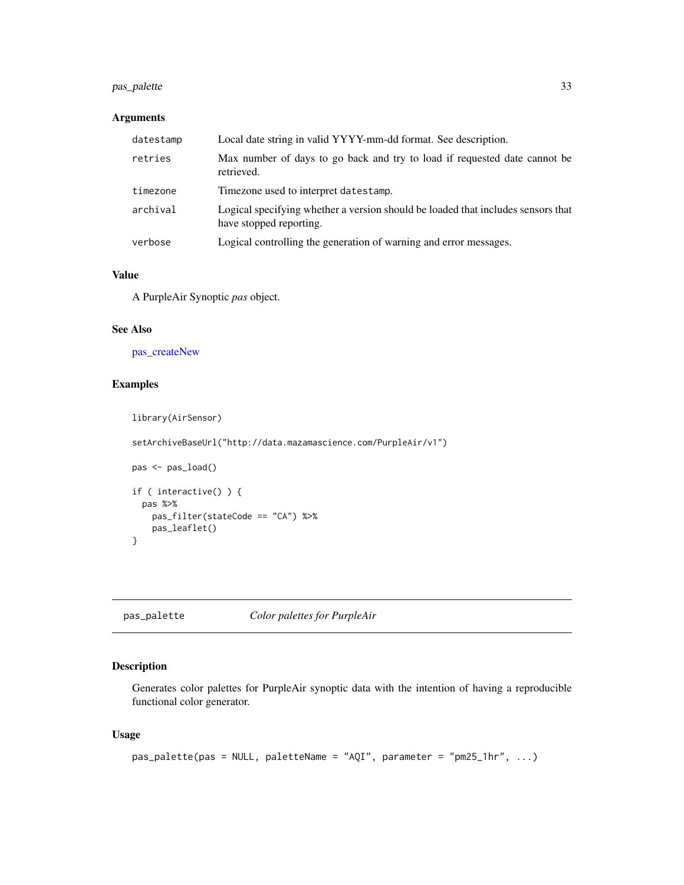## Arguments

| | |
|---|---|
| `datestamp` | Local date string in valid YYYY-mm-dd format. See description. |
| `retries` | Max number of days to go back and try to load if requested date cannot be retrieved. |
| `timezone` | Timezone used to interpret `datestamp`. |
| `archival` | Logical specifying whether a version should be loaded that includes sensors that have stopped reporting. |
| `verbose` | Logical controlling the generation of warning and error messages. |

## Value

A PurpleAir Synoptic *pas* object.

## See Also

pas_createNew

## Examples

```
library(AirSensor)

setArchiveBaseUrl("http://data.mazamascience.com/PurpleAir/v1")

pas <- pas_load()

if ( interactive() ) {
  pas %>%
    pas_filter(stateCode == "CA") %>%
    pas_leaflet()
}
```

---

# pas_palette *Color palettes for PurpleAir*

## Description

Generates color palettes for PurpleAir synoptic data with the intention of having a reproducible functional color generator.

## Usage

```
pas_palette(pas = NULL, paletteName = "AQI", parameter = "pm25_1hr", ...)
```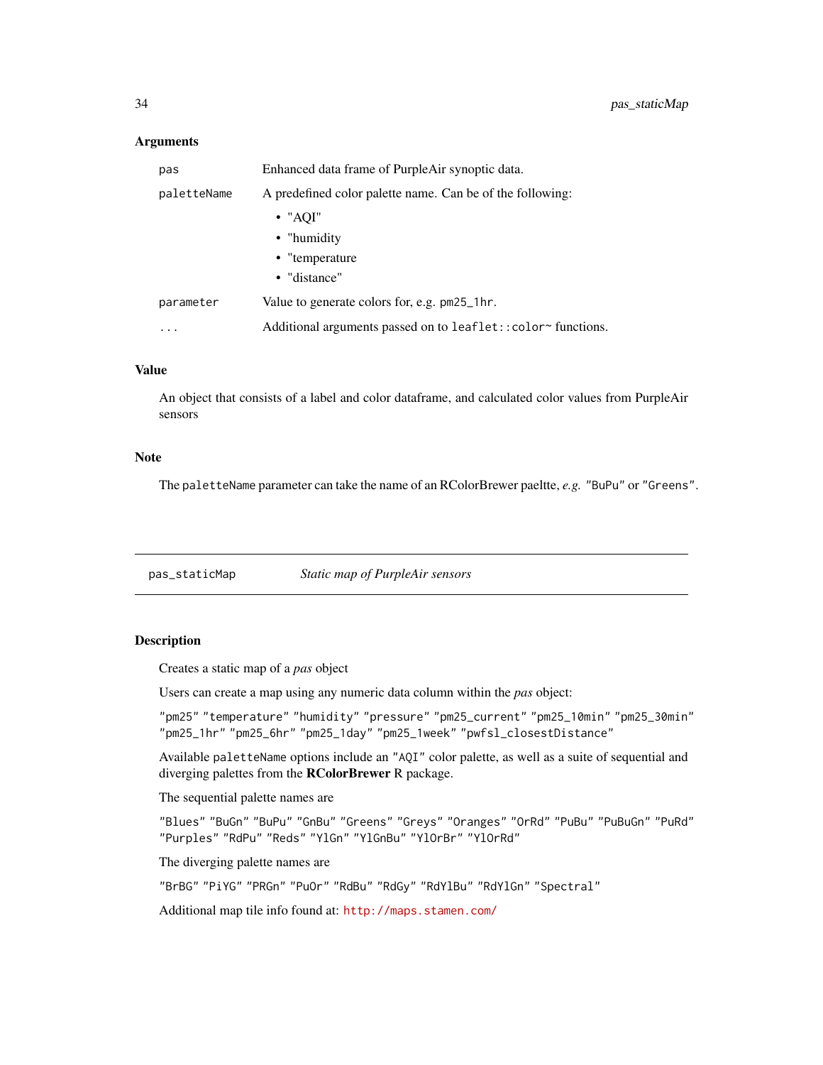### Arguments

| | |
|---|---|
| `pas` | Enhanced data frame of PurpleAir synoptic data. |
| `paletteName` | A predefined color palette name. Can be of the following:<br>• "AQI"<br>• "humidity<br>• "temperature<br>• "distance" |
| `parameter` | Value to generate colors for, e.g. `pm25_1hr`. |
| `...` | Additional arguments passed on to `leaflet::color~` functions. |

### Value

An object that consists of a label and color dataframe, and calculated color values from PurpleAir sensors

### Note

The `paletteName` parameter can take the name of an RColorBrewer paeltte, *e.g.* `"BuPu"` or `"Greens"`.

---

## pas_staticMap — *Static map of PurpleAir sensors*

---

### Description

Creates a static map of a *pas* object

Users can create a map using any numeric data column within the *pas* object:

`"pm25"` `"temperature"` `"humidity"` `"pressure"` `"pm25_current"` `"pm25_10min"` `"pm25_30min"` `"pm25_1hr"` `"pm25_6hr"` `"pm25_1day"` `"pm25_1week"` `"pwfsl_closestDistance"`

Available `paletteName` options include an `"AQI"` color palette, as well as a suite of sequential and diverging palettes from the **RColorBrewer** R package.

The sequential palette names are

`"Blues"` `"BuGn"` `"BuPu"` `"GnBu"` `"Greens"` `"Greys"` `"Oranges"` `"OrRd"` `"PuBu"` `"PuBuGn"` `"PuRd"` `"Purples"` `"RdPu"` `"Reds"` `"YlGn"` `"YlGnBu"` `"YlOrBr"` `"YlOrRd"`

The diverging palette names are

`"BrBG"` `"PiYG"` `"PRGn"` `"PuOr"` `"RdBu"` `"RdGy"` `"RdYlBu"` `"RdYlGn"` `"Spectral"`

Additional map tile info found at: http://maps.stamen.com/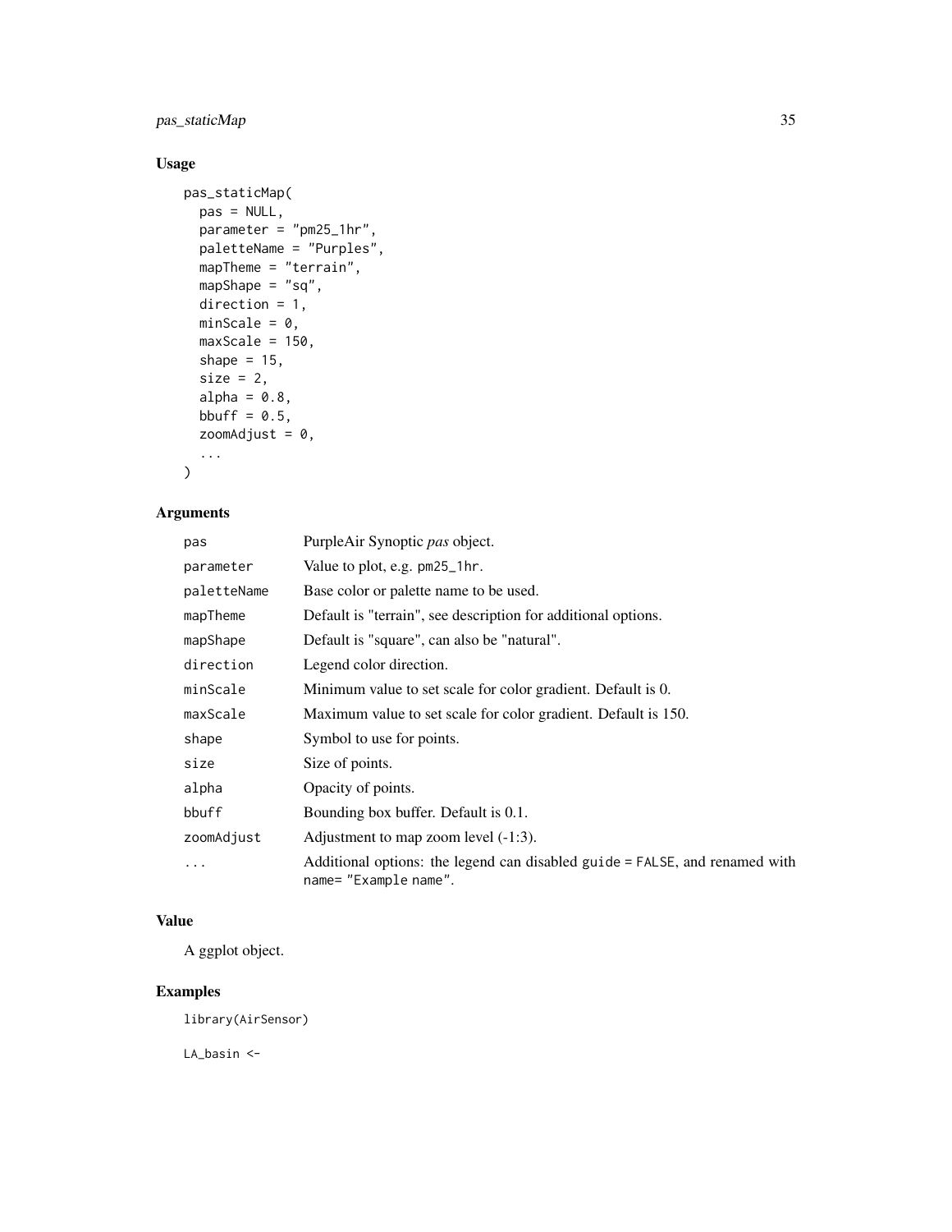## Usage

```
pas_staticMap(
  pas = NULL,
  parameter = "pm25_1hr",
  paletteName = "Purples",
  mapTheme = "terrain",
  mapShape = "sq",
  direction = 1,
  minScale = 0,
  maxScale = 150,
  shape = 15,
  size = 2,
  alpha = 0.8,
  bbuff = 0.5,
  zoomAdjust = 0,
  ...
)
```

## Arguments

| | |
|---|---|
| pas | PurpleAir Synoptic *pas* object. |
| parameter | Value to plot, e.g. `pm25_1hr`. |
| paletteName | Base color or palette name to be used. |
| mapTheme | Default is "terrain", see description for additional options. |
| mapShape | Default is "square", can also be "natural". |
| direction | Legend color direction. |
| minScale | Minimum value to set scale for color gradient. Default is 0. |
| maxScale | Maximum value to set scale for color gradient. Default is 150. |
| shape | Symbol to use for points. |
| size | Size of points. |
| alpha | Opacity of points. |
| bbuff | Bounding box buffer. Default is 0.1. |
| zoomAdjust | Adjustment to map zoom level (-1:3). |
| ... | Additional options: the legend can disabled `guide = FALSE`, and renamed with `name= "Example name"`. |

## Value

A ggplot object.

## Examples

```
library(AirSensor)

LA_basin <-
```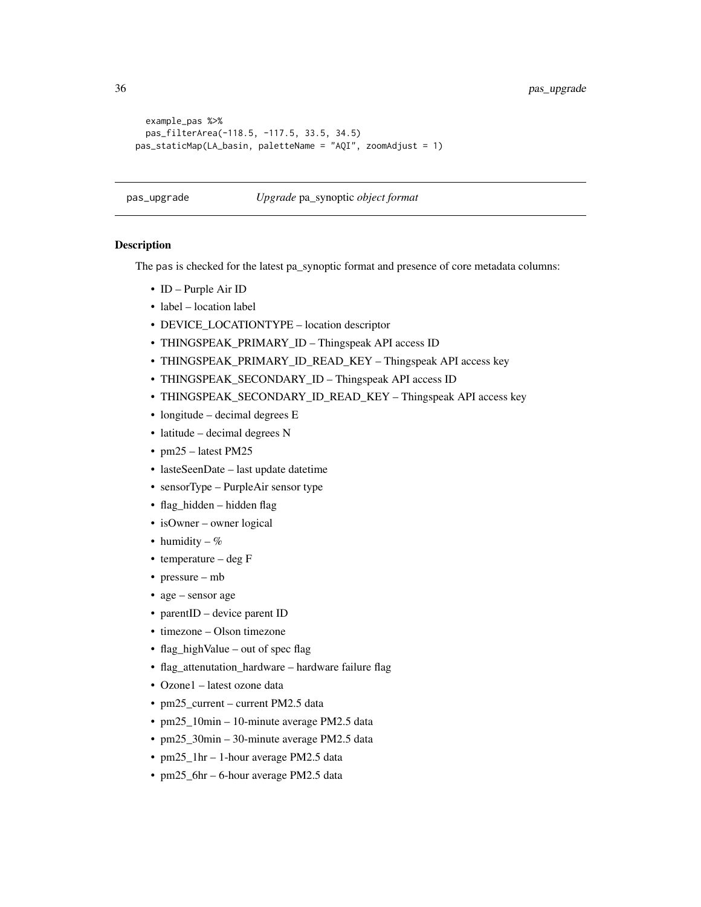```
  example_pas %>%
  pas_filterArea(-118.5, -117.5, 33.5, 34.5)
pas_staticMap(LA_basin, paletteName = "AQI", zoomAdjust = 1)
```

---

## pas_upgrade — *Upgrade* pa_synoptic *object format*

---

### Description

The pas is checked for the latest pa_synoptic format and presence of core metadata columns:

- ID – Purple Air ID
- label – location label
- DEVICE_LOCATIONTYPE – location descriptor
- THINGSPEAK_PRIMARY_ID – Thingspeak API access ID
- THINGSPEAK_PRIMARY_ID_READ_KEY – Thingspeak API access key
- THINGSPEAK_SECONDARY_ID – Thingspeak API access ID
- THINGSPEAK_SECONDARY_ID_READ_KEY – Thingspeak API access key
- longitude – decimal degrees E
- latitude – decimal degrees N
- pm25 – latest PM25
- lasteSeenDate – last update datetime
- sensorType – PurpleAir sensor type
- flag_hidden – hidden flag
- isOwner – owner logical
- humidity – %
- temperature – deg F
- pressure – mb
- age – sensor age
- parentID – device parent ID
- timezone – Olson timezone
- flag_highValue – out of spec flag
- flag_attenutation_hardware – hardware failure flag
- Ozone1 – latest ozone data
- pm25_current – current PM2.5 data
- pm25_10min – 10-minute average PM2.5 data
- pm25_30min – 30-minute average PM2.5 data
- pm25_1hr – 1-hour average PM2.5 data
- pm25_6hr – 6-hour average PM2.5 data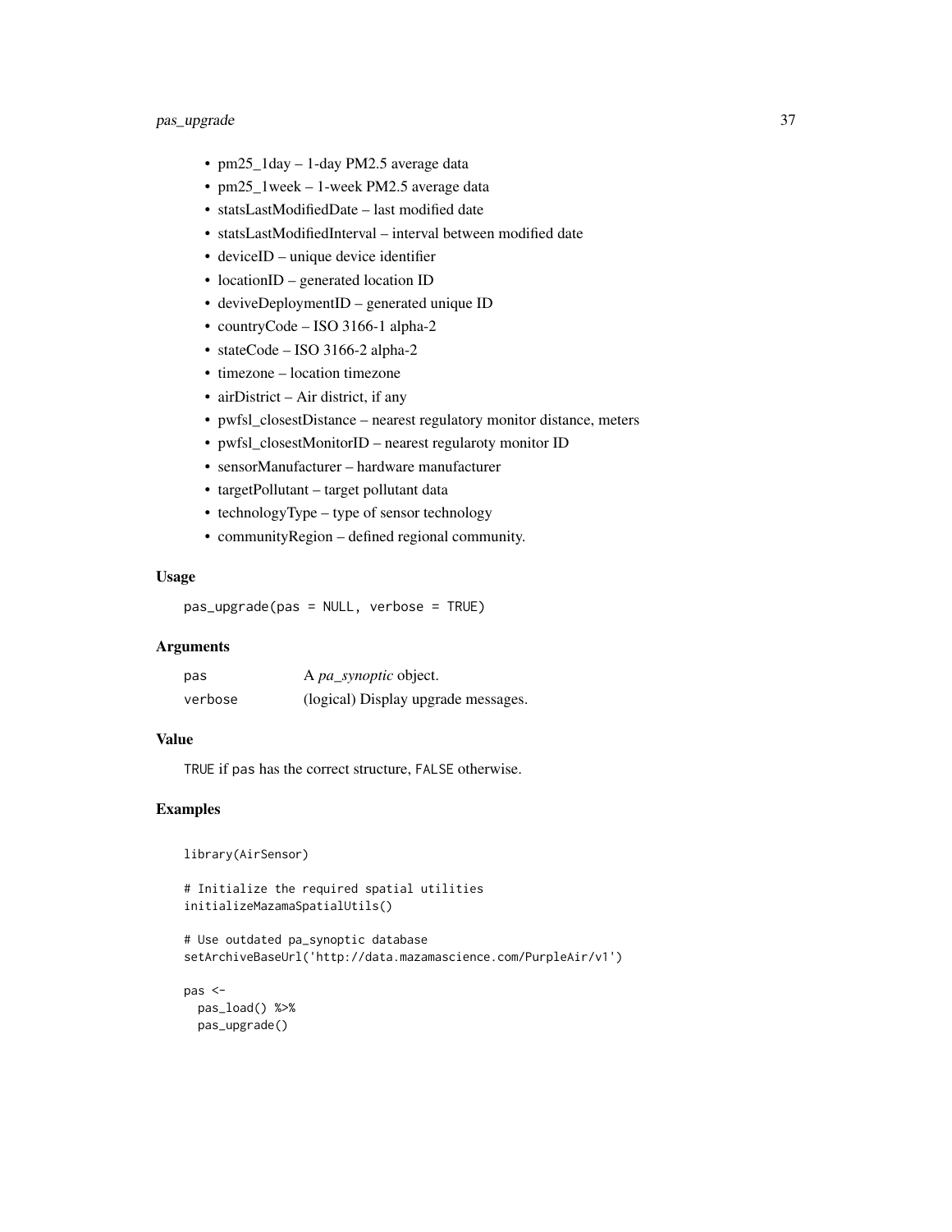- pm25_1day – 1-day PM2.5 average data
- pm25_1week – 1-week PM2.5 average data
- statsLastModifiedDate – last modified date
- statsLastModifiedInterval – interval between modified date
- deviceID – unique device identifier
- locationID – generated location ID
- deviveDeploymentID – generated unique ID
- countryCode – ISO 3166-1 alpha-2
- stateCode – ISO 3166-2 alpha-2
- timezone – location timezone
- airDistrict – Air district, if any
- pwfsl_closestDistance – nearest regulatory monitor distance, meters
- pwfsl_closestMonitorID – nearest regularoty monitor ID
- sensorManufacturer – hardware manufacturer
- targetPollutant – target pollutant data
- technologyType – type of sensor technology
- communityRegion – defined regional community.

### Usage

```
pas_upgrade(pas = NULL, verbose = TRUE)
```

### Arguments

| | |
|---|---|
| pas | A *pa_synoptic* object. |
| verbose | (logical) Display upgrade messages. |

### Value

TRUE if pas has the correct structure, FALSE otherwise.

### Examples

```
library(AirSensor)

# Initialize the required spatial utilities
initializeMazamaSpatialUtils()

# Use outdated pa_synoptic database
setArchiveBaseUrl('http://data.mazamascience.com/PurpleAir/v1')

pas <-
  pas_load() %>%
  pas_upgrade()
```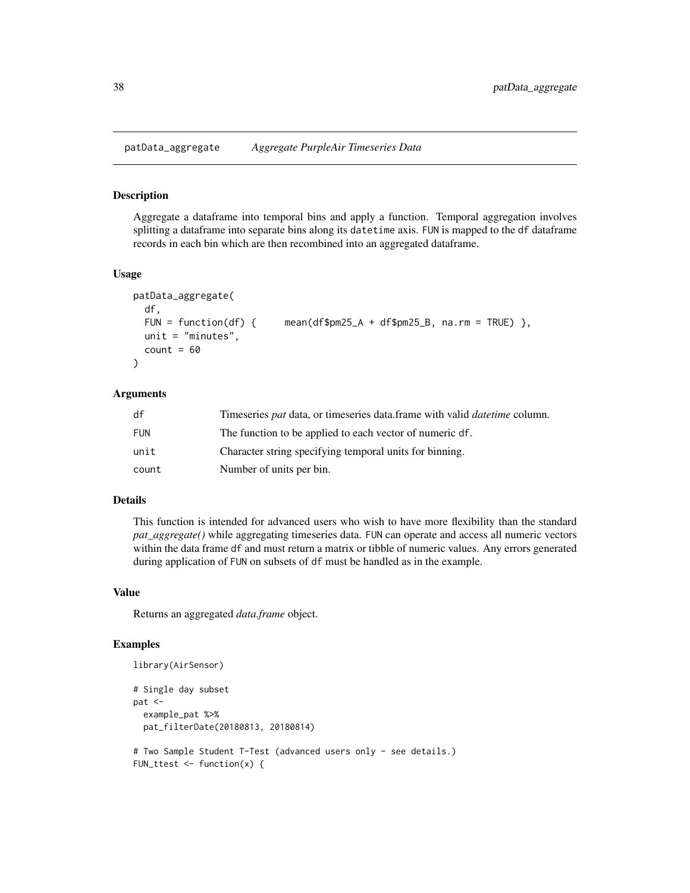patData_aggregate *Aggregate PurpleAir Timeseries Data*

## Description

Aggregate a dataframe into temporal bins and apply a function. Temporal aggregation involves splitting a dataframe into separate bins along its datetime axis. FUN is mapped to the df dataframe records in each bin which are then recombined into an aggregated dataframe.

## Usage

```
patData_aggregate(
  df,
  FUN = function(df) {     mean(df$pm25_A + df$pm25_B, na.rm = TRUE) },
  unit = "minutes",
  count = 60
)
```

## Arguments

| | |
|---|---|
| df | Timeseries *pat* data, or timeseries data.frame with valid *datetime* column. |
| FUN | The function to be applied to each vector of numeric df. |
| unit | Character string specifying temporal units for binning. |
| count | Number of units per bin. |

## Details

This function is intended for advanced users who wish to have more flexibility than the standard *pat_aggregate()* while aggregating timeseries data. FUN can operate and access all numeric vectors within the data frame df and must return a matrix or tibble of numeric values. Any errors generated during application of FUN on subsets of df must be handled as in the example.

## Value

Returns an aggregated *data.frame* object.

## Examples

```
library(AirSensor)

# Single day subset
pat <-
  example_pat %>%
  pat_filterDate(20180813, 20180814)

# Two Sample Student T-Test (advanced users only - see details.)
FUN_ttest <- function(x) {
```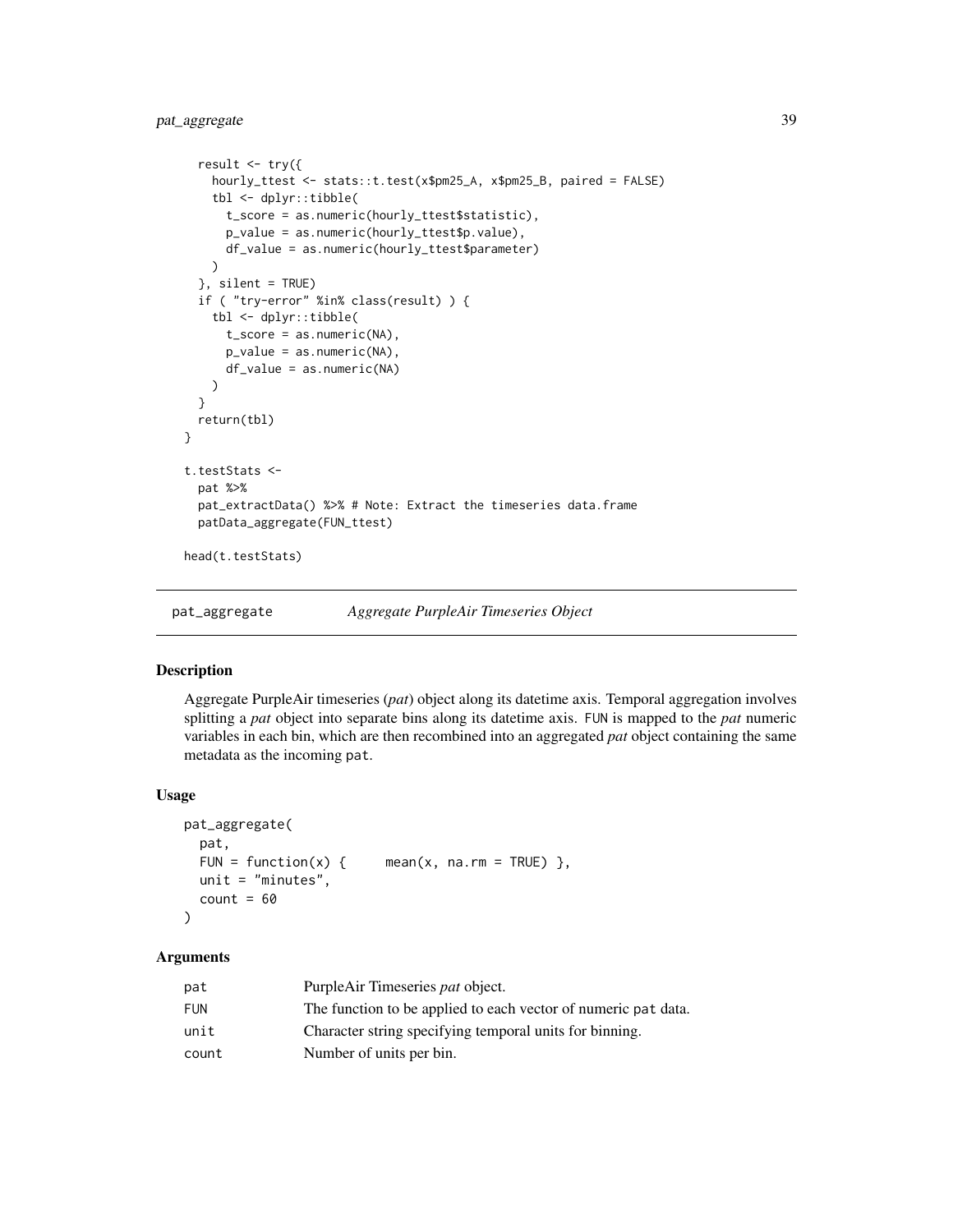```
  result <- try({
    hourly_ttest <- stats::t.test(x$pm25_A, x$pm25_B, paired = FALSE)
    tbl <- dplyr::tibble(
      t_score = as.numeric(hourly_ttest$statistic),
      p_value = as.numeric(hourly_ttest$p.value),
      df_value = as.numeric(hourly_ttest$parameter)
    )
  }, silent = TRUE)
  if ( "try-error" %in% class(result) ) {
    tbl <- dplyr::tibble(
      t_score = as.numeric(NA),
      p_value = as.numeric(NA),
      df_value = as.numeric(NA)
    )
  }
  return(tbl)
}

t.testStats <-
  pat %>%
  pat_extractData() %>% # Note: Extract the timeseries data.frame
  patData_aggregate(FUN_ttest)

head(t.testStats)
```

## pat_aggregate — *Aggregate PurpleAir Timeseries Object*

### Description

Aggregate PurpleAir timeseries (*pat*) object along its datetime axis. Temporal aggregation involves splitting a *pat* object into separate bins along its datetime axis. FUN is mapped to the *pat* numeric variables in each bin, which are then recombined into an aggregated *pat* object containing the same metadata as the incoming pat.

### Usage

```
pat_aggregate(
  pat,
  FUN = function(x) {     mean(x, na.rm = TRUE) },
  unit = "minutes",
  count = 60
)
```

### Arguments

| | |
|---|---|
| pat | PurpleAir Timeseries *pat* object. |
| FUN | The function to be applied to each vector of numeric pat data. |
| unit | Character string specifying temporal units for binning. |
| count | Number of units per bin. |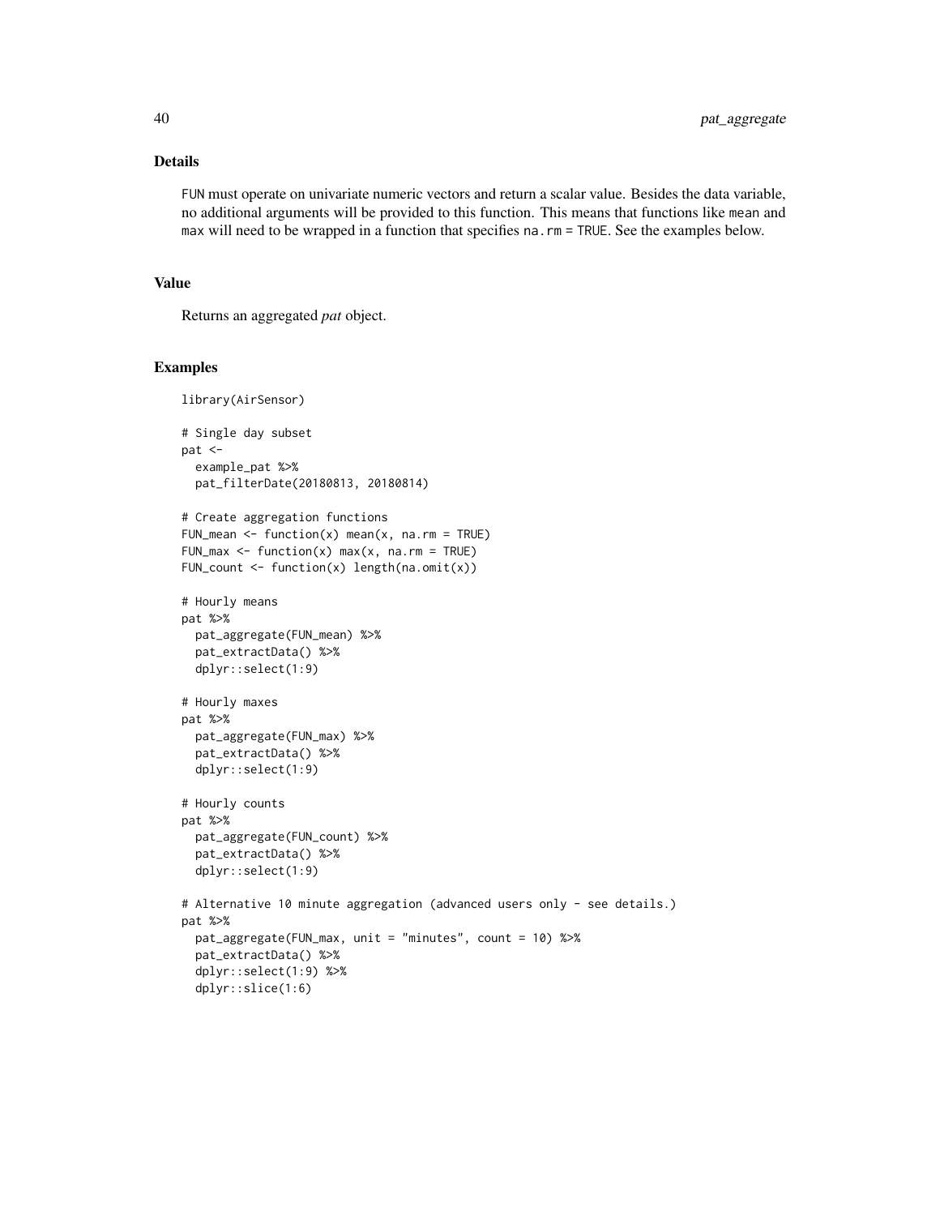## Details

`FUN` must operate on univariate numeric vectors and return a scalar value. Besides the data variable, no additional arguments will be provided to this function. This means that functions like `mean` and `max` will need to be wrapped in a function that specifies `na.rm = TRUE`. See the examples below.

## Value

Returns an aggregated *pat* object.

## Examples

```
library(AirSensor)

# Single day subset
pat <-
  example_pat %>%
  pat_filterDate(20180813, 20180814)

# Create aggregation functions
FUN_mean <- function(x) mean(x, na.rm = TRUE)
FUN_max <- function(x) max(x, na.rm = TRUE)
FUN_count <- function(x) length(na.omit(x))

# Hourly means
pat %>%
  pat_aggregate(FUN_mean) %>%
  pat_extractData() %>%
  dplyr::select(1:9)

# Hourly maxes
pat %>%
  pat_aggregate(FUN_max) %>%
  pat_extractData() %>%
  dplyr::select(1:9)

# Hourly counts
pat %>%
  pat_aggregate(FUN_count) %>%
  pat_extractData() %>%
  dplyr::select(1:9)

# Alternative 10 minute aggregation (advanced users only - see details.)
pat %>%
  pat_aggregate(FUN_max, unit = "minutes", count = 10) %>%
  pat_extractData() %>%
  dplyr::select(1:9) %>%
  dplyr::slice(1:6)
```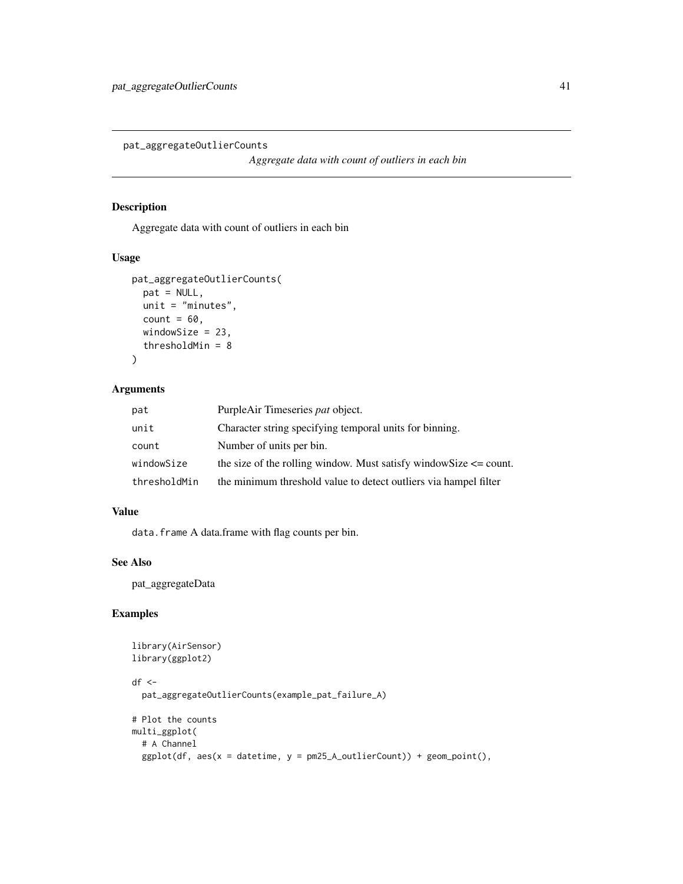## pat_aggregateOutlierCounts

*Aggregate data with count of outliers in each bin*

### Description

Aggregate data with count of outliers in each bin

### Usage

```
pat_aggregateOutlierCounts(
  pat = NULL,
  unit = "minutes",
  count = 60,
  windowSize = 23,
  thresholdMin = 8
)
```

### Arguments

| | |
|---|---|
| pat | PurpleAir Timeseries *pat* object. |
| unit | Character string specifying temporal units for binning. |
| count | Number of units per bin. |
| windowSize | the size of the rolling window. Must satisfy windowSize <= count. |
| thresholdMin | the minimum threshold value to detect outliers via hampel filter |

### Value

`data.frame` A data.frame with flag counts per bin.

### See Also

pat_aggregateData

### Examples

```
library(AirSensor)
library(ggplot2)

df <-
  pat_aggregateOutlierCounts(example_pat_failure_A)

# Plot the counts
multi_ggplot(
  # A Channel
  ggplot(df, aes(x = datetime, y = pm25_A_outlierCount)) + geom_point(),
```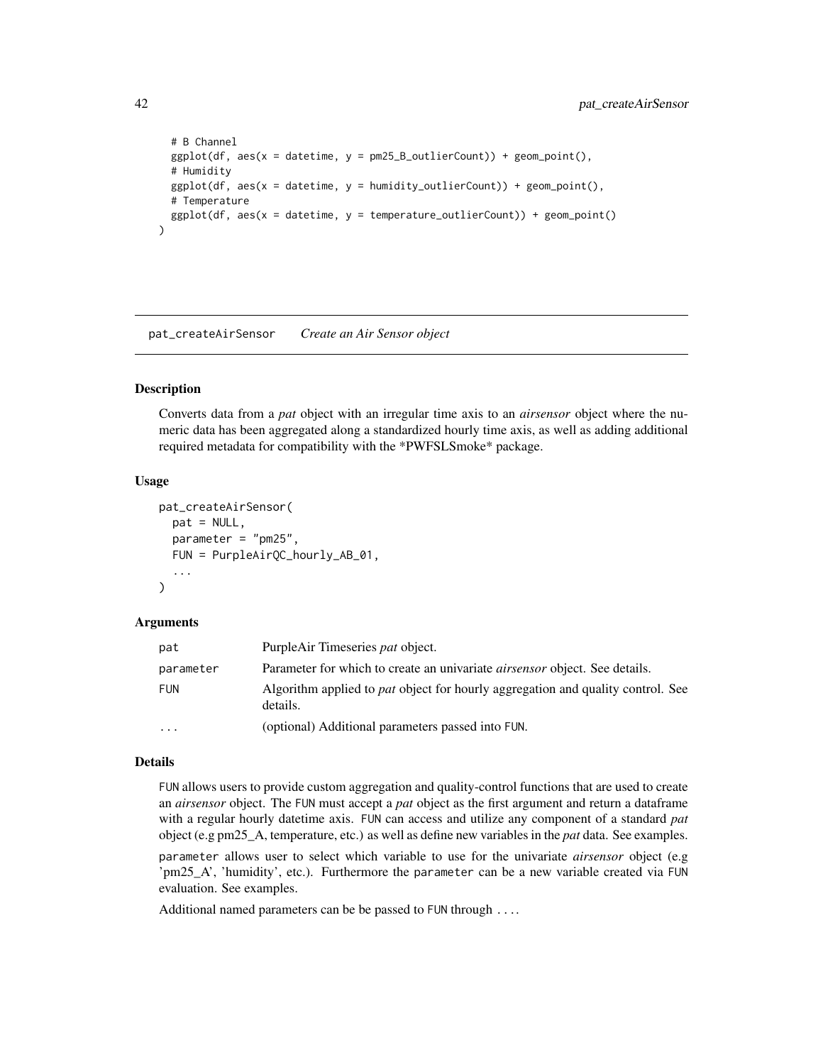```
  # B Channel
  ggplot(df, aes(x = datetime, y = pm25_B_outlierCount)) + geom_point(),
  # Humidity
  ggplot(df, aes(x = datetime, y = humidity_outlierCount)) + geom_point(),
  # Temperature
  ggplot(df, aes(x = datetime, y = temperature_outlierCount)) + geom_point()
)
```

---

## pat_createAirSensor *Create an Air Sensor object*

### Description

Converts data from a *pat* object with an irregular time axis to an *airsensor* object where the numeric data has been aggregated along a standardized hourly time axis, as well as adding additional required metadata for compatibility with the *PWFSLSmoke* package.

### Usage

```
pat_createAirSensor(
  pat = NULL,
  parameter = "pm25",
  FUN = PurpleAirQC_hourly_AB_01,
  ...
)
```

### Arguments

| | |
|---|---|
| `pat` | PurpleAir Timeseries *pat* object. |
| `parameter` | Parameter for which to create an univariate *airsensor* object. See details. |
| `FUN` | Algorithm applied to *pat* object for hourly aggregation and quality control. See details. |
| `...` | (optional) Additional parameters passed into `FUN`. |

### Details

`FUN` allows users to provide custom aggregation and quality-control functions that are used to create an *airsensor* object. The `FUN` must accept a *pat* object as the first argument and return a dataframe with a regular hourly datetime axis. `FUN` can access and utilize any component of a standard *pat* object (e.g pm25_A, temperature, etc.) as well as define new variables in the *pat* data. See examples.

`parameter` allows user to select which variable to use for the univariate *airsensor* object (e.g 'pm25_A', 'humidity', etc.). Furthermore the `parameter` can be a new variable created via `FUN` evaluation. See examples.

Additional named parameters can be be passed to `FUN` through `...`.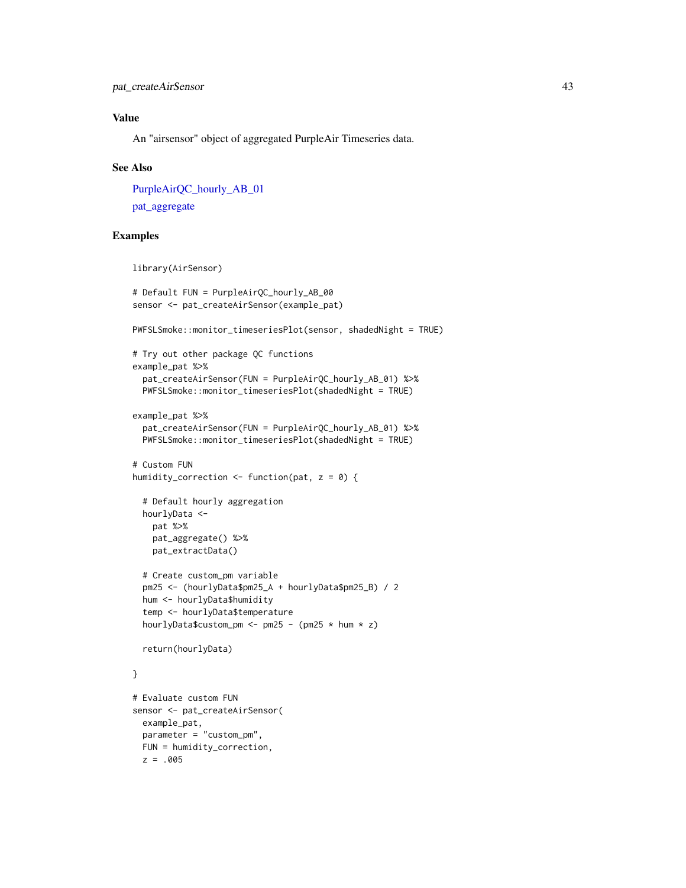## Value

An "airsensor" object of aggregated PurpleAir Timeseries data.

## See Also

PurpleAirQC_hourly_AB_01

pat_aggregate

## Examples

```
library(AirSensor)

# Default FUN = PurpleAirQC_hourly_AB_00
sensor <- pat_createAirSensor(example_pat)

PWFSLSmoke::monitor_timeseriesPlot(sensor, shadedNight = TRUE)

# Try out other package QC functions
example_pat %>%
  pat_createAirSensor(FUN = PurpleAirQC_hourly_AB_01) %>%
  PWFSLSmoke::monitor_timeseriesPlot(shadedNight = TRUE)

example_pat %>%
  pat_createAirSensor(FUN = PurpleAirQC_hourly_AB_01) %>%
  PWFSLSmoke::monitor_timeseriesPlot(shadedNight = TRUE)

# Custom FUN
humidity_correction <- function(pat, z = 0) {

  # Default hourly aggregation
  hourlyData <-
    pat %>%
    pat_aggregate() %>%
    pat_extractData()

  # Create custom_pm variable
  pm25 <- (hourlyData$pm25_A + hourlyData$pm25_B) / 2
  hum <- hourlyData$humidity
  temp <- hourlyData$temperature
  hourlyData$custom_pm <- pm25 - (pm25 * hum * z)

  return(hourlyData)

}

# Evaluate custom FUN
sensor <- pat_createAirSensor(
  example_pat,
  parameter = "custom_pm",
  FUN = humidity_correction,
  z = .005
```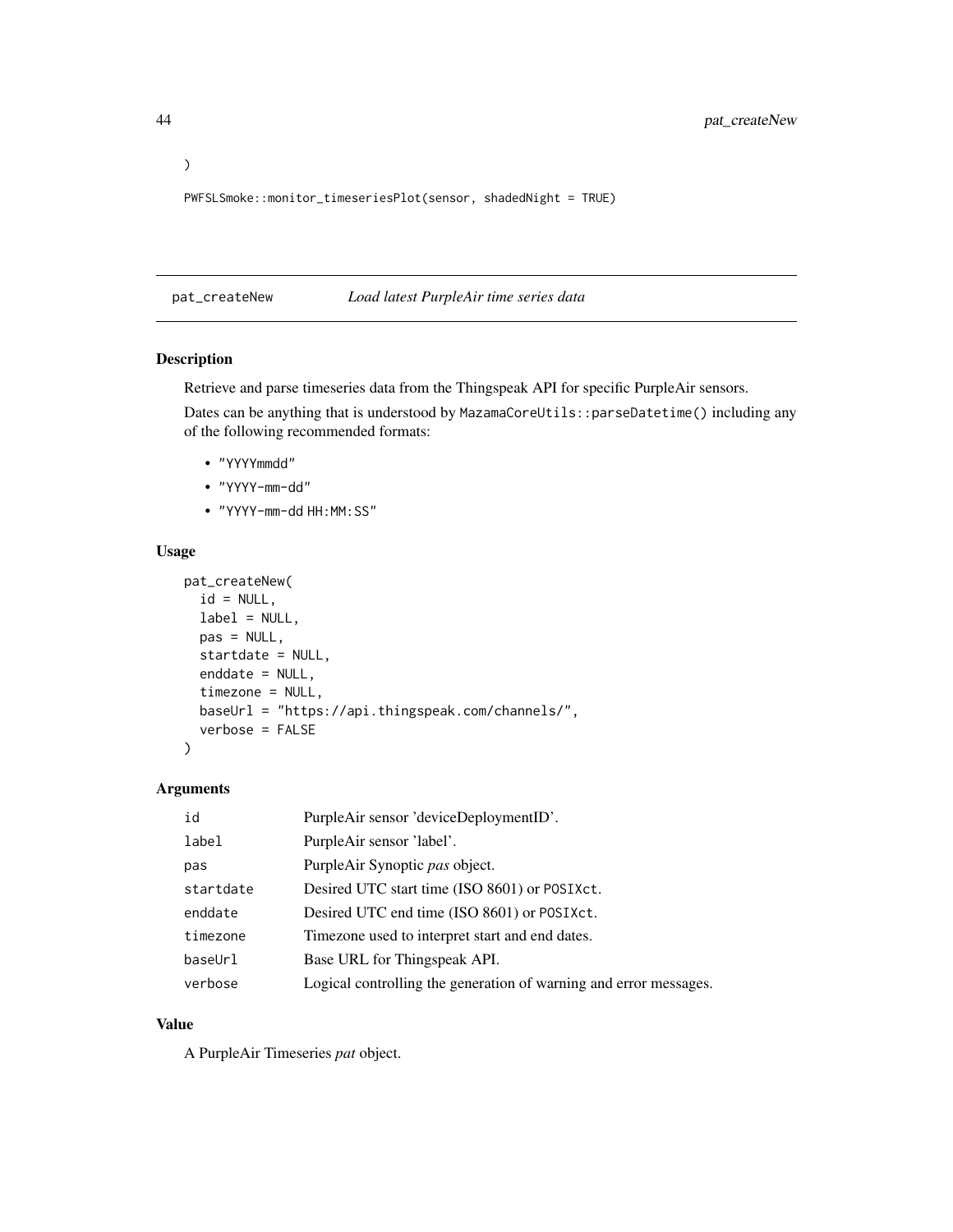```
)

PWFSLSmoke::monitor_timeseriesPlot(sensor, shadedNight = TRUE)
```

## pat_createNew *Load latest PurpleAir time series data*

### Description

Retrieve and parse timeseries data from the Thingspeak API for specific PurpleAir sensors.

Dates can be anything that is understood by `MazamaCoreUtils::parseDatetime()` including any of the following recommended formats:

- `"YYYYmmdd"`
- `"YYYY-mm-dd"`
- `"YYYY-mm-dd HH:MM:SS"`

### Usage

```
pat_createNew(
  id = NULL,
  label = NULL,
  pas = NULL,
  startdate = NULL,
  enddate = NULL,
  timezone = NULL,
  baseUrl = "https://api.thingspeak.com/channels/",
  verbose = FALSE
)
```

### Arguments

| | |
|---|---|
| id | PurpleAir sensor 'deviceDeploymentID'. |
| label | PurpleAir sensor 'label'. |
| pas | PurpleAir Synoptic *pas* object. |
| startdate | Desired UTC start time (ISO 8601) or `POSIXct`. |
| enddate | Desired UTC end time (ISO 8601) or `POSIXct`. |
| timezone | Timezone used to interpret start and end dates. |
| baseUrl | Base URL for Thingspeak API. |
| verbose | Logical controlling the generation of warning and error messages. |

### Value

A PurpleAir Timeseries *pat* object.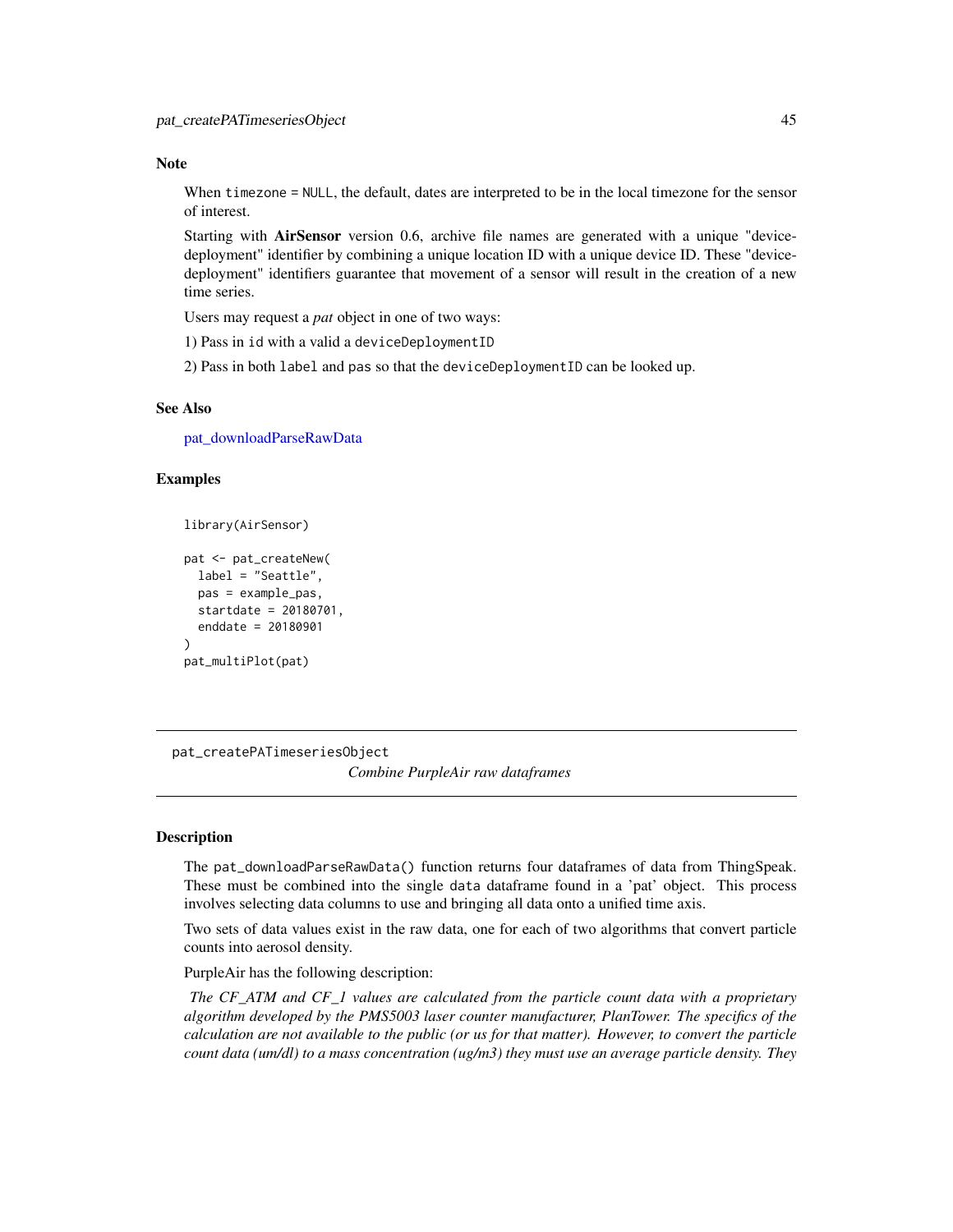### Note

When `timezone = NULL`, the default, dates are interpreted to be in the local timezone for the sensor of interest.

Starting with **AirSensor** version 0.6, archive file names are generated with a unique "device-deployment" identifier by combining a unique location ID with a unique device ID. These "device-deployment" identifiers guarantee that movement of a sensor will result in the creation of a new time series.

Users may request a *pat* object in one of two ways:

1) Pass in `id` with a valid a `deviceDeploymentID`

2) Pass in both `label` and `pas` so that the `deviceDeploymentID` can be looked up.

### See Also

pat_downloadParseRawData

### Examples

```
library(AirSensor)

pat <- pat_createNew(
  label = "Seattle",
  pas = example_pas,
  startdate = 20180701,
  enddate = 20180901
)
pat_multiPlot(pat)
```

---

## pat_createPATimeseriesObject

*Combine PurpleAir raw dataframes*

---

### Description

The `pat_downloadParseRawData()` function returns four dataframes of data from ThingSpeak. These must be combined into the single `data` dataframe found in a 'pat' object. This process involves selecting data columns to use and bringing all data onto a unified time axis.

Two sets of data values exist in the raw data, one for each of two algorithms that convert particle counts into aerosol density.

PurpleAir has the following description:

*The CF_ATM and CF_1 values are calculated from the particle count data with a proprietary algorithm developed by the PMS5003 laser counter manufacturer, PlanTower. The specifics of the calculation are not available to the public (or us for that matter). However, to convert the particle count data (um/dl) to a mass concentration (ug/m3) they must use an average particle density. They*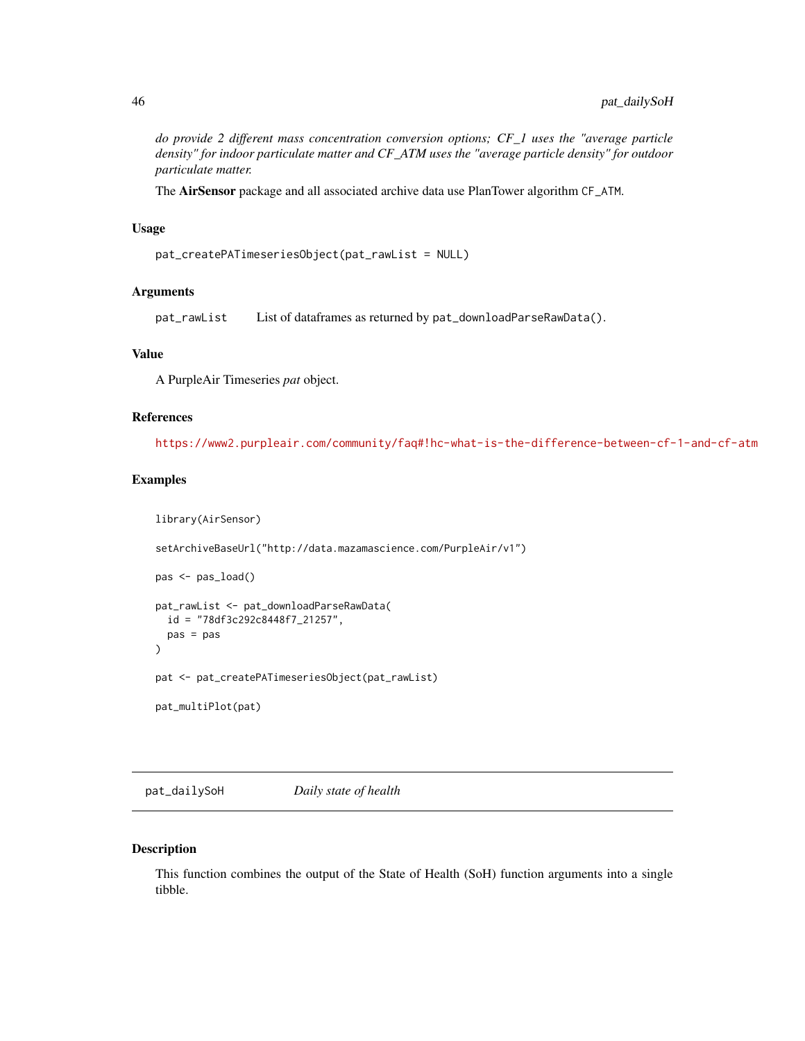*do provide 2 different mass concentration conversion options; CF_1 uses the "average particle density" for indoor particulate matter and CF_ATM uses the "average particle density" for outdoor particulate matter.*

The **AirSensor** package and all associated archive data use PlanTower algorithm `CF_ATM`.

### Usage

```
pat_createPATimeseriesObject(pat_rawList = NULL)
```

### Arguments

| | |
|---|---|
| `pat_rawList` | List of dataframes as returned by `pat_downloadParseRawData()`. |

### Value

A PurpleAir Timeseries *pat* object.

### References

https://www2.purpleair.com/community/faq#!hc-what-is-the-difference-between-cf-1-and-cf-atm

### Examples

```
library(AirSensor)

setArchiveBaseUrl("http://data.mazamascience.com/PurpleAir/v1")

pas <- pas_load()

pat_rawList <- pat_downloadParseRawData(
  id = "78df3c292c8448f7_21257",
  pas = pas
)

pat <- pat_createPATimeseriesObject(pat_rawList)

pat_multiPlot(pat)
```

---

## `pat_dailySoH` *Daily state of health*

### Description

This function combines the output of the State of Health (SoH) function arguments into a single tibble.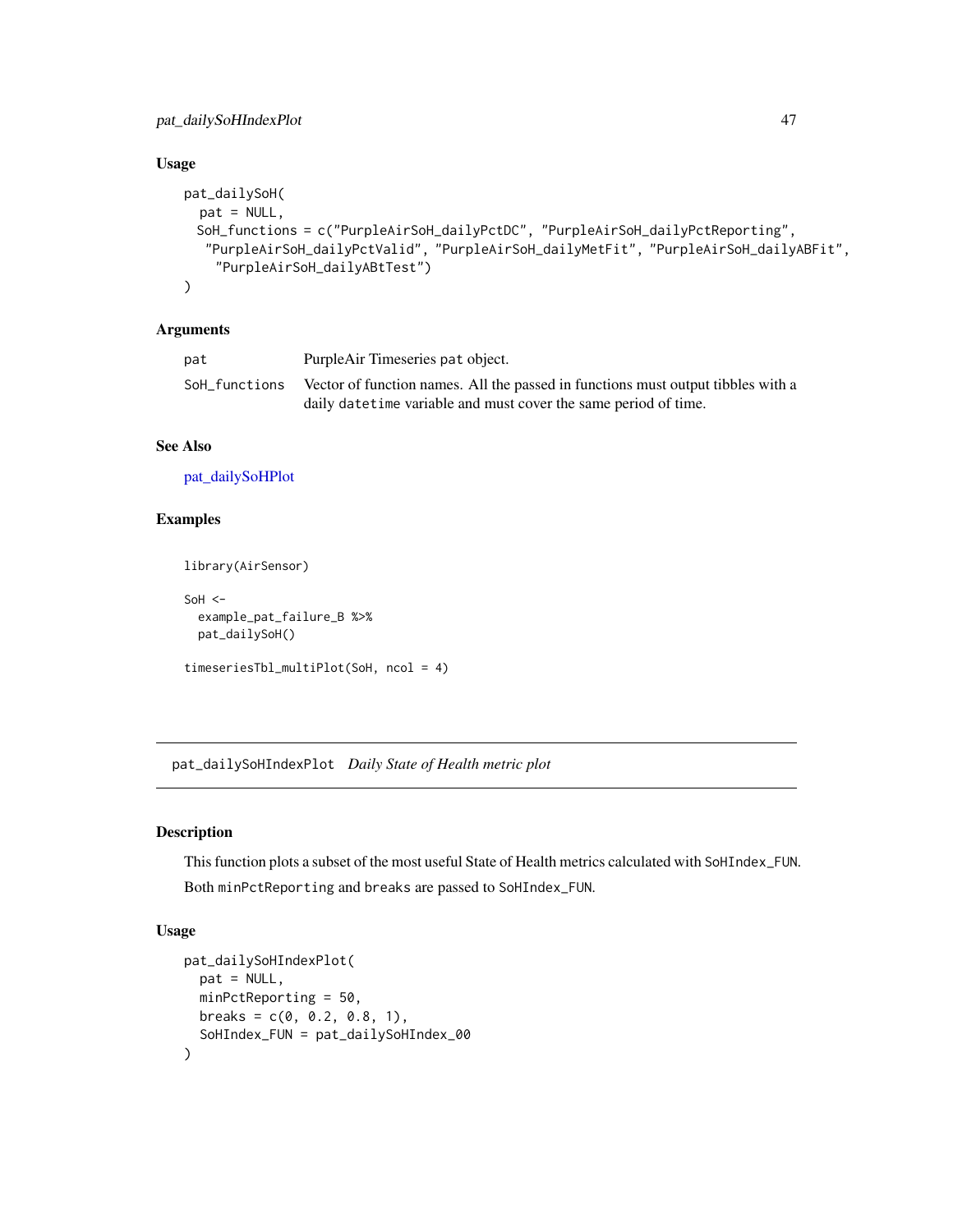### Usage

```
pat_dailySoH(
  pat = NULL,
  SoH_functions = c("PurpleAirSoH_dailyPctDC", "PurpleAirSoH_dailyPctReporting",
   "PurpleAirSoH_dailyPctValid", "PurpleAirSoH_dailyMetFit", "PurpleAirSoH_dailyABFit",
    "PurpleAirSoH_dailyABtTest")
)
```

### Arguments

| | |
|---|---|
| pat | PurpleAir Timeseries pat object. |
| SoH_functions | Vector of function names. All the passed in functions must output tibbles with a daily datetime variable and must cover the same period of time. |

### See Also

pat_dailySoHPlot

### Examples

```
library(AirSensor)

SoH <-
  example_pat_failure_B %>%
  pat_dailySoH()

timeseriesTbl_multiPlot(SoH, ncol = 4)
```

---

## pat_dailySoHIndexPlot *Daily State of Health metric plot*

### Description

This function plots a subset of the most useful State of Health metrics calculated with SoHIndex_FUN.

Both minPctReporting and breaks are passed to SoHIndex_FUN.

### Usage

```
pat_dailySoHIndexPlot(
  pat = NULL,
  minPctReporting = 50,
  breaks = c(0, 0.2, 0.8, 1),
  SoHIndex_FUN = pat_dailySoHIndex_00
)
```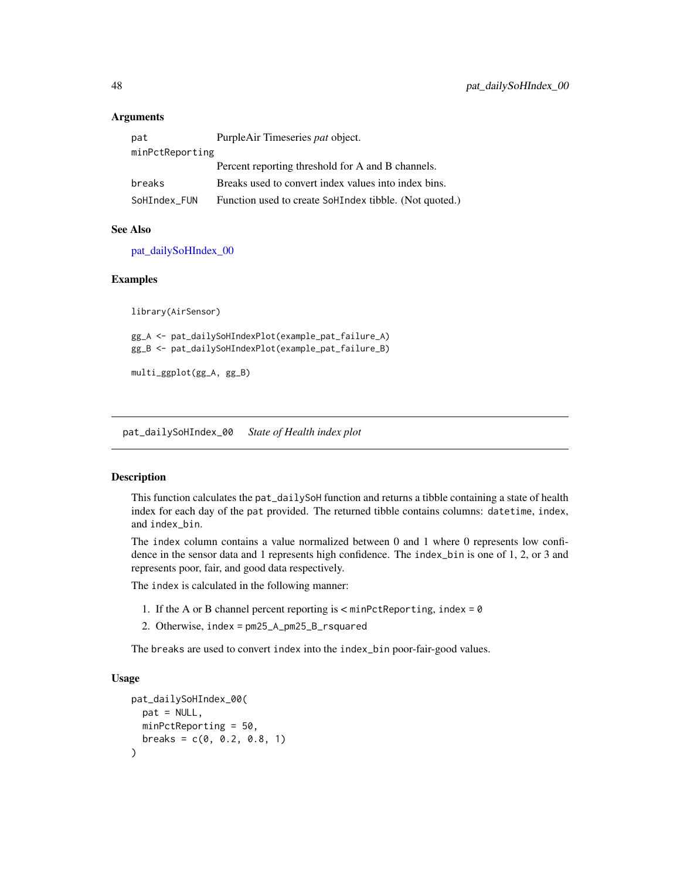### Arguments

| | |
|---|---|
| pat | PurpleAir Timeseries *pat* object. |
| minPctReporting | Percent reporting threshold for A and B channels. |
| breaks | Breaks used to convert index values into index bins. |
| SoHIndex_FUN | Function used to create SoHIndex tibble. (Not quoted.) |

### See Also

pat_dailySoHIndex_00

### Examples

```
library(AirSensor)

gg_A <- pat_dailySoHIndexPlot(example_pat_failure_A)
gg_B <- pat_dailySoHIndexPlot(example_pat_failure_B)

multi_ggplot(gg_A, gg_B)
```

---

## pat_dailySoHIndex_00 *State of Health index plot*

---

### Description

This function calculates the pat_dailySoH function and returns a tibble containing a state of health index for each day of the pat provided. The returned tibble contains columns: datetime, index, and index_bin.

The index column contains a value normalized between 0 and 1 where 0 represents low confidence in the sensor data and 1 represents high confidence. The index_bin is one of 1, 2, or 3 and represents poor, fair, and good data respectively.

The index is calculated in the following manner:

1. If the A or B channel percent reporting is < minPctReporting, index = 0
2. Otherwise, index = pm25_A_pm25_B_rsquared

The breaks are used to convert index into the index_bin poor-fair-good values.

### Usage

```
pat_dailySoHIndex_00(
  pat = NULL,
  minPctReporting = 50,
  breaks = c(0, 0.2, 0.8, 1)
)
```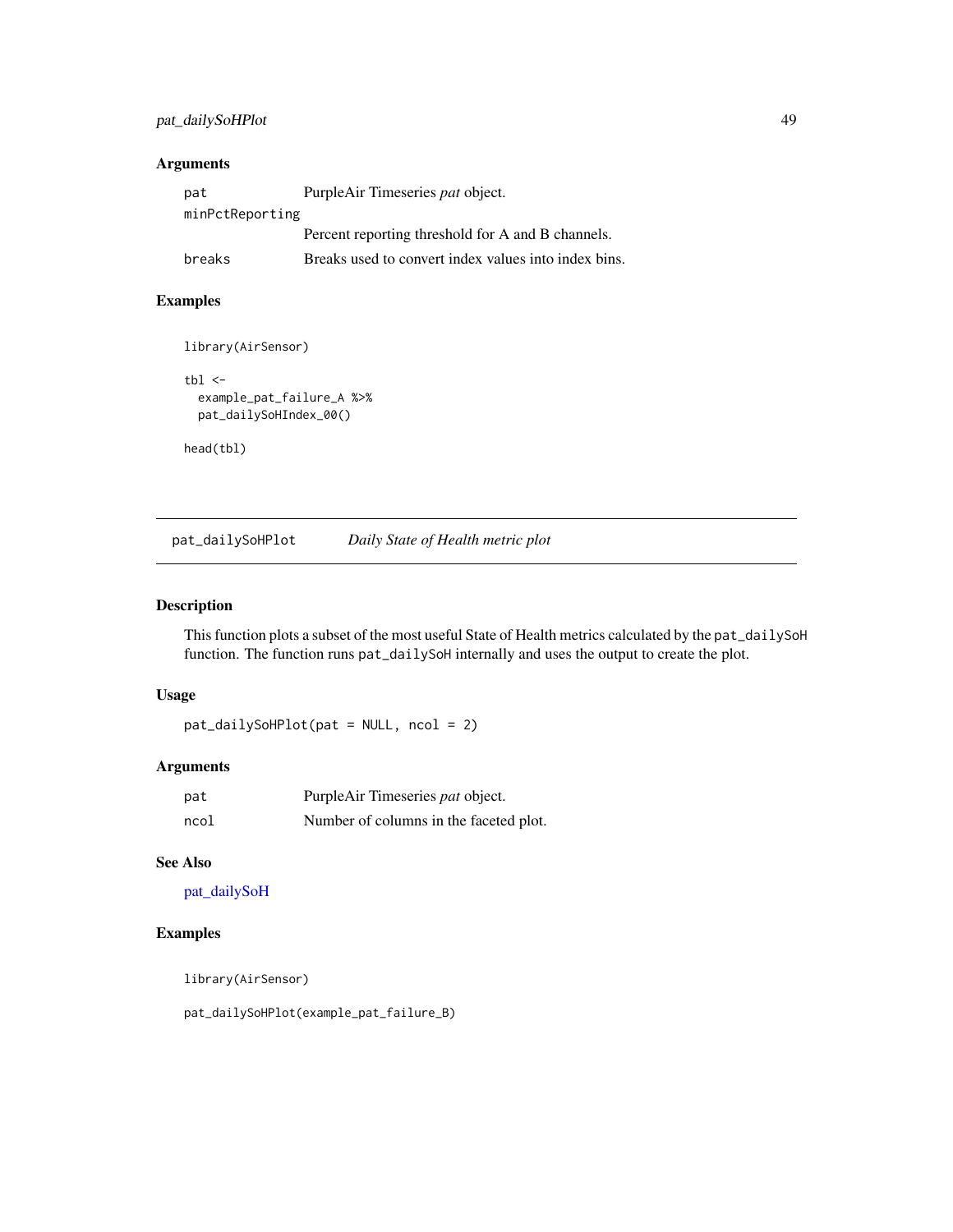### Arguments

| | |
|---|---|
| pat | PurpleAir Timeseries *pat* object. |
| minPctReporting | Percent reporting threshold for A and B channels. |
| breaks | Breaks used to convert index values into index bins. |

### Examples

```
library(AirSensor)

tbl <-
  example_pat_failure_A %>%
  pat_dailySoHIndex_00()

head(tbl)
```

---

## pat_dailySoHPlot — *Daily State of Health metric plot*

---

### Description

This function plots a subset of the most useful State of Health metrics calculated by the `pat_dailySoH` function. The function runs `pat_dailySoH` internally and uses the output to create the plot.

### Usage

```
pat_dailySoHPlot(pat = NULL, ncol = 2)
```

### Arguments

| | |
|---|---|
| pat | PurpleAir Timeseries *pat* object. |
| ncol | Number of columns in the faceted plot. |

### See Also

pat_dailySoH

### Examples

```
library(AirSensor)

pat_dailySoHPlot(example_pat_failure_B)
```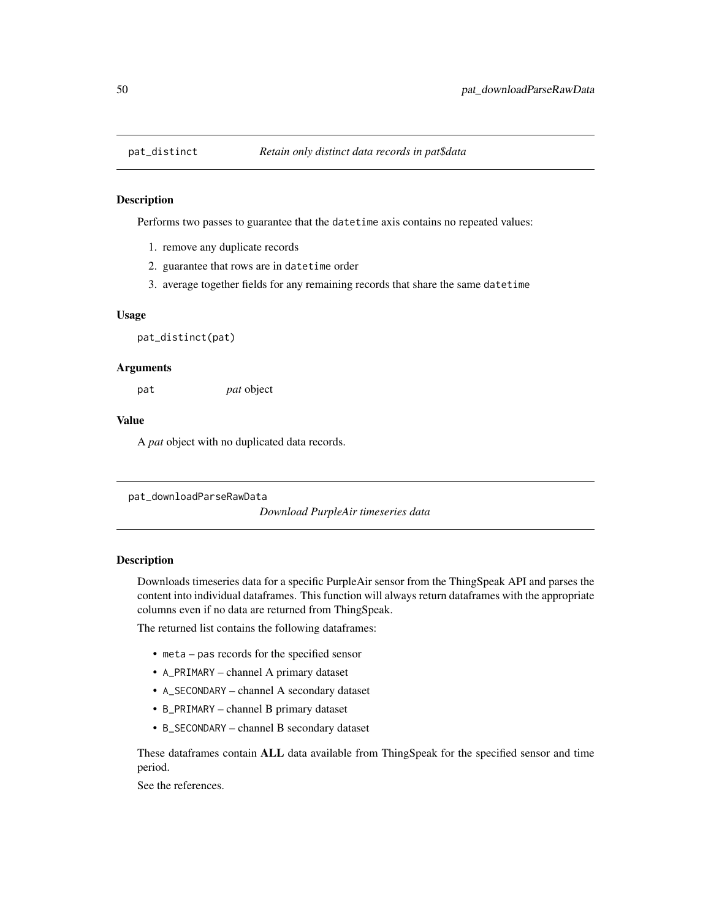## pat_distinct *Retain only distinct data records in pat$data*

### Description

Performs two passes to guarantee that the `datetime` axis contains no repeated values:

1. remove any duplicate records
2. guarantee that rows are in `datetime` order
3. average together fields for any remaining records that share the same `datetime`

### Usage

```
pat_distinct(pat)
```

### Arguments

| | |
|---|---|
| `pat` | *pat* object |

### Value

A *pat* object with no duplicated data records.

## pat_downloadParseRawData *Download PurpleAir timeseries data*

### Description

Downloads timeseries data for a specific PurpleAir sensor from the ThingSpeak API and parses the content into individual dataframes. This function will always return dataframes with the appropriate columns even if no data are returned from ThingSpeak.

The returned list contains the following dataframes:

- `meta` – `pas` records for the specified sensor
- `A_PRIMARY` – channel A primary dataset
- `A_SECONDARY` – channel A secondary dataset
- `B_PRIMARY` – channel B primary dataset
- `B_SECONDARY` – channel B secondary dataset

These dataframes contain **ALL** data available from ThingSpeak for the specified sensor and time period.

See the references.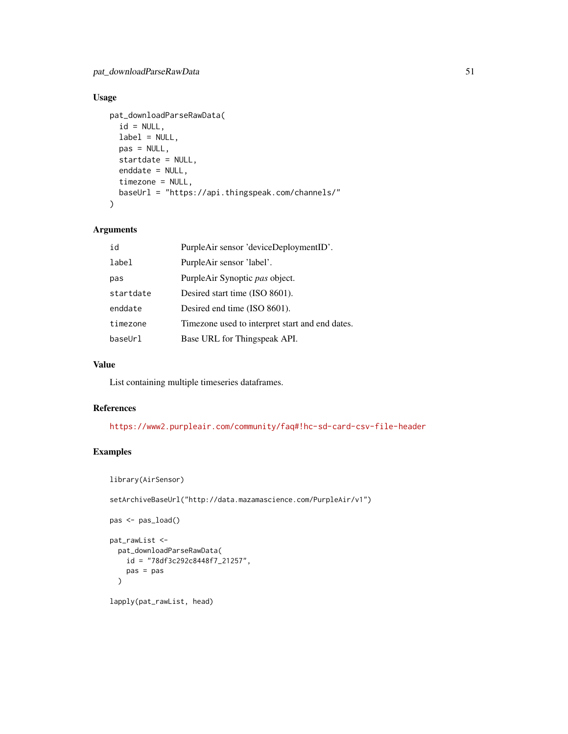## Usage

```
pat_downloadParseRawData(
  id = NULL,
  label = NULL,
  pas = NULL,
  startdate = NULL,
  enddate = NULL,
  timezone = NULL,
  baseUrl = "https://api.thingspeak.com/channels/"
)
```

## Arguments

| | |
|---|---|
| id | PurpleAir sensor 'deviceDeploymentID'. |
| label | PurpleAir sensor 'label'. |
| pas | PurpleAir Synoptic *pas* object. |
| startdate | Desired start time (ISO 8601). |
| enddate | Desired end time (ISO 8601). |
| timezone | Timezone used to interpret start and end dates. |
| baseUrl | Base URL for Thingspeak API. |

## Value

List containing multiple timeseries dataframes.

## References

https://www2.purpleair.com/community/faq#!hc-sd-card-csv-file-header

## Examples

```
library(AirSensor)

setArchiveBaseUrl("http://data.mazamascience.com/PurpleAir/v1")

pas <- pas_load()

pat_rawList <-
  pat_downloadParseRawData(
    id = "78df3c292c8448f7_21257",
    pas = pas
  )

lapply(pat_rawList, head)
```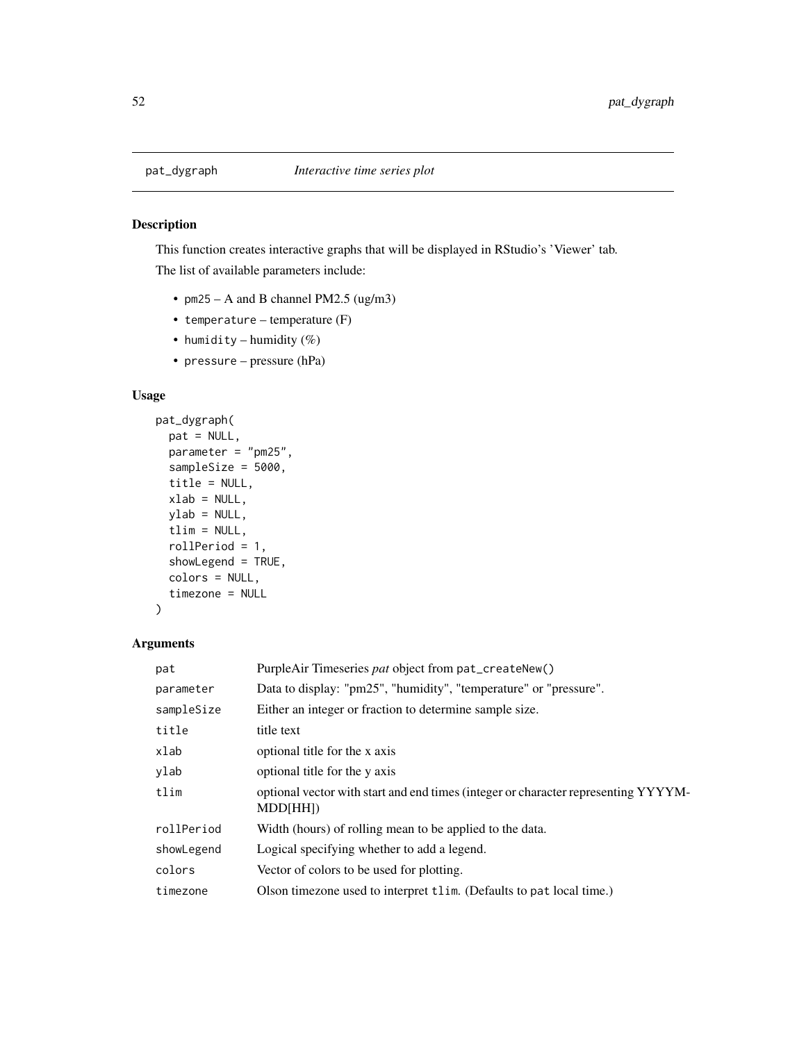# pat_dygraph *Interactive time series plot*

## Description

This function creates interactive graphs that will be displayed in RStudio's 'Viewer' tab.

The list of available parameters include:

- `pm25` – A and B channel PM2.5 (ug/m3)
- `temperature` – temperature (F)
- `humidity` – humidity (%)
- `pressure` – pressure (hPa)

## Usage

```
pat_dygraph(
  pat = NULL,
  parameter = "pm25",
  sampleSize = 5000,
  title = NULL,
  xlab = NULL,
  ylab = NULL,
  tlim = NULL,
  rollPeriod = 1,
  showLegend = TRUE,
  colors = NULL,
  timezone = NULL
)
```

## Arguments

| | |
|---|---|
| `pat` | PurpleAir Timeseries *pat* object from `pat_createNew()` |
| `parameter` | Data to display: "pm25", "humidity", "temperature" or "pressure". |
| `sampleSize` | Either an integer or fraction to determine sample size. |
| `title` | title text |
| `xlab` | optional title for the x axis |
| `ylab` | optional title for the y axis |
| `tlim` | optional vector with start and end times (integer or character representing YYYYMMDD[HH]) |
| `rollPeriod` | Width (hours) of rolling mean to be applied to the data. |
| `showLegend` | Logical specifying whether to add a legend. |
| `colors` | Vector of colors to be used for plotting. |
| `timezone` | Olson timezone used to interpret `tlim`. (Defaults to `pat` local time.) |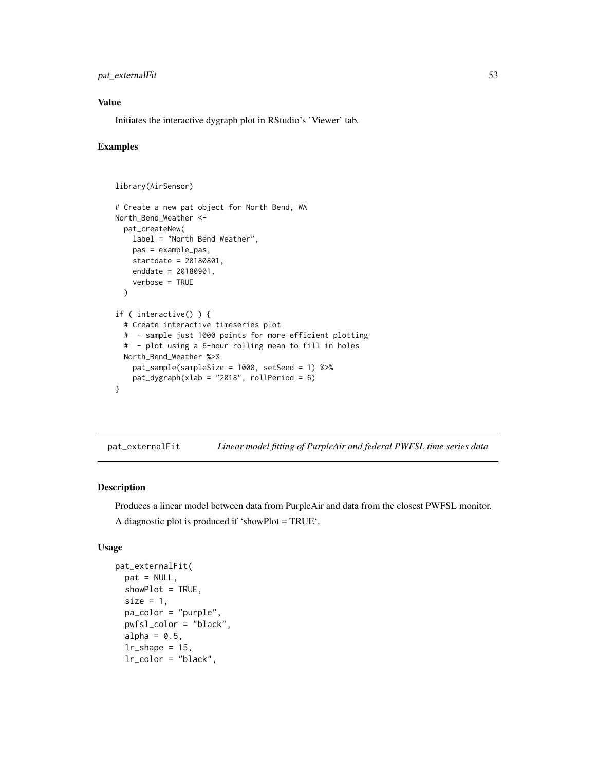### Value

Initiates the interactive dygraph plot in RStudio's 'Viewer' tab.

### Examples

```
library(AirSensor)

# Create a new pat object for North Bend, WA
North_Bend_Weather <-
  pat_createNew(
    label = "North Bend Weather",
    pas = example_pas,
    startdate = 20180801,
    enddate = 20180901,
    verbose = TRUE
  )

if ( interactive() ) {
  # Create interactive timeseries plot
  #  - sample just 1000 points for more efficient plotting
  #  - plot using a 6-hour rolling mean to fill in holes
  North_Bend_Weather %>%
    pat_sample(sampleSize = 1000, setSeed = 1) %>%
    pat_dygraph(xlab = "2018", rollPeriod = 6)
}
```

---

## pat_externalFit *Linear model fitting of PurpleAir and federal PWFSL time series data*

### Description

Produces a linear model between data from PurpleAir and data from the closest PWFSL monitor.

A diagnostic plot is produced if 'showPlot = TRUE'.

### Usage

```
pat_externalFit(
  pat = NULL,
  showPlot = TRUE,
  size = 1,
  pa_color = "purple",
  pwfsl_color = "black",
  alpha = 0.5,
  lr_shape = 15,
  lr_color = "black",
```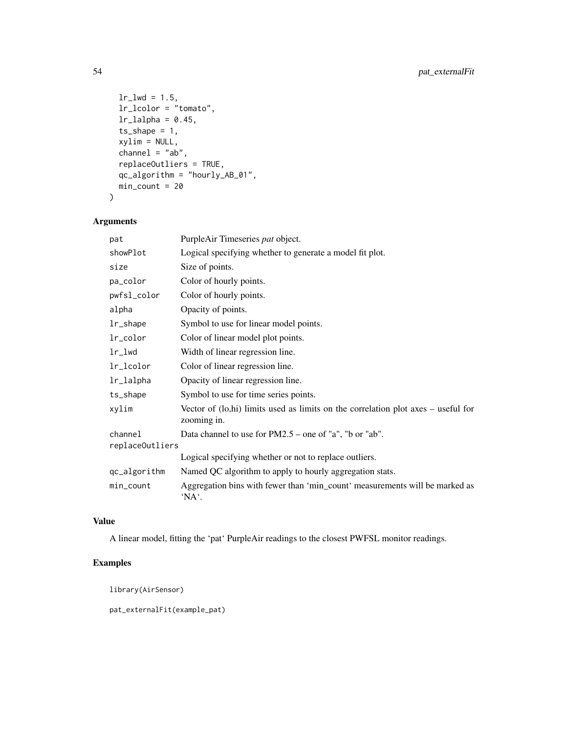```
  lr_lwd = 1.5,
  lr_lcolor = "tomato",
  lr_lalpha = 0.45,
  ts_shape = 1,
  xylim = NULL,
  channel = "ab",
  replaceOutliers = TRUE,
  qc_algorithm = "hourly_AB_01",
  min_count = 20
)
```

## Arguments

| | |
|---|---|
| pat | PurpleAir Timeseries *pat* object. |
| showPlot | Logical specifying whether to generate a model fit plot. |
| size | Size of points. |
| pa_color | Color of hourly points. |
| pwfsl_color | Color of hourly points. |
| alpha | Opacity of points. |
| lr_shape | Symbol to use for linear model points. |
| lr_color | Color of linear model plot points. |
| lr_lwd | Width of linear regression line. |
| lr_lcolor | Color of linear regression line. |
| lr_lalpha | Opacity of linear regression line. |
| ts_shape | Symbol to use for time series points. |
| xylim | Vector of (lo,hi) limits used as limits on the correlation plot axes – useful for zooming in. |
| channel | Data channel to use for PM2.5 – one of "a", "b or "ab". |
| replaceOutliers | Logical specifying whether or not to replace outliers. |
| qc_algorithm | Named QC algorithm to apply to hourly aggregation stats. |
| min_count | Aggregation bins with fewer than 'min_count' measurements will be marked as 'NA'. |

## Value

A linear model, fitting the 'pat' PurpleAir readings to the closest PWFSL monitor readings.

## Examples

```
library(AirSensor)

pat_externalFit(example_pat)
```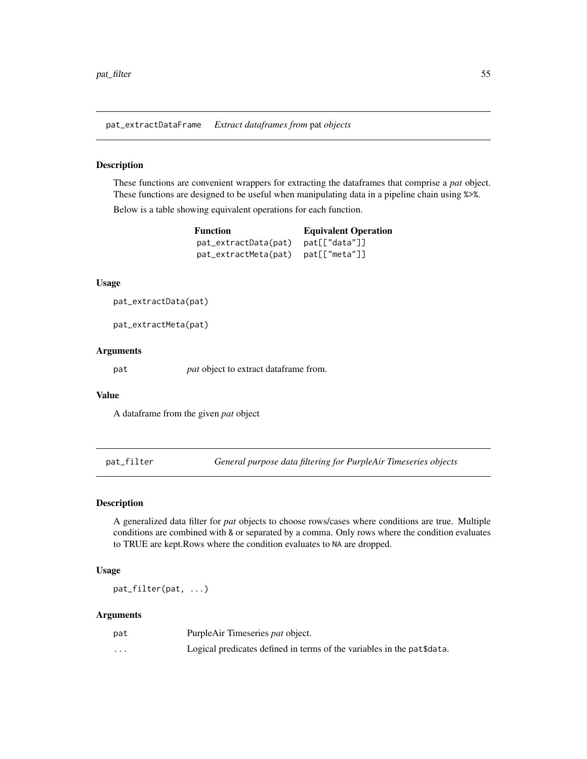## pat_extractDataFrame *Extract dataframes from* pat *objects*

### Description

These functions are convenient wrappers for extracting the dataframes that comprise a *pat* object. These functions are designed to be useful when manipulating data in a pipeline chain using `%>%`.

Below is a table showing equivalent operations for each function.

| **Function** | **Equivalent Operation** |
| --- | --- |
| `pat_extractData(pat)` | `pat[["data"]]` |
| `pat_extractMeta(pat)` | `pat[["meta"]]` |

### Usage

```
pat_extractData(pat)

pat_extractMeta(pat)
```

### Arguments

| | |
| --- | --- |
| `pat` | *pat* object to extract dataframe from. |

### Value

A dataframe from the given *pat* object

## pat_filter *General purpose data filtering for PurpleAir Timeseries objects*

### Description

A generalized data filter for *pat* objects to choose rows/cases where conditions are true. Multiple conditions are combined with `&` or separated by a comma. Only rows where the condition evaluates to TRUE are kept.Rows where the condition evaluates to `NA` are dropped.

### Usage

```
pat_filter(pat, ...)
```

### Arguments

| | |
| --- | --- |
| `pat` | PurpleAir Timeseries *pat* object. |
| `...` | Logical predicates defined in terms of the variables in the `pat$data`. |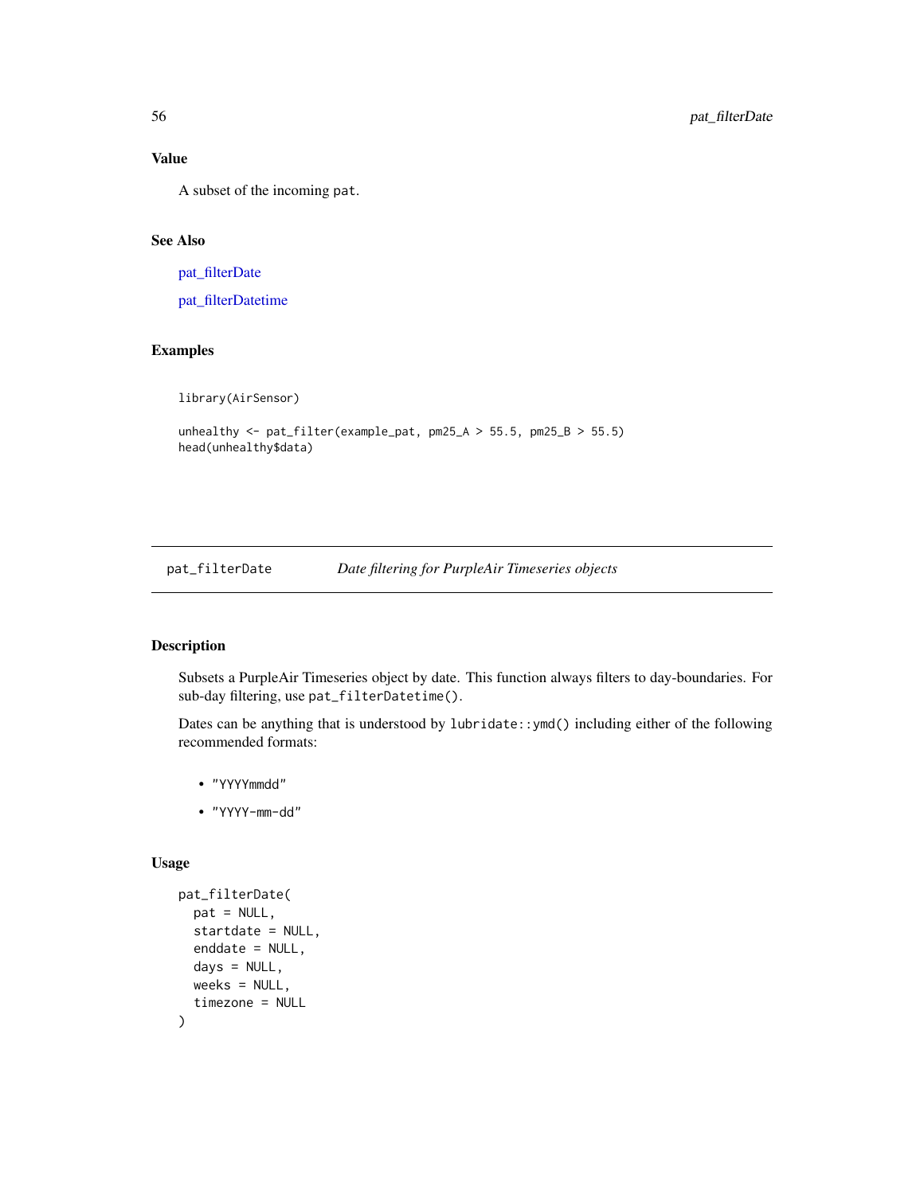### Value

A subset of the incoming `pat`.

### See Also

pat_filterDate

pat_filterDatetime

### Examples

```
library(AirSensor)

unhealthy <- pat_filter(example_pat, pm25_A > 55.5, pm25_B > 55.5)
head(unhealthy$data)
```

---

## pat_filterDate    *Date filtering for PurpleAir Timeseries objects*

---

### Description

Subsets a PurpleAir Timeseries object by date. This function always filters to day-boundaries. For sub-day filtering, use `pat_filterDatetime()`.

Dates can be anything that is understood by `lubridate::ymd()` including either of the following recommended formats:

- `"YYYYmmdd"`
- `"YYYY-mm-dd"`

### Usage

```
pat_filterDate(
  pat = NULL,
  startdate = NULL,
  enddate = NULL,
  days = NULL,
  weeks = NULL,
  timezone = NULL
)
```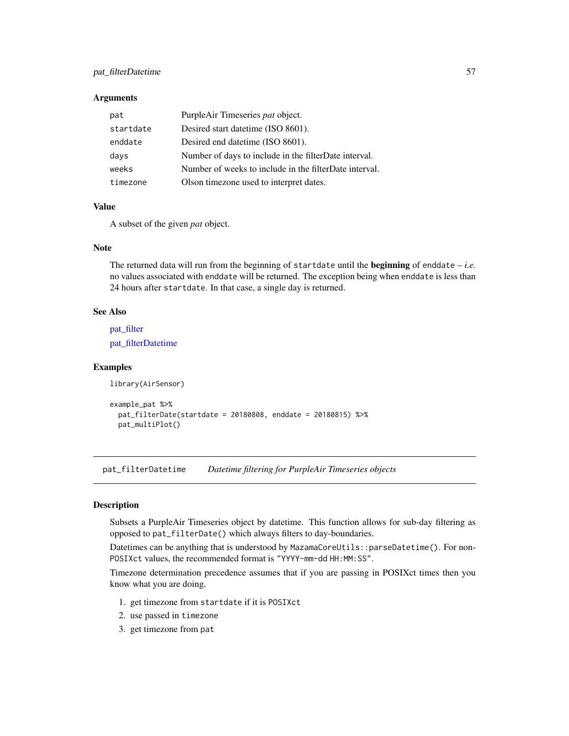### Arguments

| | |
|---|---|
| `pat` | PurpleAir Timeseries *pat* object. |
| `startdate` | Desired start datetime (ISO 8601). |
| `enddate` | Desired end datetime (ISO 8601). |
| `days` | Number of days to include in the filterDate interval. |
| `weeks` | Number of weeks to include in the filterDate interval. |
| `timezone` | Olson timezone used to interpret dates. |

### Value

A subset of the given *pat* object.

### Note

The returned data will run from the beginning of `startdate` until the **beginning** of `enddate` – *i.e.* no values associated with `enddate` will be returned. The exception being when `enddate` is less than 24 hours after `startdate`. In that case, a single day is returned.

### See Also

pat_filter

pat_filterDatetime

### Examples

```
library(AirSensor)

example_pat %>%
  pat_filterDate(startdate = 20180808, enddate = 20180815) %>%
  pat_multiPlot()
```

---

## `pat_filterDatetime` *Datetime filtering for PurpleAir Timeseries objects*

---

### Description

Subsets a PurpleAir Timeseries object by datetime. This function allows for sub-day filtering as opposed to `pat_filterDate()` which always filters to day-boundaries.

Datetimes can be anything that is understood by `MazamaCoreUtils::parseDatetime()`. For non-`POSIXct` values, the recommended format is `"YYYY-mm-dd HH:MM:SS"`.

Timezone determination precedence assumes that if you are passing in POSIXct times then you know what you are doing.

1. get timezone from `startdate` if it is `POSIXct`
2. use passed in `timezone`
3. get timezone from `pat`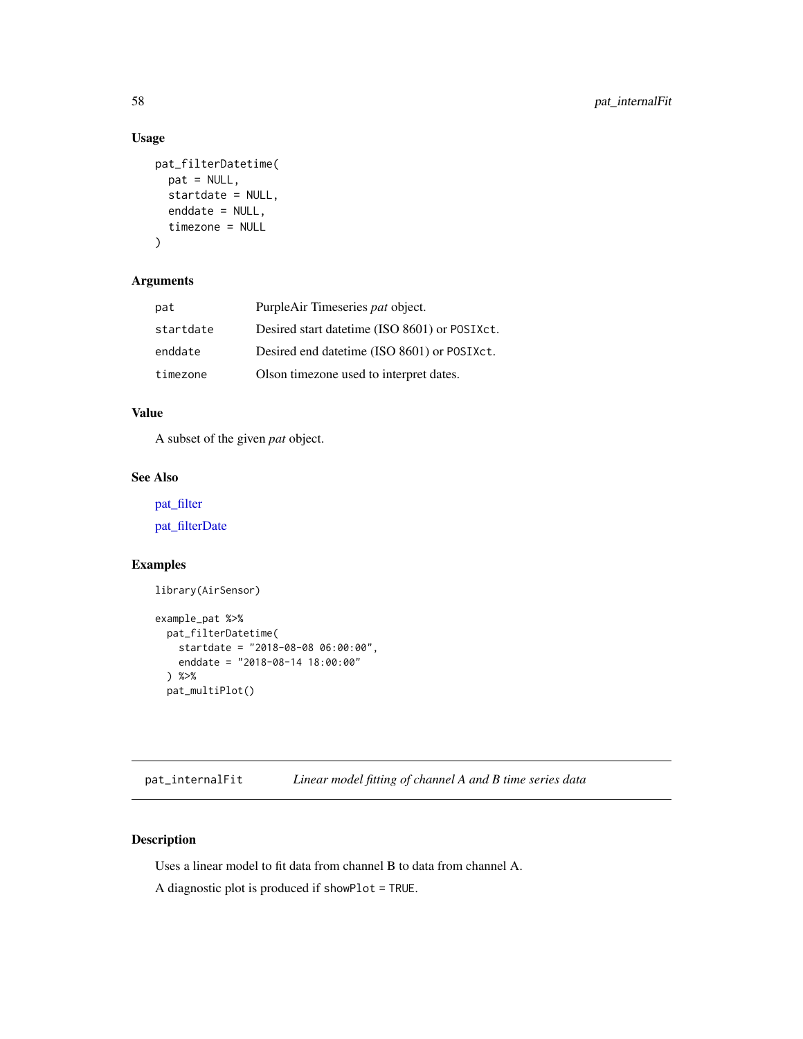## Usage

```
pat_filterDatetime(
  pat = NULL,
  startdate = NULL,
  enddate = NULL,
  timezone = NULL
)
```

## Arguments

| | |
|---|---|
| pat | PurpleAir Timeseries *pat* object. |
| startdate | Desired start datetime (ISO 8601) or POSIXct. |
| enddate | Desired end datetime (ISO 8601) or POSIXct. |
| timezone | Olson timezone used to interpret dates. |

## Value

A subset of the given *pat* object.

## See Also

pat_filter

pat_filterDate

## Examples

```
library(AirSensor)

example_pat %>%
  pat_filterDatetime(
    startdate = "2018-08-08 06:00:00",
    enddate = "2018-08-14 18:00:00"
  ) %>%
  pat_multiPlot()
```

---

# pat_internalFit — *Linear model fitting of channel A and B time series data*

## Description

Uses a linear model to fit data from channel B to data from channel A.

A diagnostic plot is produced if showPlot = TRUE.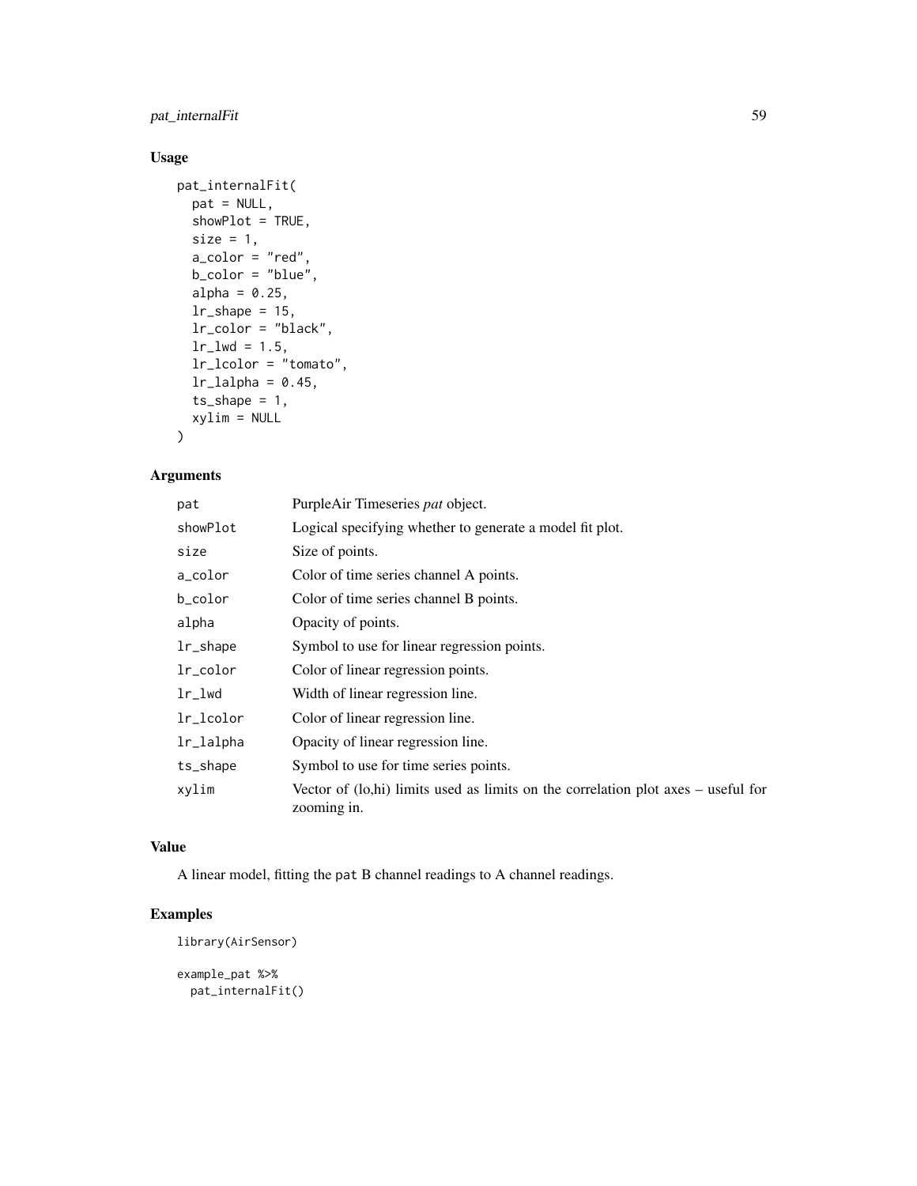## Usage

```
pat_internalFit(
  pat = NULL,
  showPlot = TRUE,
  size = 1,
  a_color = "red",
  b_color = "blue",
  alpha = 0.25,
  lr_shape = 15,
  lr_color = "black",
  lr_lwd = 1.5,
  lr_lcolor = "tomato",
  lr_lalpha = 0.45,
  ts_shape = 1,
  xylim = NULL
)
```

## Arguments

| | |
|---|---|
| pat | PurpleAir Timeseries *pat* object. |
| showPlot | Logical specifying whether to generate a model fit plot. |
| size | Size of points. |
| a_color | Color of time series channel A points. |
| b_color | Color of time series channel B points. |
| alpha | Opacity of points. |
| lr_shape | Symbol to use for linear regression points. |
| lr_color | Color of linear regression points. |
| lr_lwd | Width of linear regression line. |
| lr_lcolor | Color of linear regression line. |
| lr_lalpha | Opacity of linear regression line. |
| ts_shape | Symbol to use for time series points. |
| xylim | Vector of (lo,hi) limits used as limits on the correlation plot axes – useful for zooming in. |

## Value

A linear model, fitting the `pat` B channel readings to A channel readings.

## Examples

```
library(AirSensor)

example_pat %>%
  pat_internalFit()
```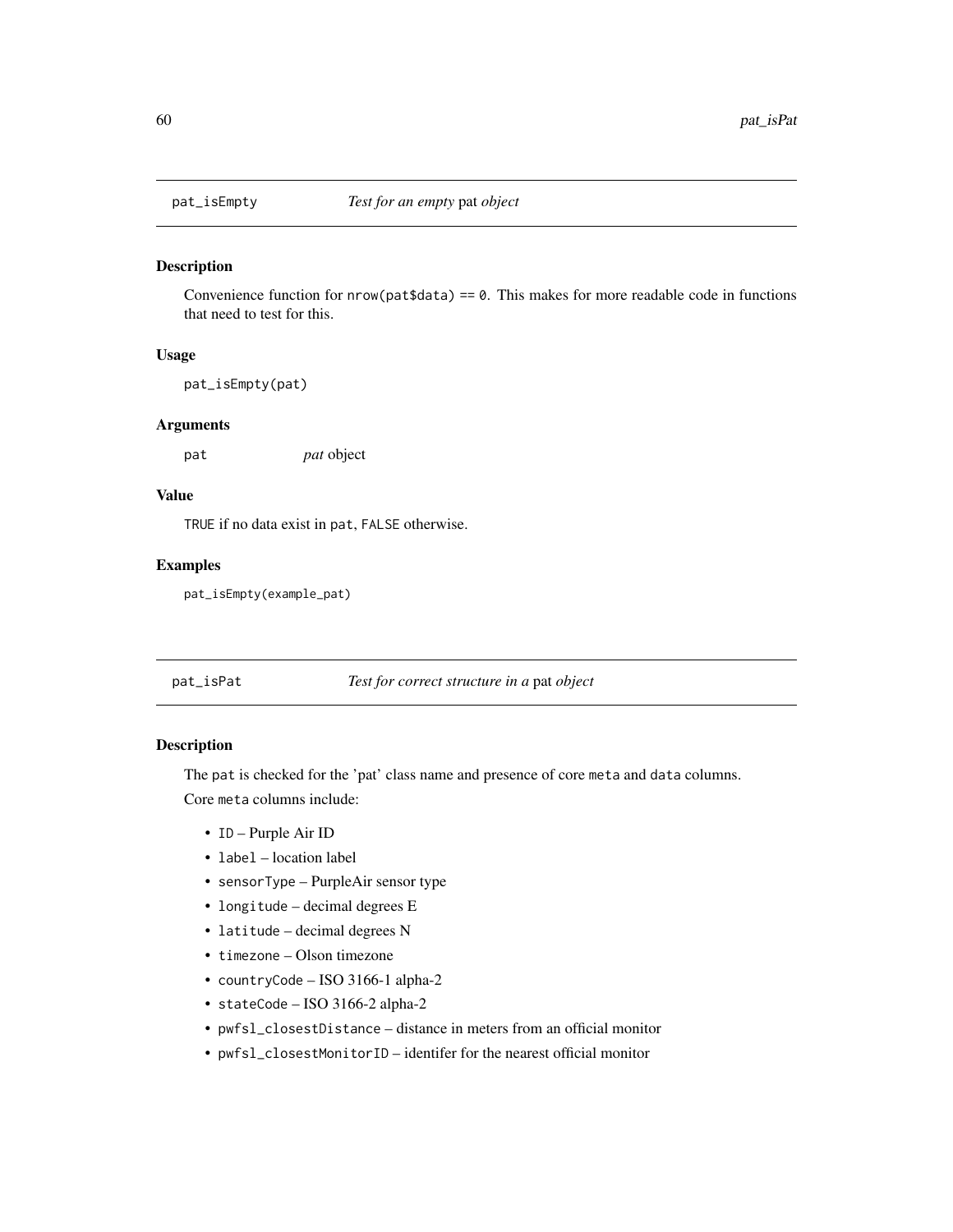## pat_isEmpty — *Test for an empty* pat *object*

### Description

Convenience function for `nrow(pat$data) == 0`. This makes for more readable code in functions that need to test for this.

### Usage

```
pat_isEmpty(pat)
```

### Arguments

| | |
|---|---|
| `pat` | *pat* object |

### Value

`TRUE` if no data exist in `pat`, `FALSE` otherwise.

### Examples

```
pat_isEmpty(example_pat)
```

## pat_isPat — *Test for correct structure in a* pat *object*

### Description

The `pat` is checked for the 'pat' class name and presence of core `meta` and `data` columns.

Core `meta` columns include:

- `ID` – Purple Air ID
- `label` – location label
- `sensorType` – PurpleAir sensor type
- `longitude` – decimal degrees E
- `latitude` – decimal degrees N
- `timezone` – Olson timezone
- `countryCode` – ISO 3166-1 alpha-2
- `stateCode` – ISO 3166-2 alpha-2
- `pwfsl_closestDistance` – distance in meters from an official monitor
- `pwfsl_closestMonitorID` – identifer for the nearest official monitor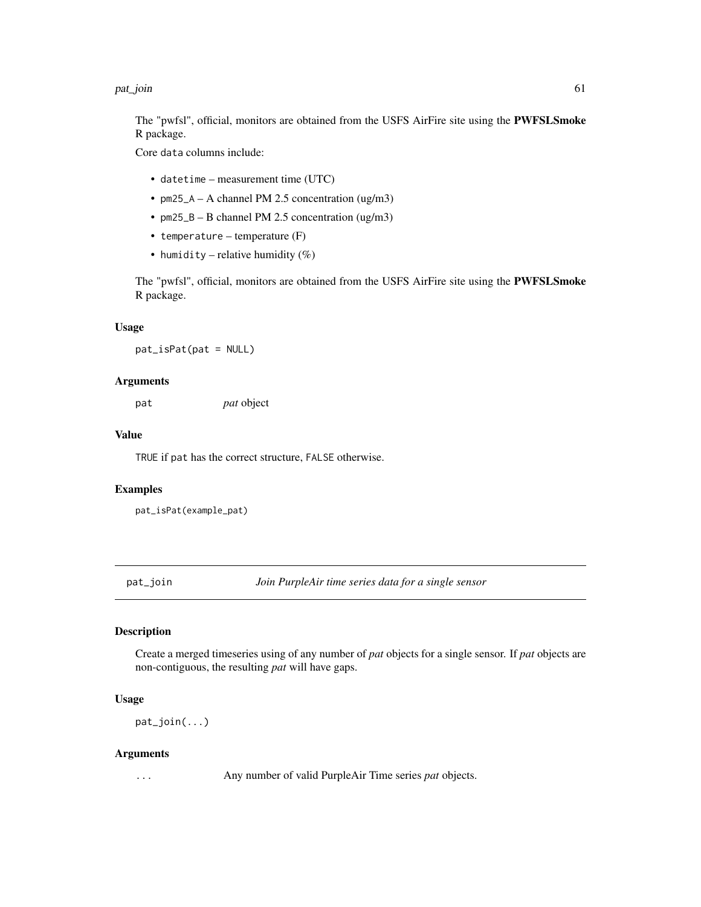The "pwfsl", official, monitors are obtained from the USFS AirFire site using the **PWFSLSmoke** R package.

Core `data` columns include:

- `datetime` – measurement time (UTC)
- `pm25_A` – A channel PM 2.5 concentration (ug/m3)
- `pm25_B` – B channel PM 2.5 concentration (ug/m3)
- `temperature` – temperature (F)
- `humidity` – relative humidity (%)

The "pwfsl", official, monitors are obtained from the USFS AirFire site using the **PWFSLSmoke** R package.

### Usage

```
pat_isPat(pat = NULL)
```

### Arguments

| | |
|---|---|
| `pat` | *pat* object |

### Value

`TRUE` if `pat` has the correct structure, `FALSE` otherwise.

### Examples

```
pat_isPat(example_pat)
```

---

## pat_join — *Join PurpleAir time series data for a single sensor*

### Description

Create a merged timeseries using of any number of *pat* objects for a single sensor. If *pat* objects are non-contiguous, the resulting *pat* will have gaps.

### Usage

```
pat_join(...)
```

### Arguments

| | |
|---|---|
| `...` | Any number of valid PurpleAir Time series *pat* objects. |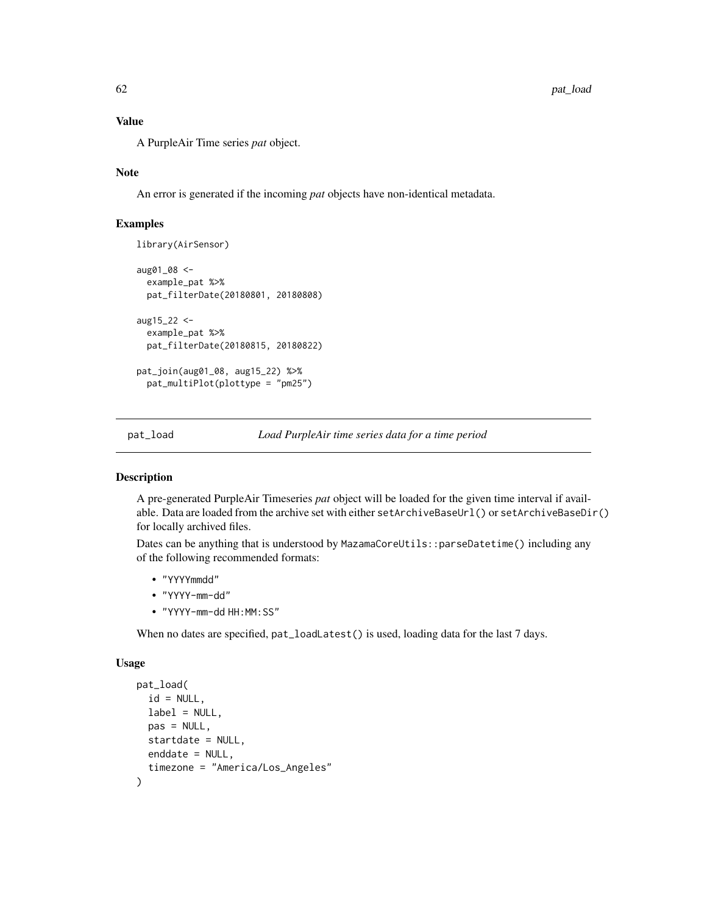### Value

A PurpleAir Time series *pat* object.

### Note

An error is generated if the incoming *pat* objects have non-identical metadata.

### Examples

```
library(AirSensor)

aug01_08 <-
  example_pat %>%
  pat_filterDate(20180801, 20180808)

aug15_22 <-
  example_pat %>%
  pat_filterDate(20180815, 20180822)

pat_join(aug01_08, aug15_22) %>%
  pat_multiPlot(plottype = "pm25")
```

---

## pat_load    *Load PurpleAir time series data for a time period*

### Description

A pre-generated PurpleAir Timeseries *pat* object will be loaded for the given time interval if available. Data are loaded from the archive set with either `setArchiveBaseUrl()` or `setArchiveBaseDir()` for locally archived files.

Dates can be anything that is understood by `MazamaCoreUtils::parseDatetime()` including any of the following recommended formats:

- `"YYYYmmdd"`
- `"YYYY-mm-dd"`
- `"YYYY-mm-dd HH:MM:SS"`

When no dates are specified, `pat_loadLatest()` is used, loading data for the last 7 days.

### Usage

```
pat_load(
  id = NULL,
  label = NULL,
  pas = NULL,
  startdate = NULL,
  enddate = NULL,
  timezone = "America/Los_Angeles"
)
```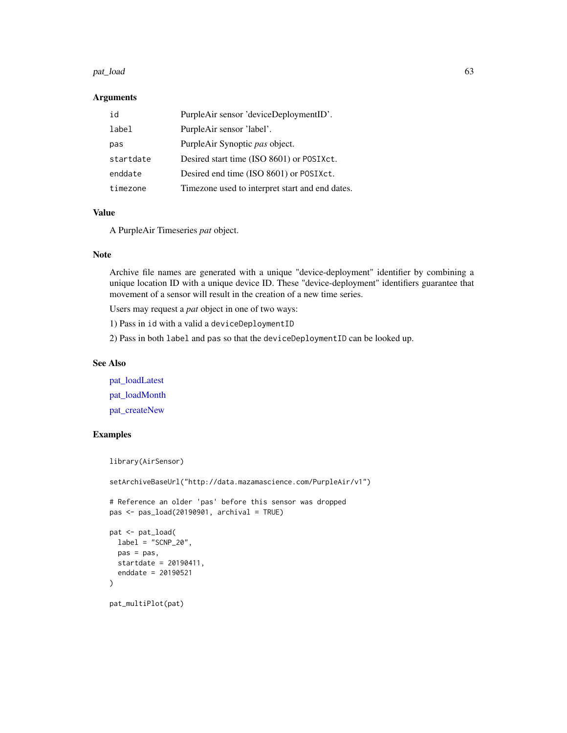## Arguments

| | |
|---|---|
| `id` | PurpleAir sensor 'deviceDeploymentID'. |
| `label` | PurpleAir sensor 'label'. |
| `pas` | PurpleAir Synoptic *pas* object. |
| `startdate` | Desired start time (ISO 8601) or `POSIXct`. |
| `enddate` | Desired end time (ISO 8601) or `POSIXct`. |
| `timezone` | Timezone used to interpret start and end dates. |

## Value

A PurpleAir Timeseries *pat* object.

## Note

Archive file names are generated with a unique "device-deployment" identifier by combining a unique location ID with a unique device ID. These "device-deployment" identifiers guarantee that movement of a sensor will result in the creation of a new time series.

Users may request a *pat* object in one of two ways:

1) Pass in `id` with a valid a `deviceDeploymentID`

2) Pass in both `label` and `pas` so that the `deviceDeploymentID` can be looked up.

## See Also

pat_loadLatest

pat_loadMonth

pat_createNew

## Examples

```
library(AirSensor)

setArchiveBaseUrl("http://data.mazamascience.com/PurpleAir/v1")

# Reference an older 'pas' before this sensor was dropped
pas <- pas_load(20190901, archival = TRUE)

pat <- pat_load(
  label = "SCNP_20",
  pas = pas,
  startdate = 20190411,
  enddate = 20190521
)

pat_multiPlot(pat)
```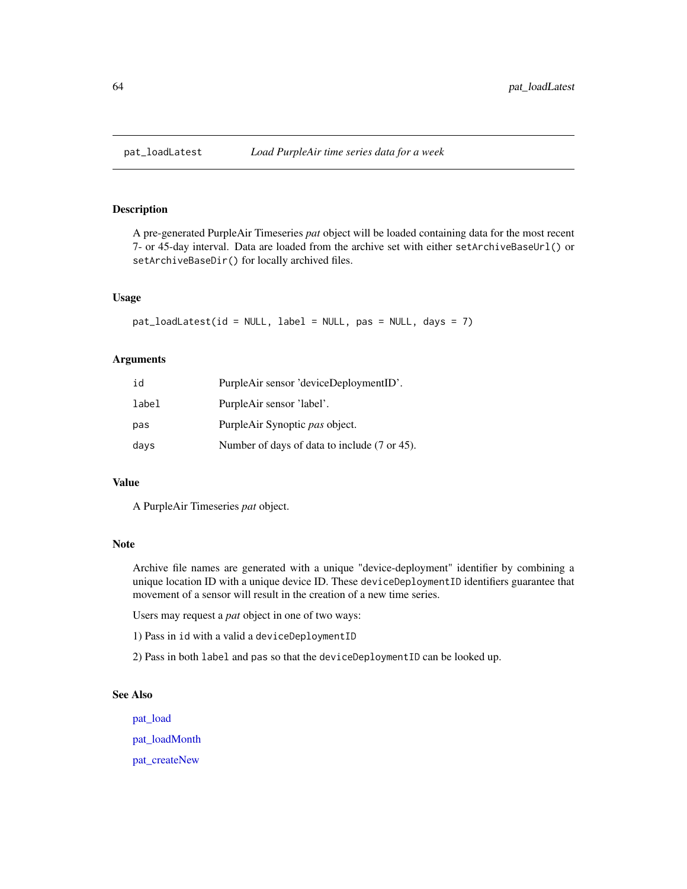## pat_loadLatest — *Load PurpleAir time series data for a week*

### Description

A pre-generated PurpleAir Timeseries *pat* object will be loaded containing data for the most recent 7- or 45-day interval. Data are loaded from the archive set with either `setArchiveBaseUrl()` or `setArchiveBaseDir()` for locally archived files.

### Usage

```
pat_loadLatest(id = NULL, label = NULL, pas = NULL, days = 7)
```

### Arguments

| | |
|---|---|
| `id` | PurpleAir sensor 'deviceDeploymentID'. |
| `label` | PurpleAir sensor 'label'. |
| `pas` | PurpleAir Synoptic *pas* object. |
| `days` | Number of days of data to include (7 or 45). |

### Value

A PurpleAir Timeseries *pat* object.

### Note

Archive file names are generated with a unique "device-deployment" identifier by combining a unique location ID with a unique device ID. These `deviceDeploymentID` identifiers guarantee that movement of a sensor will result in the creation of a new time series.

Users may request a *pat* object in one of two ways:

1) Pass in `id` with a valid a `deviceDeploymentID`

2) Pass in both `label` and `pas` so that the `deviceDeploymentID` can be looked up.

### See Also

pat_load

pat_loadMonth

pat_createNew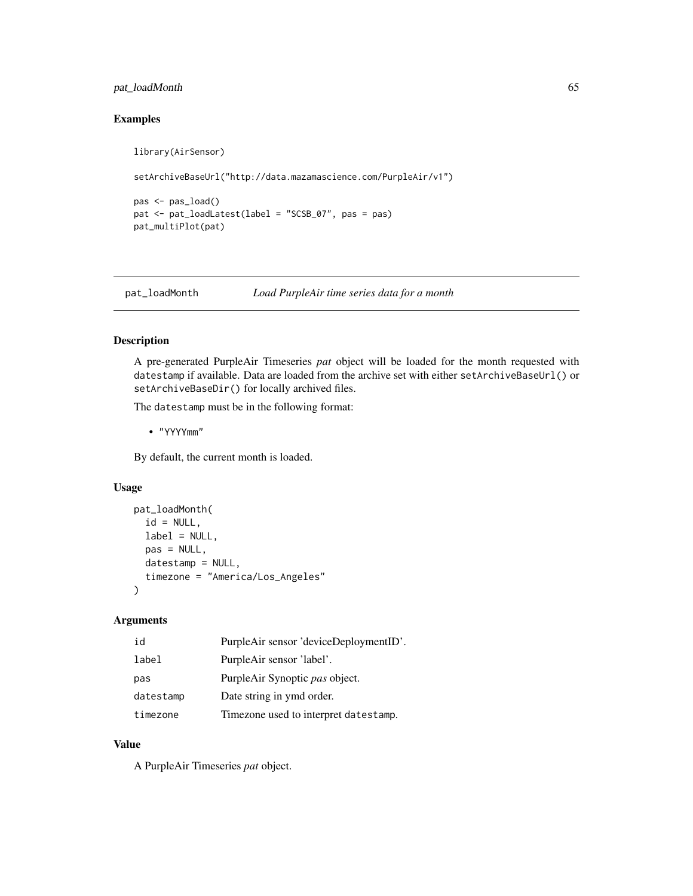## Examples

```
library(AirSensor)

setArchiveBaseUrl("http://data.mazamascience.com/PurpleAir/v1")

pas <- pas_load()
pat <- pat_loadLatest(label = "SCSB_07", pas = pas)
pat_multiPlot(pat)
```

---

# pat_loadMonth — *Load PurpleAir time series data for a month*

---

## Description

A pre-generated PurpleAir Timeseries *pat* object will be loaded for the month requested with `datestamp` if available. Data are loaded from the archive set with either `setArchiveBaseUrl()` or `setArchiveBaseDir()` for locally archived files.

The `datestamp` must be in the following format:

- "YYYYmm"

By default, the current month is loaded.

## Usage

```
pat_loadMonth(
  id = NULL,
  label = NULL,
  pas = NULL,
  datestamp = NULL,
  timezone = "America/Los_Angeles"
)
```

## Arguments

| | |
|---|---|
| `id` | PurpleAir sensor 'deviceDeploymentID'. |
| `label` | PurpleAir sensor 'label'. |
| `pas` | PurpleAir Synoptic *pas* object. |
| `datestamp` | Date string in ymd order. |
| `timezone` | Timezone used to interpret `datestamp`. |

## Value

A PurpleAir Timeseries *pat* object.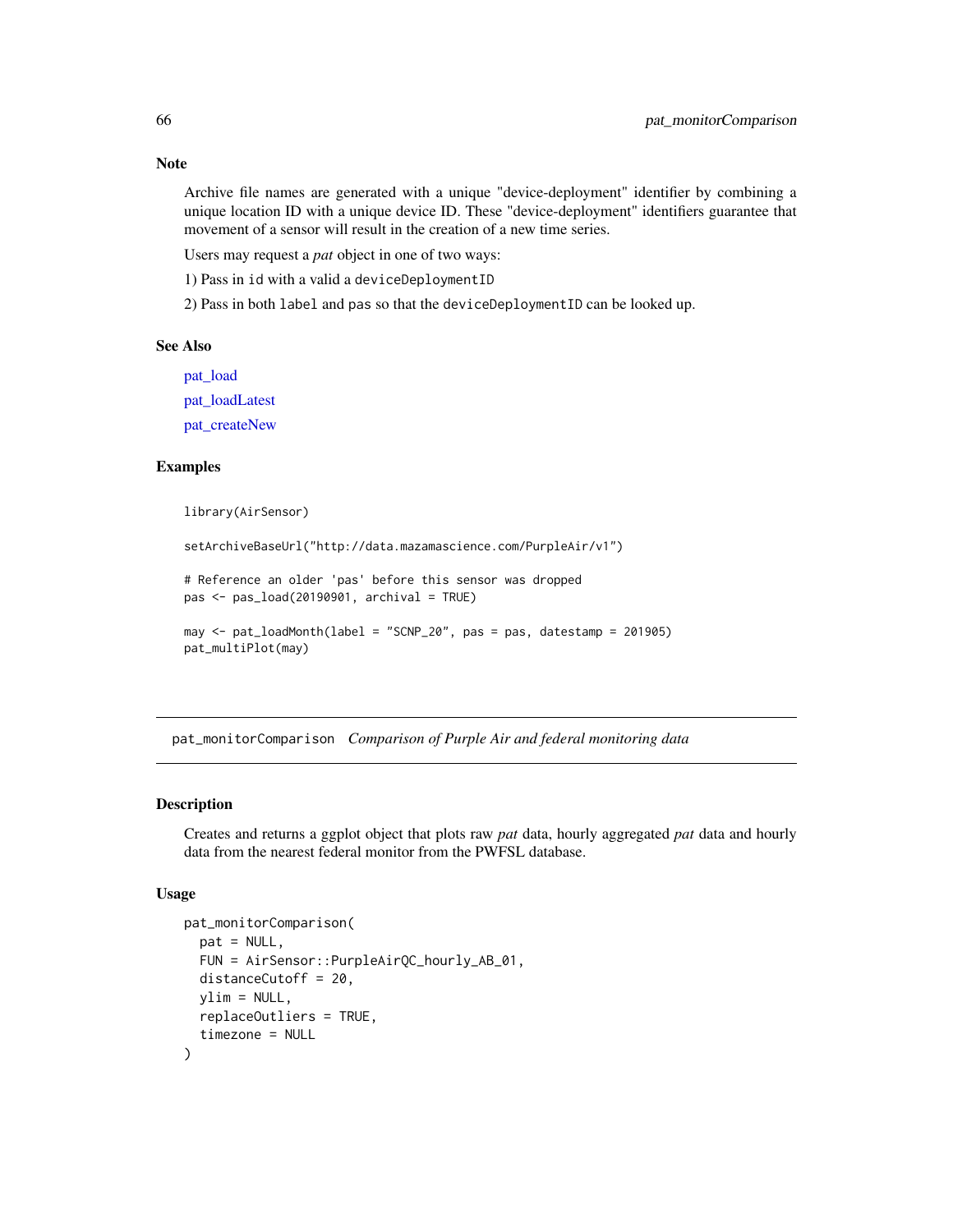### Note

Archive file names are generated with a unique "device-deployment" identifier by combining a unique location ID with a unique device ID. These "device-deployment" identifiers guarantee that movement of a sensor will result in the creation of a new time series.

Users may request a *pat* object in one of two ways:

1) Pass in `id` with a valid a `deviceDeploymentID`

2) Pass in both `label` and `pas` so that the `deviceDeploymentID` can be looked up.

### See Also

pat_load

pat_loadLatest

pat_createNew

### Examples

```
library(AirSensor)

setArchiveBaseUrl("http://data.mazamascience.com/PurpleAir/v1")

# Reference an older 'pas' before this sensor was dropped
pas <- pas_load(20190901, archival = TRUE)

may <- pat_loadMonth(label = "SCNP_20", pas = pas, datestamp = 201905)
pat_multiPlot(may)
```

---

## pat_monitorComparison    *Comparison of Purple Air and federal monitoring data*

---

### Description

Creates and returns a ggplot object that plots raw *pat* data, hourly aggregated *pat* data and hourly data from the nearest federal monitor from the PWFSL database.

### Usage

```
pat_monitorComparison(
  pat = NULL,
  FUN = AirSensor::PurpleAirQC_hourly_AB_01,
  distanceCutoff = 20,
  ylim = NULL,
  replaceOutliers = TRUE,
  timezone = NULL
)
```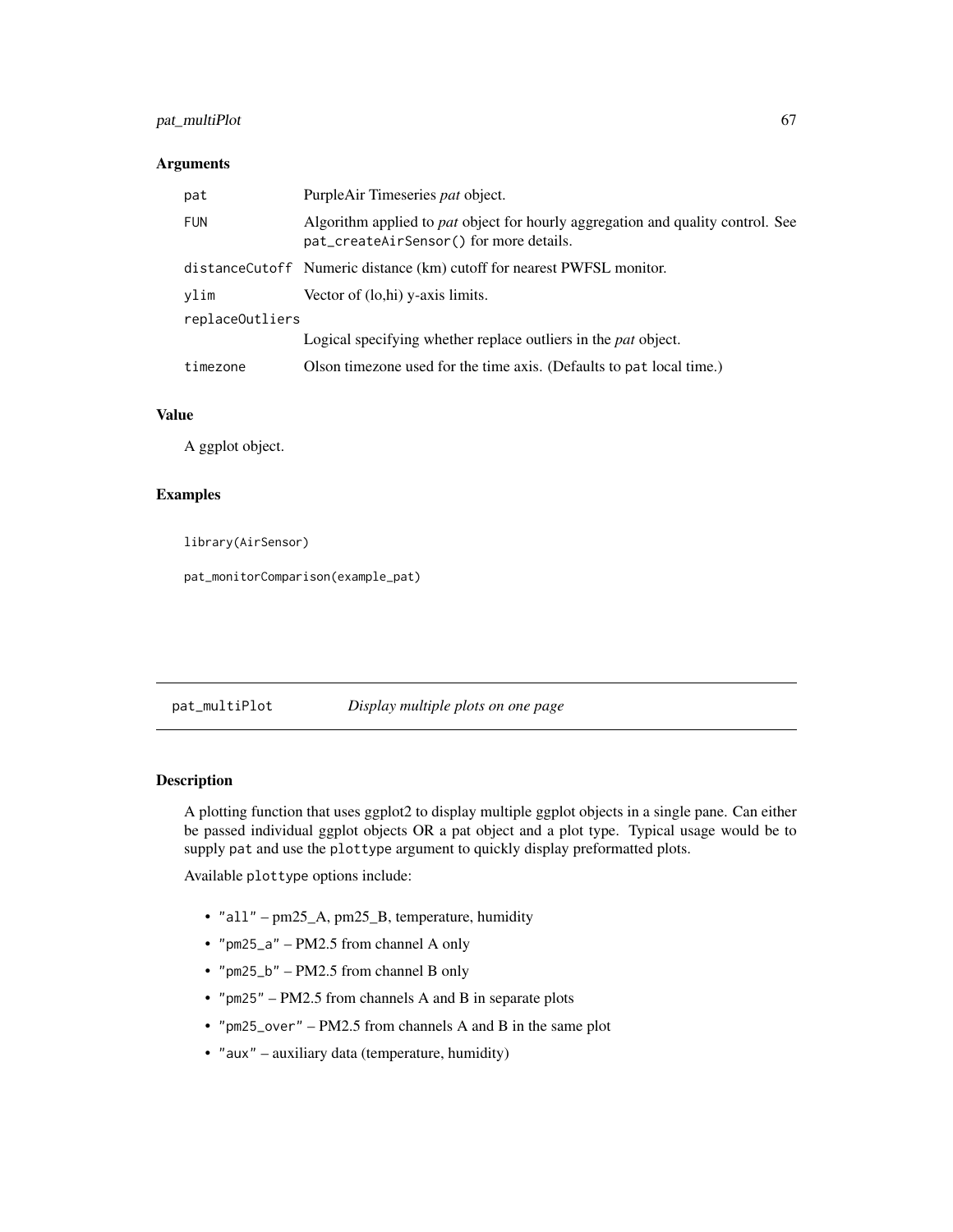## Arguments

| | |
|---|---|
| pat | PurpleAir Timeseries *pat* object. |
| FUN | Algorithm applied to *pat* object for hourly aggregation and quality control. See `pat_createAirSensor()` for more details. |
| distanceCutoff | Numeric distance (km) cutoff for nearest PWFSL monitor. |
| ylim | Vector of (lo,hi) y-axis limits. |
| replaceOutliers | Logical specifying whether replace outliers in the *pat* object. |
| timezone | Olson timezone used for the time axis. (Defaults to `pat` local time.) |

## Value

A ggplot object.

## Examples

```
library(AirSensor)

pat_monitorComparison(example_pat)
```

---

# pat_multiPlot *Display multiple plots on one page*

## Description

A plotting function that uses ggplot2 to display multiple ggplot objects in a single pane. Can either be passed individual ggplot objects OR a pat object and a plot type. Typical usage would be to supply `pat` and use the `plottype` argument to quickly display preformatted plots.

Available `plottype` options include:

- `"all"` – pm25_A, pm25_B, temperature, humidity
- `"pm25_a"` – PM2.5 from channel A only
- `"pm25_b"` – PM2.5 from channel B only
- `"pm25"` – PM2.5 from channels A and B in separate plots
- `"pm25_over"` – PM2.5 from channels A and B in the same plot
- `"aux"` – auxiliary data (temperature, humidity)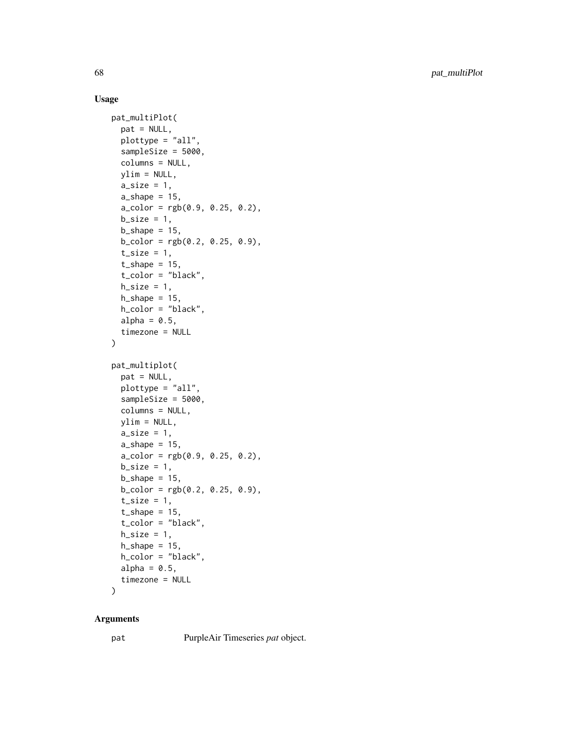## Usage

```
pat_multiPlot(
  pat = NULL,
  plottype = "all",
  sampleSize = 5000,
  columns = NULL,
  ylim = NULL,
  a_size = 1,
  a_shape = 15,
  a_color = rgb(0.9, 0.25, 0.2),
  b_size = 1,
  b_shape = 15,
  b_color = rgb(0.2, 0.25, 0.9),
  t_size = 1,
  t_shape = 15,
  t_color = "black",
  h_size = 1,
  h_shape = 15,
  h_color = "black",
  alpha = 0.5,
  timezone = NULL
)

pat_multiplot(
  pat = NULL,
  plottype = "all",
  sampleSize = 5000,
  columns = NULL,
  ylim = NULL,
  a_size = 1,
  a_shape = 15,
  a_color = rgb(0.9, 0.25, 0.2),
  b_size = 1,
  b_shape = 15,
  b_color = rgb(0.2, 0.25, 0.9),
  t_size = 1,
  t_shape = 15,
  t_color = "black",
  h_size = 1,
  h_shape = 15,
  h_color = "black",
  alpha = 0.5,
  timezone = NULL
)
```

## Arguments

| | |
|---|---|
| `pat` | PurpleAir Timeseries *pat* object. |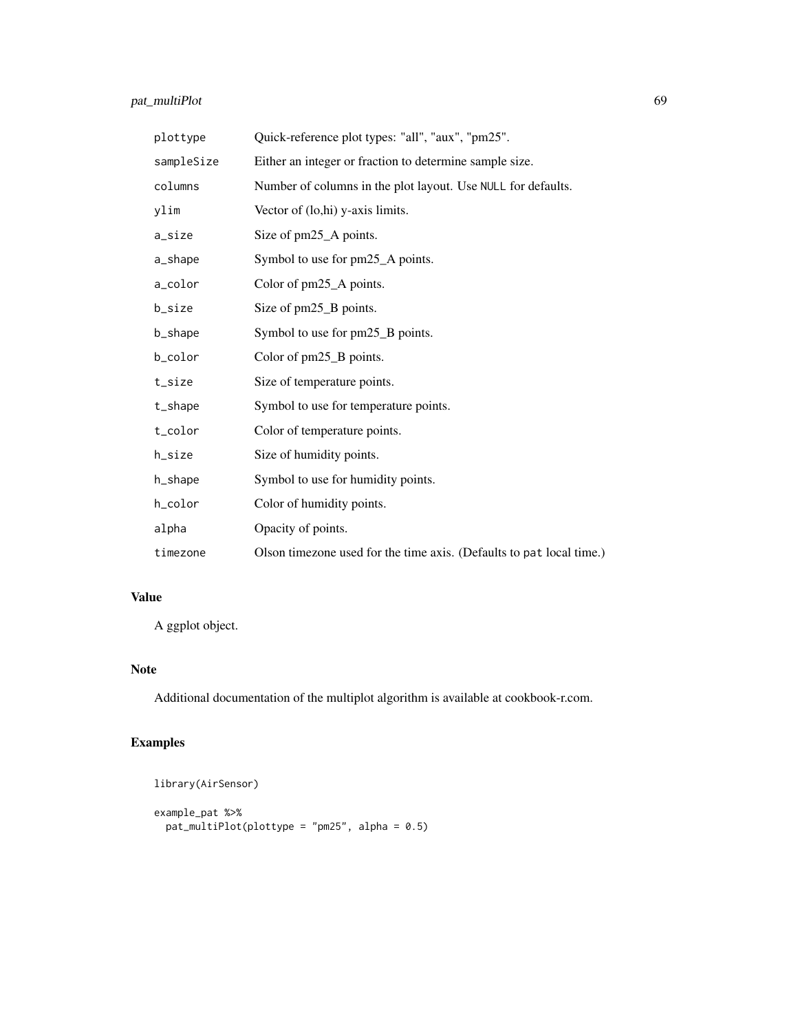| | |
|---|---|
| plottype | Quick-reference plot types: "all", "aux", "pm25". |
| sampleSize | Either an integer or fraction to determine sample size. |
| columns | Number of columns in the plot layout. Use NULL for defaults. |
| ylim | Vector of (lo,hi) y-axis limits. |
| a_size | Size of pm25_A points. |
| a_shape | Symbol to use for pm25_A points. |
| a_color | Color of pm25_A points. |
| b_size | Size of pm25_B points. |
| b_shape | Symbol to use for pm25_B points. |
| b_color | Color of pm25_B points. |
| t_size | Size of temperature points. |
| t_shape | Symbol to use for temperature points. |
| t_color | Color of temperature points. |
| h_size | Size of humidity points. |
| h_shape | Symbol to use for humidity points. |
| h_color | Color of humidity points. |
| alpha | Opacity of points. |
| timezone | Olson timezone used for the time axis. (Defaults to pat local time.) |

## Value

A ggplot object.

## Note

Additional documentation of the multiplot algorithm is available at cookbook-r.com.

## Examples

```
library(AirSensor)

example_pat %>%
  pat_multiPlot(plottype = "pm25", alpha = 0.5)
```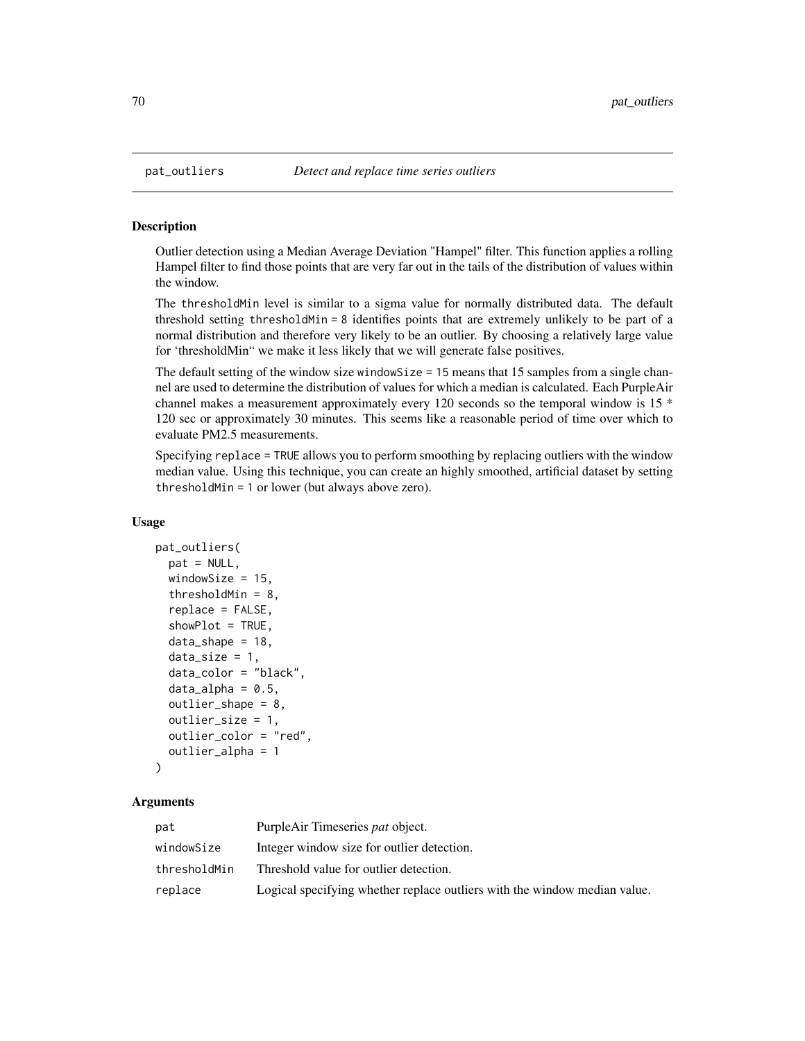## pat_outliers *Detect and replace time series outliers*

### Description

Outlier detection using a Median Average Deviation "Hampel" filter. This function applies a rolling Hampel filter to find those points that are very far out in the tails of the distribution of values within the window.

The thresholdMin level is similar to a sigma value for normally distributed data. The default threshold setting thresholdMin = 8 identifies points that are extremely unlikely to be part of a normal distribution and therefore very likely to be an outlier. By choosing a relatively large value for 'thresholdMin" we make it less likely that we will generate false positives.

The default setting of the window size windowSize = 15 means that 15 samples from a single channel are used to determine the distribution of values for which a median is calculated. Each PurpleAir channel makes a measurement approximately every 120 seconds so the temporal window is 15 * 120 sec or approximately 30 minutes. This seems like a reasonable period of time over which to evaluate PM2.5 measurements.

Specifying replace = TRUE allows you to perform smoothing by replacing outliers with the window median value. Using this technique, you can create an highly smoothed, artificial dataset by setting thresholdMin = 1 or lower (but always above zero).

### Usage

```
pat_outliers(
  pat = NULL,
  windowSize = 15,
  thresholdMin = 8,
  replace = FALSE,
  showPlot = TRUE,
  data_shape = 18,
  data_size = 1,
  data_color = "black",
  data_alpha = 0.5,
  outlier_shape = 8,
  outlier_size = 1,
  outlier_color = "red",
  outlier_alpha = 1
)
```

### Arguments

| | |
|---|---|
| pat | PurpleAir Timeseries *pat* object. |
| windowSize | Integer window size for outlier detection. |
| thresholdMin | Threshold value for outlier detection. |
| replace | Logical specifying whether replace outliers with the window median value. |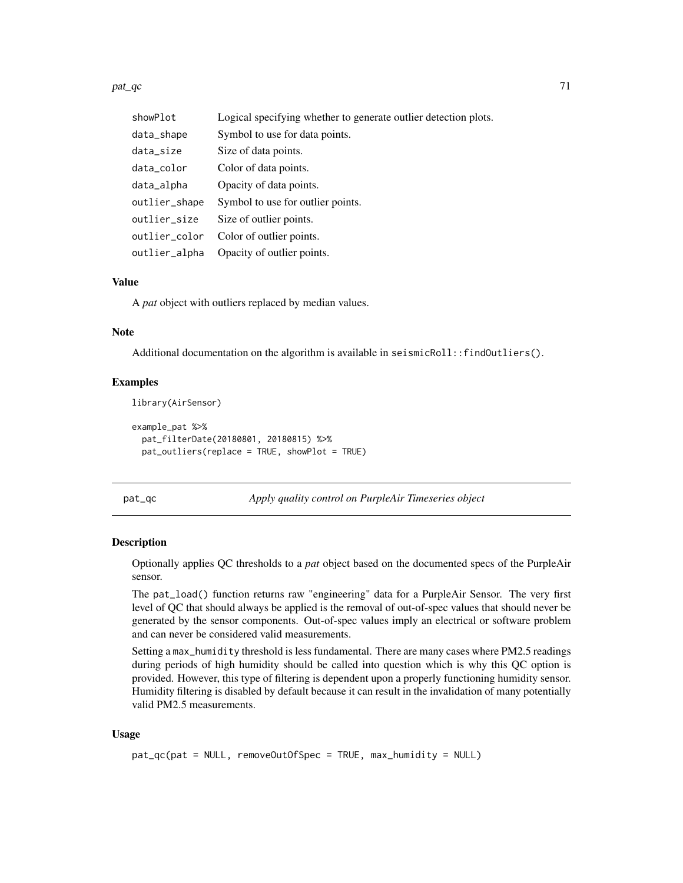| | |
|---|---|
| showPlot | Logical specifying whether to generate outlier detection plots. |
| data_shape | Symbol to use for data points. |
| data_size | Size of data points. |
| data_color | Color of data points. |
| data_alpha | Opacity of data points. |
| outlier_shape | Symbol to use for outlier points. |
| outlier_size | Size of outlier points. |
| outlier_color | Color of outlier points. |
| outlier_alpha | Opacity of outlier points. |

### Value

A *pat* object with outliers replaced by median values.

### Note

Additional documentation on the algorithm is available in `seismicRoll::findOutliers()`.

### Examples

```
library(AirSensor)

example_pat %>%
  pat_filterDate(20180801, 20180815) %>%
  pat_outliers(replace = TRUE, showPlot = TRUE)
```

---

## pat_qc — *Apply quality control on PurpleAir Timeseries object*

---

### Description

Optionally applies QC thresholds to a *pat* object based on the documented specs of the PurpleAir sensor.

The `pat_load()` function returns raw "engineering" data for a PurpleAir Sensor. The very first level of QC that should always be applied is the removal of out-of-spec values that should never be generated by the sensor components. Out-of-spec values imply an electrical or software problem and can never be considered valid measurements.

Setting a `max_humidity` threshold is less fundamental. There are many cases where PM2.5 readings during periods of high humidity should be called into question which is why this QC option is provided. However, this type of filtering is dependent upon a properly functioning humidity sensor. Humidity filtering is disabled by default because it can result in the invalidation of many potentially valid PM2.5 measurements.

### Usage

```
pat_qc(pat = NULL, removeOutOfSpec = TRUE, max_humidity = NULL)
```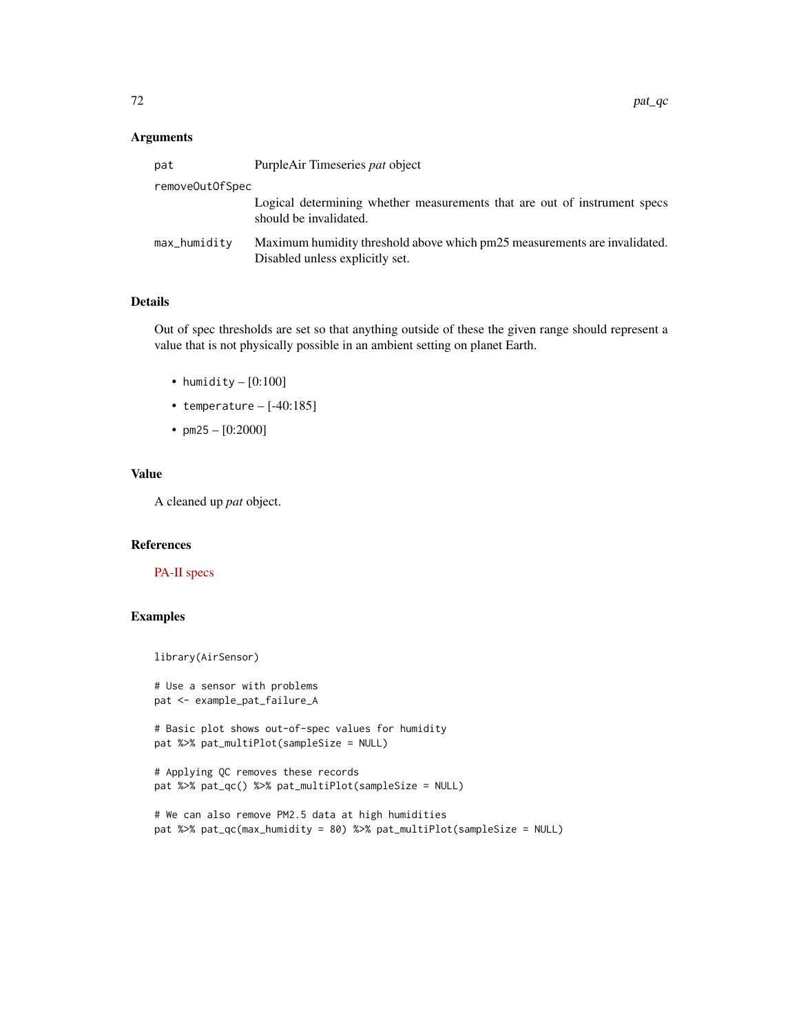## Arguments

| | |
|---|---|
| `pat` | PurpleAir Timeseries *pat* object |
| `removeOutOfSpec` | Logical determining whether measurements that are out of instrument specs should be invalidated. |
| `max_humidity` | Maximum humidity threshold above which pm25 measurements are invalidated. Disabled unless explicitly set. |

## Details

Out of spec thresholds are set so that anything outside of these the given range should represent a value that is not physically possible in an ambient setting on planet Earth.

- `humidity` – [0:100]
- `temperature` – [-40:185]
- `pm25` – [0:2000]

## Value

A cleaned up *pat* object.

## References

PA-II specs

## Examples

```
library(AirSensor)

# Use a sensor with problems
pat <- example_pat_failure_A

# Basic plot shows out-of-spec values for humidity
pat %>% pat_multiPlot(sampleSize = NULL)

# Applying QC removes these records
pat %>% pat_qc() %>% pat_multiPlot(sampleSize = NULL)

# We can also remove PM2.5 data at high humidities
pat %>% pat_qc(max_humidity = 80) %>% pat_multiPlot(sampleSize = NULL)
```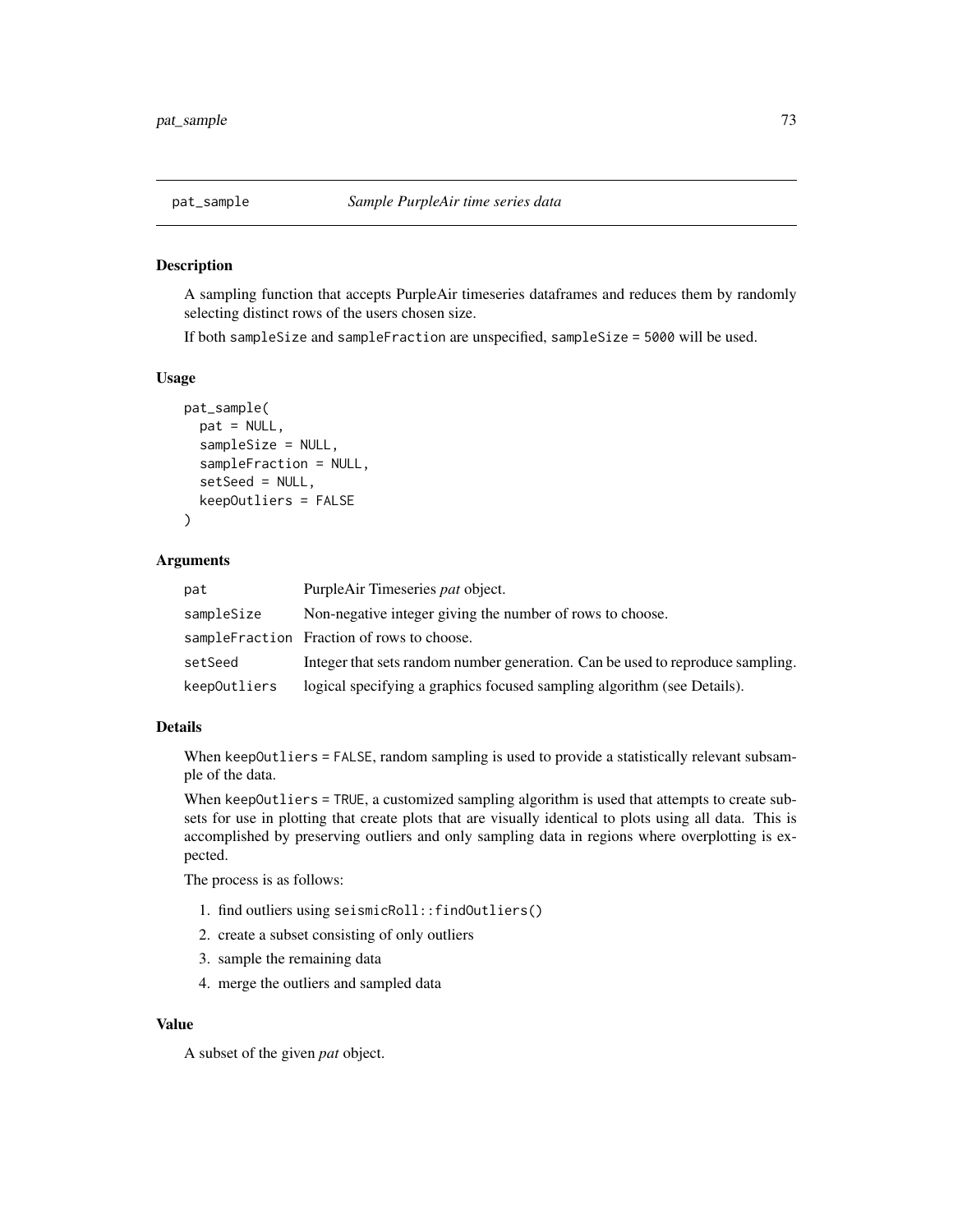## pat_sample &emsp; *Sample PurpleAir time series data*

### Description

A sampling function that accepts PurpleAir timeseries dataframes and reduces them by randomly selecting distinct rows of the users chosen size.

If both `sampleSize` and `sampleFraction` are unspecified, `sampleSize = 5000` will be used.

### Usage

```
pat_sample(
  pat = NULL,
  sampleSize = NULL,
  sampleFraction = NULL,
  setSeed = NULL,
  keepOutliers = FALSE
)
```

### Arguments

| | |
|---|---|
| `pat` | PurpleAir Timeseries *pat* object. |
| `sampleSize` | Non-negative integer giving the number of rows to choose. |
| `sampleFraction` | Fraction of rows to choose. |
| `setSeed` | Integer that sets random number generation. Can be used to reproduce sampling. |
| `keepOutliers` | logical specifying a graphics focused sampling algorithm (see Details). |

### Details

When `keepOutliers = FALSE`, random sampling is used to provide a statistically relevant subsample of the data.

When `keepOutliers = TRUE`, a customized sampling algorithm is used that attempts to create subsets for use in plotting that create plots that are visually identical to plots using all data. This is accomplished by preserving outliers and only sampling data in regions where overplotting is expected.

The process is as follows:

1. find outliers using `seismicRoll::findOutliers()`
2. create a subset consisting of only outliers
3. sample the remaining data
4. merge the outliers and sampled data

### Value

A subset of the given *pat* object.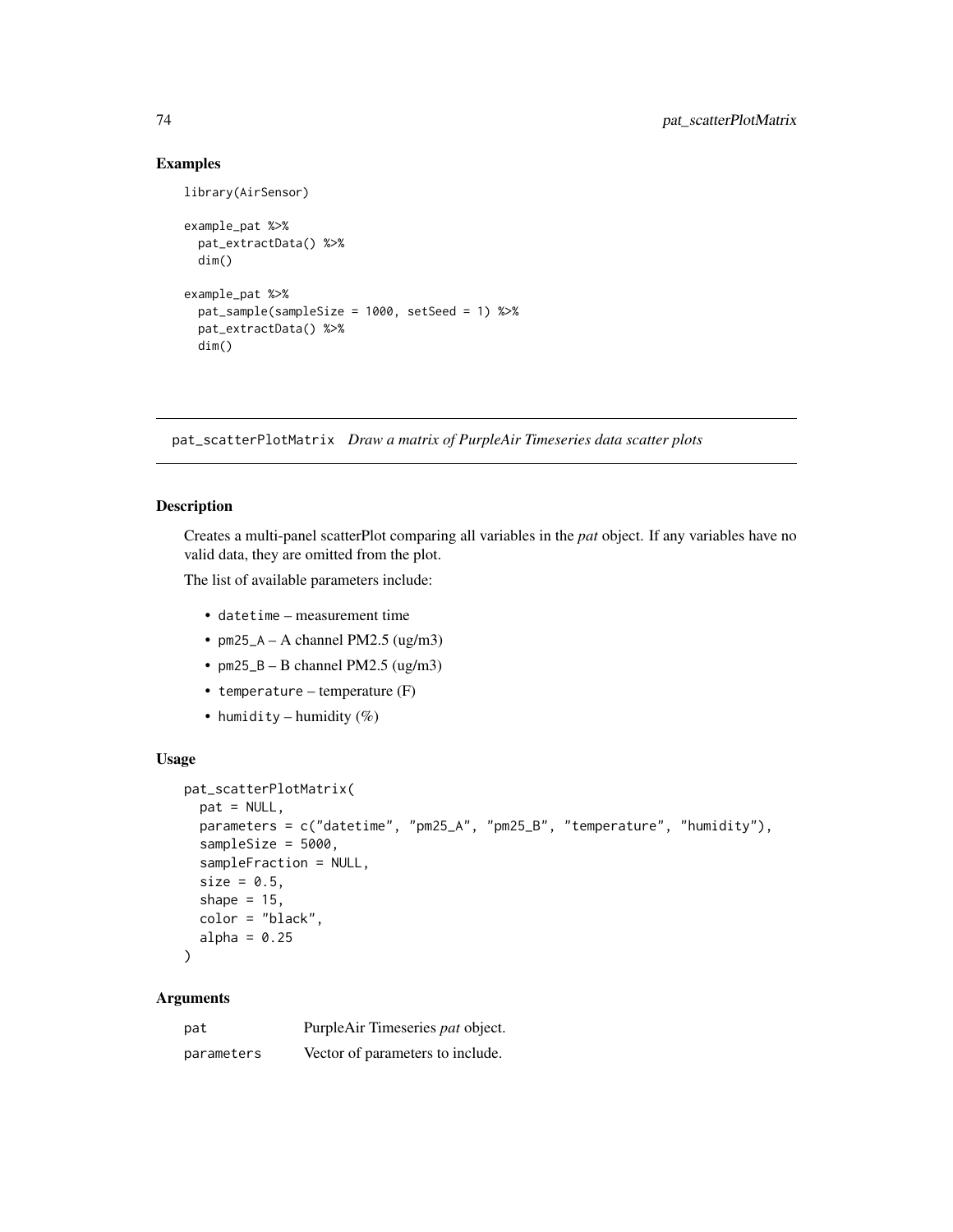## Examples

```
library(AirSensor)

example_pat %>%
  pat_extractData() %>%
  dim()

example_pat %>%
  pat_sample(sampleSize = 1000, setSeed = 1) %>%
  pat_extractData() %>%
  dim()
```

---

# pat_scatterPlotMatrix *Draw a matrix of PurpleAir Timeseries data scatter plots*

---

## Description

Creates a multi-panel scatterPlot comparing all variables in the *pat* object. If any variables have no valid data, they are omitted from the plot.

The list of available parameters include:

- `datetime` – measurement time
- `pm25_A` – A channel PM2.5 (ug/m3)
- `pm25_B` – B channel PM2.5 (ug/m3)
- `temperature` – temperature (F)
- `humidity` – humidity (%)

## Usage

```
pat_scatterPlotMatrix(
  pat = NULL,
  parameters = c("datetime", "pm25_A", "pm25_B", "temperature", "humidity"),
  sampleSize = 5000,
  sampleFraction = NULL,
  size = 0.5,
  shape = 15,
  color = "black",
  alpha = 0.25
)
```

## Arguments

| | |
|---|---|
| `pat` | PurpleAir Timeseries *pat* object. |
| `parameters` | Vector of parameters to include. |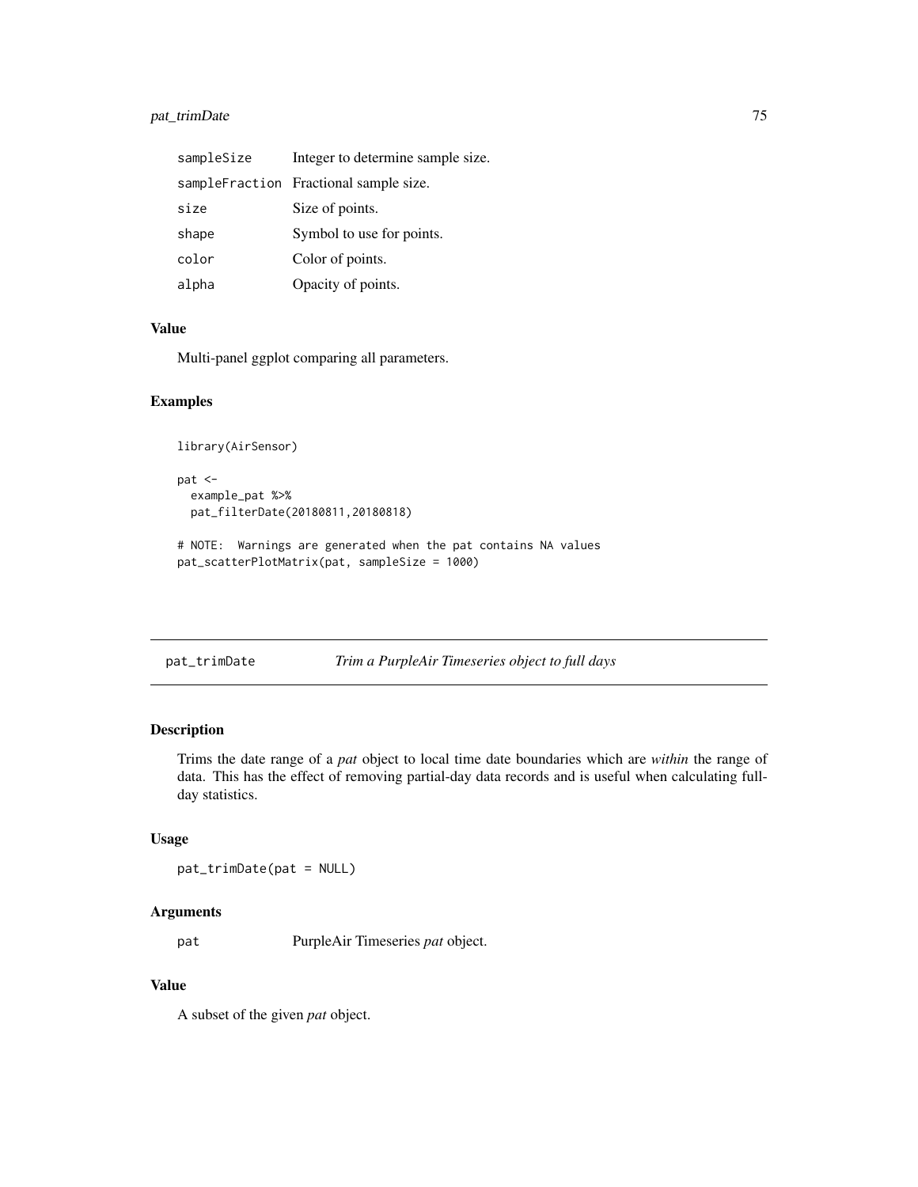| | |
|---|---|
| sampleSize | Integer to determine sample size. |
| sampleFraction | Fractional sample size. |
| size | Size of points. |
| shape | Symbol to use for points. |
| color | Color of points. |
| alpha | Opacity of points. |

### Value

Multi-panel ggplot comparing all parameters.

### Examples

```
library(AirSensor)

pat <-
  example_pat %>%
  pat_filterDate(20180811,20180818)

# NOTE:  Warnings are generated when the pat contains NA values
pat_scatterPlotMatrix(pat, sampleSize = 1000)
```

---

## pat_trimDate — *Trim a PurpleAir Timeseries object to full days*

### Description

Trims the date range of a *pat* object to local time date boundaries which are *within* the range of data. This has the effect of removing partial-day data records and is useful when calculating full-day statistics.

### Usage

```
pat_trimDate(pat = NULL)
```

### Arguments

| | |
|---|---|
| pat | PurpleAir Timeseries *pat* object. |

### Value

A subset of the given *pat* object.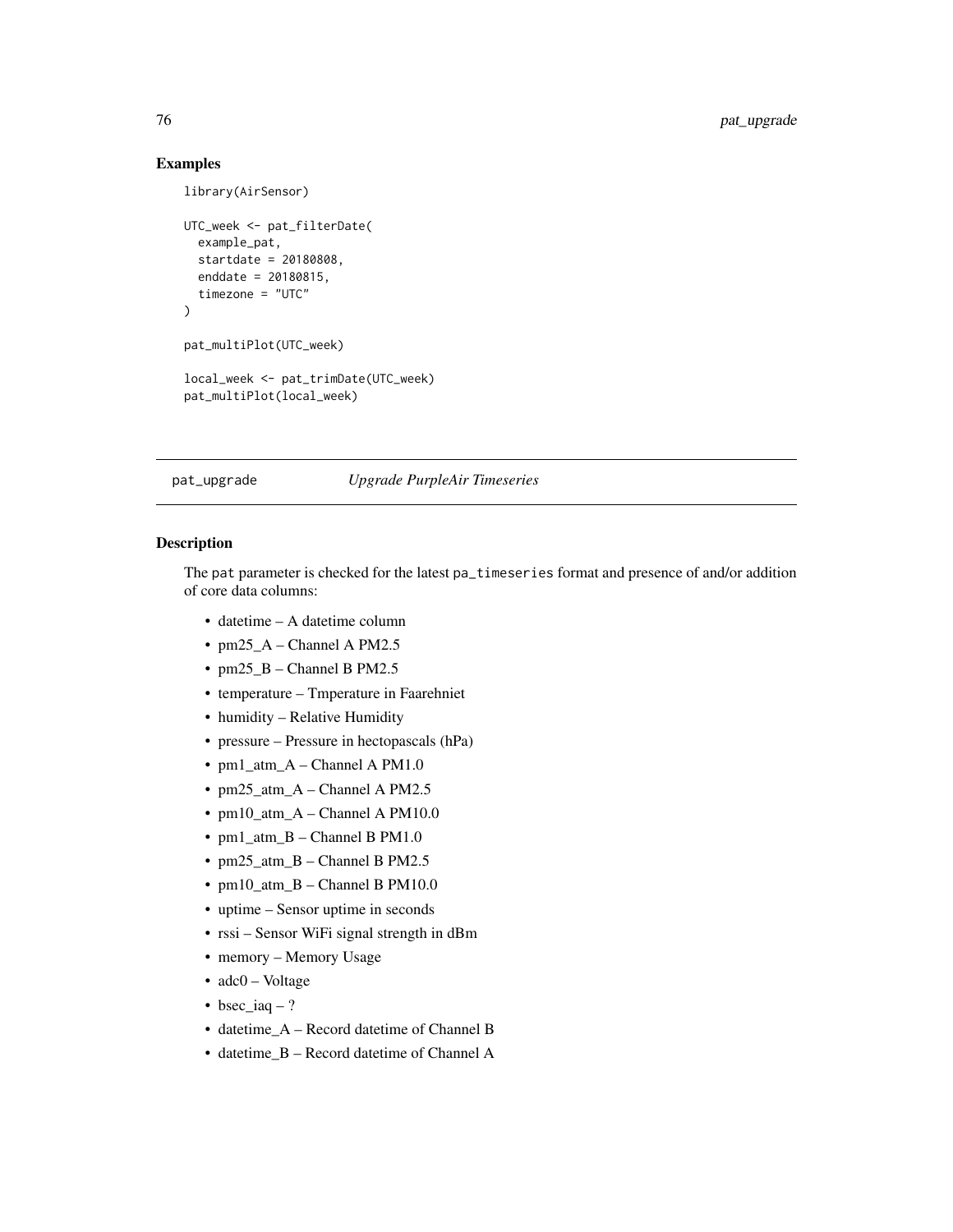## Examples

```
library(AirSensor)

UTC_week <- pat_filterDate(
  example_pat,
  startdate = 20180808,
  enddate = 20180815,
  timezone = "UTC"
)

pat_multiPlot(UTC_week)

local_week <- pat_trimDate(UTC_week)
pat_multiPlot(local_week)
```

---

# pat_upgrade *Upgrade PurpleAir Timeseries*

## Description

The pat parameter is checked for the latest pa_timeseries format and presence of and/or addition of core data columns:

- datetime – A datetime column
- pm25_A – Channel A PM2.5
- pm25_B – Channel B PM2.5
- temperature – Tmperature in Faarehniet
- humidity – Relative Humidity
- pressure – Pressure in hectopascals (hPa)
- pm1_atm_A – Channel A PM1.0
- pm25_atm_A – Channel A PM2.5
- pm10_atm_A – Channel A PM10.0
- pm1_atm_B – Channel B PM1.0
- pm25_atm_B – Channel B PM2.5
- pm10_atm_B – Channel B PM10.0
- uptime – Sensor uptime in seconds
- rssi – Sensor WiFi signal strength in dBm
- memory – Memory Usage
- adc0 – Voltage
- bsec_iaq – ?
- datetime_A – Record datetime of Channel B
- datetime_B – Record datetime of Channel A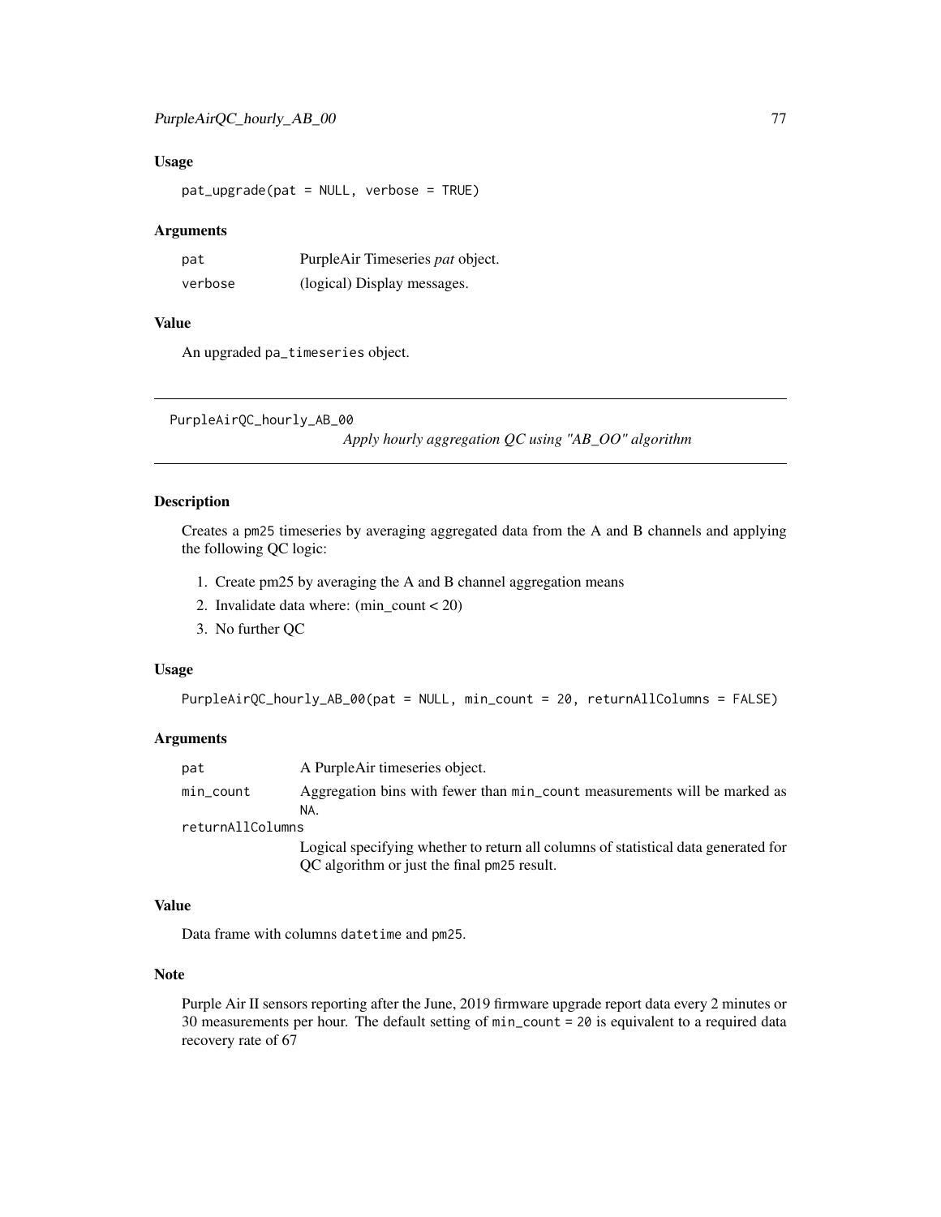## Usage

```
pat_upgrade(pat = NULL, verbose = TRUE)
```

## Arguments

| | |
|---|---|
| pat | PurpleAir Timeseries *pat* object. |
| verbose | (logical) Display messages. |

## Value

An upgraded pa_timeseries object.

---

# PurpleAirQC_hourly_AB_00

*Apply hourly aggregation QC using "AB_OO" algorithm*

## Description

Creates a pm25 timeseries by averaging aggregated data from the A and B channels and applying the following QC logic:

1. Create pm25 by averaging the A and B channel aggregation means
2. Invalidate data where: (min_count < 20)
3. No further QC

## Usage

```
PurpleAirQC_hourly_AB_00(pat = NULL, min_count = 20, returnAllColumns = FALSE)
```

## Arguments

| | |
|---|---|
| pat | A PurpleAir timeseries object. |
| min_count | Aggregation bins with fewer than min_count measurements will be marked as NA. |
| returnAllColumns | Logical specifying whether to return all columns of statistical data generated for QC algorithm or just the final pm25 result. |

## Value

Data frame with columns datetime and pm25.

## Note

Purple Air II sensors reporting after the June, 2019 firmware upgrade report data every 2 minutes or 30 measurements per hour. The default setting of min_count = 20 is equivalent to a required data recovery rate of 67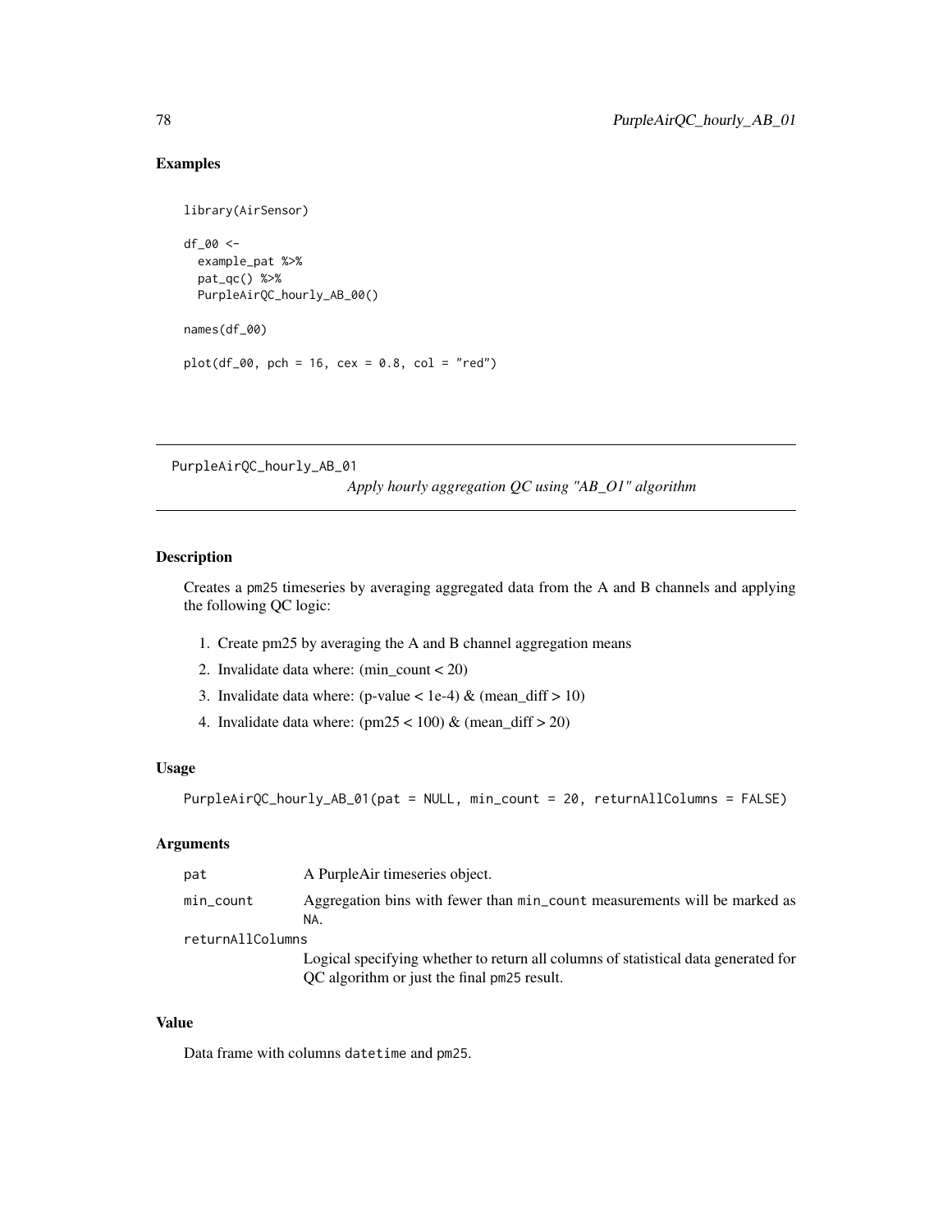## Examples

```
library(AirSensor)

df_00 <-
  example_pat %>%
  pat_qc() %>%
  PurpleAirQC_hourly_AB_00()

names(df_00)

plot(df_00, pch = 16, cex = 0.8, col = "red")
```

---

## PurpleAirQC_hourly_AB_01

*Apply hourly aggregation QC using "AB_O1" algorithm*

---

### Description

Creates a pm25 timeseries by averaging aggregated data from the A and B channels and applying the following QC logic:

1. Create pm25 by averaging the A and B channel aggregation means
2. Invalidate data where: (min_count < 20)
3. Invalidate data where: (p-value < 1e-4) & (mean_diff > 10)
4. Invalidate data where: (pm25 < 100) & (mean_diff > 20)

### Usage

```
PurpleAirQC_hourly_AB_01(pat = NULL, min_count = 20, returnAllColumns = FALSE)
```

### Arguments

| | |
|---|---|
| pat | A PurpleAir timeseries object. |
| min_count | Aggregation bins with fewer than min_count measurements will be marked as NA. |
| returnAllColumns | Logical specifying whether to return all columns of statistical data generated for QC algorithm or just the final pm25 result. |

### Value

Data frame with columns datetime and pm25.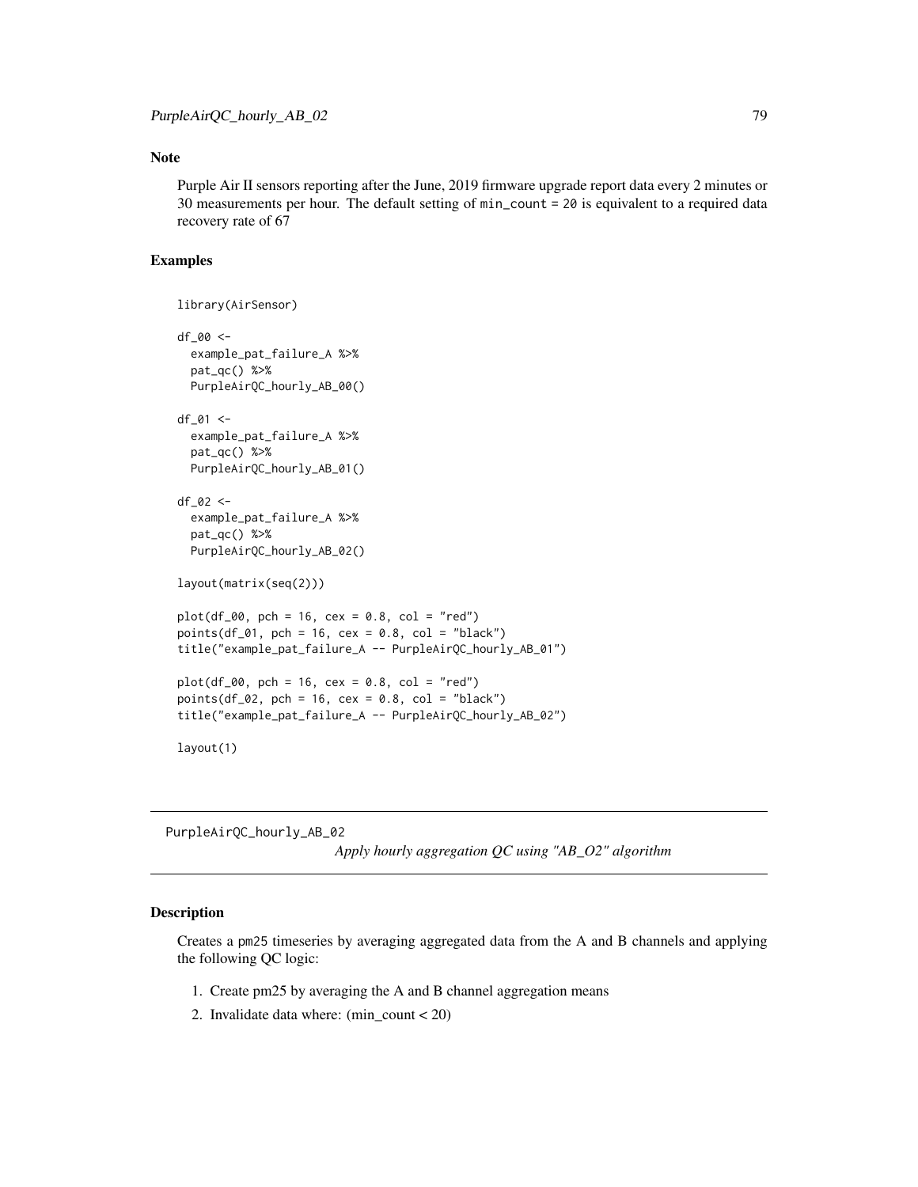## Note

Purple Air II sensors reporting after the June, 2019 firmware upgrade report data every 2 minutes or 30 measurements per hour. The default setting of `min_count = 20` is equivalent to a required data recovery rate of 67

## Examples

```
library(AirSensor)

df_00 <-
  example_pat_failure_A %>%
  pat_qc() %>%
  PurpleAirQC_hourly_AB_00()

df_01 <-
  example_pat_failure_A %>%
  pat_qc() %>%
  PurpleAirQC_hourly_AB_01()

df_02 <-
  example_pat_failure_A %>%
  pat_qc() %>%
  PurpleAirQC_hourly_AB_02()

layout(matrix(seq(2)))

plot(df_00, pch = 16, cex = 0.8, col = "red")
points(df_01, pch = 16, cex = 0.8, col = "black")
title("example_pat_failure_A -- PurpleAirQC_hourly_AB_01")

plot(df_00, pch = 16, cex = 0.8, col = "red")
points(df_02, pch = 16, cex = 0.8, col = "black")
title("example_pat_failure_A -- PurpleAirQC_hourly_AB_02")

layout(1)
```

---

# PurpleAirQC_hourly_AB_02 — *Apply hourly aggregation QC using "AB_O2" algorithm*

---

## Description

Creates a `pm25` timeseries by averaging aggregated data from the A and B channels and applying the following QC logic:

1. Create pm25 by averaging the A and B channel aggregation means
2. Invalidate data where: (min_count < 20)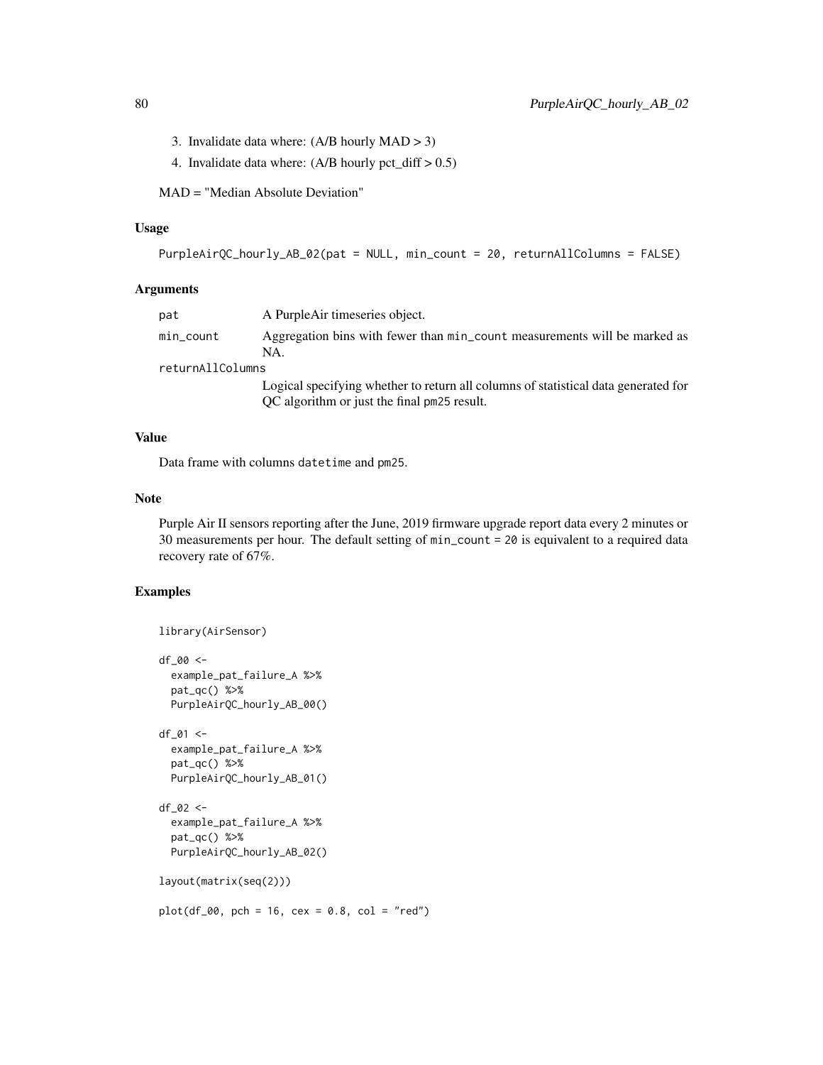3. Invalidate data where: (A/B hourly MAD > 3)
4. Invalidate data where: (A/B hourly pct_diff > 0.5)

MAD = "Median Absolute Deviation"

### Usage

```
PurpleAirQC_hourly_AB_02(pat = NULL, min_count = 20, returnAllColumns = FALSE)
```

### Arguments

| | |
|---|---|
| pat | A PurpleAir timeseries object. |
| min_count | Aggregation bins with fewer than min_count measurements will be marked as NA. |
| returnAllColumns | Logical specifying whether to return all columns of statistical data generated for QC algorithm or just the final pm25 result. |

### Value

Data frame with columns datetime and pm25.

### Note

Purple Air II sensors reporting after the June, 2019 firmware upgrade report data every 2 minutes or 30 measurements per hour. The default setting of min_count = 20 is equivalent to a required data recovery rate of 67%.

### Examples

```
library(AirSensor)

df_00 <-
  example_pat_failure_A %>%
  pat_qc() %>%
  PurpleAirQC_hourly_AB_00()

df_01 <-
  example_pat_failure_A %>%
  pat_qc() %>%
  PurpleAirQC_hourly_AB_01()

df_02 <-
  example_pat_failure_A %>%
  pat_qc() %>%
  PurpleAirQC_hourly_AB_02()

layout(matrix(seq(2)))

plot(df_00, pch = 16, cex = 0.8, col = "red")
```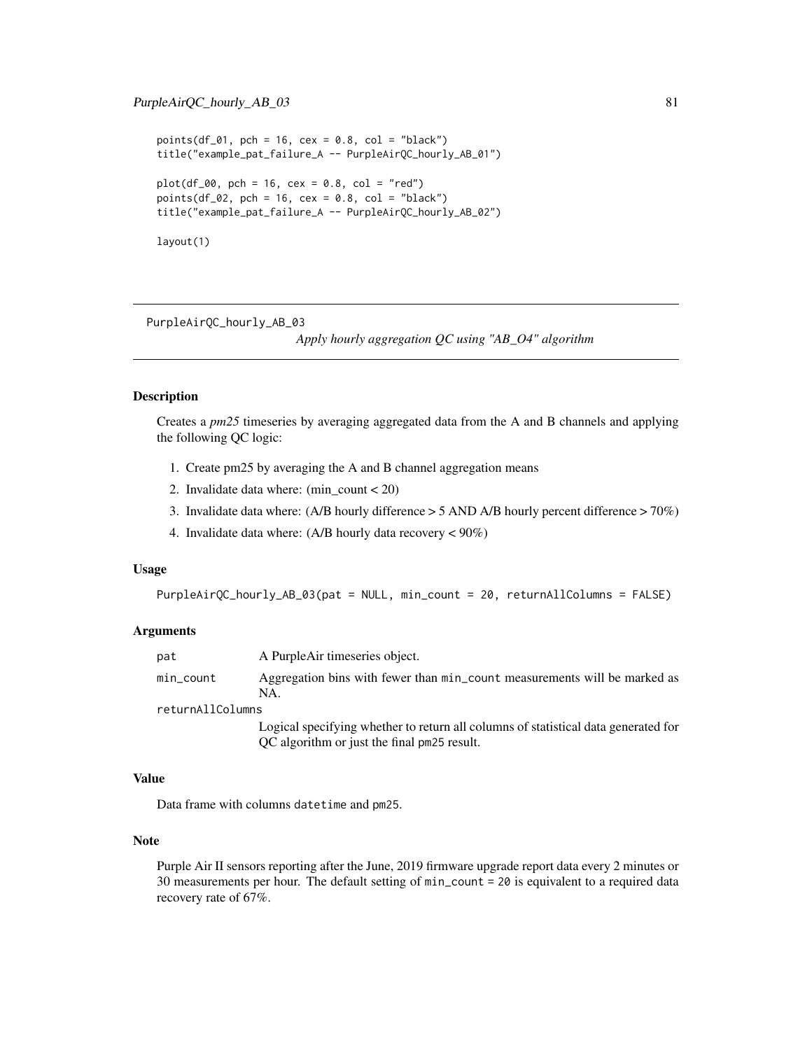```
points(df_01, pch = 16, cex = 0.8, col = "black")
title("example_pat_failure_A -- PurpleAirQC_hourly_AB_01")

plot(df_00, pch = 16, cex = 0.8, col = "red")
points(df_02, pch = 16, cex = 0.8, col = "black")
title("example_pat_failure_A -- PurpleAirQC_hourly_AB_02")

layout(1)
```

---

## PurpleAirQC_hourly_AB_03

*Apply hourly aggregation QC using "AB_O4" algorithm*

---

### Description

Creates a *pm25* timeseries by averaging aggregated data from the A and B channels and applying the following QC logic:

1. Create pm25 by averaging the A and B channel aggregation means
2. Invalidate data where: (min_count < 20)
3. Invalidate data where: (A/B hourly difference > 5 AND A/B hourly percent difference > 70%)
4. Invalidate data where: (A/B hourly data recovery < 90%)

### Usage

```
PurpleAirQC_hourly_AB_03(pat = NULL, min_count = 20, returnAllColumns = FALSE)
```

### Arguments

| | |
|---|---|
| pat | A PurpleAir timeseries object. |
| min_count | Aggregation bins with fewer than `min_count` measurements will be marked as NA. |
| returnAllColumns | Logical specifying whether to return all columns of statistical data generated for QC algorithm or just the final `pm25` result. |

### Value

Data frame with columns `datetime` and `pm25`.

### Note

Purple Air II sensors reporting after the June, 2019 firmware upgrade report data every 2 minutes or 30 measurements per hour. The default setting of `min_count = 20` is equivalent to a required data recovery rate of 67%.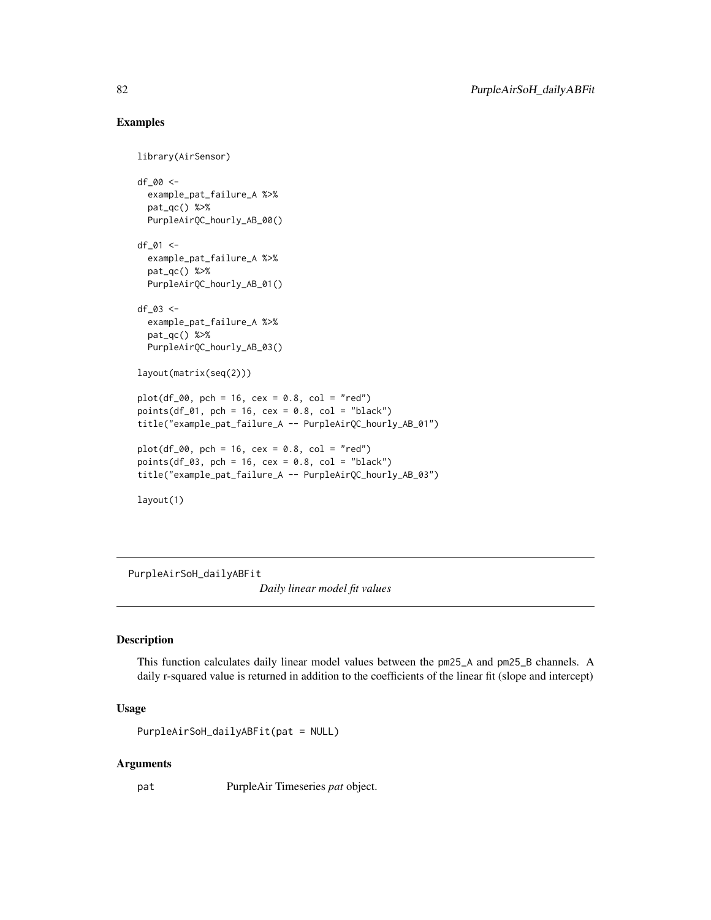## Examples

```
library(AirSensor)

df_00 <-
  example_pat_failure_A %>%
  pat_qc() %>%
  PurpleAirQC_hourly_AB_00()

df_01 <-
  example_pat_failure_A %>%
  pat_qc() %>%
  PurpleAirQC_hourly_AB_01()

df_03 <-
  example_pat_failure_A %>%
  pat_qc() %>%
  PurpleAirQC_hourly_AB_03()

layout(matrix(seq(2)))

plot(df_00, pch = 16, cex = 0.8, col = "red")
points(df_01, pch = 16, cex = 0.8, col = "black")
title("example_pat_failure_A -- PurpleAirQC_hourly_AB_01")

plot(df_00, pch = 16, cex = 0.8, col = "red")
points(df_03, pch = 16, cex = 0.8, col = "black")
title("example_pat_failure_A -- PurpleAirQC_hourly_AB_03")

layout(1)
```

---

# PurpleAirSoH_dailyABFit    *Daily linear model fit values*

---

## Description

This function calculates daily linear model values between the pm25_A and pm25_B channels. A daily r-squared value is returned in addition to the coefficients of the linear fit (slope and intercept)

## Usage

```
PurpleAirSoH_dailyABFit(pat = NULL)
```

## Arguments

| | |
|---|---|
| pat | PurpleAir Timeseries *pat* object. |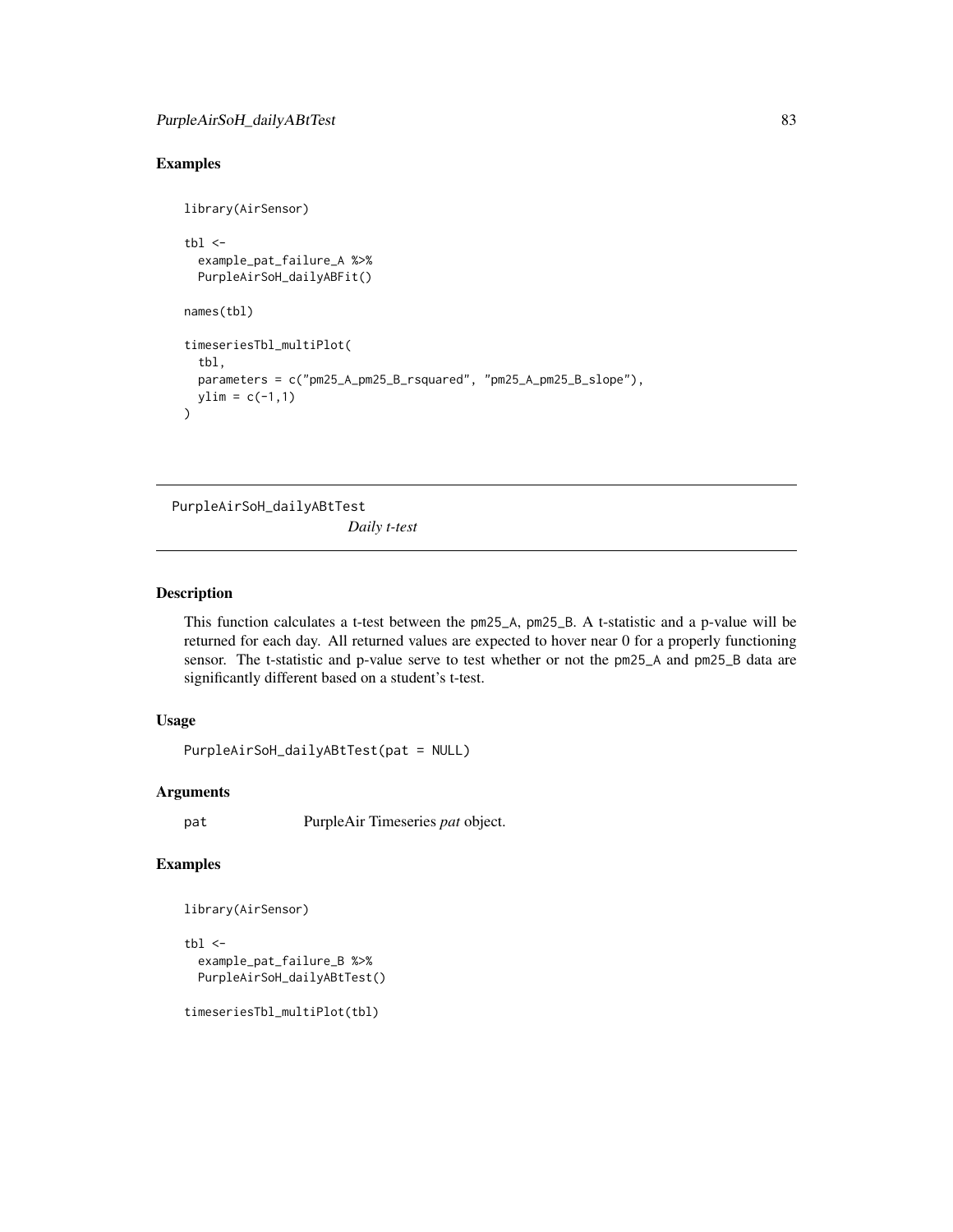## Examples

```
library(AirSensor)

tbl <-
  example_pat_failure_A %>%
  PurpleAirSoH_dailyABFit()

names(tbl)

timeseriesTbl_multiPlot(
  tbl,
  parameters = c("pm25_A_pm25_B_rsquared", "pm25_A_pm25_B_slope"),
  ylim = c(-1,1)
)
```

---

PurpleAirSoH_dailyABtTest    *Daily t-test*

---

## Description

This function calculates a t-test between the pm25_A, pm25_B. A t-statistic and a p-value will be returned for each day. All returned values are expected to hover near 0 for a properly functioning sensor. The t-statistic and p-value serve to test whether or not the pm25_A and pm25_B data are significantly different based on a student's t-test.

## Usage

```
PurpleAirSoH_dailyABtTest(pat = NULL)
```

## Arguments

| | |
|---|---|
| pat | PurpleAir Timeseries *pat* object. |

## Examples

```
library(AirSensor)

tbl <-
  example_pat_failure_B %>%
  PurpleAirSoH_dailyABtTest()

timeseriesTbl_multiPlot(tbl)
```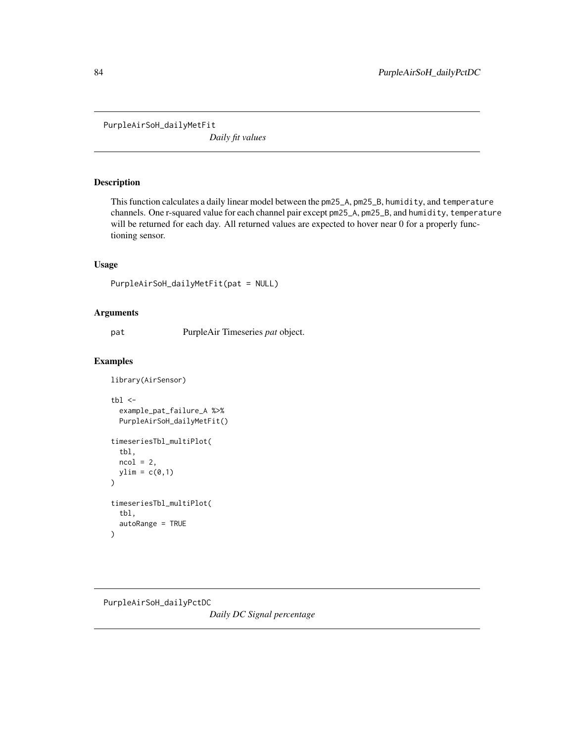## PurpleAirSoH_dailyMetFit

*Daily fit values*

### Description

This function calculates a daily linear model between the `pm25_A`, `pm25_B`, `humidity`, and `temperature` channels. One r-squared value for each channel pair except `pm25_A`, `pm25_B`, and `humidity`, `temperature` will be returned for each day. All returned values are expected to hover near 0 for a properly functioning sensor.

### Usage

```
PurpleAirSoH_dailyMetFit(pat = NULL)
```

### Arguments

| | |
|---|---|
| pat | PurpleAir Timeseries *pat* object. |

### Examples

```
library(AirSensor)

tbl <-
  example_pat_failure_A %>%
  PurpleAirSoH_dailyMetFit()

timeseriesTbl_multiPlot(
  tbl,
  ncol = 2,
  ylim = c(0,1)
)

timeseriesTbl_multiPlot(
  tbl,
  autoRange = TRUE
)
```

## PurpleAirSoH_dailyPctDC

*Daily DC Signal percentage*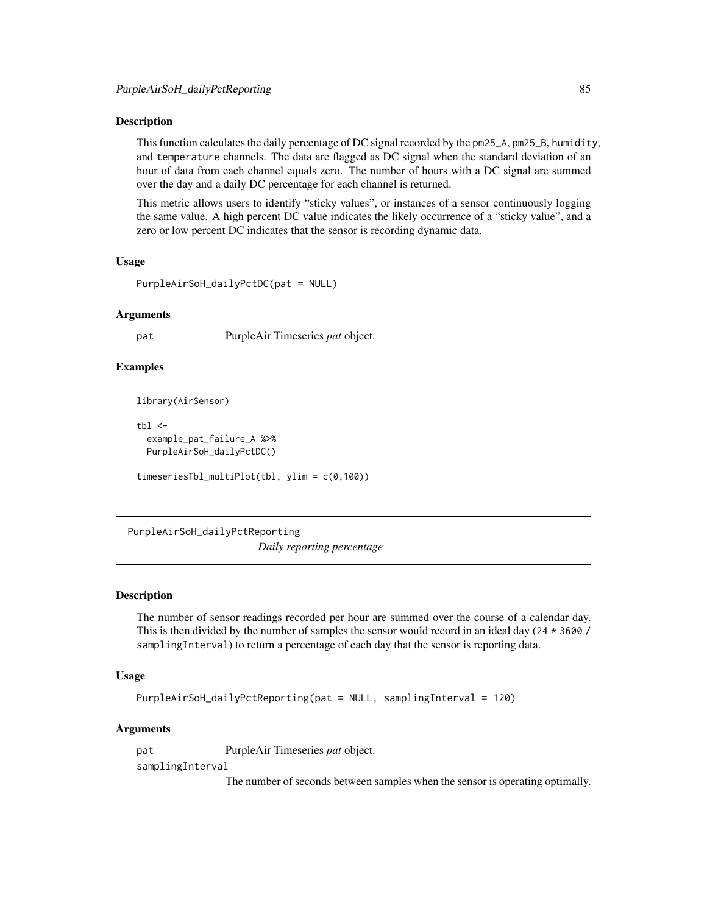### Description

This function calculates the daily percentage of DC signal recorded by the `pm25_A`, `pm25_B`, `humidity`, and `temperature` channels. The data are flagged as DC signal when the standard deviation of an hour of data from each channel equals zero. The number of hours with a DC signal are summed over the day and a daily DC percentage for each channel is returned.

This metric allows users to identify "sticky values", or instances of a sensor continuously logging the same value. A high percent DC value indicates the likely occurrence of a "sticky value", and a zero or low percent DC indicates that the sensor is recording dynamic data.

### Usage

```
PurpleAirSoH_dailyPctDC(pat = NULL)
```

### Arguments

`pat` PurpleAir Timeseries *pat* object.

### Examples

```
library(AirSensor)

tbl <-
  example_pat_failure_A %>%
  PurpleAirSoH_dailyPctDC()

timeseriesTbl_multiPlot(tbl, ylim = c(0,100))
```

---

## PurpleAirSoH_dailyPctReporting

*Daily reporting percentage*

---

### Description

The number of sensor readings recorded per hour are summed over the course of a calendar day. This is then divided by the number of samples the sensor would record in an ideal day (`24 * 3600 / samplingInterval`) to return a percentage of each day that the sensor is reporting data.

### Usage

```
PurpleAirSoH_dailyPctReporting(pat = NULL, samplingInterval = 120)
```

### Arguments

`pat` PurpleAir Timeseries *pat* object.

`samplingInterval` The number of seconds between samples when the sensor is operating optimally.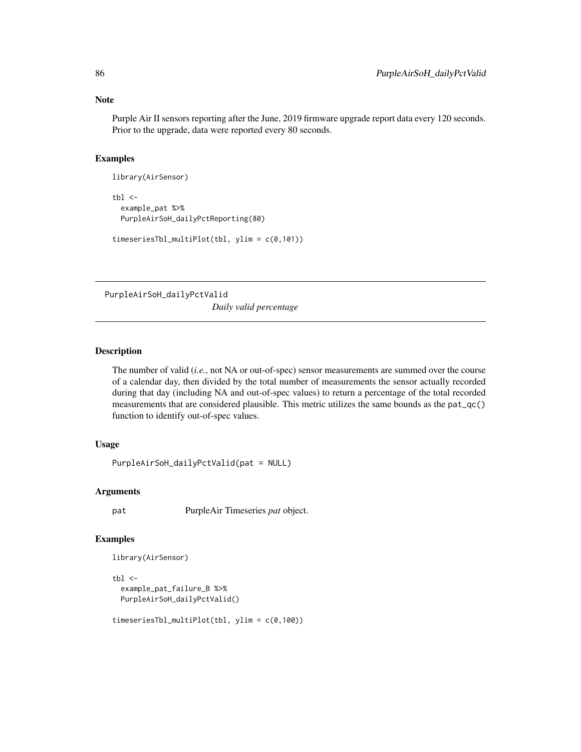## Note

Purple Air II sensors reporting after the June, 2019 firmware upgrade report data every 120 seconds. Prior to the upgrade, data were reported every 80 seconds.

## Examples

```
library(AirSensor)

tbl <-
  example_pat %>%
  PurpleAirSoH_dailyPctReporting(80)

timeseriesTbl_multiPlot(tbl, ylim = c(0,101))
```

---

# PurpleAirSoH_dailyPctValid

*Daily valid percentage*

---

## Description

The number of valid (*i.e.*, not NA or out-of-spec) sensor measurements are summed over the course of a calendar day, then divided by the total number of measurements the sensor actually recorded during that day (including NA and out-of-spec values) to return a percentage of the total recorded measurements that are considered plausible. This metric utilizes the same bounds as the `pat_qc()` function to identify out-of-spec values.

## Usage

```
PurpleAirSoH_dailyPctValid(pat = NULL)
```

## Arguments

| | |
|---|---|
| `pat` | PurpleAir Timeseries *pat* object. |

## Examples

```
library(AirSensor)

tbl <-
  example_pat_failure_B %>%
  PurpleAirSoH_dailyPctValid()

timeseriesTbl_multiPlot(tbl, ylim = c(0,100))
```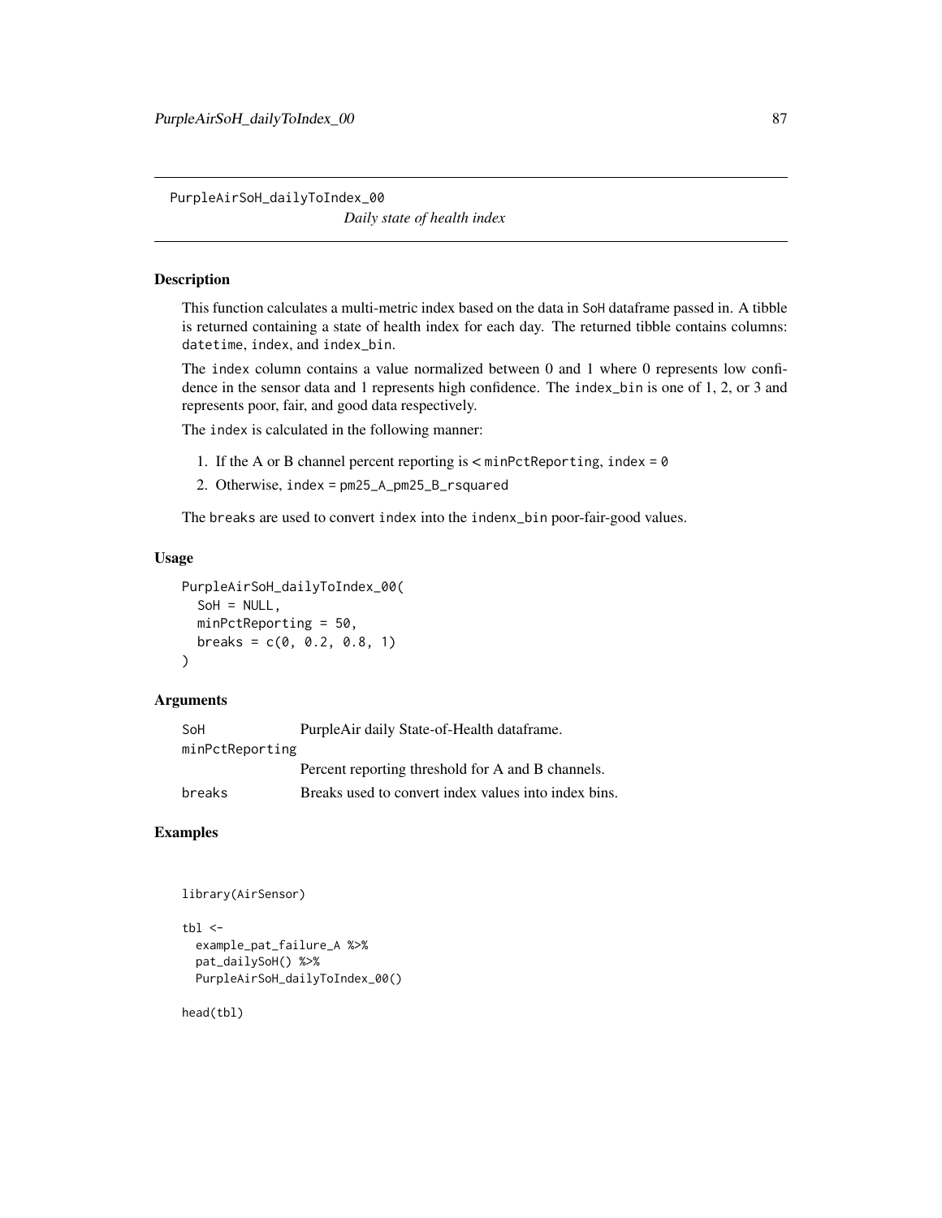PurpleAirSoH_dailyToIndex_00

*Daily state of health index*

## Description

This function calculates a multi-metric index based on the data in SoH dataframe passed in. A tibble is returned containing a state of health index for each day. The returned tibble contains columns: datetime, index, and index_bin.

The index column contains a value normalized between 0 and 1 where 0 represents low confidence in the sensor data and 1 represents high confidence. The index_bin is one of 1, 2, or 3 and represents poor, fair, and good data respectively.

The index is calculated in the following manner:

1. If the A or B channel percent reporting is < minPctReporting, index = 0
2. Otherwise, index = pm25_A_pm25_B_rsquared

The breaks are used to convert index into the indenx_bin poor-fair-good values.

## Usage

```
PurpleAirSoH_dailyToIndex_00(
  SoH = NULL,
  minPctReporting = 50,
  breaks = c(0, 0.2, 0.8, 1)
)
```

## Arguments

| | |
|---|---|
| SoH | PurpleAir daily State-of-Health dataframe. |
| minPctReporting | Percent reporting threshold for A and B channels. |
| breaks | Breaks used to convert index values into index bins. |

## Examples

```
library(AirSensor)

tbl <-
  example_pat_failure_A %>%
  pat_dailySoH() %>%
  PurpleAirSoH_dailyToIndex_00()

head(tbl)
```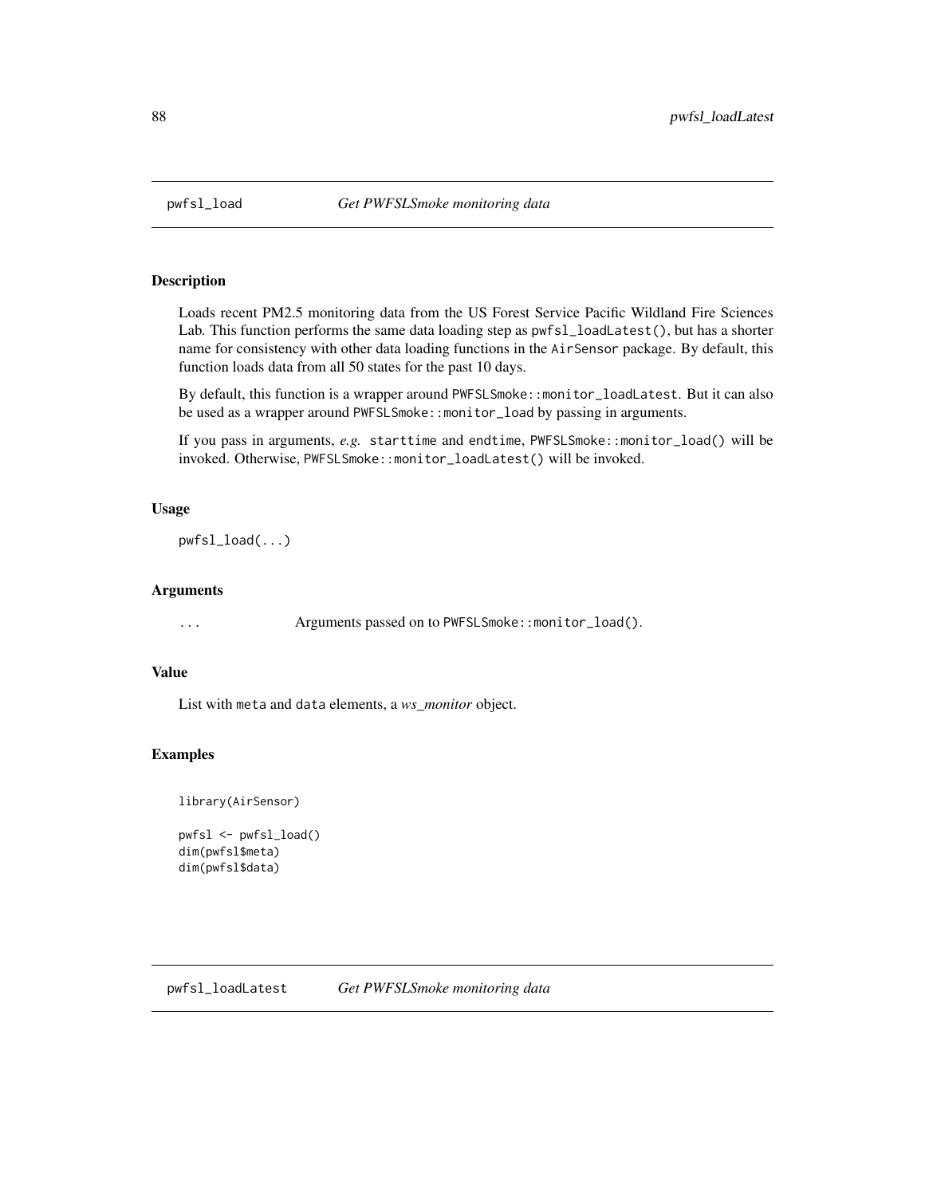## pwfsl_load *Get PWFSLSmoke monitoring data*

### Description

Loads recent PM2.5 monitoring data from the US Forest Service Pacific Wildland Fire Sciences Lab. This function performs the same data loading step as `pwfsl_loadLatest()`, but has a shorter name for consistency with other data loading functions in the `AirSensor` package. By default, this function loads data from all 50 states for the past 10 days.

By default, this function is a wrapper around `PWFSLSmoke::monitor_loadLatest`. But it can also be used as a wrapper around `PWFSLSmoke::monitor_load` by passing in arguments.

If you pass in arguments, *e.g.* `starttime` and `endtime`, `PWFSLSmoke::monitor_load()` will be invoked. Otherwise, `PWFSLSmoke::monitor_loadLatest()` will be invoked.

### Usage

```
pwfsl_load(...)
```

### Arguments

| | |
|---|---|
| ... | Arguments passed on to `PWFSLSmoke::monitor_load()`. |

### Value

List with `meta` and `data` elements, a *ws_monitor* object.

### Examples

```
library(AirSensor)

pwfsl <- pwfsl_load()
dim(pwfsl$meta)
dim(pwfsl$data)
```

## pwfsl_loadLatest *Get PWFSLSmoke monitoring data*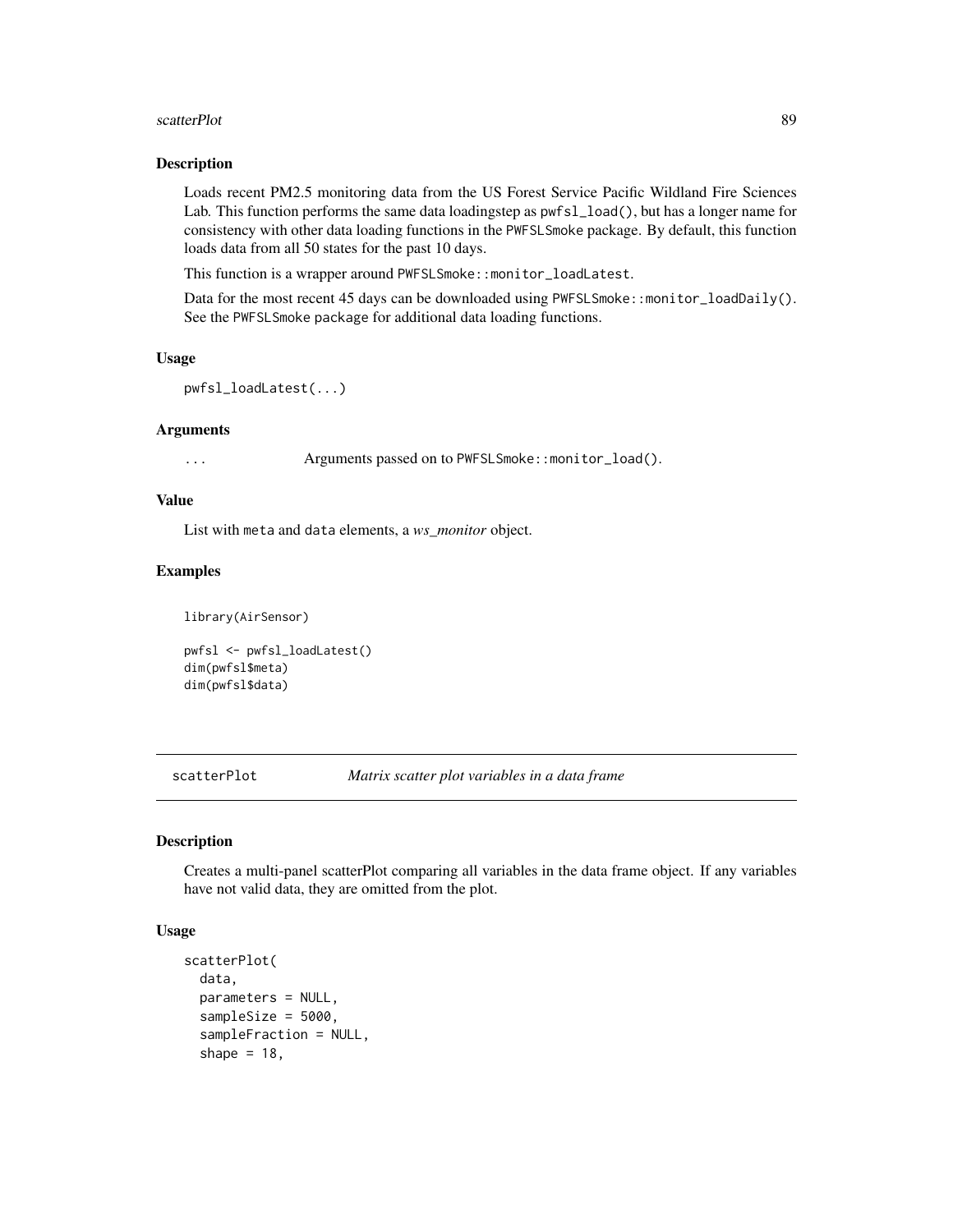## Description

Loads recent PM2.5 monitoring data from the US Forest Service Pacific Wildland Fire Sciences Lab. This function performs the same data loadingstep as `pwfsl_load()`, but has a longer name for consistency with other data loading functions in the `PWFSLSmoke` package. By default, this function loads data from all 50 states for the past 10 days.

This function is a wrapper around `PWFSLSmoke::monitor_loadLatest`.

Data for the most recent 45 days can be downloaded using `PWFSLSmoke::monitor_loadDaily()`. See the `PWFSLSmoke` package for additional data loading functions.

## Usage

```
pwfsl_loadLatest(...)
```

## Arguments

| | |
|---|---|
| ... | Arguments passed on to `PWFSLSmoke::monitor_load()`. |

## Value

List with `meta` and `data` elements, a *ws_monitor* object.

## Examples

```
library(AirSensor)

pwfsl <- pwfsl_loadLatest()
dim(pwfsl$meta)
dim(pwfsl$data)
```

---

# scatterPlot — *Matrix scatter plot variables in a data frame*

## Description

Creates a multi-panel scatterPlot comparing all variables in the data frame object. If any variables have not valid data, they are omitted from the plot.

## Usage

```
scatterPlot(
  data,
  parameters = NULL,
  sampleSize = 5000,
  sampleFraction = NULL,
  shape = 18,
```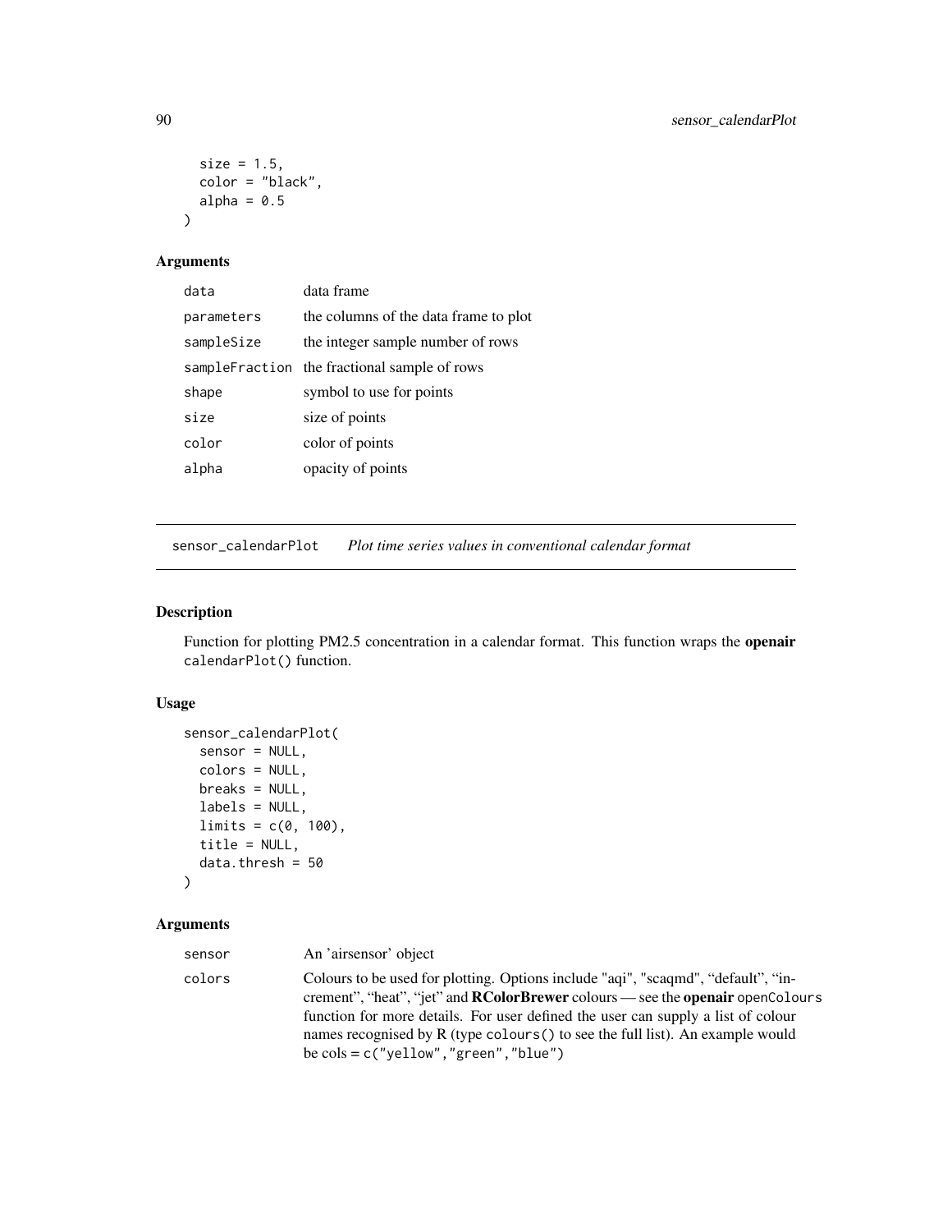```
  size = 1.5,
  color = "black",
  alpha = 0.5
)
```

### Arguments

| | |
|---|---|
| `data` | data frame |
| `parameters` | the columns of the data frame to plot |
| `sampleSize` | the integer sample number of rows |
| `sampleFraction` | the fractional sample of rows |
| `shape` | symbol to use for points |
| `size` | size of points |
| `color` | color of points |
| `alpha` | opacity of points |

---

## sensor_calendarPlot — *Plot time series values in conventional calendar format*

### Description

Function for plotting PM2.5 concentration in a calendar format. This function wraps the **openair** `calendarPlot()` function.

### Usage

```
sensor_calendarPlot(
  sensor = NULL,
  colors = NULL,
  breaks = NULL,
  labels = NULL,
  limits = c(0, 100),
  title = NULL,
  data.thresh = 50
)
```

### Arguments

| | |
|---|---|
| `sensor` | An 'airsensor' object |
| `colors` | Colours to be used for plotting. Options include "aqi", "scaqmd", "default", "increment", "heat", "jet" and **RColorBrewer** colours — see the **openair** `openColours` function for more details. For user defined the user can supply a list of colour names recognised by R (type `colours()` to see the full list). An example would be cols = `c("yellow","green","blue")` |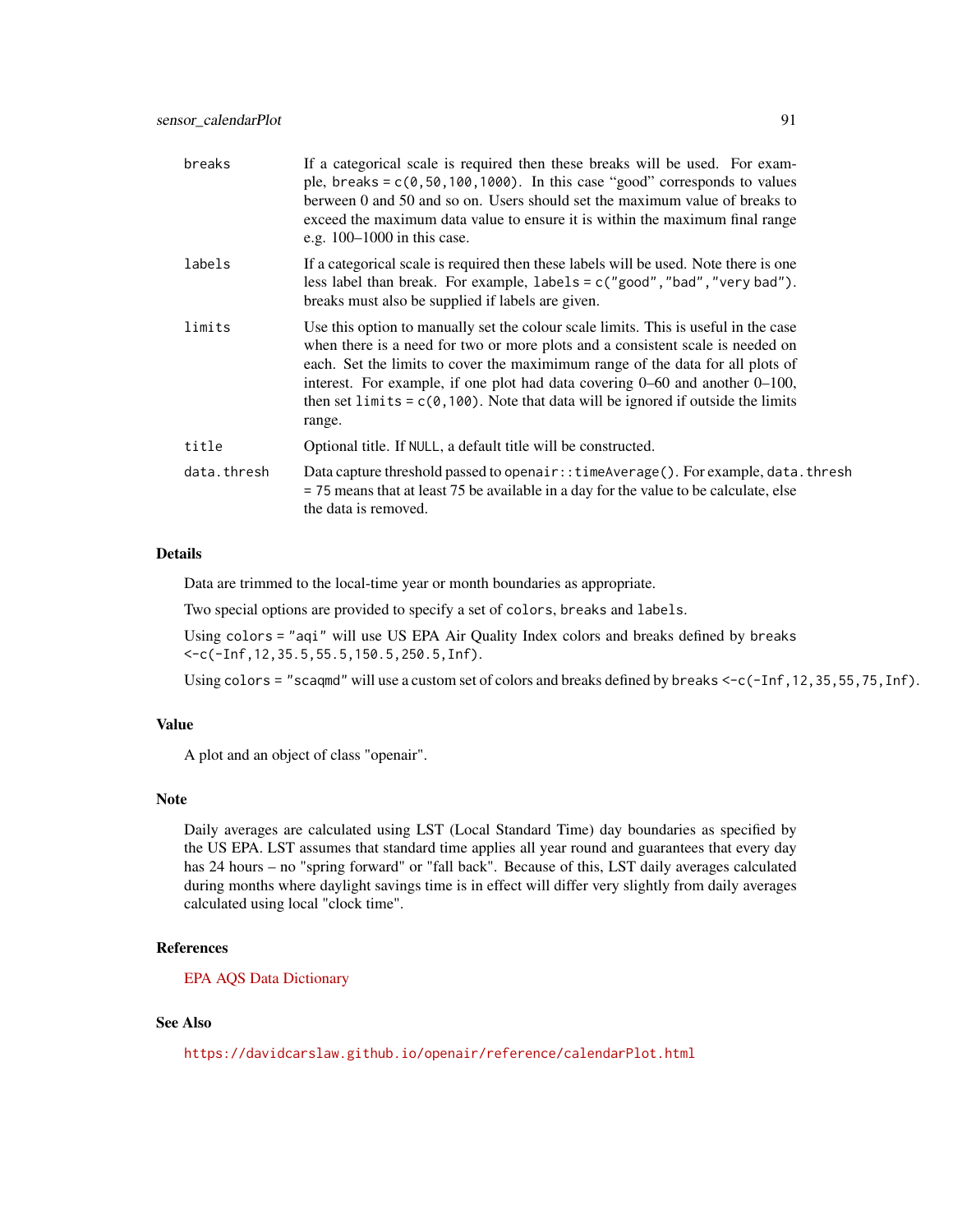| | |
|---|---|
| `breaks` | If a categorical scale is required then these breaks will be used. For example, `breaks = c(0,50,100,1000)`. In this case "good" corresponds to values berween 0 and 50 and so on. Users should set the maximum value of breaks to exceed the maximum data value to ensure it is within the maximum final range e.g. 100–1000 in this case. |
| `labels` | If a categorical scale is required then these labels will be used. Note there is one less label than break. For example, `labels = c("good","bad","very bad")`. breaks must also be supplied if labels are given. |
| `limits` | Use this option to manually set the colour scale limits. This is useful in the case when there is a need for two or more plots and a consistent scale is needed on each. Set the limits to cover the maximimum range of the data for all plots of interest. For example, if one plot had data covering 0–60 and another 0–100, then set `limits = c(0,100)`. Note that data will be ignored if outside the limits range. |
| `title` | Optional title. If `NULL`, a default title will be constructed. |
| `data.thresh` | Data capture threshold passed to `openair::timeAverage()`. For example, `data.thresh = 75` means that at least 75 be available in a day for the value to be calculate, else the data is removed. |

## Details

Data are trimmed to the local-time year or month boundaries as appropriate.

Two special options are provided to specify a set of `colors`, `breaks` and `labels`.

Using `colors = "aqi"` will use US EPA Air Quality Index colors and breaks defined by `breaks <-c(-Inf,12,35.5,55.5,150.5,250.5,Inf)`.

Using `colors = "scaqmd"` will use a custom set of colors and breaks defined by `breaks <-c(-Inf,12,35,55,75,Inf)`.

## Value

A plot and an object of class "openair".

## Note

Daily averages are calculated using LST (Local Standard Time) day boundaries as specified by the US EPA. LST assumes that standard time applies all year round and guarantees that every day has 24 hours – no "spring forward" or "fall back". Because of this, LST daily averages calculated during months where daylight savings time is in effect will differ very slightly from daily averages calculated using local "clock time".

## References

EPA AQS Data Dictionary

## See Also

https://davidcarslaw.github.io/openair/reference/calendarPlot.html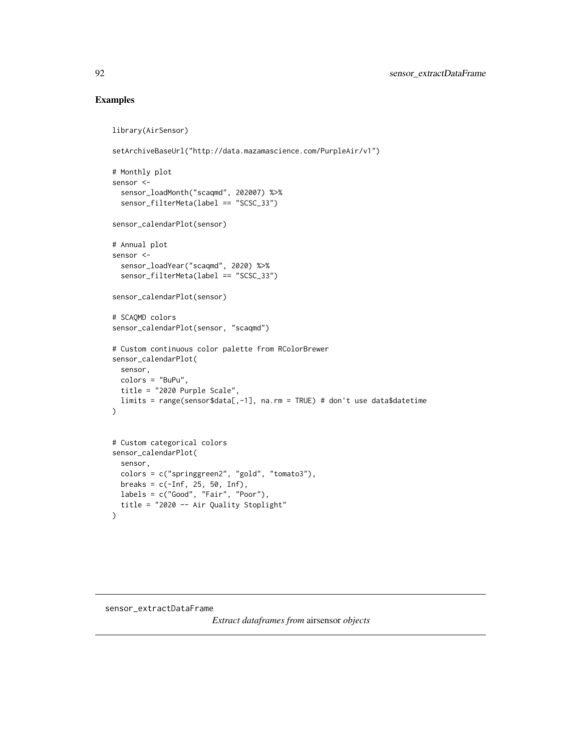## Examples

```
library(AirSensor)

setArchiveBaseUrl("http://data.mazamascience.com/PurpleAir/v1")

# Monthly plot
sensor <-
  sensor_loadMonth("scaqmd", 202007) %>%
  sensor_filterMeta(label == "SCSC_33")

sensor_calendarPlot(sensor)

# Annual plot
sensor <-
  sensor_loadYear("scaqmd", 2020) %>%
  sensor_filterMeta(label == "SCSC_33")

sensor_calendarPlot(sensor)

# SCAQMD colors
sensor_calendarPlot(sensor, "scaqmd")

# Custom continuous color palette from RColorBrewer
sensor_calendarPlot(
  sensor,
  colors = "BuPu",
  title = "2020 Purple Scale",
  limits = range(sensor$data[,-1], na.rm = TRUE) # don't use data$datetime
)


# Custom categorical colors
sensor_calendarPlot(
  sensor,
  colors = c("springgreen2", "gold", "tomato3"),
  breaks = c(-Inf, 25, 50, Inf),
  labels = c("Good", "Fair", "Poor"),
  title = "2020 -- Air Quality Stoplight"
)
```

---

`sensor_extractDataFrame` *Extract dataframes from* airsensor *objects*

---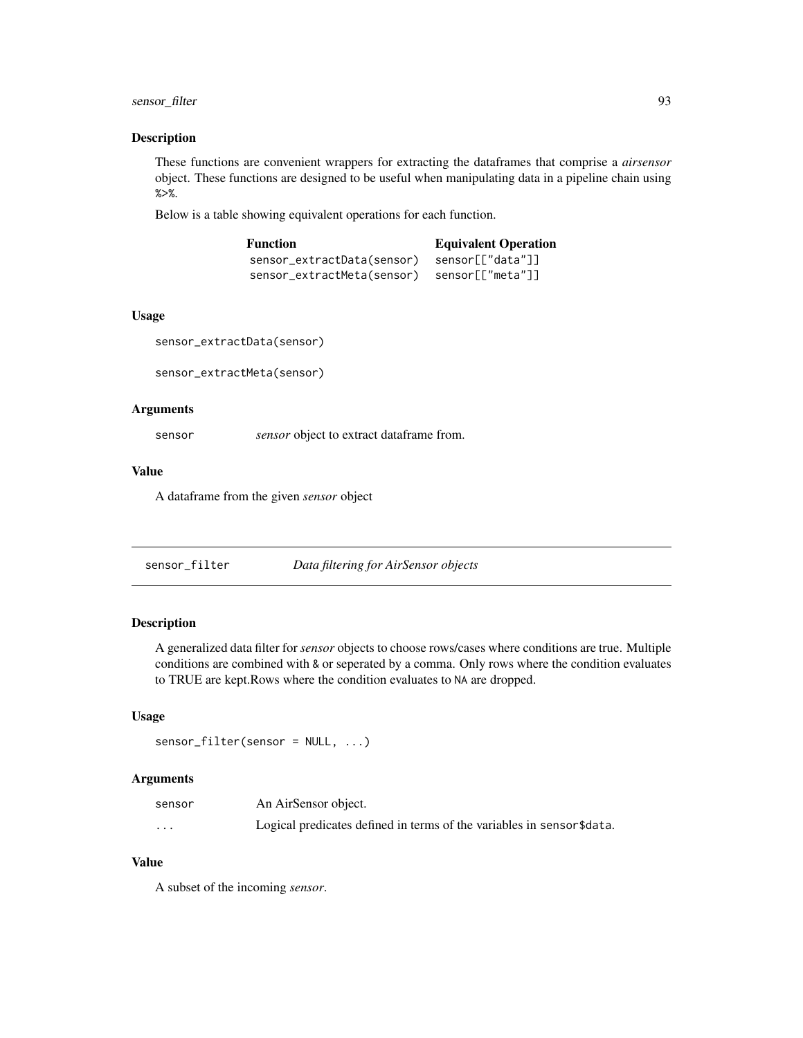## Description

These functions are convenient wrappers for extracting the dataframes that comprise a *airsensor* object. These functions are designed to be useful when manipulating data in a pipeline chain using `%>%`.

Below is a table showing equivalent operations for each function.

| Function | Equivalent Operation |
| --- | --- |
| `sensor_extractData(sensor)` | `sensor[["data"]]` |
| `sensor_extractMeta(sensor)` | `sensor[["meta"]]` |

## Usage

```
sensor_extractData(sensor)

sensor_extractMeta(sensor)
```

## Arguments

`sensor` — *sensor* object to extract dataframe from.

## Value

A dataframe from the given *sensor* object

---

# sensor_filter — *Data filtering for AirSensor objects*

## Description

A generalized data filter for *sensor* objects to choose rows/cases where conditions are true. Multiple conditions are combined with `&` or seperated by a comma. Only rows where the condition evaluates to TRUE are kept.Rows where the condition evaluates to `NA` are dropped.

## Usage

```
sensor_filter(sensor = NULL, ...)
```

## Arguments

`sensor` — An AirSensor object.

`...` — Logical predicates defined in terms of the variables in `sensor$data`.

## Value

A subset of the incoming *sensor*.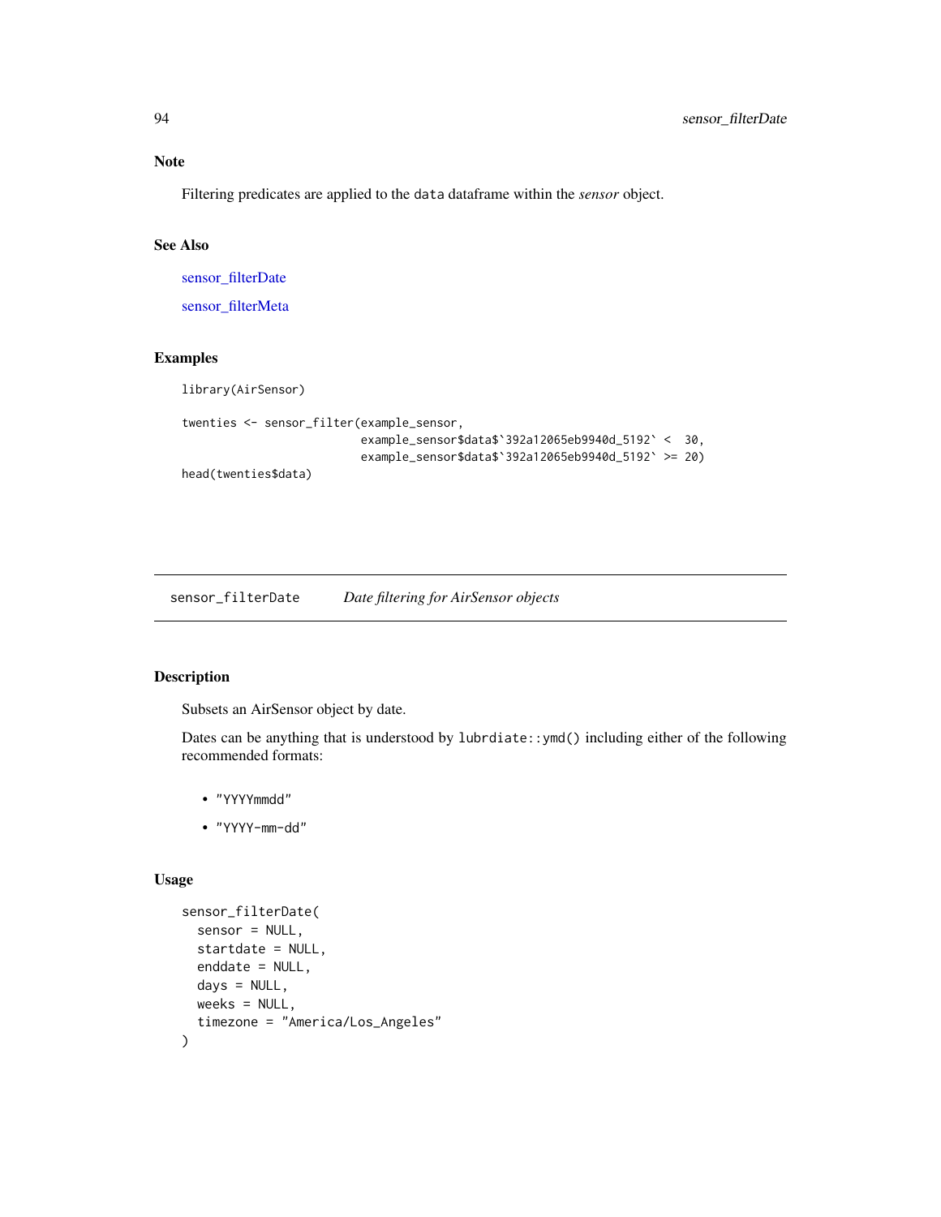## Note

Filtering predicates are applied to the `data` dataframe within the *sensor* object.

## See Also

sensor_filterDate

sensor_filterMeta

## Examples

```
library(AirSensor)

twenties <- sensor_filter(example_sensor,
                          example_sensor$data$`392a12065eb9940d_5192` <  30,
                          example_sensor$data$`392a12065eb9940d_5192` >= 20)
head(twenties$data)
```

---

# sensor_filterDate — *Date filtering for AirSensor objects*

## Description

Subsets an AirSensor object by date.

Dates can be anything that is understood by `lubrdiate::ymd()` including either of the following recommended formats:

- "YYYYmmdd"
- "YYYY-mm-dd"

## Usage

```
sensor_filterDate(
  sensor = NULL,
  startdate = NULL,
  enddate = NULL,
  days = NULL,
  weeks = NULL,
  timezone = "America/Los_Angeles"
)
```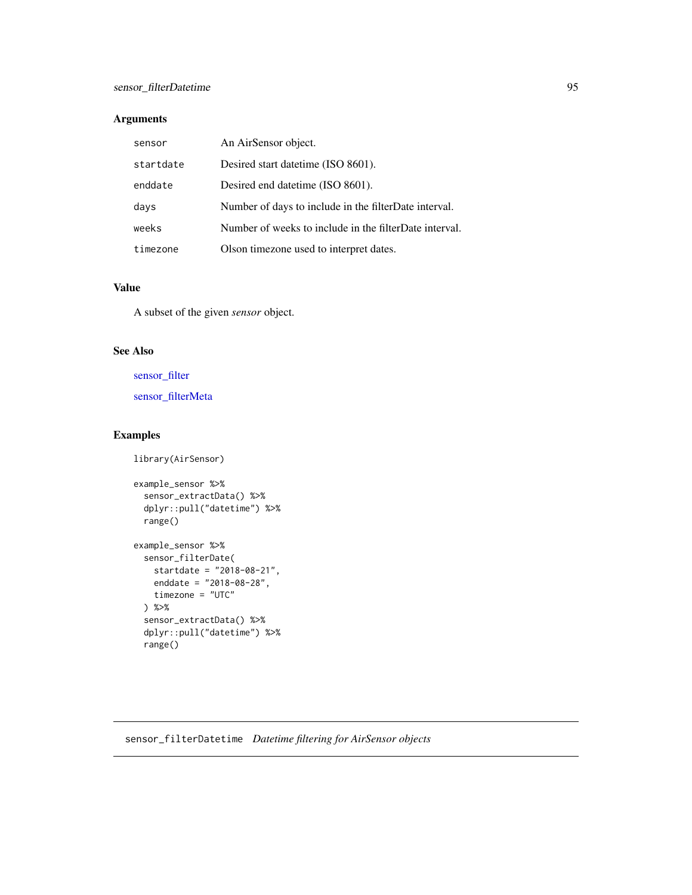## Arguments

| | |
|---|---|
| `sensor` | An AirSensor object. |
| `startdate` | Desired start datetime (ISO 8601). |
| `enddate` | Desired end datetime (ISO 8601). |
| `days` | Number of days to include in the filterDate interval. |
| `weeks` | Number of weeks to include in the filterDate interval. |
| `timezone` | Olson timezone used to interpret dates. |

## Value

A subset of the given *sensor* object.

## See Also

sensor_filter

sensor_filterMeta

## Examples

```
library(AirSensor)

example_sensor %>%
  sensor_extractData() %>%
  dplyr::pull("datetime") %>%
  range()

example_sensor %>%
  sensor_filterDate(
    startdate = "2018-08-21",
    enddate = "2018-08-28",
    timezone = "UTC"
  ) %>%
  sensor_extractData() %>%
  dplyr::pull("datetime") %>%
  range()
```

---

`sensor_filterDatetime` *Datetime filtering for AirSensor objects*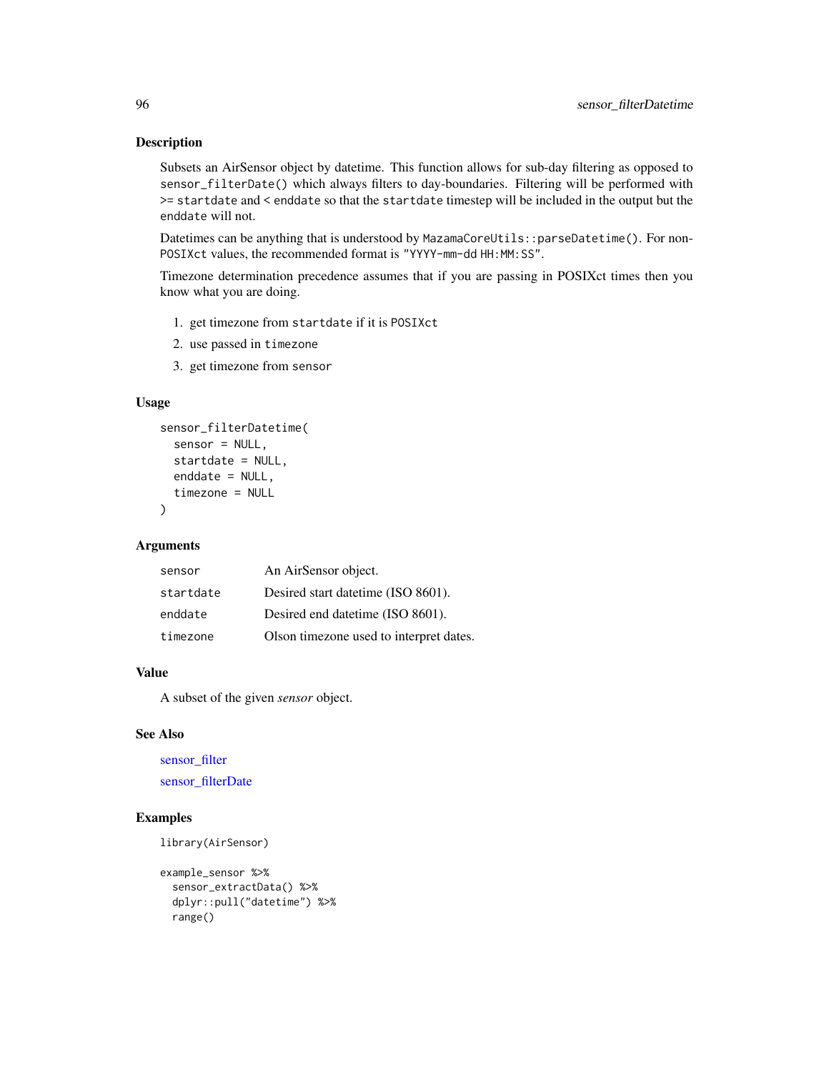## Description

Subsets an AirSensor object by datetime. This function allows for sub-day filtering as opposed to `sensor_filterDate()` which always filters to day-boundaries. Filtering will be performed with >= `startdate` and < `enddate` so that the `startdate` timestep will be included in the output but the `enddate` will not.

Datetimes can be anything that is understood by `MazamaCoreUtils::parseDatetime()`. For non-`POSIXct` values, the recommended format is `"YYYY-mm-dd HH:MM:SS"`.

Timezone determination precedence assumes that if you are passing in POSIXct times then you know what you are doing.

1. get timezone from `startdate` if it is `POSIXct`
2. use passed in `timezone`
3. get timezone from `sensor`

## Usage

```
sensor_filterDatetime(
  sensor = NULL,
  startdate = NULL,
  enddate = NULL,
  timezone = NULL
)
```

## Arguments

| | |
|---|---|
| `sensor` | An AirSensor object. |
| `startdate` | Desired start datetime (ISO 8601). |
| `enddate` | Desired end datetime (ISO 8601). |
| `timezone` | Olson timezone used to interpret dates. |

## Value

A subset of the given *sensor* object.

## See Also

sensor_filter

sensor_filterDate

## Examples

```
library(AirSensor)

example_sensor %>%
  sensor_extractData() %>%
  dplyr::pull("datetime") %>%
  range()
```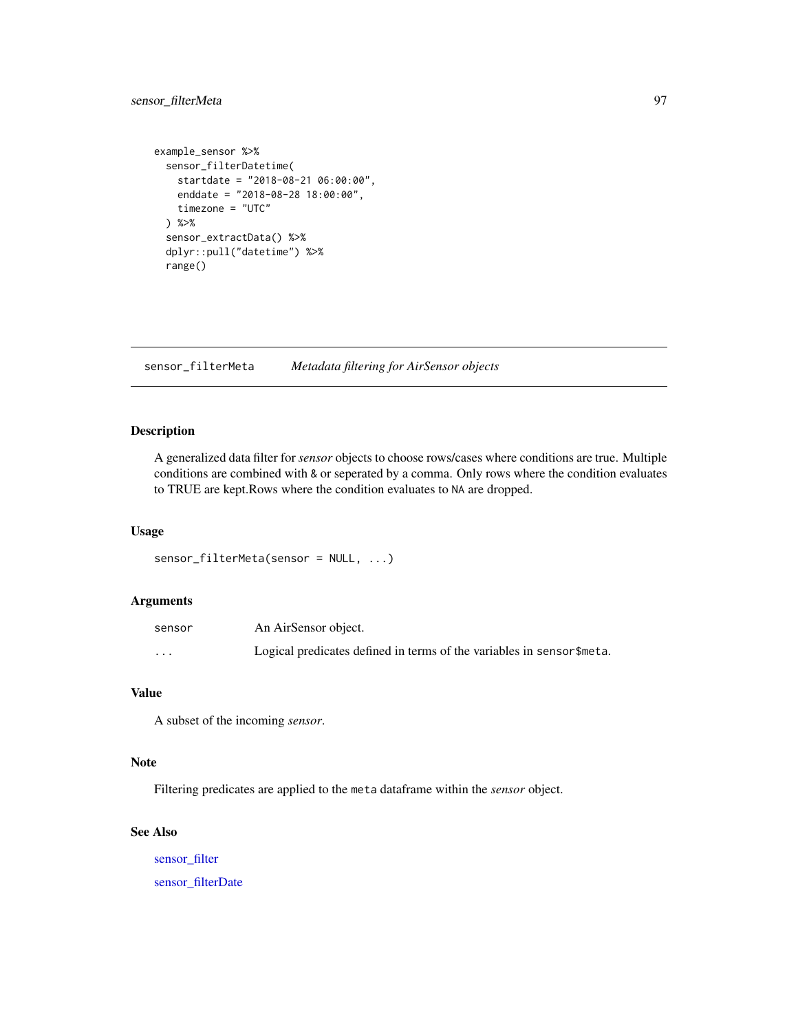```
example_sensor %>%
  sensor_filterDatetime(
    startdate = "2018-08-21 06:00:00",
    enddate = "2018-08-28 18:00:00",
    timezone = "UTC"
  ) %>%
  sensor_extractData() %>%
  dplyr::pull("datetime") %>%
  range()
```

## sensor_filterMeta — *Metadata filtering for AirSensor objects*

### Description

A generalized data filter for *sensor* objects to choose rows/cases where conditions are true. Multiple conditions are combined with `&` or seperated by a comma. Only rows where the condition evaluates to TRUE are kept.Rows where the condition evaluates to `NA` are dropped.

### Usage

```
sensor_filterMeta(sensor = NULL, ...)
```

### Arguments

| | |
|---|---|
| `sensor` | An AirSensor object. |
| `...` | Logical predicates defined in terms of the variables in `sensor$meta`. |

### Value

A subset of the incoming *sensor*.

### Note

Filtering predicates are applied to the `meta` dataframe within the *sensor* object.

### See Also

sensor_filter

sensor_filterDate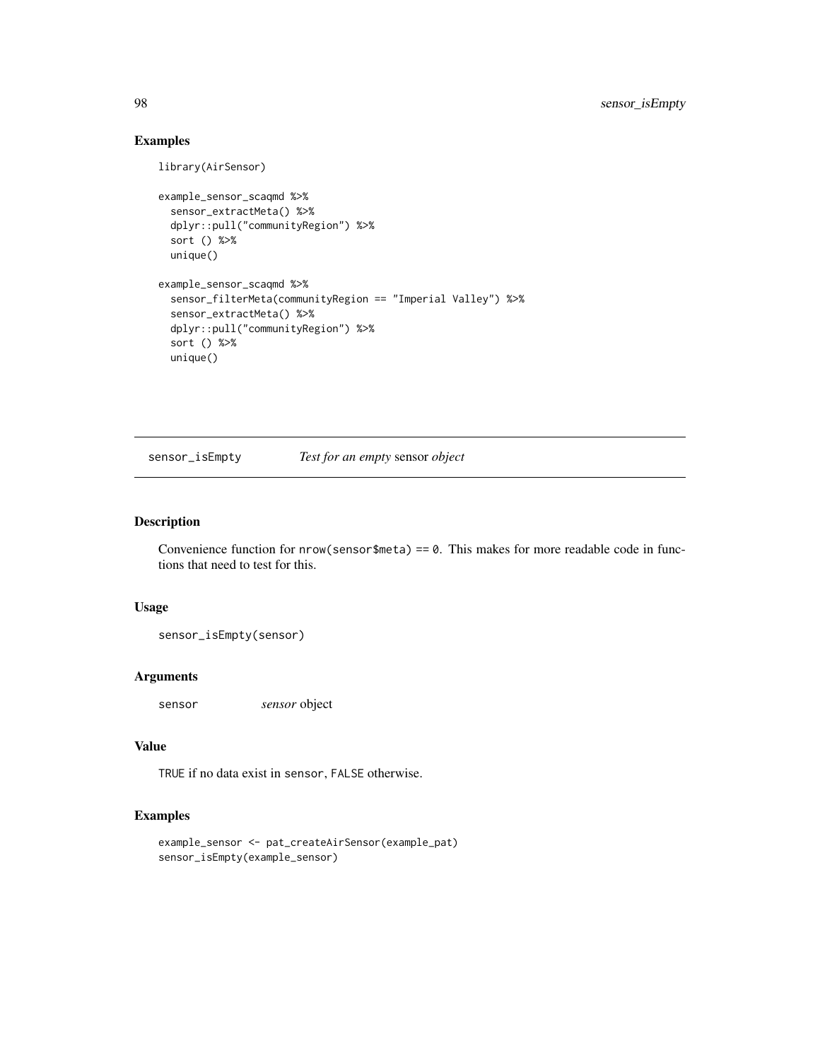## Examples

```
library(AirSensor)

example_sensor_scaqmd %>%
  sensor_extractMeta() %>%
  dplyr::pull("communityRegion") %>%
  sort () %>%
  unique()

example_sensor_scaqmd %>%
  sensor_filterMeta(communityRegion == "Imperial Valley") %>%
  sensor_extractMeta() %>%
  dplyr::pull("communityRegion") %>%
  sort () %>%
  unique()
```

---

# sensor_isEmpty    *Test for an empty* sensor *object*

## Description

Convenience function for `nrow(sensor$meta) == 0`. This makes for more readable code in functions that need to test for this.

## Usage

```
sensor_isEmpty(sensor)
```

## Arguments

| | |
|---|---|
| sensor | *sensor* object |

## Value

`TRUE` if no data exist in `sensor`, `FALSE` otherwise.

## Examples

```
example_sensor <- pat_createAirSensor(example_pat)
sensor_isEmpty(example_sensor)
```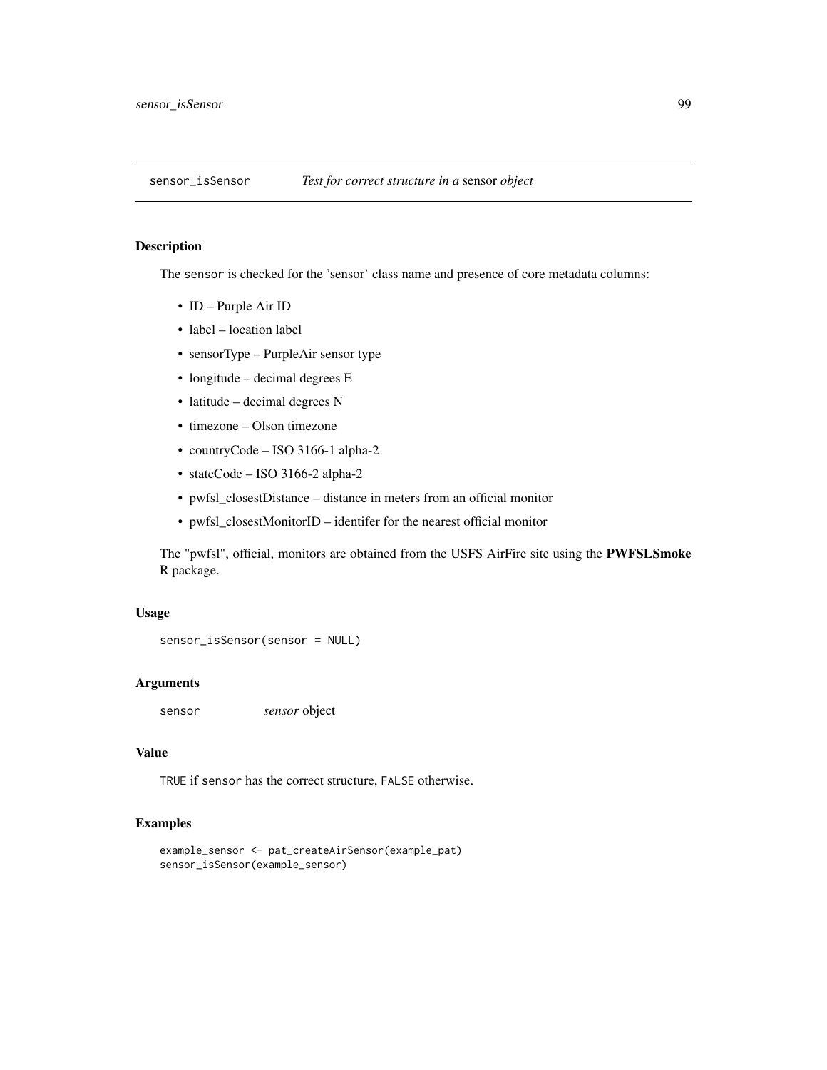## sensor_isSensor *Test for correct structure in a sensor object*

### Description

The `sensor` is checked for the 'sensor' class name and presence of core metadata columns:

- ID – Purple Air ID
- label – location label
- sensorType – PurpleAir sensor type
- longitude – decimal degrees E
- latitude – decimal degrees N
- timezone – Olson timezone
- countryCode – ISO 3166-1 alpha-2
- stateCode – ISO 3166-2 alpha-2
- pwfsl_closestDistance – distance in meters from an official monitor
- pwfsl_closestMonitorID – identifer for the nearest official monitor

The "pwfsl", official, monitors are obtained from the USFS AirFire site using the **PWFSLSmoke** R package.

### Usage

```
sensor_isSensor(sensor = NULL)
```

### Arguments

| | |
|---|---|
| `sensor` | *sensor* object |

### Value

`TRUE` if `sensor` has the correct structure, `FALSE` otherwise.

### Examples

```
example_sensor <- pat_createAirSensor(example_pat)
sensor_isSensor(example_sensor)
```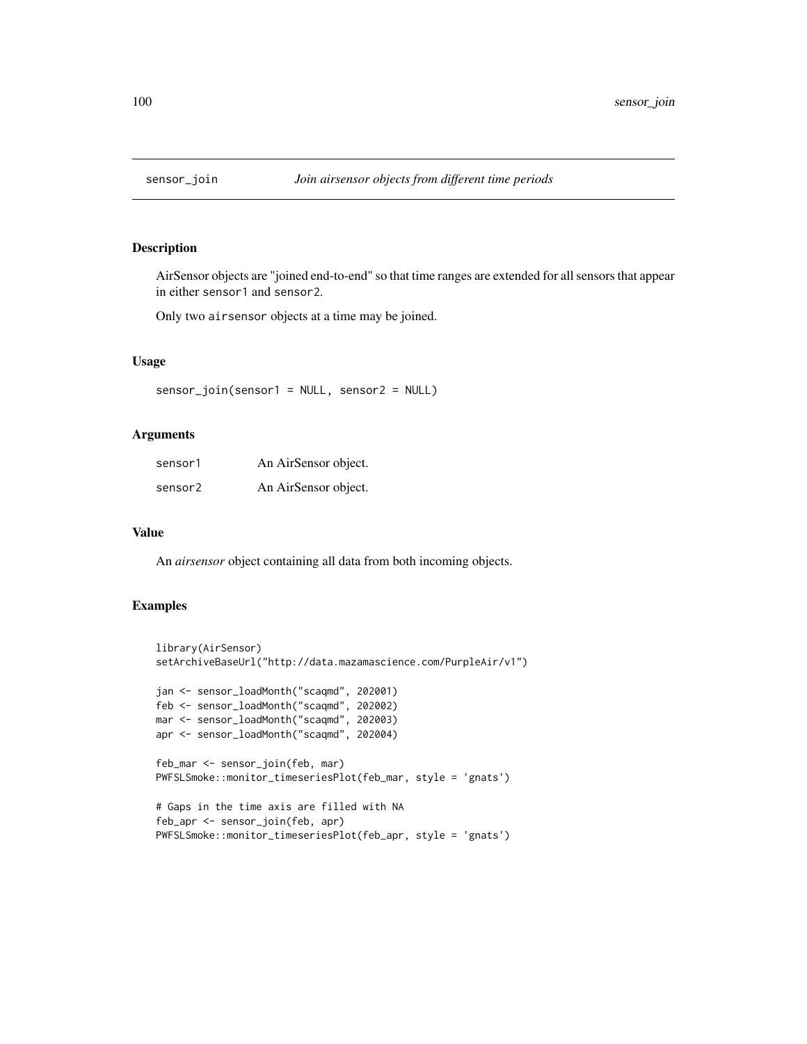## sensor_join — *Join airsensor objects from different time periods*

### Description

AirSensor objects are "joined end-to-end" so that time ranges are extended for all sensors that appear in either `sensor1` and `sensor2`.

Only two `airsensor` objects at a time may be joined.

### Usage

```
sensor_join(sensor1 = NULL, sensor2 = NULL)
```

### Arguments

| | |
|---|---|
| sensor1 | An AirSensor object. |
| sensor2 | An AirSensor object. |

### Value

An *airsensor* object containing all data from both incoming objects.

### Examples

```
library(AirSensor)
setArchiveBaseUrl("http://data.mazamascience.com/PurpleAir/v1")

jan <- sensor_loadMonth("scaqmd", 202001)
feb <- sensor_loadMonth("scaqmd", 202002)
mar <- sensor_loadMonth("scaqmd", 202003)
apr <- sensor_loadMonth("scaqmd", 202004)

feb_mar <- sensor_join(feb, mar)
PWFSLSmoke::monitor_timeseriesPlot(feb_mar, style = 'gnats')

# Gaps in the time axis are filled with NA
feb_apr <- sensor_join(feb, apr)
PWFSLSmoke::monitor_timeseriesPlot(feb_apr, style = 'gnats')
```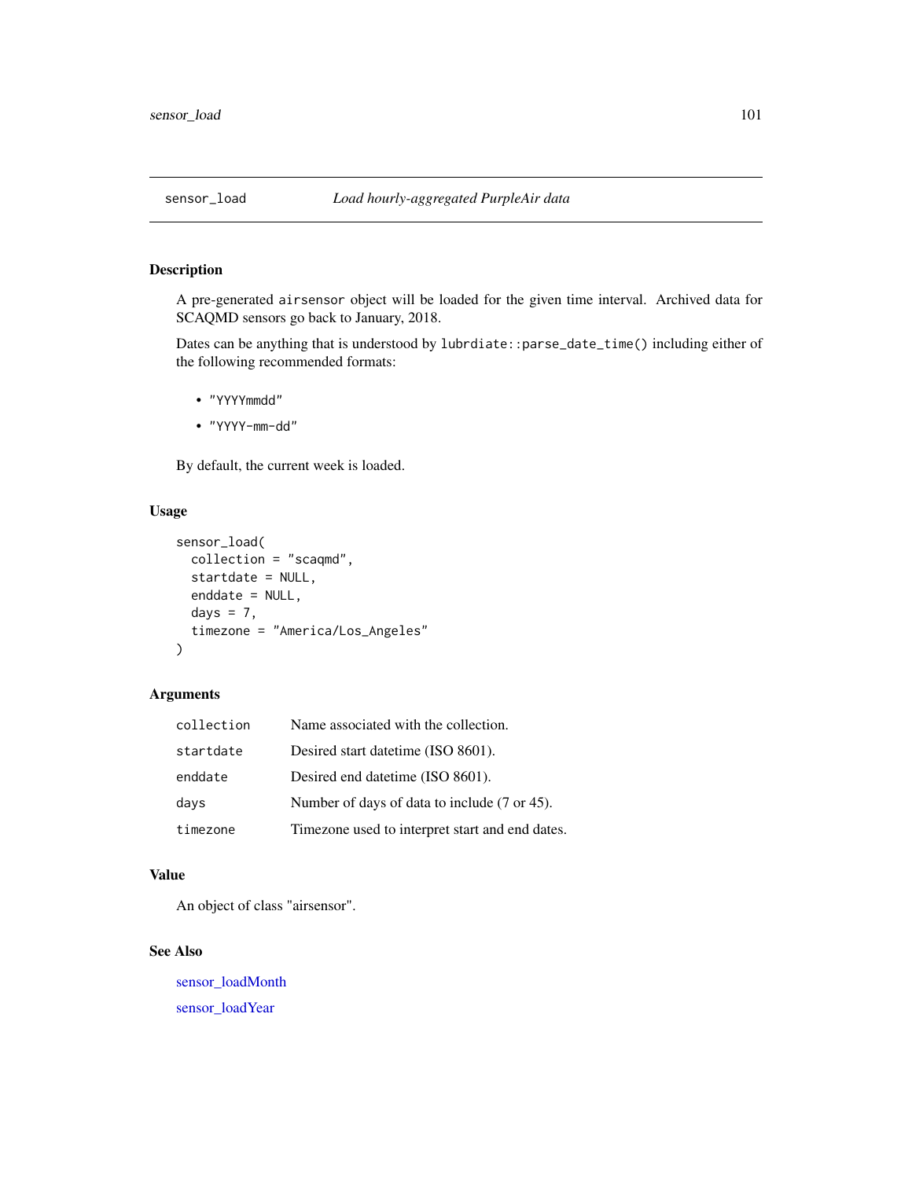# sensor_load — *Load hourly-aggregated PurpleAir data*

## Description

A pre-generated `airsensor` object will be loaded for the given time interval. Archived data for SCAQMD sensors go back to January, 2018.

Dates can be anything that is understood by `lubrdiate::parse_date_time()` including either of the following recommended formats:

- `"YYYYmmdd"`
- `"YYYY-mm-dd"`

By default, the current week is loaded.

## Usage

```
sensor_load(
  collection = "scaqmd",
  startdate = NULL,
  enddate = NULL,
  days = 7,
  timezone = "America/Los_Angeles"
)
```

## Arguments

| | |
|---|---|
| `collection` | Name associated with the collection. |
| `startdate` | Desired start datetime (ISO 8601). |
| `enddate` | Desired end datetime (ISO 8601). |
| `days` | Number of days of data to include (7 or 45). |
| `timezone` | Timezone used to interpret start and end dates. |

## Value

An object of class "airsensor".

## See Also

sensor_loadMonth

sensor_loadYear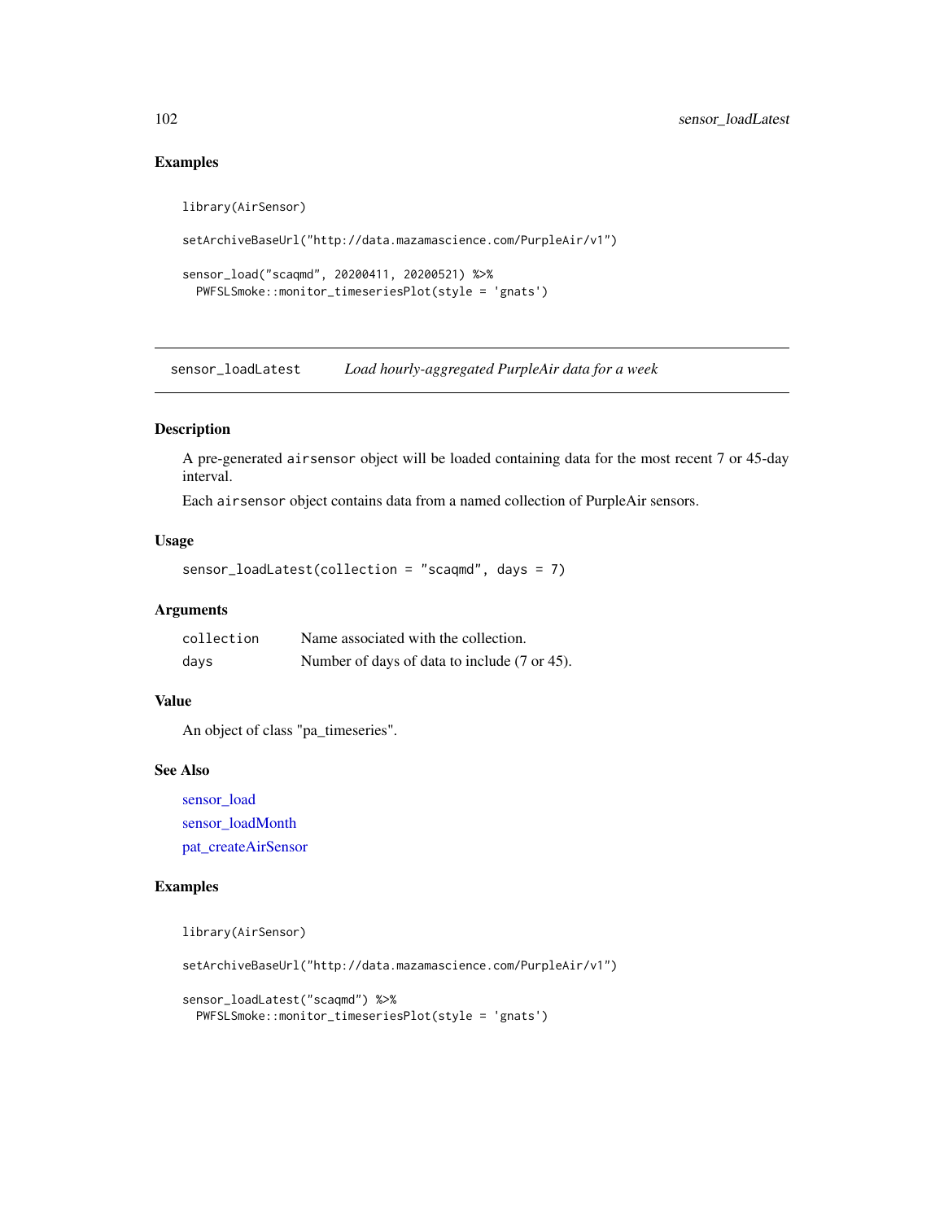### Examples

```
library(AirSensor)

setArchiveBaseUrl("http://data.mazamascience.com/PurpleAir/v1")

sensor_load("scaqmd", 20200411, 20200521) %>%
  PWFSLSmoke::monitor_timeseriesPlot(style = 'gnats')
```

---

## sensor_loadLatest    *Load hourly-aggregated PurpleAir data for a week*

---

### Description

A pre-generated `airsensor` object will be loaded containing data for the most recent 7 or 45-day interval.

Each `airsensor` object contains data from a named collection of PurpleAir sensors.

### Usage

```
sensor_loadLatest(collection = "scaqmd", days = 7)
```

### Arguments

| | |
|---|---|
| collection | Name associated with the collection. |
| days | Number of days of data to include (7 or 45). |

### Value

An object of class "pa_timeseries".

### See Also

sensor_load
sensor_loadMonth
pat_createAirSensor

### Examples

```
library(AirSensor)

setArchiveBaseUrl("http://data.mazamascience.com/PurpleAir/v1")

sensor_loadLatest("scaqmd") %>%
  PWFSLSmoke::monitor_timeseriesPlot(style = 'gnats')
```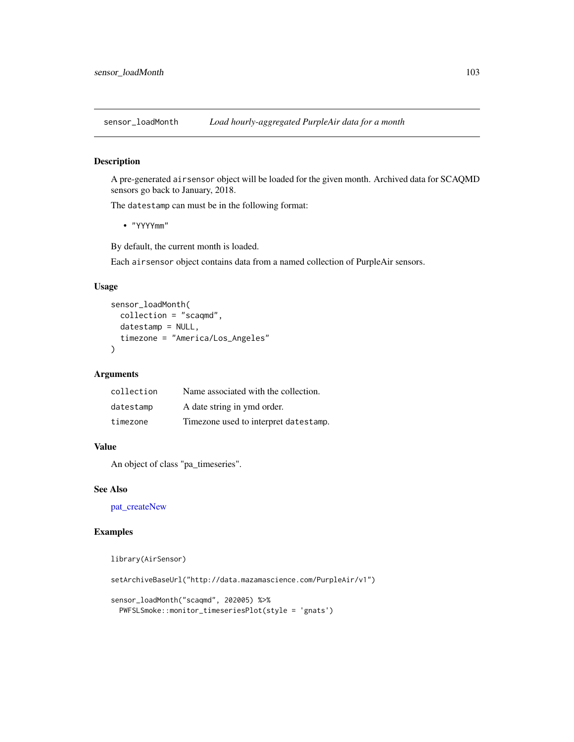## sensor_loadMonth *Load hourly-aggregated PurpleAir data for a month*

### Description

A pre-generated `airsensor` object will be loaded for the given month. Archived data for SCAQMD sensors go back to January, 2018.

The `datestamp` can must be in the following format:

- `"YYYYmm"`

By default, the current month is loaded.

Each `airsensor` object contains data from a named collection of PurpleAir sensors.

### Usage

```
sensor_loadMonth(
  collection = "scaqmd",
  datestamp = NULL,
  timezone = "America/Los_Angeles"
)
```

### Arguments

| | |
|---|---|
| `collection` | Name associated with the collection. |
| `datestamp` | A date string in ymd order. |
| `timezone` | Timezone used to interpret `datestamp`. |

### Value

An object of class "pa_timeseries".

### See Also

pat_createNew

### Examples

```
library(AirSensor)

setArchiveBaseUrl("http://data.mazamascience.com/PurpleAir/v1")

sensor_loadMonth("scaqmd", 202005) %>%
  PWFSLSmoke::monitor_timeseriesPlot(style = 'gnats')
```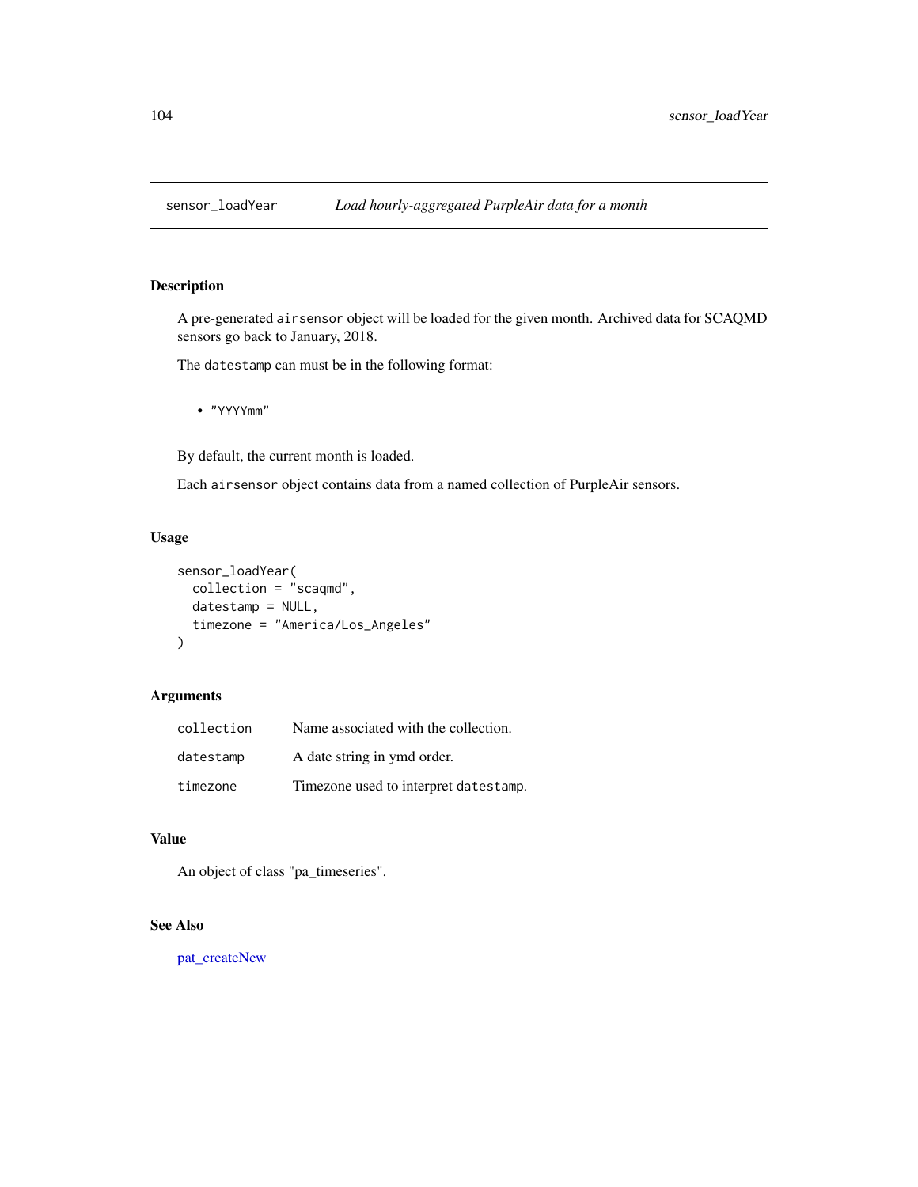## sensor_loadYear — *Load hourly-aggregated PurpleAir data for a month*

### Description

A pre-generated `airsensor` object will be loaded for the given month. Archived data for SCAQMD sensors go back to January, 2018.

The `datestamp` can must be in the following format:

- `"YYYYmm"`

By default, the current month is loaded.

Each `airsensor` object contains data from a named collection of PurpleAir sensors.

### Usage

```
sensor_loadYear(
  collection = "scaqmd",
  datestamp = NULL,
  timezone = "America/Los_Angeles"
)
```

### Arguments

| | |
|---|---|
| `collection` | Name associated with the collection. |
| `datestamp` | A date string in ymd order. |
| `timezone` | Timezone used to interpret `datestamp`. |

### Value

An object of class "pa_timeseries".

### See Also

pat_createNew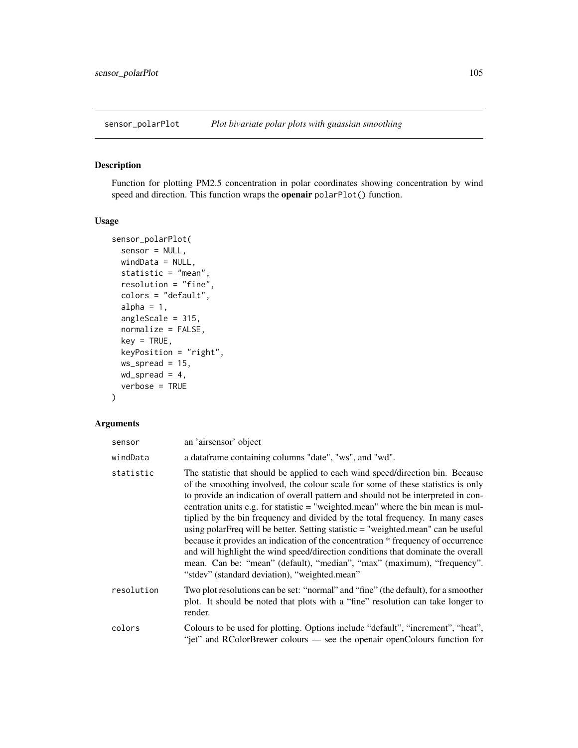## sensor_polarPlot *Plot bivariate polar plots with guassian smoothing*

### Description

Function for plotting PM2.5 concentration in polar coordinates showing concentration by wind speed and direction. This function wraps the **openair** `polarPlot()` function.

### Usage

```
sensor_polarPlot(
  sensor = NULL,
  windData = NULL,
  statistic = "mean",
  resolution = "fine",
  colors = "default",
  alpha = 1,
  angleScale = 315,
  normalize = FALSE,
  key = TRUE,
  keyPosition = "right",
  ws_spread = 15,
  wd_spread = 4,
  verbose = TRUE
)
```

### Arguments

| | |
|---|---|
| `sensor` | an 'airsensor' object |
| `windData` | a dataframe containing columns "date", "ws", and "wd". |
| `statistic` | The statistic that should be applied to each wind speed/direction bin. Because of the smoothing involved, the colour scale for some of these statistics is only to provide an indication of overall pattern and should not be interpreted in concentration units e.g. for statistic = "weighted.mean" where the bin mean is multiplied by the bin frequency and divided by the total frequency. In many cases using polarFreq will be better. Setting statistic = "weighted.mean" can be useful because it provides an indication of the concentration * frequency of occurrence and will highlight the wind speed/direction conditions that dominate the overall mean. Can be: "mean" (default), "median", "max" (maximum), "frequency". "stdev" (standard deviation), "weighted.mean" |
| `resolution` | Two plot resolutions can be set: "normal" and "fine" (the default), for a smoother plot. It should be noted that plots with a "fine" resolution can take longer to render. |
| `colors` | Colours to be used for plotting. Options include "default", "increment", "heat", "jet" and RColorBrewer colours — see the openair openColours function for |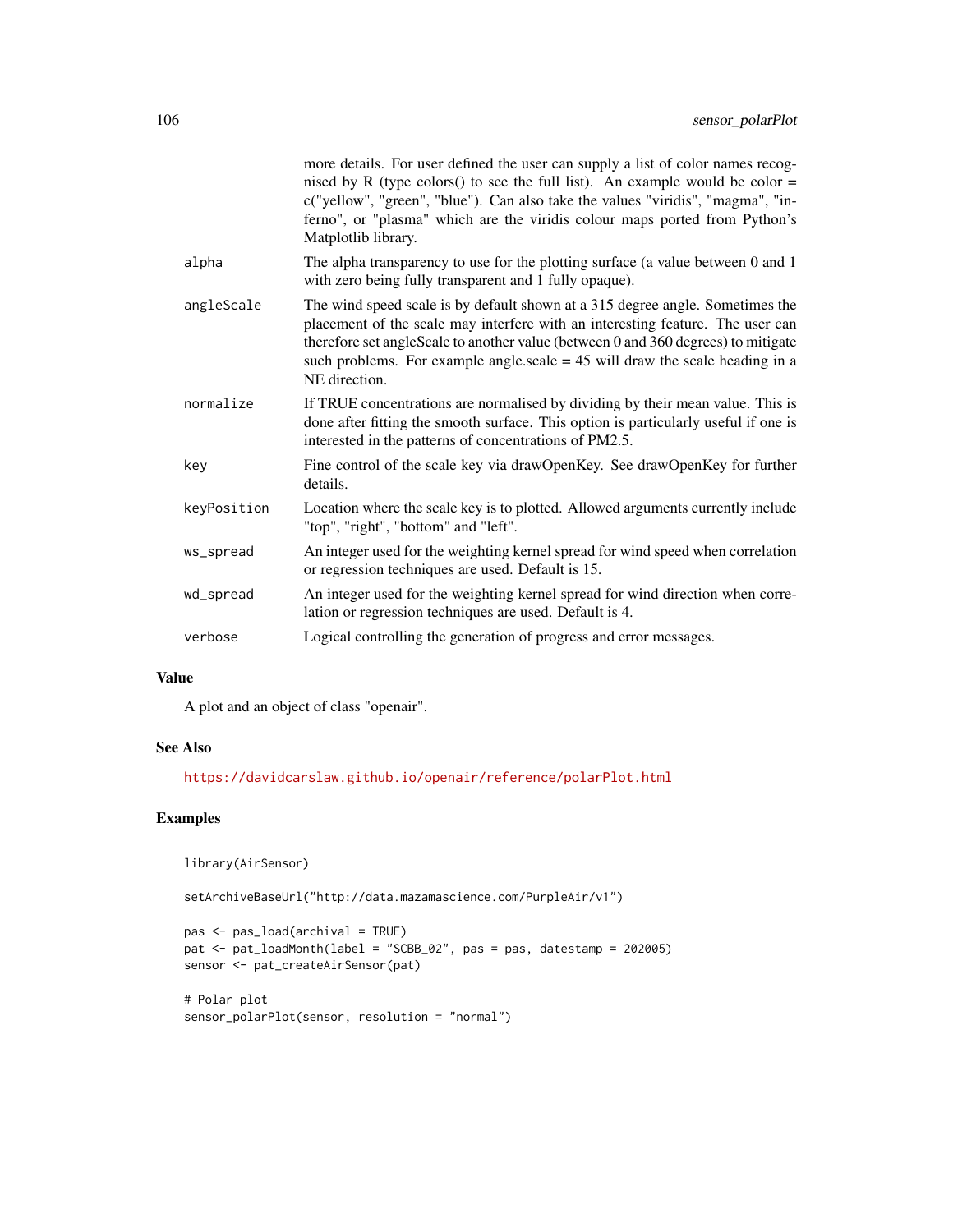more details. For user defined the user can supply a list of color names recognised by R (type colors() to see the full list). An example would be color = c("yellow", "green", "blue"). Can also take the values "viridis", "magma", "inferno", or "plasma" which are the viridis colour maps ported from Python's Matplotlib library.

| | |
|---|---|
| `alpha` | The alpha transparency to use for the plotting surface (a value between 0 and 1 with zero being fully transparent and 1 fully opaque). |
| `angleScale` | The wind speed scale is by default shown at a 315 degree angle. Sometimes the placement of the scale may interfere with an interesting feature. The user can therefore set angleScale to another value (between 0 and 360 degrees) to mitigate such problems. For example angle.scale = 45 will draw the scale heading in a NE direction. |
| `normalize` | If TRUE concentrations are normalised by dividing by their mean value. This is done after fitting the smooth surface. This option is particularly useful if one is interested in the patterns of concentrations of PM2.5. |
| `key` | Fine control of the scale key via drawOpenKey. See drawOpenKey for further details. |
| `keyPosition` | Location where the scale key is to plotted. Allowed arguments currently include "top", "right", "bottom" and "left". |
| `ws_spread` | An integer used for the weighting kernel spread for wind speed when correlation or regression techniques are used. Default is 15. |
| `wd_spread` | An integer used for the weighting kernel spread for wind direction when correlation or regression techniques are used. Default is 4. |
| `verbose` | Logical controlling the generation of progress and error messages. |

## Value

A plot and an object of class "openair".

## See Also

https://davidcarslaw.github.io/openair/reference/polarPlot.html

## Examples

```
library(AirSensor)

setArchiveBaseUrl("http://data.mazamascience.com/PurpleAir/v1")

pas <- pas_load(archival = TRUE)
pat <- pat_loadMonth(label = "SCBB_02", pas = pas, datestamp = 202005)
sensor <- pat_createAirSensor(pat)

# Polar plot
sensor_polarPlot(sensor, resolution = "normal")
```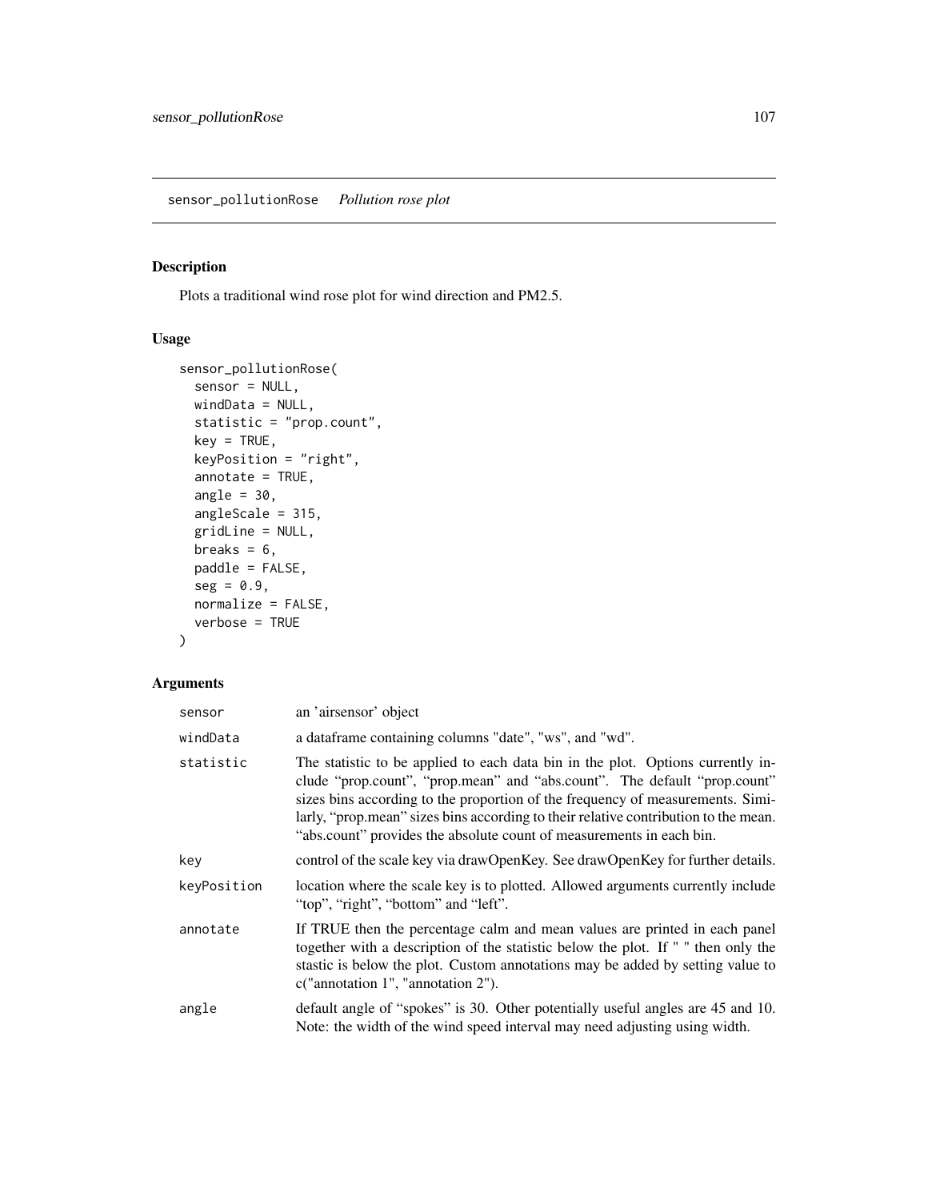## sensor_pollutionRose *Pollution rose plot*

### Description

Plots a traditional wind rose plot for wind direction and PM2.5.

### Usage

```
sensor_pollutionRose(
  sensor = NULL,
  windData = NULL,
  statistic = "prop.count",
  key = TRUE,
  keyPosition = "right",
  annotate = TRUE,
  angle = 30,
  angleScale = 315,
  gridLine = NULL,
  breaks = 6,
  paddle = FALSE,
  seg = 0.9,
  normalize = FALSE,
  verbose = TRUE
)
```

### Arguments

| | |
|---|---|
| sensor | an 'airsensor' object |
| windData | a dataframe containing columns "date", "ws", and "wd". |
| statistic | The statistic to be applied to each data bin in the plot. Options currently include "prop.count", "prop.mean" and "abs.count". The default "prop.count" sizes bins according to the proportion of the frequency of measurements. Similarly, "prop.mean" sizes bins according to their relative contribution to the mean. "abs.count" provides the absolute count of measurements in each bin. |
| key | control of the scale key via drawOpenKey. See drawOpenKey for further details. |
| keyPosition | location where the scale key is to plotted. Allowed arguments currently include "top", "right", "bottom" and "left". |
| annotate | If TRUE then the percentage calm and mean values are printed in each panel together with a description of the statistic below the plot. If " " then only the stastic is below the plot. Custom annotations may be added by setting value to c("annotation 1", "annotation 2"). |
| angle | default angle of "spokes" is 30. Other potentially useful angles are 45 and 10. Note: the width of the wind speed interval may need adjusting using width. |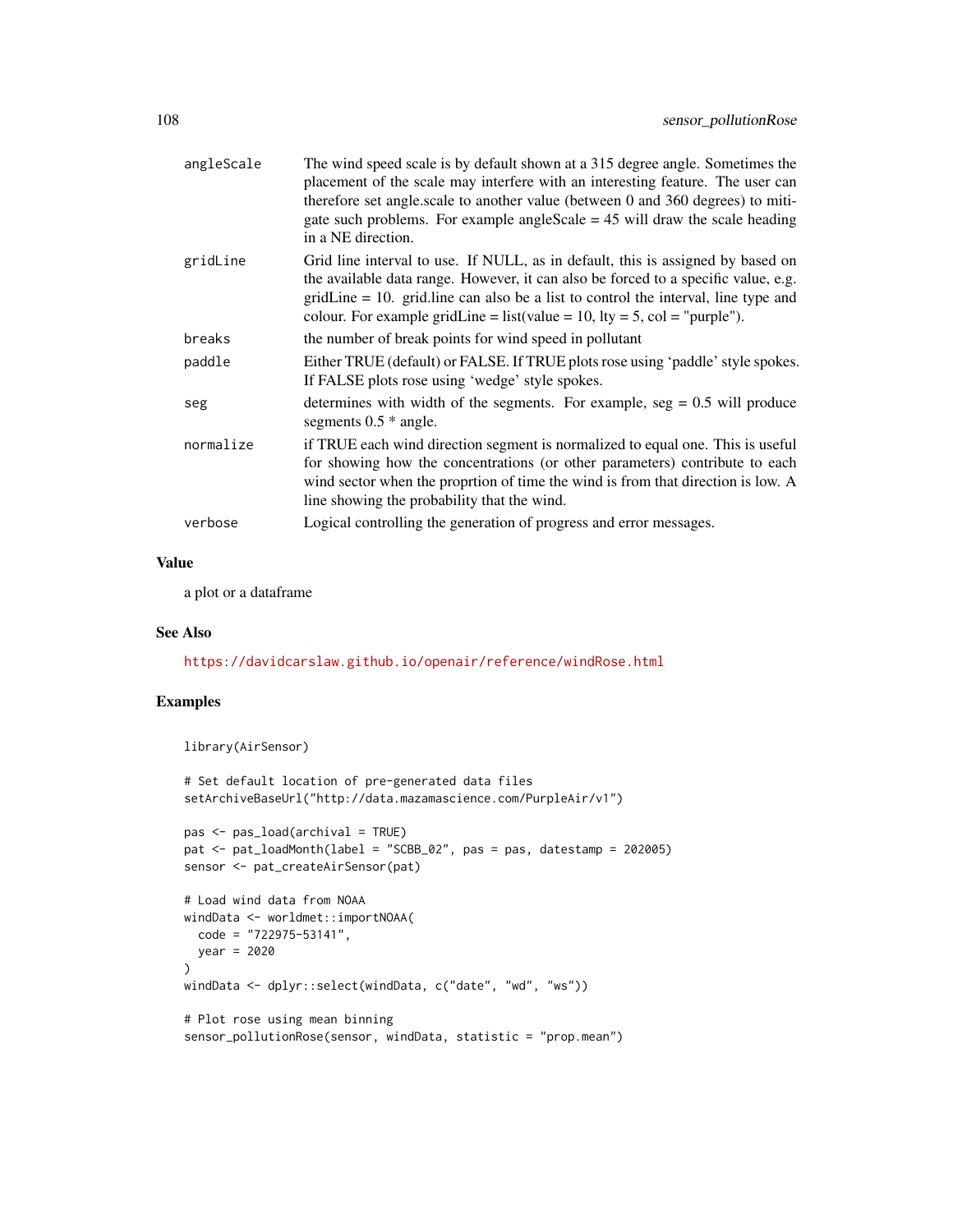| | |
|---|---|
| angleScale | The wind speed scale is by default shown at a 315 degree angle. Sometimes the placement of the scale may interfere with an interesting feature. The user can therefore set angle.scale to another value (between 0 and 360 degrees) to mitigate such problems. For example angleScale = 45 will draw the scale heading in a NE direction. |
| gridLine | Grid line interval to use. If NULL, as in default, this is assigned by based on the available data range. However, it can also be forced to a specific value, e.g. gridLine = 10. grid.line can also be a list to control the interval, line type and colour. For example gridLine = list(value = 10, lty = 5, col = "purple"). |
| breaks | the number of break points for wind speed in pollutant |
| paddle | Either TRUE (default) or FALSE. If TRUE plots rose using 'paddle' style spokes. If FALSE plots rose using 'wedge' style spokes. |
| seg | determines with width of the segments. For example, seg = 0.5 will produce segments 0.5 * angle. |
| normalize | if TRUE each wind direction segment is normalized to equal one. This is useful for showing how the concentrations (or other parameters) contribute to each wind sector when the proprtion of time the wind is from that direction is low. A line showing the probability that the wind. |
| verbose | Logical controlling the generation of progress and error messages. |

## Value

a plot or a dataframe

## See Also

https://davidcarslaw.github.io/openair/reference/windRose.html

## Examples

```
library(AirSensor)

# Set default location of pre-generated data files
setArchiveBaseUrl("http://data.mazamascience.com/PurpleAir/v1")

pas <- pas_load(archival = TRUE)
pat <- pat_loadMonth(label = "SCBB_02", pas = pas, datestamp = 202005)
sensor <- pat_createAirSensor(pat)

# Load wind data from NOAA
windData <- worldmet::importNOAA(
  code = "722975-53141",
  year = 2020
)
windData <- dplyr::select(windData, c("date", "wd", "ws"))

# Plot rose using mean binning
sensor_pollutionRose(sensor, windData, statistic = "prop.mean")
```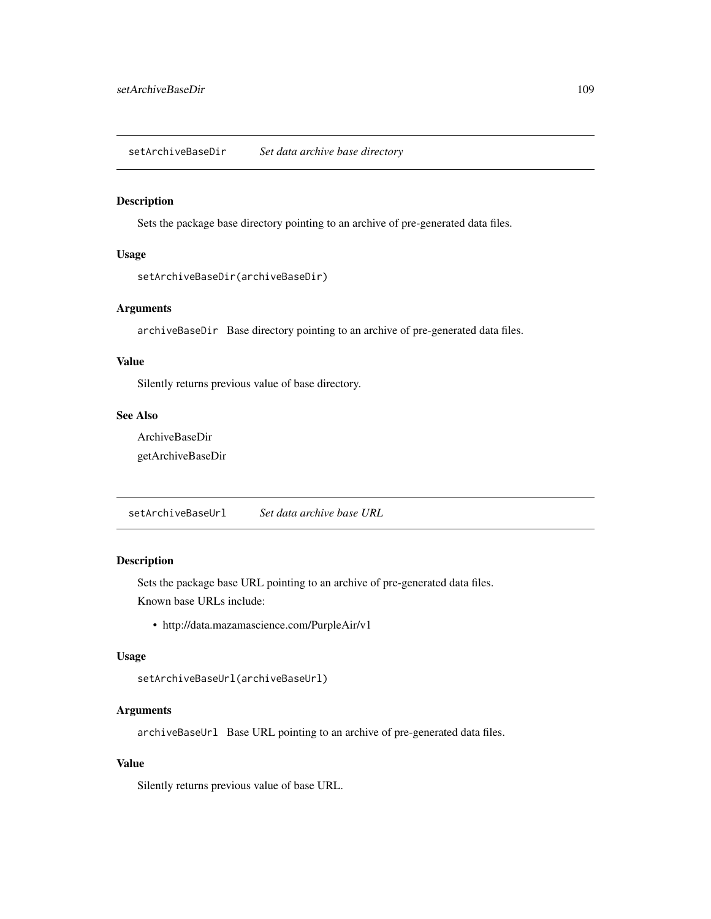## setArchiveBaseDir *Set data archive base directory*

### Description

Sets the package base directory pointing to an archive of pre-generated data files.

### Usage

```
setArchiveBaseDir(archiveBaseDir)
```

### Arguments

`archiveBaseDir` Base directory pointing to an archive of pre-generated data files.

### Value

Silently returns previous value of base directory.

### See Also

ArchiveBaseDir

getArchiveBaseDir

## setArchiveBaseUrl *Set data archive base URL*

### Description

Sets the package base URL pointing to an archive of pre-generated data files.

Known base URLs include:

- http://data.mazamascience.com/PurpleAir/v1

### Usage

```
setArchiveBaseUrl(archiveBaseUrl)
```

### Arguments

`archiveBaseUrl` Base URL pointing to an archive of pre-generated data files.

### Value

Silently returns previous value of base URL.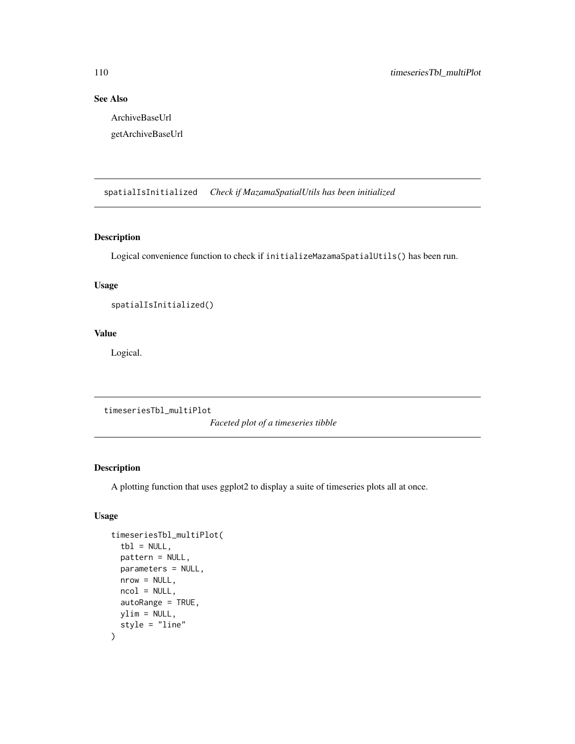## See Also

ArchiveBaseUrl

getArchiveBaseUrl

---

`spatialIsInitialized` *Check if MazamaSpatialUtils has been initialized*

---

### Description

Logical convenience function to check if `initializeMazamaSpatialUtils()` has been run.

### Usage

```
spatialIsInitialized()
```

### Value

Logical.

---

`timeseriesTbl_multiPlot` *Faceted plot of a timeseries tibble*

---

### Description

A plotting function that uses ggplot2 to display a suite of timeseries plots all at once.

### Usage

```
timeseriesTbl_multiPlot(
  tbl = NULL,
  pattern = NULL,
  parameters = NULL,
  nrow = NULL,
  ncol = NULL,
  autoRange = TRUE,
  ylim = NULL,
  style = "line"
)
```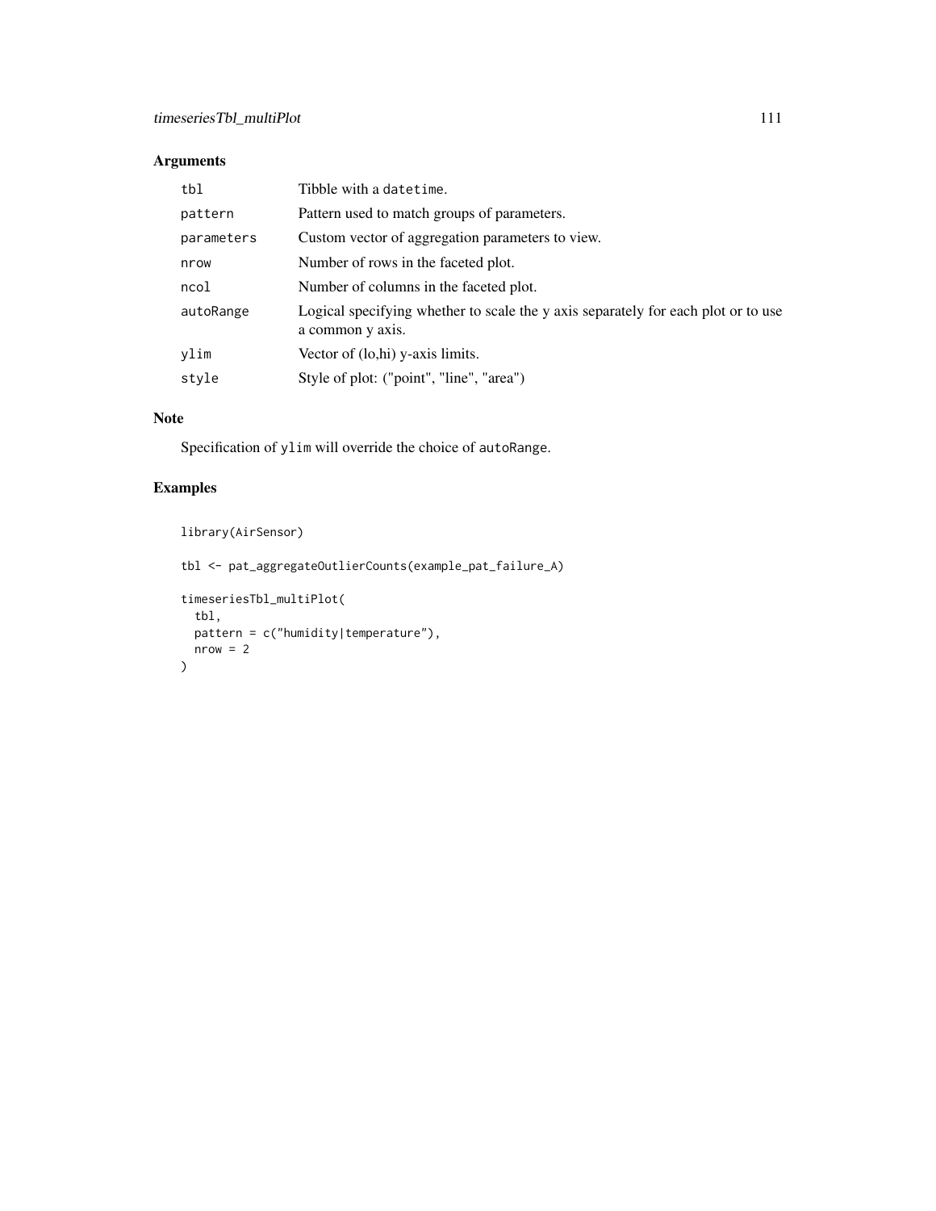## Arguments

| | |
|---|---|
| tbl | Tibble with a datetime. |
| pattern | Pattern used to match groups of parameters. |
| parameters | Custom vector of aggregation parameters to view. |
| nrow | Number of rows in the faceted plot. |
| ncol | Number of columns in the faceted plot. |
| autoRange | Logical specifying whether to scale the y axis separately for each plot or to use a common y axis. |
| ylim | Vector of (lo,hi) y-axis limits. |
| style | Style of plot: ("point", "line", "area") |

## Note

Specification of ylim will override the choice of autoRange.

## Examples

```
library(AirSensor)

tbl <- pat_aggregateOutlierCounts(example_pat_failure_A)

timeseriesTbl_multiPlot(
  tbl,
  pattern = c("humidity|temperature"),
  nrow = 2
)
```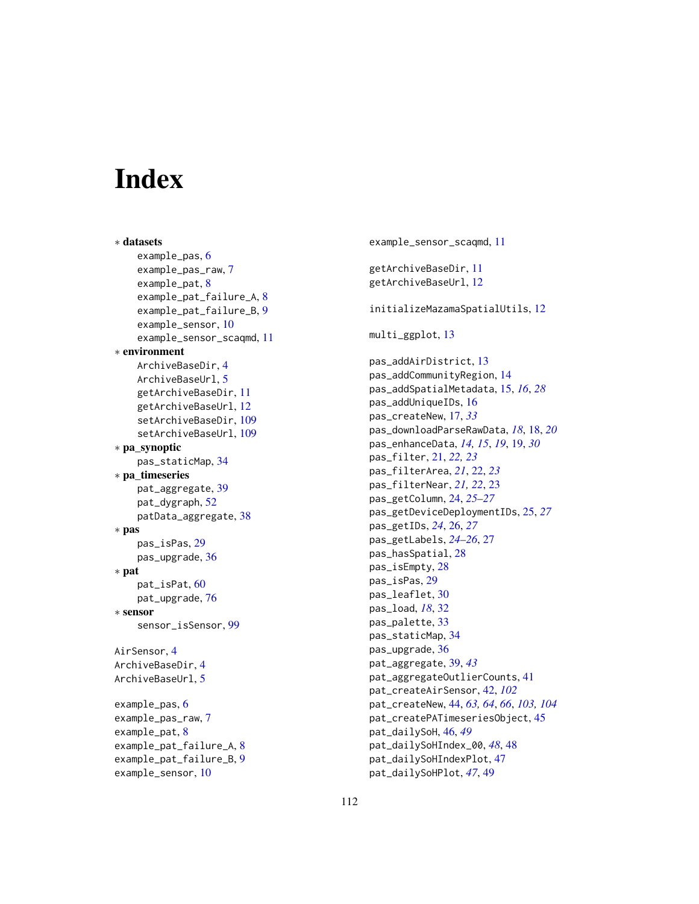# Index

* **datasets**
    - example_pas, 6
    - example_pas_raw, 7
    - example_pat, 8
    - example_pat_failure_A, 8
    - example_pat_failure_B, 9
    - example_sensor, 10
    - example_sensor_scaqmd, 11
* **environment**
    - ArchiveBaseDir, 4
    - ArchiveBaseUrl, 5
    - getArchiveBaseDir, 11
    - getArchiveBaseUrl, 12
    - setArchiveBaseDir, 109
    - setArchiveBaseUrl, 109
* **pa_synoptic**
    - pas_staticMap, 34
* **pa_timeseries**
    - pat_aggregate, 39
    - pat_dygraph, 52
    - patData_aggregate, 38
* **pas**
    - pas_isPas, 29
    - pas_upgrade, 36
* **pat**
    - pat_isPat, 60
    - pat_upgrade, 76
* **sensor**
    - sensor_isSensor, 99

AirSensor, 4
ArchiveBaseDir, 4
ArchiveBaseUrl, 5

example_pas, 6
example_pas_raw, 7
example_pat, 8
example_pat_failure_A, 8
example_pat_failure_B, 9
example_sensor, 10
example_sensor_scaqmd, 11

getArchiveBaseDir, 11
getArchiveBaseUrl, 12

initializeMazamaSpatialUtils, 12

multi_ggplot, 13

pas_addAirDistrict, 13
pas_addCommunityRegion, 14
pas_addSpatialMetadata, 15, *16*, *28*
pas_addUniqueIDs, 16
pas_createNew, 17, *33*
pas_downloadParseRawData, *18*, 18, *20*
pas_enhanceData, *14, 15*, *19*, 19, *30*
pas_filter, 21, *22, 23*
pas_filterArea, *21*, 22, *23*
pas_filterNear, *21, 22*, 23
pas_getColumn, 24, *25–27*
pas_getDeviceDeploymentIDs, 25, *27*
pas_getIDs, *24*, 26, *27*
pas_getLabels, *24–26*, 27
pas_hasSpatial, 28
pas_isEmpty, 28
pas_isPas, 29
pas_leaflet, 30
pas_load, *18*, 32
pas_palette, 33
pas_staticMap, 34
pas_upgrade, 36
pat_aggregate, 39, *43*
pat_aggregateOutlierCounts, 41
pat_createAirSensor, 42, *102*
pat_createNew, 44, *63, 64*, *66*, *103, 104*
pat_createPATimeseriesObject, 45
pat_dailySoH, 46, *49*
pat_dailySoHIndex_00, *48*, 48
pat_dailySoHIndexPlot, 47
pat_dailySoHPlot, *47*, 49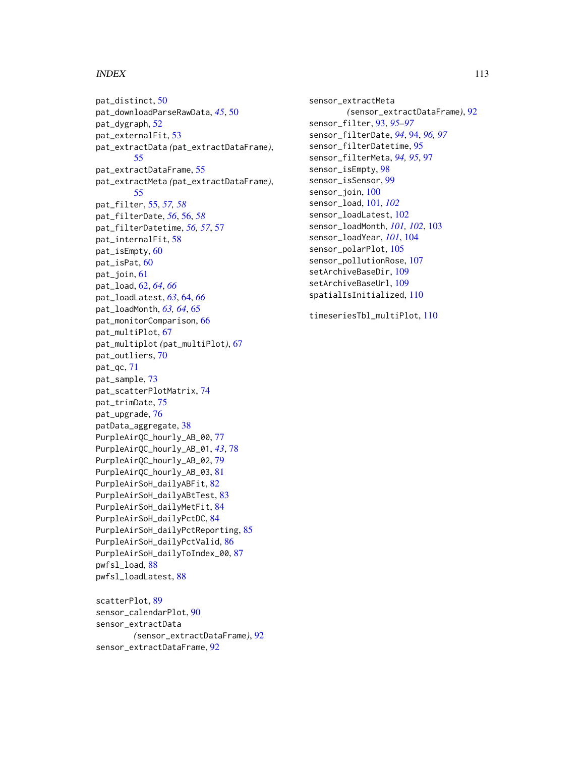pat_distinct, 50
pat_downloadParseRawData, *45*, 50
pat_dygraph, 52
pat_externalFit, 53
pat_extractData *(pat_extractDataFrame)*, 55
pat_extractDataFrame, 55
pat_extractMeta *(pat_extractDataFrame)*, 55
pat_filter, 55, *57, 58*
pat_filterDate, *56*, 56, *58*
pat_filterDatetime, *56, 57*, 57
pat_internalFit, 58
pat_isEmpty, 60
pat_isPat, 60
pat_join, 61
pat_load, 62, *64*, *66*
pat_loadLatest, *63*, 64, *66*
pat_loadMonth, *63, 64*, 65
pat_monitorComparison, 66
pat_multiPlot, 67
pat_multiplot *(pat_multiPlot)*, 67
pat_outliers, 70
pat_qc, 71
pat_sample, 73
pat_scatterPlotMatrix, 74
pat_trimDate, 75
pat_upgrade, 76
patData_aggregate, 38
PurpleAirQC_hourly_AB_00, 77
PurpleAirQC_hourly_AB_01, *43*, 78
PurpleAirQC_hourly_AB_02, 79
PurpleAirQC_hourly_AB_03, 81
PurpleAirSoH_dailyABFit, 82
PurpleAirSoH_dailyABtTest, 83
PurpleAirSoH_dailyMetFit, 84
PurpleAirSoH_dailyPctDC, 84
PurpleAirSoH_dailyPctReporting, 85
PurpleAirSoH_dailyPctValid, 86
PurpleAirSoH_dailyToIndex_00, 87
pwfsl_load, 88
pwfsl_loadLatest, 88

scatterPlot, 89
sensor_calendarPlot, 90
sensor_extractData *(sensor_extractDataFrame)*, 92
sensor_extractDataFrame, 92
sensor_extractMeta *(sensor_extractDataFrame)*, 92
sensor_filter, 93, *95–97*
sensor_filterDate, *94*, 94, *96, 97*
sensor_filterDatetime, 95
sensor_filterMeta, *94, 95*, 97
sensor_isEmpty, 98
sensor_isSensor, 99
sensor_join, 100
sensor_load, 101, *102*
sensor_loadLatest, 102
sensor_loadMonth, *101, 102*, 103
sensor_loadYear, *101*, 104
sensor_polarPlot, 105
sensor_pollutionRose, 107
setArchiveBaseDir, 109
setArchiveBaseUrl, 109
spatialIsInitialized, 110

timeseriesTbl_multiPlot, 110